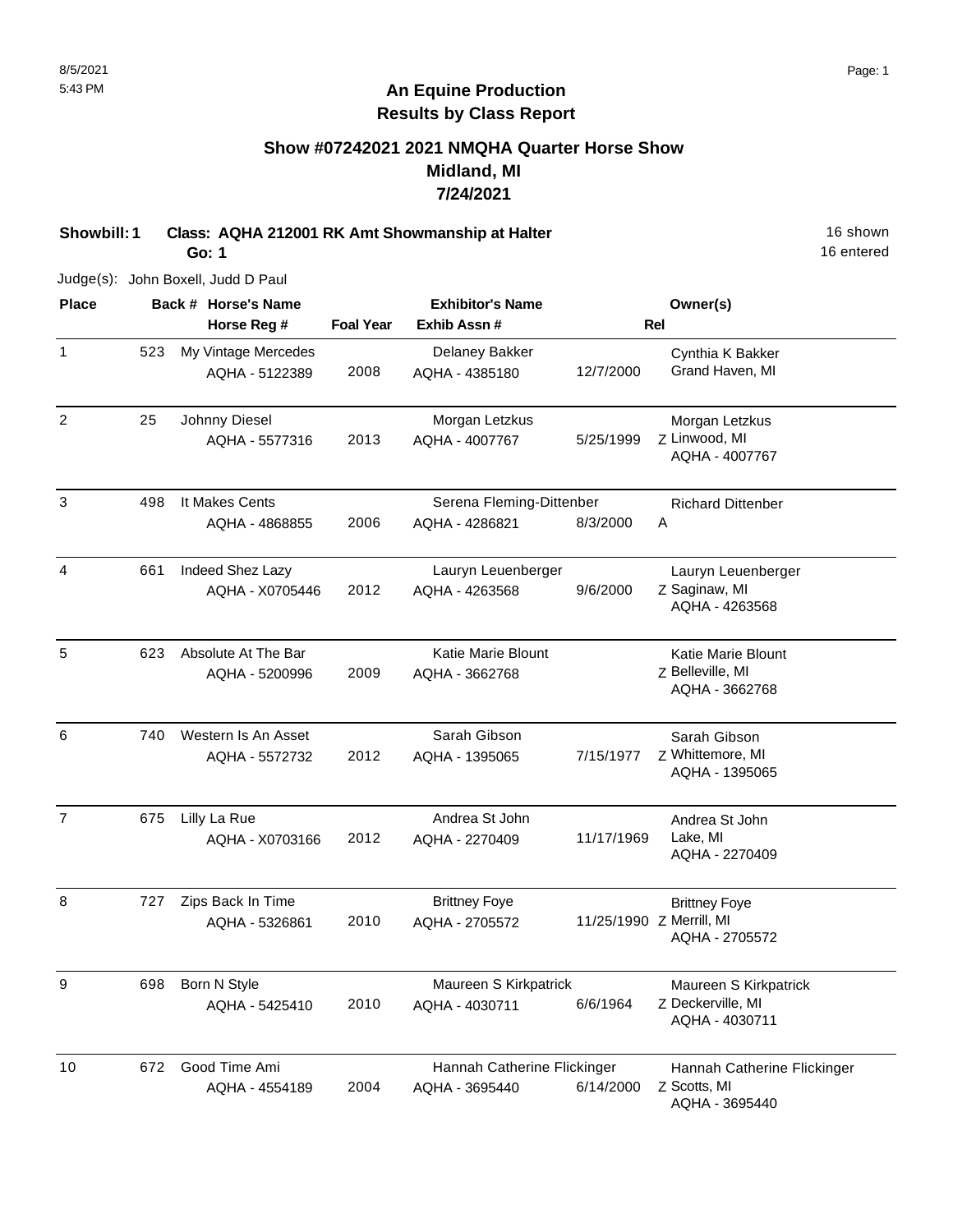# An Equine Production
## Results by Class Report

### Show #07242021 2021 NMQHA Quarter Horse Show
### Midland, MI
### 7/24/2021

**Showbill: 1** **Class: AQHA 212001 RK Amt Showmanship at Halter** 16 shown
**Go: 1** 16 entered

Judge(s): John Boxell, Judd D Paul

| Place | Back # | Horse's Name / Horse Reg # | Foal Year | Exhibitor's Name / Exhib Assn # | | Rel | Owner(s) |
|---|---|---|---|---|---|---|---|
| 1 | 523 | My Vintage Mercedes<br>AQHA - 5122389 | 2008 | Delaney Bakker<br>AQHA - 4385180 | 12/7/2000 | | Cynthia K Bakker<br>Grand Haven, MI |
| 2 | 25 | Johnny Diesel<br>AQHA - 5577316 | 2013 | Morgan Letzkus<br>AQHA - 4007767 | 5/25/1999 | Z | Morgan Letzkus<br>Linwood, MI<br>AQHA - 4007767 |
| 3 | 498 | It Makes Cents<br>AQHA - 4868855 | 2006 | Serena Fleming-Dittenber<br>AQHA - 4286821 | 8/3/2000 | A | Richard Dittenber |
| 4 | 661 | Indeed Shez Lazy<br>AQHA - X0705446 | 2012 | Lauryn Leuenberger<br>AQHA - 4263568 | 9/6/2000 | Z | Lauryn Leuenberger<br>Saginaw, MI<br>AQHA - 4263568 |
| 5 | 623 | Absolute At The Bar<br>AQHA - 5200996 | 2009 | Katie Marie Blount<br>AQHA - 3662768 | | Z | Katie Marie Blount<br>Belleville, MI<br>AQHA - 3662768 |
| 6 | 740 | Western Is An Asset<br>AQHA - 5572732 | 2012 | Sarah Gibson<br>AQHA - 1395065 | 7/15/1977 | Z | Sarah Gibson<br>Whittemore, MI<br>AQHA - 1395065 |
| 7 | 675 | Lilly La Rue<br>AQHA - X0703166 | 2012 | Andrea St John<br>AQHA - 2270409 | 11/17/1969 | | Andrea St John<br>Lake, MI<br>AQHA - 2270409 |
| 8 | 727 | Zips Back In Time<br>AQHA - 5326861 | 2010 | Brittney Foye<br>AQHA - 2705572 | 11/25/1990 | Z | Brittney Foye<br>Merrill, MI<br>AQHA - 2705572 |
| 9 | 698 | Born N Style<br>AQHA - 5425410 | 2010 | Maureen S Kirkpatrick<br>AQHA - 4030711 | 6/6/1964 | Z | Maureen S Kirkpatrick<br>Deckerville, MI<br>AQHA - 4030711 |
| 10 | 672 | Good Time Ami<br>AQHA - 4554189 | 2004 | Hannah Catherine Flickinger<br>AQHA - 3695440 | 6/14/2000 | Z | Hannah Catherine Flickinger<br>Scotts, MI<br>AQHA - 3695440 |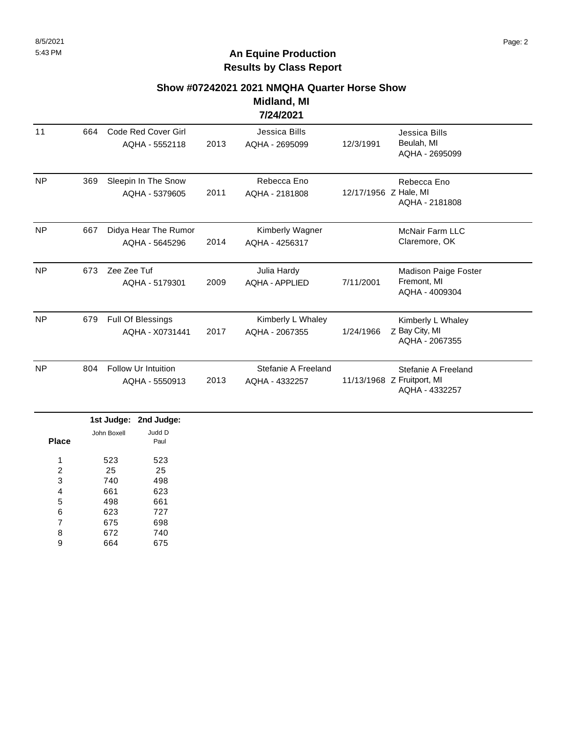## An Equine Production
## Results by Class Report

### Show #07242021 2021 NMQHA Quarter Horse Show
### Midland, MI
### 7/24/2021

| Place | Entry | Horse | Year | Rider | DOB | Owner |
|---|---|---|---|---|---|---|
| 11 | 664 | Code Red Cover Girl<br>AQHA - 5552118 | 2013 | Jessica Bills<br>AQHA - 2695099 | 12/3/1991 | Jessica Bills<br>Beulah, MI<br>AQHA - 2695099 |
| NP | 369 | Sleepin In The Snow<br>AQHA - 5379605 | 2011 | Rebecca Eno<br>AQHA - 2181808 | 12/17/1956 Z | Rebecca Eno<br>Hale, MI<br>AQHA - 2181808 |
| NP | 667 | Didya Hear The Rumor<br>AQHA - 5645296 | 2014 | Kimberly Wagner<br>AQHA - 4256317 | | McNair Farm LLC<br>Claremore, OK |
| NP | 673 | Zee Zee Tuf<br>AQHA - 5179301 | 2009 | Julia Hardy<br>AQHA - APPLIED | 7/11/2001 | Madison Paige Foster<br>Fremont, MI<br>AQHA - 4009304 |
| NP | 679 | Full Of Blessings<br>AQHA - X0731441 | 2017 | Kimberly L Whaley<br>AQHA - 2067355 | 1/24/1966 Z | Kimberly L Whaley<br>Bay City, MI<br>AQHA - 2067355 |
| NP | 804 | Follow Ur Intuition<br>AQHA - 5550913 | 2013 | Stefanie A Freeland<br>AQHA - 4332257 | 11/13/1968 Z | Stefanie A Freeland<br>Fruitport, MI<br>AQHA - 4332257 |

| Place | 1st Judge: John Boxell | 2nd Judge: Judd D Paul |
|---|---|---|
| 1 | 523 | 523 |
| 2 | 25 | 25 |
| 3 | 740 | 498 |
| 4 | 661 | 623 |
| 5 | 498 | 661 |
| 6 | 623 | 727 |
| 7 | 675 | 698 |
| 8 | 672 | 740 |
| 9 | 664 | 675 |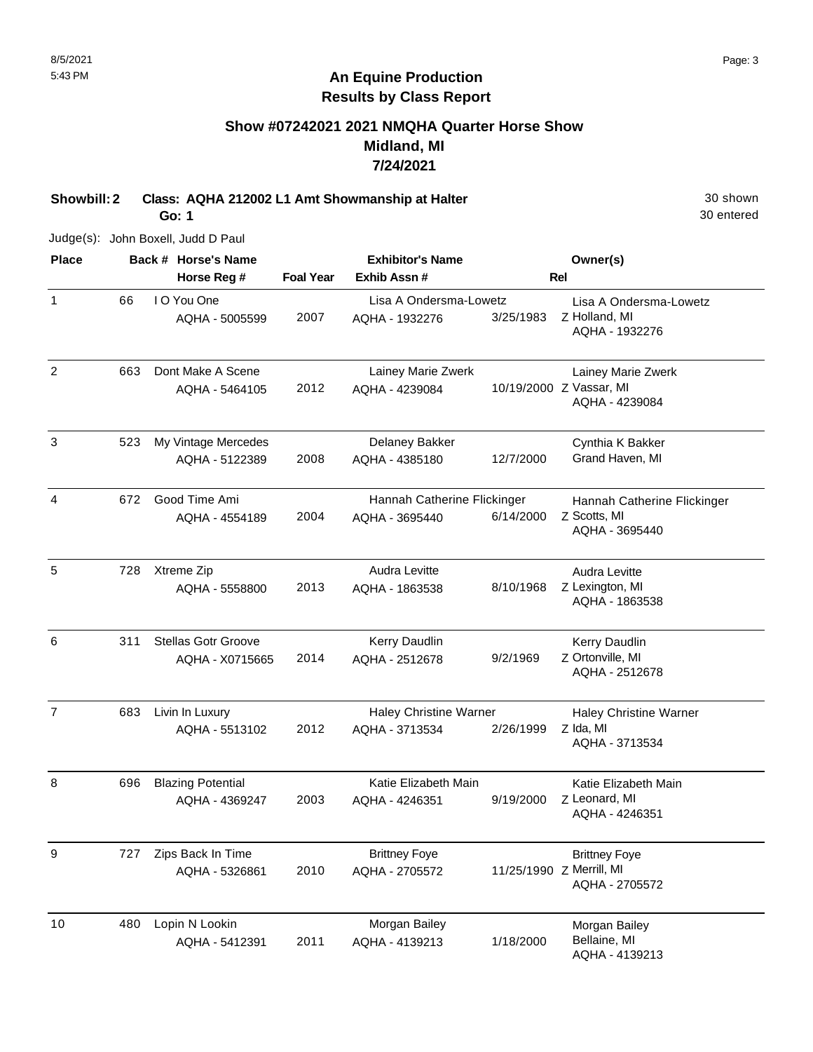8/5/2021
5:43 PM

# An Equine Production
## Results by Class Report

### Show #07242021 2021 NMQHA Quarter Horse Show
### Midland, MI
### 7/24/2021

**Showbill: 2** **Class: AQHA 212002 L1 Amt Showmanship at Halter** 30 shown
**Go: 1** 30 entered

Judge(s): John Boxell, Judd D Paul

| Place | Back # | Horse's Name / Horse Reg # | Foal Year | Exhibitor's Name / Exhib Assn # | | Rel | Owner(s) |
|---|---|---|---|---|---|---|---|
| 1 | 66 | I O You One<br>AQHA - 5005599 | 2007 | Lisa A Ondersma-Lowetz<br>AQHA - 1932276 | 3/25/1983 | Z | Lisa A Ondersma-Lowetz<br>Holland, MI<br>AQHA - 1932276 |
| 2 | 663 | Dont Make A Scene<br>AQHA - 5464105 | 2012 | Lainey Marie Zwerk<br>AQHA - 4239084 | 10/19/2000 | Z | Lainey Marie Zwerk<br>Vassar, MI<br>AQHA - 4239084 |
| 3 | 523 | My Vintage Mercedes<br>AQHA - 5122389 | 2008 | Delaney Bakker<br>AQHA - 4385180 | 12/7/2000 | | Cynthia K Bakker<br>Grand Haven, MI |
| 4 | 672 | Good Time Ami<br>AQHA - 4554189 | 2004 | Hannah Catherine Flickinger<br>AQHA - 3695440 | 6/14/2000 | Z | Hannah Catherine Flickinger<br>Scotts, MI<br>AQHA - 3695440 |
| 5 | 728 | Xtreme Zip<br>AQHA - 5558800 | 2013 | Audra Levitte<br>AQHA - 1863538 | 8/10/1968 | Z | Audra Levitte<br>Lexington, MI<br>AQHA - 1863538 |
| 6 | 311 | Stellas Gotr Groove<br>AQHA - X0715665 | 2014 | Kerry Daudlin<br>AQHA - 2512678 | 9/2/1969 | Z | Kerry Daudlin<br>Ortonville, MI<br>AQHA - 2512678 |
| 7 | 683 | Livin In Luxury<br>AQHA - 5513102 | 2012 | Haley Christine Warner<br>AQHA - 3713534 | 2/26/1999 | Z | Haley Christine Warner<br>Ida, MI<br>AQHA - 3713534 |
| 8 | 696 | Blazing Potential<br>AQHA - 4369247 | 2003 | Katie Elizabeth Main<br>AQHA - 4246351 | 9/19/2000 | Z | Katie Elizabeth Main<br>Leonard, MI<br>AQHA - 4246351 |
| 9 | 727 | Zips Back In Time<br>AQHA - 5326861 | 2010 | Brittney Foye<br>AQHA - 2705572 | 11/25/1990 | Z | Brittney Foye<br>Merrill, MI<br>AQHA - 2705572 |
| 10 | 480 | Lopin N Lookin<br>AQHA - 5412391 | 2011 | Morgan Bailey<br>AQHA - 4139213 | 1/18/2000 | | Morgan Bailey<br>Bellaine, MI<br>AQHA - 4139213 |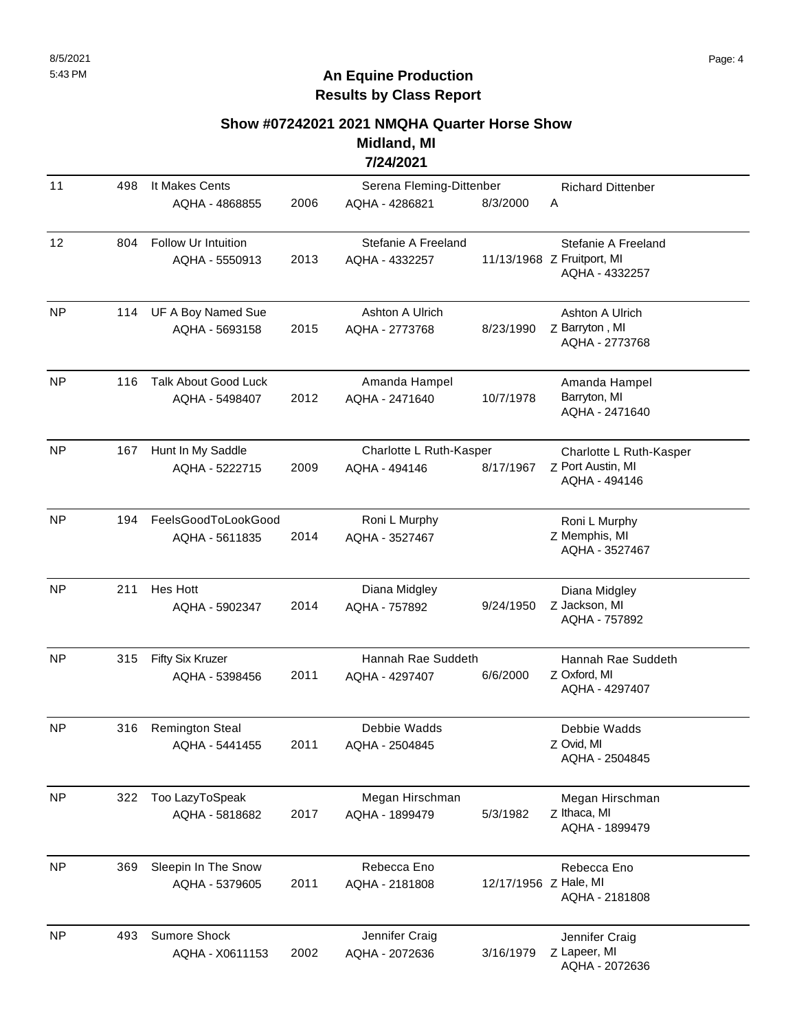# An Equine Production
## Results by Class Report

### Show #07242021 2021 NMQHA Quarter Horse Show
### Midland, MI
### 7/24/2021

| Place | Back # | Horse | Year | Rider | DOB | Owner |
|---|---|---|---|---|---|---|
| 11 | 498 | It Makes Cents<br>AQHA - 4868855 | 2006 | Serena Fleming-Dittenber<br>AQHA - 4286821 | 8/3/2000 | A Richard Dittenber |
| 12 | 804 | Follow Ur Intuition<br>AQHA - 5550913 | 2013 | Stefanie A Freeland<br>AQHA - 4332257 | 11/13/1968 | Z Stefanie A Freeland<br>Fruitport, MI<br>AQHA - 4332257 |
| NP | 114 | UF A Boy Named Sue<br>AQHA - 5693158 | 2015 | Ashton A Ulrich<br>AQHA - 2773768 | 8/23/1990 | Z Ashton A Ulrich<br>Barryton , MI<br>AQHA - 2773768 |
| NP | 116 | Talk About Good Luck<br>AQHA - 5498407 | 2012 | Amanda Hampel<br>AQHA - 2471640 | 10/7/1978 | Amanda Hampel<br>Barryton, MI<br>AQHA - 2471640 |
| NP | 167 | Hunt In My Saddle<br>AQHA - 5222715 | 2009 | Charlotte L Ruth-Kasper<br>AQHA - 494146 | 8/17/1967 | Z Charlotte L Ruth-Kasper<br>Port Austin, MI<br>AQHA - 494146 |
| NP | 194 | FeelsGoodToLookGood<br>AQHA - 5611835 | 2014 | Roni L Murphy<br>AQHA - 3527467 | | Z Roni L Murphy<br>Memphis, MI<br>AQHA - 3527467 |
| NP | 211 | Hes Hott<br>AQHA - 5902347 | 2014 | Diana Midgley<br>AQHA - 757892 | 9/24/1950 | Z Diana Midgley<br>Jackson, MI<br>AQHA - 757892 |
| NP | 315 | Fifty Six Kruzer<br>AQHA - 5398456 | 2011 | Hannah Rae Suddeth<br>AQHA - 4297407 | 6/6/2000 | Z Hannah Rae Suddeth<br>Oxford, MI<br>AQHA - 4297407 |
| NP | 316 | Remington Steal<br>AQHA - 5441455 | 2011 | Debbie Wadds<br>AQHA - 2504845 | | Z Debbie Wadds<br>Ovid, MI<br>AQHA - 2504845 |
| NP | 322 | Too LazyToSpeak<br>AQHA - 5818682 | 2017 | Megan Hirschman<br>AQHA - 1899479 | 5/3/1982 | Z Megan Hirschman<br>Ithaca, MI<br>AQHA - 1899479 |
| NP | 369 | Sleepin In The Snow<br>AQHA - 5379605 | 2011 | Rebecca Eno<br>AQHA - 2181808 | 12/17/1956 | Z Rebecca Eno<br>Hale, MI<br>AQHA - 2181808 |
| NP | 493 | Sumore Shock<br>AQHA - X0611153 | 2002 | Jennifer Craig<br>AQHA - 2072636 | 3/16/1979 | Z Jennifer Craig<br>Lapeer, MI<br>AQHA - 2072636 |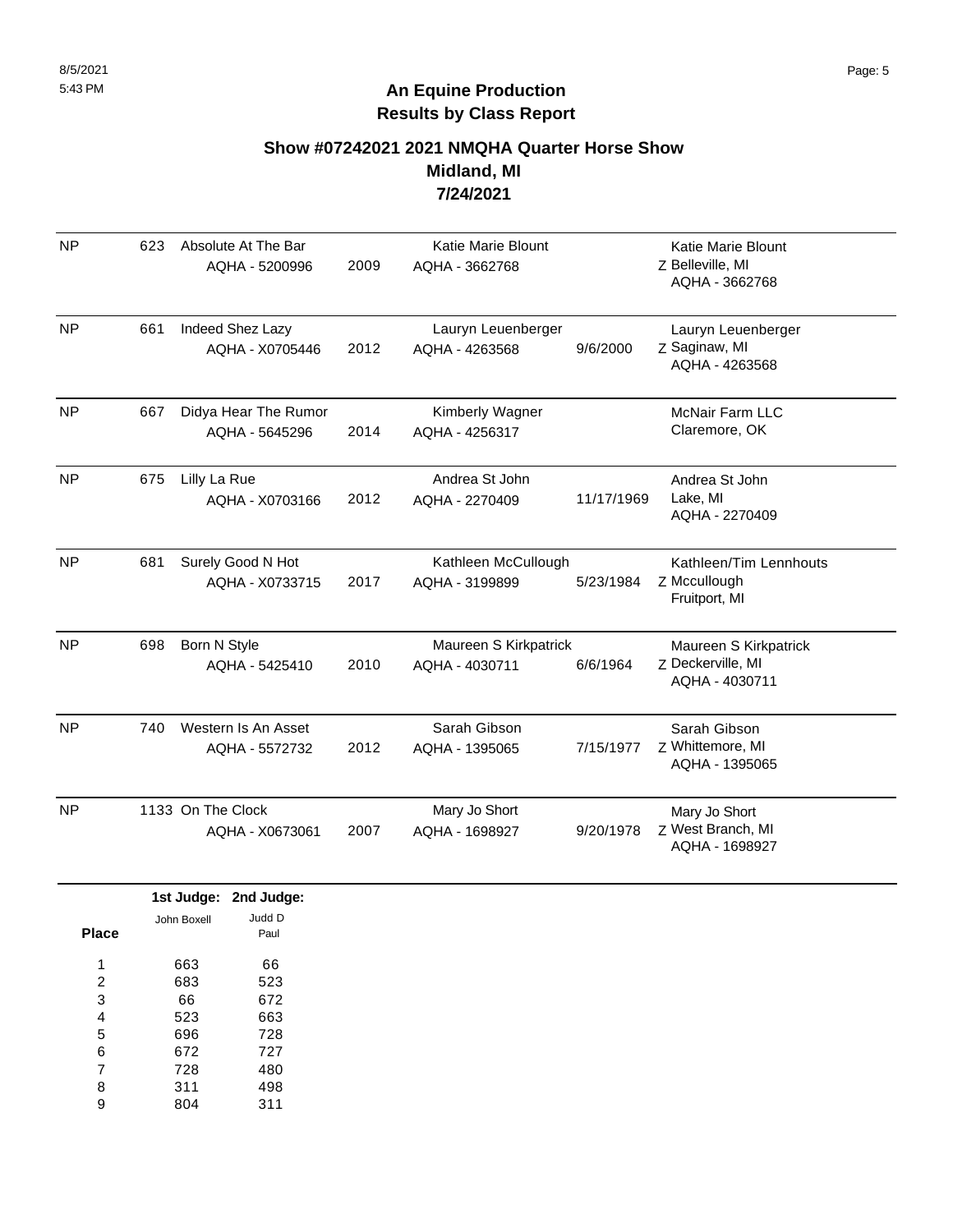# An Equine Production
## Results by Class Report

### Show #07242021 2021 NMQHA Quarter Horse Show
### Midland, MI
### 7/24/2021

| Place | No. | Horse | Year | Rider | DOB | Owner |
|---|---|---|---|---|---|---|
| NP | 623 | Absolute At The Bar<br>AQHA - 5200996 | 2009 | Katie Marie Blount<br>AQHA - 3662768 | | Katie Marie Blount<br>Z Belleville, MI<br>AQHA - 3662768 |
| NP | 661 | Indeed Shez Lazy<br>AQHA - X0705446 | 2012 | Lauryn Leuenberger<br>AQHA - 4263568 | 9/6/2000 | Lauryn Leuenberger<br>Z Saginaw, MI<br>AQHA - 4263568 |
| NP | 667 | Didya Hear The Rumor<br>AQHA - 5645296 | 2014 | Kimberly Wagner<br>AQHA - 4256317 | | McNair Farm LLC<br>Claremore, OK |
| NP | 675 | Lilly La Rue<br>AQHA - X0703166 | 2012 | Andrea St John<br>AQHA - 2270409 | 11/17/1969 | Andrea St John<br>Lake, MI<br>AQHA - 2270409 |
| NP | 681 | Surely Good N Hot<br>AQHA - X0733715 | 2017 | Kathleen McCullough<br>AQHA - 3199899 | 5/23/1984 | Kathleen/Tim Lennhouts<br>Z Mccullough<br>Fruitport, MI |
| NP | 698 | Born N Style<br>AQHA - 5425410 | 2010 | Maureen S Kirkpatrick<br>AQHA - 4030711 | 6/6/1964 | Maureen S Kirkpatrick<br>Z Deckerville, MI<br>AQHA - 4030711 |
| NP | 740 | Western Is An Asset<br>AQHA - 5572732 | 2012 | Sarah Gibson<br>AQHA - 1395065 | 7/15/1977 | Sarah Gibson<br>Z Whittemore, MI<br>AQHA - 1395065 |
| NP | 1133 | On The Clock<br>AQHA - X0673061 | 2007 | Mary Jo Short<br>AQHA - 1698927 | 9/20/1978 | Mary Jo Short<br>Z West Branch, MI<br>AQHA - 1698927 |

| Place | 1st Judge: John Boxell | 2nd Judge: Judd D Paul |
|---|---|---|
| 1 | 663 | 66 |
| 2 | 683 | 523 |
| 3 | 66 | 672 |
| 4 | 523 | 663 |
| 5 | 696 | 728 |
| 6 | 672 | 727 |
| 7 | 728 | 480 |
| 8 | 311 | 498 |
| 9 | 804 | 311 |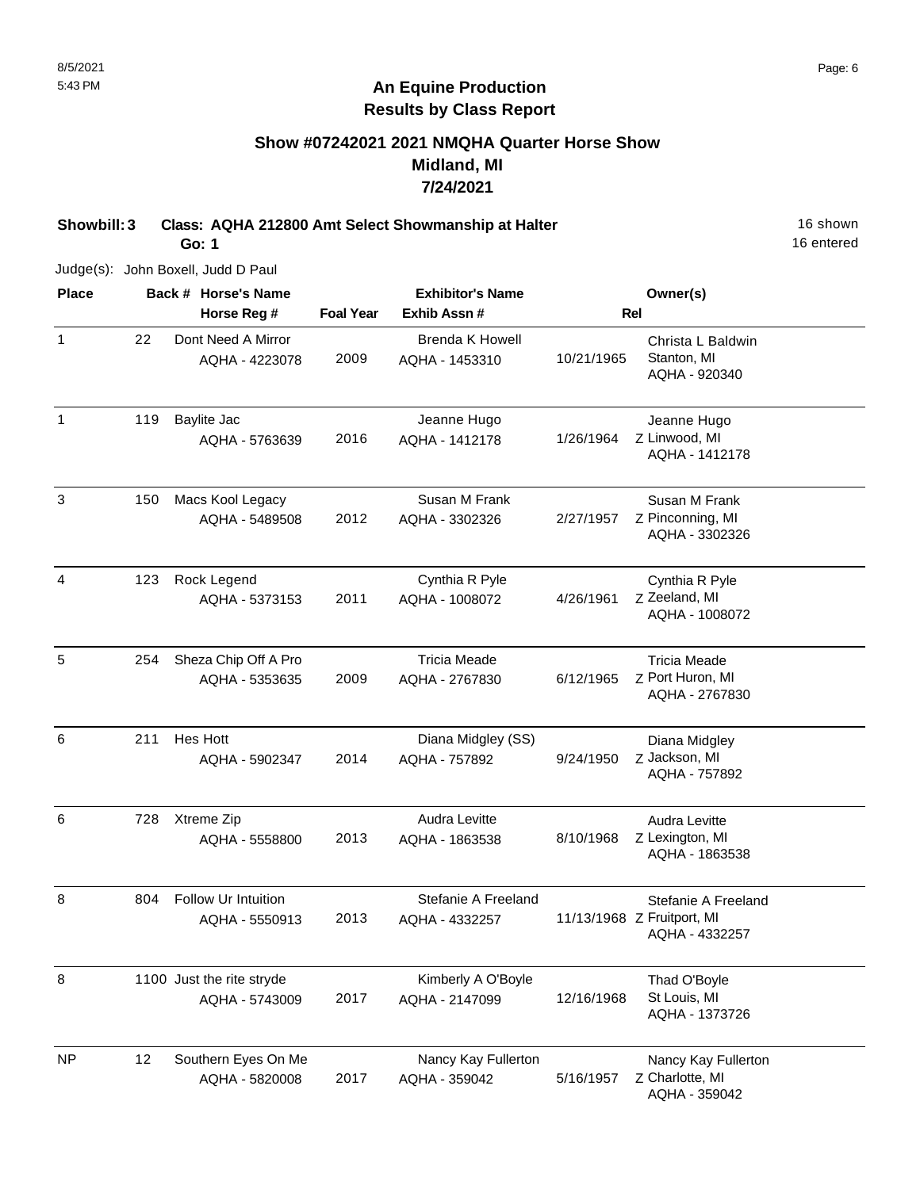## An Equine Production
## Results by Class Report

### Show #07242021 2021 NMQHA Quarter Horse Show
### Midland, MI
### 7/24/2021

**Showbill: 3 Class: AQHA 212800 Amt Select Showmanship at Halter** 16 shown

**Go: 1** 16 entered

Judge(s): John Boxell, Judd D Paul

| Place | Back # | Horse's Name / Horse Reg # | Foal Year | Exhibitor's Name / Exhib Assn # | Rel | Owner(s) |
|---|---|---|---|---|---|---|
| 1 | 22 | Dont Need A Mirror<br>AQHA - 4223078 | 2009 | Brenda K Howell<br>AQHA - 1453310 | 10/21/1965 | Christa L Baldwin<br>Stanton, MI<br>AQHA - 920340 |
| 1 | 119 | Baylite Jac<br>AQHA - 5763639 | 2016 | Jeanne Hugo<br>AQHA - 1412178 | 1/26/1964 Z | Jeanne Hugo<br>Linwood, MI<br>AQHA - 1412178 |
| 3 | 150 | Macs Kool Legacy<br>AQHA - 5489508 | 2012 | Susan M Frank<br>AQHA - 3302326 | 2/27/1957 Z | Susan M Frank<br>Pinconning, MI<br>AQHA - 3302326 |
| 4 | 123 | Rock Legend<br>AQHA - 5373153 | 2011 | Cynthia R Pyle<br>AQHA - 1008072 | 4/26/1961 Z | Cynthia R Pyle<br>Zeeland, MI<br>AQHA - 1008072 |
| 5 | 254 | Sheza Chip Off A Pro<br>AQHA - 5353635 | 2009 | Tricia Meade<br>AQHA - 2767830 | 6/12/1965 Z | Tricia Meade<br>Port Huron, MI<br>AQHA - 2767830 |
| 6 | 211 | Hes Hott<br>AQHA - 5902347 | 2014 | Diana Midgley (SS)<br>AQHA - 757892 | 9/24/1950 Z | Diana Midgley<br>Jackson, MI<br>AQHA - 757892 |
| 6 | 728 | Xtreme Zip<br>AQHA - 5558800 | 2013 | Audra Levitte<br>AQHA - 1863538 | 8/10/1968 Z | Audra Levitte<br>Lexington, MI<br>AQHA - 1863538 |
| 8 | 804 | Follow Ur Intuition<br>AQHA - 5550913 | 2013 | Stefanie A Freeland<br>AQHA - 4332257 | 11/13/1968 Z | Stefanie A Freeland<br>Fruitport, MI<br>AQHA - 4332257 |
| 8 | 1100 | Just the rite stryde<br>AQHA - 5743009 | 2017 | Kimberly A O'Boyle<br>AQHA - 2147099 | 12/16/1968 | Thad O'Boyle<br>St Louis, MI<br>AQHA - 1373726 |
| NP | 12 | Southern Eyes On Me<br>AQHA - 5820008 | 2017 | Nancy Kay Fullerton<br>AQHA - 359042 | 5/16/1957 Z | Nancy Kay Fullerton<br>Charlotte, MI<br>AQHA - 359042 |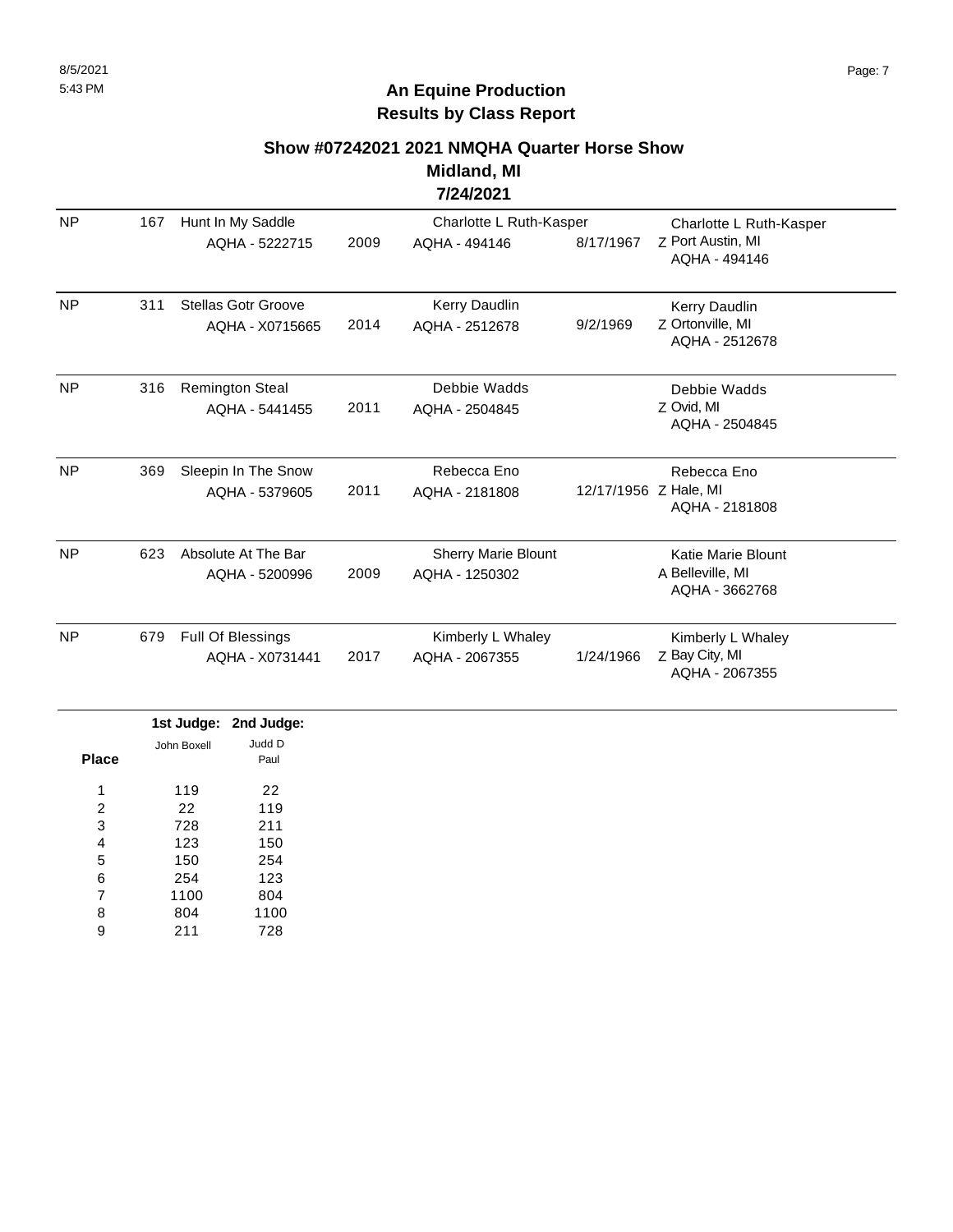## An Equine Production
## Results by Class Report

### Show #07242021 2021 NMQHA Quarter Horse Show
### Midland, MI
### 7/24/2021

| Place | Back # | Horse | Year | Rider | Rider DOB | Owner |
|---|---|---|---|---|---|---|
| NP | 167 | Hunt In My Saddle<br>AQHA - 5222715 | 2009 | Charlotte L Ruth-Kasper<br>AQHA - 494146 | 8/17/1967 | Charlotte L Ruth-Kasper<br>Z Port Austin, MI<br>AQHA - 494146 |
| NP | 311 | Stellas Gotr Groove<br>AQHA - X0715665 | 2014 | Kerry Daudlin<br>AQHA - 2512678 | 9/2/1969 | Kerry Daudlin<br>Z Ortonville, MI<br>AQHA - 2512678 |
| NP | 316 | Remington Steal<br>AQHA - 5441455 | 2011 | Debbie Wadds<br>AQHA - 2504845 | | Debbie Wadds<br>Z Ovid, MI<br>AQHA - 2504845 |
| NP | 369 | Sleepin In The Snow<br>AQHA - 5379605 | 2011 | Rebecca Eno<br>AQHA - 2181808 | 12/17/1956 | Rebecca Eno<br>Z Hale, MI<br>AQHA - 2181808 |
| NP | 623 | Absolute At The Bar<br>AQHA - 5200996 | 2009 | Sherry Marie Blount<br>AQHA - 1250302 | | Katie Marie Blount<br>A Belleville, MI<br>AQHA - 3662768 |
| NP | 679 | Full Of Blessings<br>AQHA - X0731441 | 2017 | Kimberly L Whaley<br>AQHA - 2067355 | 1/24/1966 | Kimberly L Whaley<br>Z Bay City, MI<br>AQHA - 2067355 |

| Place | 1st Judge: John Boxell | 2nd Judge: Judd D Paul |
|---|---|---|
| 1 | 119 | 22 |
| 2 | 22 | 119 |
| 3 | 728 | 211 |
| 4 | 123 | 150 |
| 5 | 150 | 254 |
| 6 | 254 | 123 |
| 7 | 1100 | 804 |
| 8 | 804 | 1100 |
| 9 | 211 | 728 |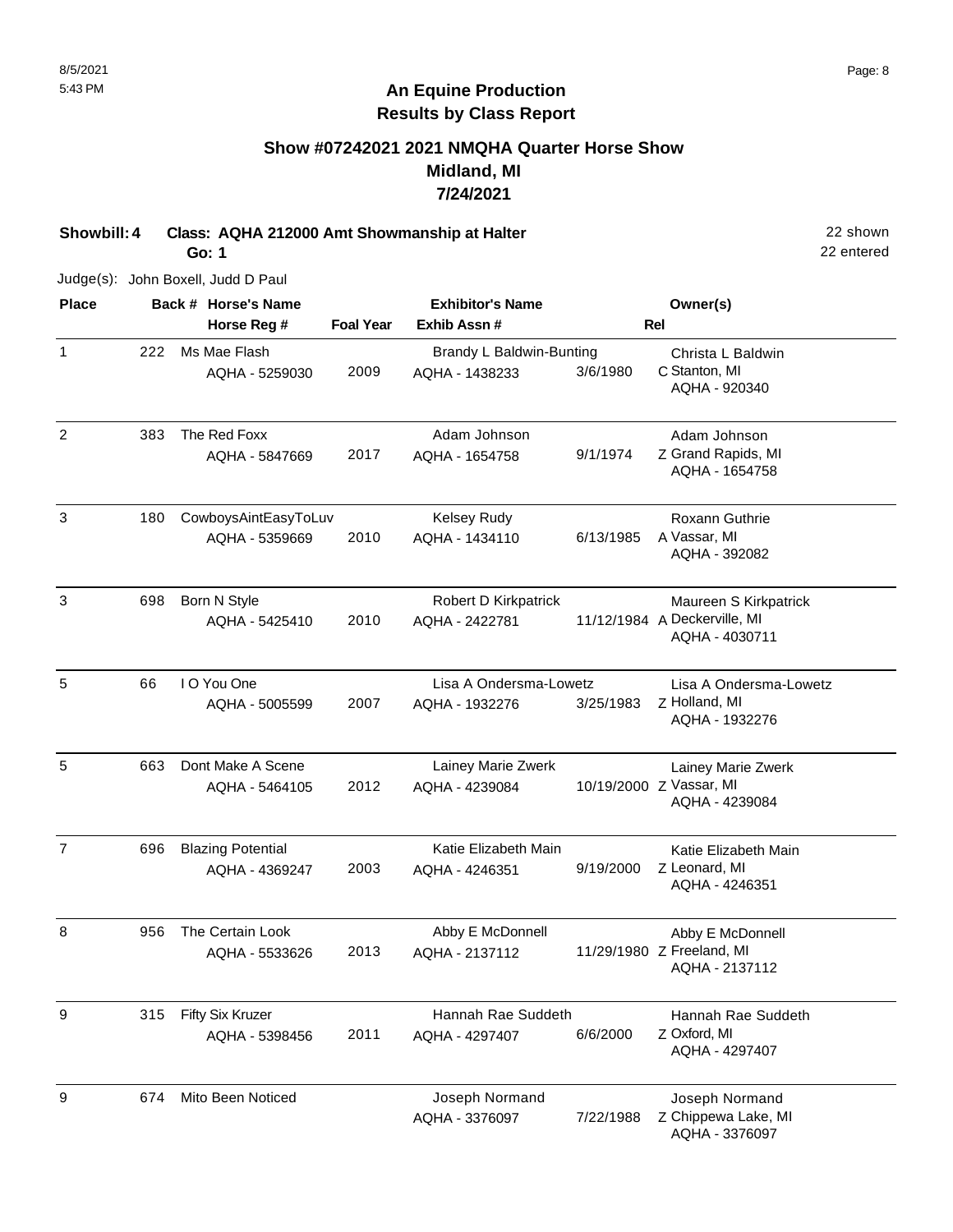# An Equine Production
## Results by Class Report

### Show #07242021 2021 NMQHA Quarter Horse Show
### Midland, MI
### 7/24/2021

**Showbill: 4 Class: AQHA 212000 Amt Showmanship at Halter** 22 shown
**Go: 1** 22 entered

Judge(s): John Boxell, Judd D Paul

| Place | Back # | Horse's Name / Horse Reg # | Foal Year | Exhibitor's Name / Exhib Assn # | | Rel | Owner(s) |
|---|---|---|---|---|---|---|---|
| 1 | 222 | Ms Mae Flash<br>AQHA - 5259030 | 2009 | Brandy L Baldwin-Bunting<br>AQHA - 1438233 | 3/6/1980 | C | Christa L Baldwin<br>Stanton, MI<br>AQHA - 920340 |
| 2 | 383 | The Red Foxx<br>AQHA - 5847669 | 2017 | Adam Johnson<br>AQHA - 1654758 | 9/1/1974 | Z | Adam Johnson<br>Grand Rapids, MI<br>AQHA - 1654758 |
| 3 | 180 | CowboysAintEasyToLuv<br>AQHA - 5359669 | 2010 | Kelsey Rudy<br>AQHA - 1434110 | 6/13/1985 | A | Roxann Guthrie<br>Vassar, MI<br>AQHA - 392082 |
| 3 | 698 | Born N Style<br>AQHA - 5425410 | 2010 | Robert D Kirkpatrick<br>AQHA - 2422781 | 11/12/1984 | A | Maureen S Kirkpatrick<br>Deckerville, MI<br>AQHA - 4030711 |
| 5 | 66 | I O You One<br>AQHA - 5005599 | 2007 | Lisa A Ondersma-Lowetz<br>AQHA - 1932276 | 3/25/1983 | Z | Lisa A Ondersma-Lowetz<br>Holland, MI<br>AQHA - 1932276 |
| 5 | 663 | Dont Make A Scene<br>AQHA - 5464105 | 2012 | Lainey Marie Zwerk<br>AQHA - 4239084 | 10/19/2000 | Z | Lainey Marie Zwerk<br>Vassar, MI<br>AQHA - 4239084 |
| 7 | 696 | Blazing Potential<br>AQHA - 4369247 | 2003 | Katie Elizabeth Main<br>AQHA - 4246351 | 9/19/2000 | Z | Katie Elizabeth Main<br>Leonard, MI<br>AQHA - 4246351 |
| 8 | 956 | The Certain Look<br>AQHA - 5533626 | 2013 | Abby E McDonnell<br>AQHA - 2137112 | 11/29/1980 | Z | Abby E McDonnell<br>Freeland, MI<br>AQHA - 2137112 |
| 9 | 315 | Fifty Six Kruzer<br>AQHA - 5398456 | 2011 | Hannah Rae Suddeth<br>AQHA - 4297407 | 6/6/2000 | Z | Hannah Rae Suddeth<br>Oxford, MI<br>AQHA - 4297407 |
| 9 | 674 | Mito Been Noticed | | Joseph Normand<br>AQHA - 3376097 | 7/22/1988 | Z | Joseph Normand<br>Chippewa Lake, MI<br>AQHA - 3376097 |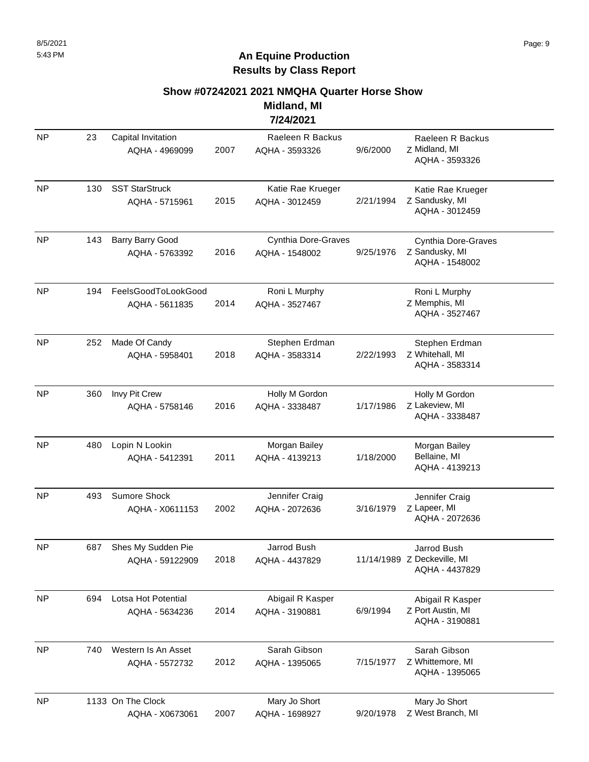## An Equine Production
## Results by Class Report

### Show #07242021 2021 NMQHA Quarter Horse Show
### Midland, MI
### 7/24/2021

| Place | Back # | Horse | Year | Rider | Rider DOB | Owner |
|---|---|---|---|---|---|---|
| NP | 23 | Capital Invitation AQHA - 4969099 | 2007 | Raeleen R Backus AQHA - 3593326 | 9/6/2000 | Raeleen R Backus Z Midland, MI AQHA - 3593326 |
| NP | 130 | SST StarStruck AQHA - 5715961 | 2015 | Katie Rae Krueger AQHA - 3012459 | 2/21/1994 | Katie Rae Krueger Z Sandusky, MI AQHA - 3012459 |
| NP | 143 | Barry Barry Good AQHA - 5763392 | 2016 | Cynthia Dore-Graves AQHA - 1548002 | 9/25/1976 | Cynthia Dore-Graves Z Sandusky, MI AQHA - 1548002 |
| NP | 194 | FeelsGoodToLookGood AQHA - 5611835 | 2014 | Roni L Murphy AQHA - 3527467 | | Roni L Murphy Z Memphis, MI AQHA - 3527467 |
| NP | 252 | Made Of Candy AQHA - 5958401 | 2018 | Stephen Erdman AQHA - 3583314 | 2/22/1993 | Stephen Erdman Z Whitehall, MI AQHA - 3583314 |
| NP | 360 | Invy Pit Crew AQHA - 5758146 | 2016 | Holly M Gordon AQHA - 3338487 | 1/17/1986 | Holly M Gordon Z Lakeview, MI AQHA - 3338487 |
| NP | 480 | Lopin N Lookin AQHA - 5412391 | 2011 | Morgan Bailey AQHA - 4139213 | 1/18/2000 | Morgan Bailey Bellaine, MI AQHA - 4139213 |
| NP | 493 | Sumore Shock AQHA - X0611153 | 2002 | Jennifer Craig AQHA - 2072636 | 3/16/1979 | Jennifer Craig Z Lapeer, MI AQHA - 2072636 |
| NP | 687 | Shes My Sudden Pie AQHA - 59122909 | 2018 | Jarrod Bush AQHA - 4437829 | 11/14/1989 | Jarrod Bush Z Deckeville, MI AQHA - 4437829 |
| NP | 694 | Lotsa Hot Potential AQHA - 5634236 | 2014 | Abigail R Kasper AQHA - 3190881 | 6/9/1994 | Abigail R Kasper Z Port Austin, MI AQHA - 3190881 |
| NP | 740 | Western Is An Asset AQHA - 5572732 | 2012 | Sarah Gibson AQHA - 1395065 | 7/15/1977 | Sarah Gibson Z Whittemore, MI AQHA - 1395065 |
| NP | 1133 | On The Clock AQHA - X0673061 | 2007 | Mary Jo Short AQHA - 1698927 | 9/20/1978 | Mary Jo Short Z West Branch, MI |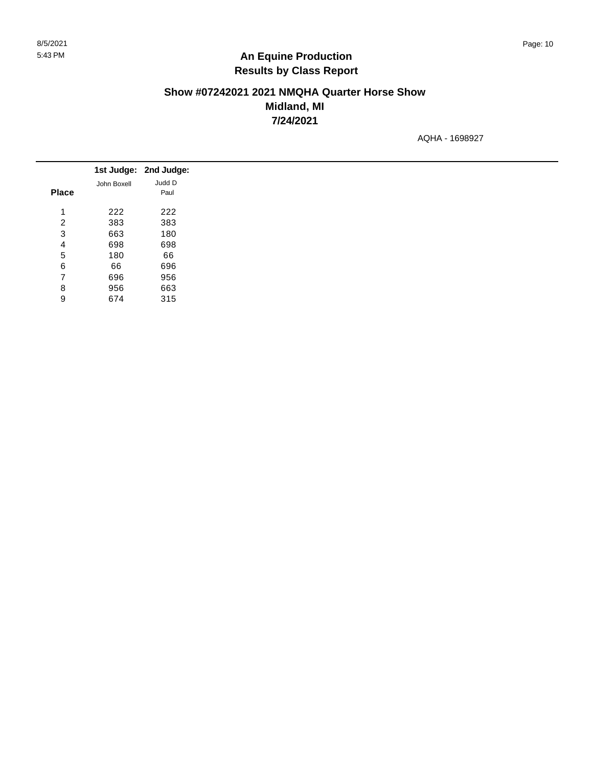# An Equine Production
## Results by Class Report

### Show #07242021 2021 NMQHA Quarter Horse Show
### Midland, MI
### 7/24/2021

AQHA - 1698927

| Place | 1st Judge: John Boxell | 2nd Judge: Judd D Paul |
|---|---|---|
| 1 | 222 | 222 |
| 2 | 383 | 383 |
| 3 | 663 | 180 |
| 4 | 698 | 698 |
| 5 | 180 | 66 |
| 6 | 66 | 696 |
| 7 | 696 | 956 |
| 8 | 956 | 663 |
| 9 | 674 | 315 |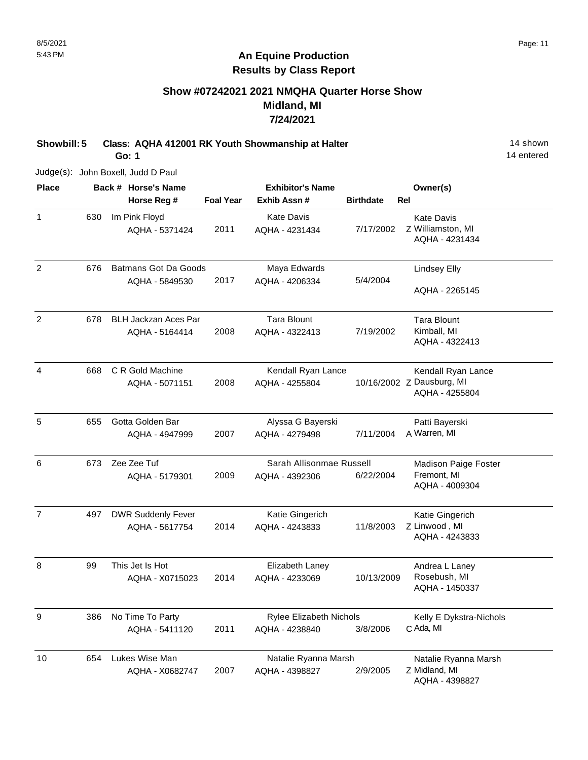# An Equine Production
## Results by Class Report

### Show #07242021 2021 NMQHA Quarter Horse Show
### Midland, MI
### 7/24/2021

**Showbill: 5** **Class: AQHA 412001 RK Youth Showmanship at Halter** 14 shown
**Go: 1** 14 entered

Judge(s): John Boxell, Judd D Paul

| Place | Back # | Horse's Name / Horse Reg # | Foal Year | Exhibitor's Name / Exhib Assn # | Birthdate | Rel | Owner(s) |
|---|---|---|---|---|---|---|---|
| 1 | 630 | Im Pink Floyd<br>AQHA - 5371424 | 2011 | Kate Davis<br>AQHA - 4231434 | 7/17/2002 | Z | Kate Davis<br>Williamston, MI<br>AQHA - 4231434 |
| 2 | 676 | Batmans Got Da Goods<br>AQHA - 5849530 | 2017 | Maya Edwards<br>AQHA - 4206334 | 5/4/2004 | | Lindsey Elly<br>AQHA - 2265145 |
| 2 | 678 | BLH Jackzan Aces Par<br>AQHA - 5164414 | 2008 | Tara Blount<br>AQHA - 4322413 | 7/19/2002 | | Tara Blount<br>Kimball, MI<br>AQHA - 4322413 |
| 4 | 668 | C R Gold Machine<br>AQHA - 5071151 | 2008 | Kendall Ryan Lance<br>AQHA - 4255804 | 10/16/2002 | Z | Kendall Ryan Lance<br>Dausburg, MI<br>AQHA - 4255804 |
| 5 | 655 | Gotta Golden Bar<br>AQHA - 4947999 | 2007 | Alyssa G Bayerski<br>AQHA - 4279498 | 7/11/2004 | A | Patti Bayerski<br>Warren, MI |
| 6 | 673 | Zee Zee Tuf<br>AQHA - 5179301 | 2009 | Sarah Allisonmae Russell<br>AQHA - 4392306 | 6/22/2004 | | Madison Paige Foster<br>Fremont, MI<br>AQHA - 4009304 |
| 7 | 497 | DWR Suddenly Fever<br>AQHA - 5617754 | 2014 | Katie Gingerich<br>AQHA - 4243833 | 11/8/2003 | Z | Katie Gingerich<br>Linwood , MI<br>AQHA - 4243833 |
| 8 | 99 | This Jet Is Hot<br>AQHA - X0715023 | 2014 | Elizabeth Laney<br>AQHA - 4233069 | 10/13/2009 | | Andrea L Laney<br>Rosebush, MI<br>AQHA - 1450337 |
| 9 | 386 | No Time To Party<br>AQHA - 5411120 | 2011 | Rylee Elizabeth Nichols<br>AQHA - 4238840 | 3/8/2006 | C | Kelly E Dykstra-Nichols<br>Ada, MI |
| 10 | 654 | Lukes Wise Man<br>AQHA - X0682747 | 2007 | Natalie Ryanna Marsh<br>AQHA - 4398827 | 2/9/2005 | Z | Natalie Ryanna Marsh<br>Midland, MI<br>AQHA - 4398827 |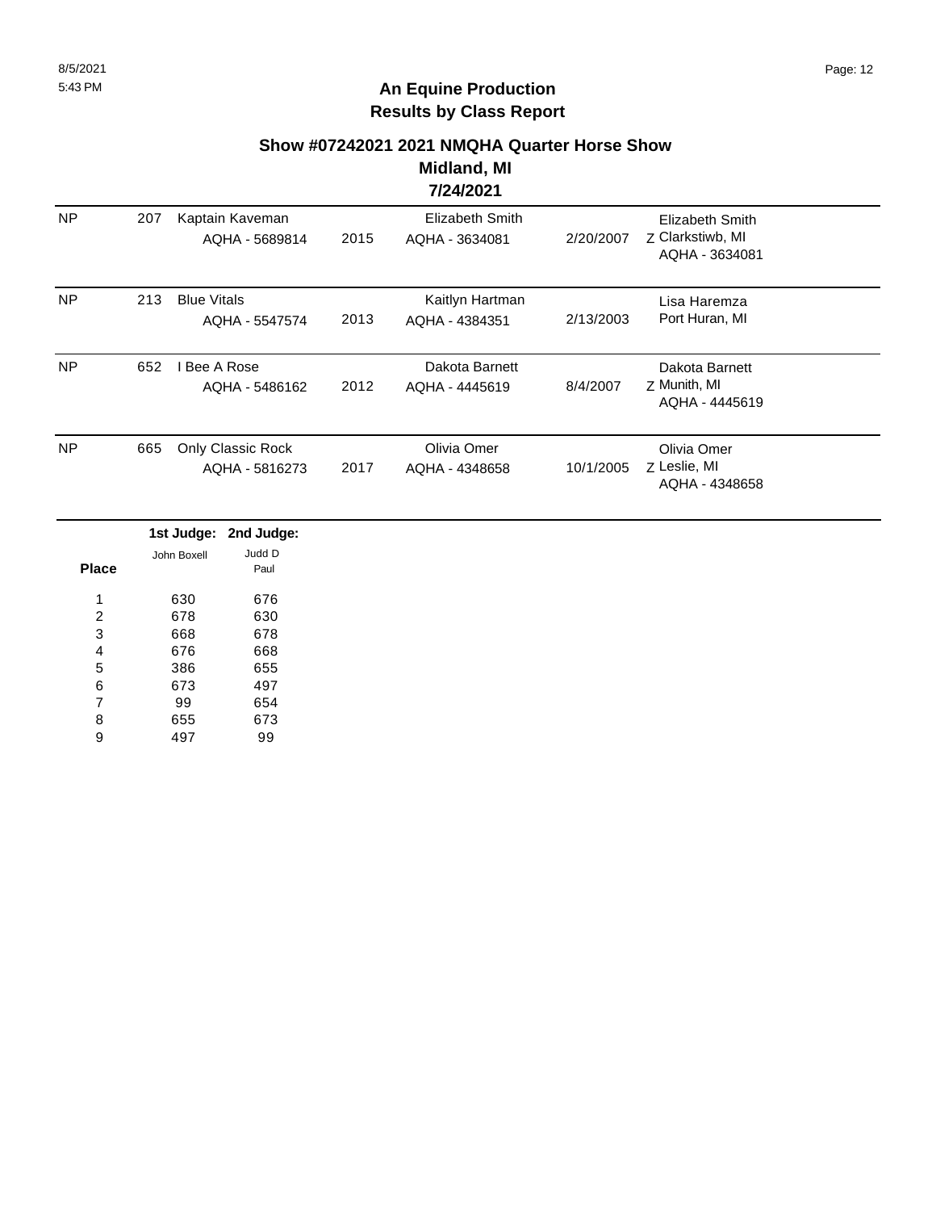## An Equine Production
## Results by Class Report

### Show #07242021 2021 NMQHA Quarter Horse Show
### Midland, MI
### 7/24/2021

| | | | | | | |
|---|---|---|---|---|---|---|
| NP | 207 | Kaptain Kaveman<br>AQHA - 5689814 | 2015 | Elizabeth Smith<br>AQHA - 3634081 | 2/20/2007 | Elizabeth Smith<br>Z Clarkstiwb, MI<br>AQHA - 3634081 |
| NP | 213 | Blue Vitals<br>AQHA - 5547574 | 2013 | Kaitlyn Hartman<br>AQHA - 4384351 | 2/13/2003 | Lisa Haremza<br>Port Huran, MI |
| NP | 652 | I Bee A Rose<br>AQHA - 5486162 | 2012 | Dakota Barnett<br>AQHA - 4445619 | 8/4/2007 | Dakota Barnett<br>Z Munith, MI<br>AQHA - 4445619 |
| NP | 665 | Only Classic Rock<br>AQHA - 5816273 | 2017 | Olivia Omer<br>AQHA - 4348658 | 10/1/2005 | Olivia Omer<br>Z Leslie, MI<br>AQHA - 4348658 |

| Place | 1st Judge: John Boxell | 2nd Judge: Judd D Paul |
|---|---|---|
| 1 | 630 | 676 |
| 2 | 678 | 630 |
| 3 | 668 | 678 |
| 4 | 676 | 668 |
| 5 | 386 | 655 |
| 6 | 673 | 497 |
| 7 | 99 | 654 |
| 8 | 655 | 673 |
| 9 | 497 | 99 |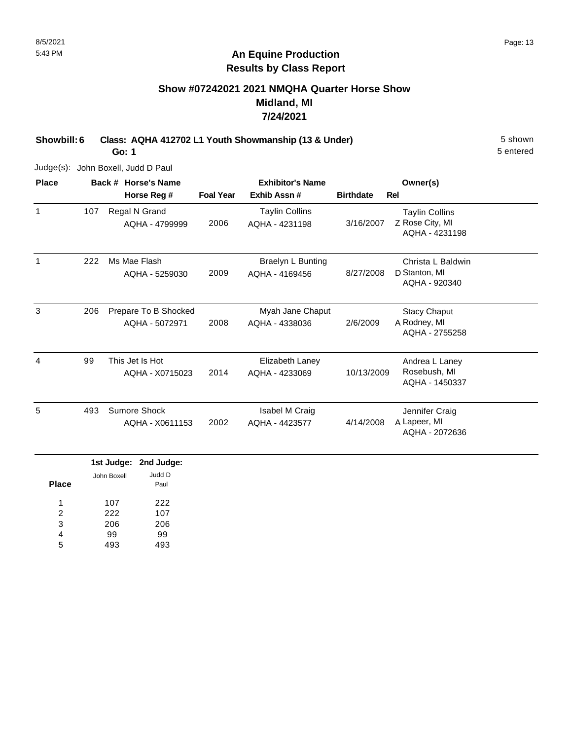# An Equine Production
## Results by Class Report

### Show #07242021 2021 NMQHA Quarter Horse Show
### Midland, MI
### 7/24/2021

**Showbill: 6** **Class: AQHA 412702 L1 Youth Showmanship (13 & Under)** 5 shown
**Go: 1** 5 entered

Judge(s): John Boxell, Judd D Paul

| Place | Back # | Horse's Name / Horse Reg # | Foal Year | Exhibitor's Name / Exhib Assn # | Birthdate | Rel | Owner(s) |
|---|---|---|---|---|---|---|---|
| 1 | 107 | Regal N Grand<br>AQHA - 4799999 | 2006 | Taylin Collins<br>AQHA - 4231198 | 3/16/2007 | Z | Taylin Collins<br>Rose City, MI<br>AQHA - 4231198 |
| 1 | 222 | Ms Mae Flash<br>AQHA - 5259030 | 2009 | Braelyn L Bunting<br>AQHA - 4169456 | 8/27/2008 | D | Christa L Baldwin<br>Stanton, MI<br>AQHA - 920340 |
| 3 | 206 | Prepare To B Shocked<br>AQHA - 5072971 | 2008 | Myah Jane Chaput<br>AQHA - 4338036 | 2/6/2009 | A | Stacy Chaput<br>Rodney, MI<br>AQHA - 2755258 |
| 4 | 99 | This Jet Is Hot<br>AQHA - X0715023 | 2014 | Elizabeth Laney<br>AQHA - 4233069 | 10/13/2009 | | Andrea L Laney<br>Rosebush, MI<br>AQHA - 1450337 |
| 5 | 493 | Sumore Shock<br>AQHA - X0611153 | 2002 | Isabel M Craig<br>AQHA - 4423577 | 4/14/2008 | A | Jennifer Craig<br>Lapeer, MI<br>AQHA - 2072636 |

| Place | 1st Judge: John Boxell | 2nd Judge: Judd D Paul |
|---|---|---|
| 1 | 107 | 222 |
| 2 | 222 | 107 |
| 3 | 206 | 206 |
| 4 | 99 | 99 |
| 5 | 493 | 493 |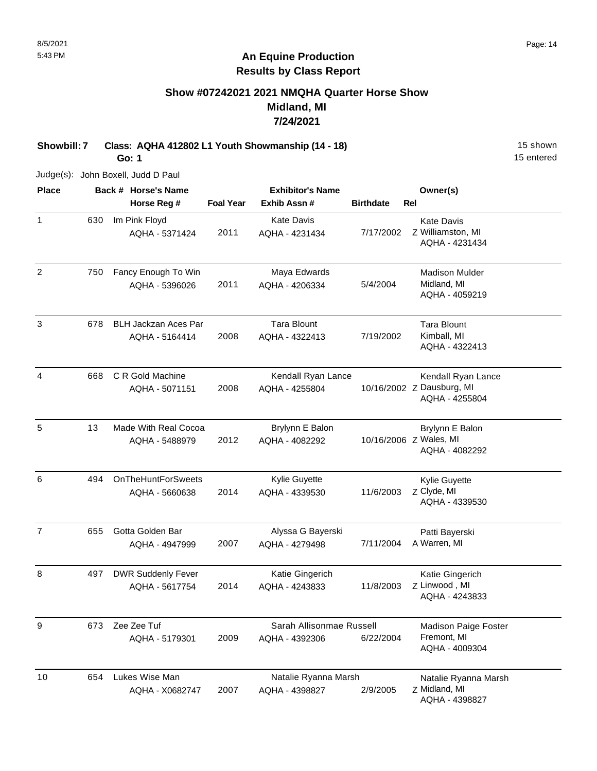# An Equine Production
## Results by Class Report

### Show #07242021 2021 NMQHA Quarter Horse Show
### Midland, MI
### 7/24/2021

**Showbill: 7 Class: AQHA 412802 L1 Youth Showmanship (14 - 18)** 15 shown
**Go: 1** 15 entered

Judge(s): John Boxell, Judd D Paul

| Place | Back # | Horse's Name / Horse Reg # | Foal Year | Exhibitor's Name / Exhib Assn # | Birthdate | Rel | Owner(s) |
|---|---|---|---|---|---|---|---|
| 1 | 630 | Im Pink Floyd<br>AQHA - 5371424 | 2011 | Kate Davis<br>AQHA - 4231434 | 7/17/2002 | Z | Kate Davis<br>Williamston, MI<br>AQHA - 4231434 |
| 2 | 750 | Fancy Enough To Win<br>AQHA - 5396026 | 2011 | Maya Edwards<br>AQHA - 4206334 | 5/4/2004 | | Madison Mulder<br>Midland, MI<br>AQHA - 4059219 |
| 3 | 678 | BLH Jackzan Aces Par<br>AQHA - 5164414 | 2008 | Tara Blount<br>AQHA - 4322413 | 7/19/2002 | | Tara Blount<br>Kimball, MI<br>AQHA - 4322413 |
| 4 | 668 | C R Gold Machine<br>AQHA - 5071151 | 2008 | Kendall Ryan Lance<br>AQHA - 4255804 | 10/16/2002 | Z | Kendall Ryan Lance<br>Dausburg, MI<br>AQHA - 4255804 |
| 5 | 13 | Made With Real Cocoa<br>AQHA - 5488979 | 2012 | Brylynn E Balon<br>AQHA - 4082292 | 10/16/2006 | Z | Brylynn E Balon<br>Wales, MI<br>AQHA - 4082292 |
| 6 | 494 | OnTheHuntForSweets<br>AQHA - 5660638 | 2014 | Kylie Guyette<br>AQHA - 4339530 | 11/6/2003 | Z | Kylie Guyette<br>Clyde, MI<br>AQHA - 4339530 |
| 7 | 655 | Gotta Golden Bar<br>AQHA - 4947999 | 2007 | Alyssa G Bayerski<br>AQHA - 4279498 | 7/11/2004 | A | Patti Bayerski<br>Warren, MI |
| 8 | 497 | DWR Suddenly Fever<br>AQHA - 5617754 | 2014 | Katie Gingerich<br>AQHA - 4243833 | 11/8/2003 | Z | Katie Gingerich<br>Linwood , MI<br>AQHA - 4243833 |
| 9 | 673 | Zee Zee Tuf<br>AQHA - 5179301 | 2009 | Sarah Allisonmae Russell<br>AQHA - 4392306 | 6/22/2004 | | Madison Paige Foster<br>Fremont, MI<br>AQHA - 4009304 |
| 10 | 654 | Lukes Wise Man<br>AQHA - X0682747 | 2007 | Natalie Ryanna Marsh<br>AQHA - 4398827 | 2/9/2005 | Z | Natalie Ryanna Marsh<br>Midland, MI<br>AQHA - 4398827 |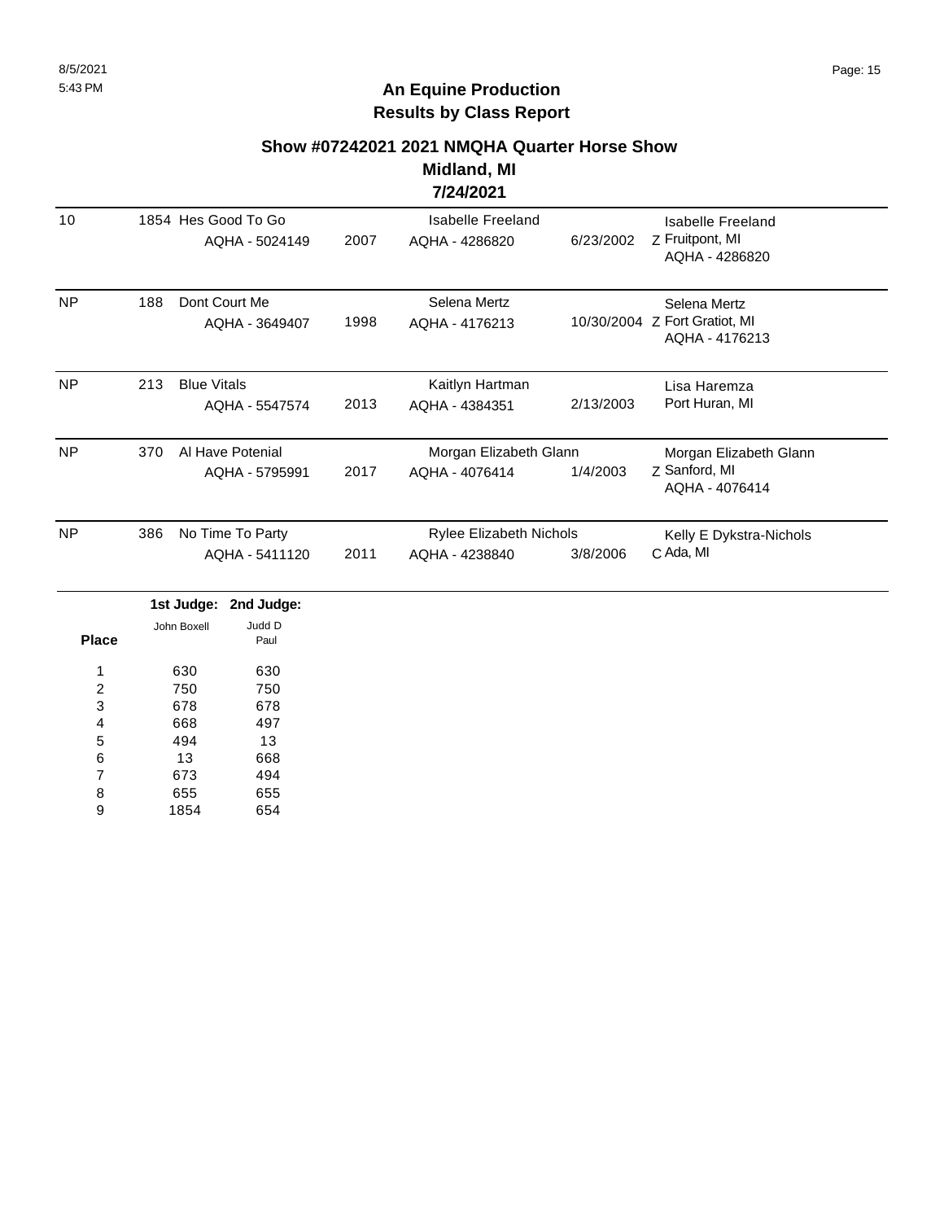## An Equine Production
## Results by Class Report

### Show #07242021 2021 NMQHA Quarter Horse Show
### Midland, MI
### 7/24/2021

| Place | Back # | Horse | Year | Rider | Rider DOB | Owner |
|---|---|---|---|---|---|---|
| 10 | 1854 | Hes Good To Go AQHA - 5024149 | 2007 | Isabelle Freeland AQHA - 4286820 | 6/23/2002 | Isabelle Freeland Z Fruitpont, MI AQHA - 4286820 |
| NP | 188 | Dont Court Me AQHA - 3649407 | 1998 | Selena Mertz AQHA - 4176213 | 10/30/2004 | Selena Mertz Z Fort Gratiot, MI AQHA - 4176213 |
| NP | 213 | Blue Vitals AQHA - 5547574 | 2013 | Kaitlyn Hartman AQHA - 4384351 | 2/13/2003 | Lisa Haremza Port Huran, MI |
| NP | 370 | Al Have Potenial AQHA - 5795991 | 2017 | Morgan Elizabeth Glann AQHA - 4076414 | 1/4/2003 | Morgan Elizabeth Glann Z Sanford, MI AQHA - 4076414 |
| NP | 386 | No Time To Party AQHA - 5411120 | 2011 | Rylee Elizabeth Nichols AQHA - 4238840 | 3/8/2006 | Kelly E Dykstra-Nichols C Ada, MI |

| Place | 1st Judge: John Boxell | 2nd Judge: Judd D Paul |
|---|---|---|
| 1 | 630 | 630 |
| 2 | 750 | 750 |
| 3 | 678 | 678 |
| 4 | 668 | 497 |
| 5 | 494 | 13 |
| 6 | 13 | 668 |
| 7 | 673 | 494 |
| 8 | 655 | 655 |
| 9 | 1854 | 654 |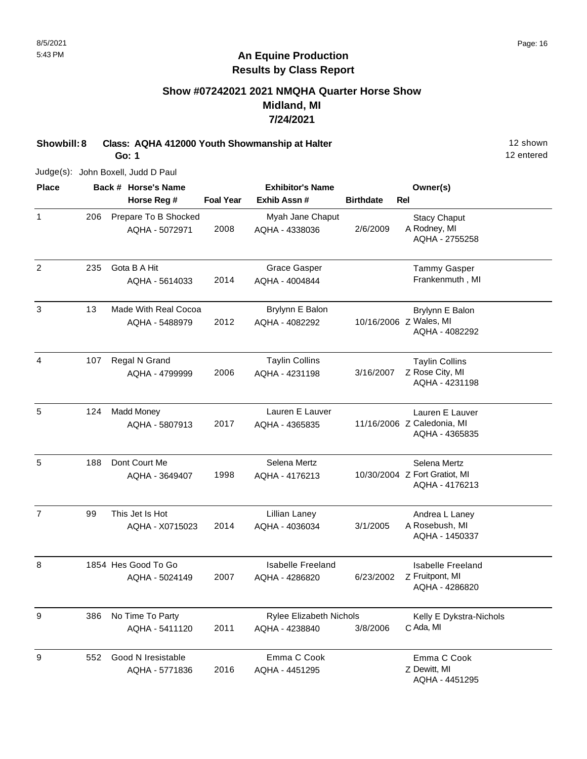8/5/2021
5:43 PM

# An Equine Production
## Results by Class Report

### Show #07242021 2021 NMQHA Quarter Horse Show
### Midland, MI
### 7/24/2021

**Showbill: 8 Class: AQHA 412000 Youth Showmanship at Halter** 12 shown
**Go: 1** 12 entered

Judge(s): John Boxell, Judd D Paul

| Place | Back # | Horse's Name / Horse Reg # | Foal Year | Exhibitor's Name / Exhib Assn # | Birthdate | Rel | Owner(s) |
|---|---|---|---|---|---|---|---|
| 1 | 206 | Prepare To B Shocked<br>AQHA - 5072971 | 2008 | Myah Jane Chaput<br>AQHA - 4338036 | 2/6/2009 | A | Stacy Chaput<br>Rodney, MI<br>AQHA - 2755258 |
| 2 | 235 | Gota B A Hit<br>AQHA - 5614033 | 2014 | Grace Gasper<br>AQHA - 4004844 | | | Tammy Gasper<br>Frankenmuth , MI |
| 3 | 13 | Made With Real Cocoa<br>AQHA - 5488979 | 2012 | Brylynn E Balon<br>AQHA - 4082292 | 10/16/2006 | Z | Brylynn E Balon<br>Wales, MI<br>AQHA - 4082292 |
| 4 | 107 | Regal N Grand<br>AQHA - 4799999 | 2006 | Taylin Collins<br>AQHA - 4231198 | 3/16/2007 | Z | Taylin Collins<br>Rose City, MI<br>AQHA - 4231198 |
| 5 | 124 | Madd Money<br>AQHA - 5807913 | 2017 | Lauren E Lauver<br>AQHA - 4365835 | 11/16/2006 | Z | Lauren E Lauver<br>Caledonia, MI<br>AQHA - 4365835 |
| 5 | 188 | Dont Court Me<br>AQHA - 3649407 | 1998 | Selena Mertz<br>AQHA - 4176213 | 10/30/2004 | Z | Selena Mertz<br>Fort Gratiot, MI<br>AQHA - 4176213 |
| 7 | 99 | This Jet Is Hot<br>AQHA - X0715023 | 2014 | Lillian Laney<br>AQHA - 4036034 | 3/1/2005 | A | Andrea L Laney<br>Rosebush, MI<br>AQHA - 1450337 |
| 8 | 1854 | Hes Good To Go<br>AQHA - 5024149 | 2007 | Isabelle Freeland<br>AQHA - 4286820 | 6/23/2002 | Z | Isabelle Freeland<br>Fruitpont, MI<br>AQHA - 4286820 |
| 9 | 386 | No Time To Party<br>AQHA - 5411120 | 2011 | Rylee Elizabeth Nichols<br>AQHA - 4238840 | 3/8/2006 | C | Kelly E Dykstra-Nichols<br>Ada, MI |
| 9 | 552 | Good N Iresistable<br>AQHA - 5771836 | 2016 | Emma C Cook<br>AQHA - 4451295 | | Z | Emma C Cook<br>Dewitt, MI<br>AQHA - 4451295 |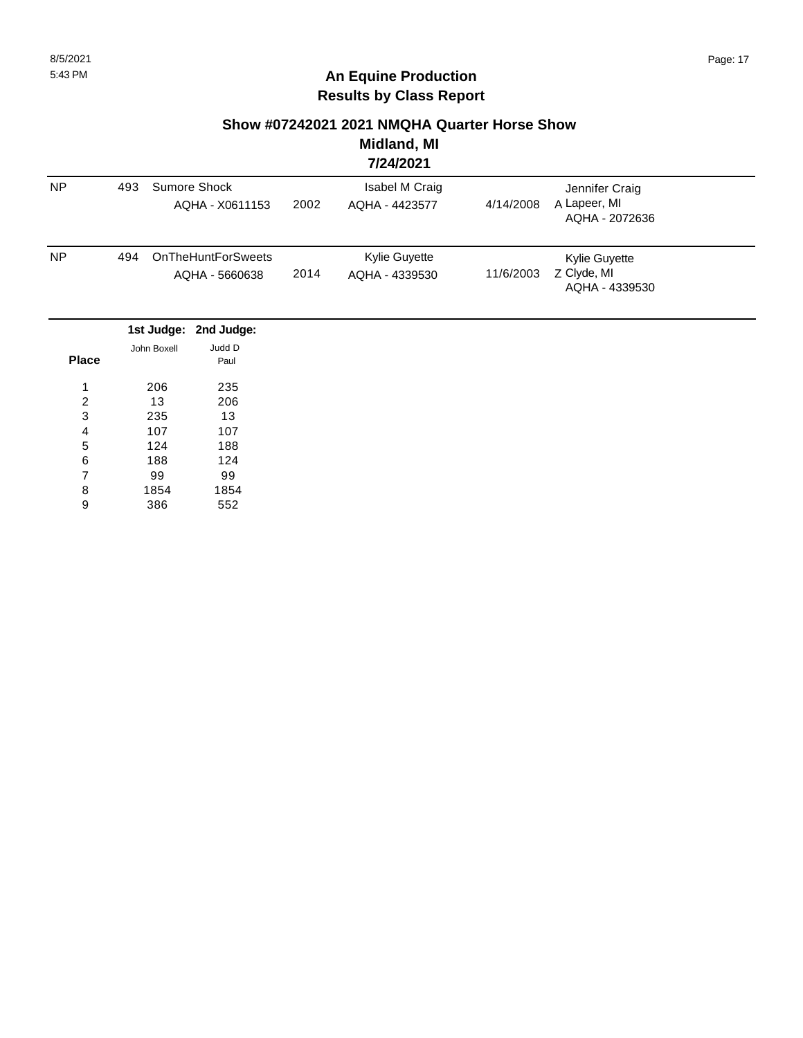**An Equine Production**
**Results by Class Report**

**Show #07242021 2021 NMQHA Quarter Horse Show**
**Midland, MI**
**7/24/2021**

| | | | | | | |
|---|---|---|---|---|---|---|
| NP | 493 | Sumore Shock<br>AQHA - X0611153 | 2002 | Isabel M Craig<br>AQHA - 4423577 | 4/14/2008 | Jennifer Craig<br>A Lapeer, MI<br>AQHA - 2072636 |
| NP | 494 | OnTheHuntForSweets<br>AQHA - 5660638 | 2014 | Kylie Guyette<br>AQHA - 4339530 | 11/6/2003 | Kylie Guyette<br>Z Clyde, MI<br>AQHA - 4339530 |

| Place | 1st Judge: John Boxell | 2nd Judge: Judd D Paul |
|---|---|---|
| 1 | 206 | 235 |
| 2 | 13 | 206 |
| 3 | 235 | 13 |
| 4 | 107 | 107 |
| 5 | 124 | 188 |
| 6 | 188 | 124 |
| 7 | 99 | 99 |
| 8 | 1854 | 1854 |
| 9 | 386 | 552 |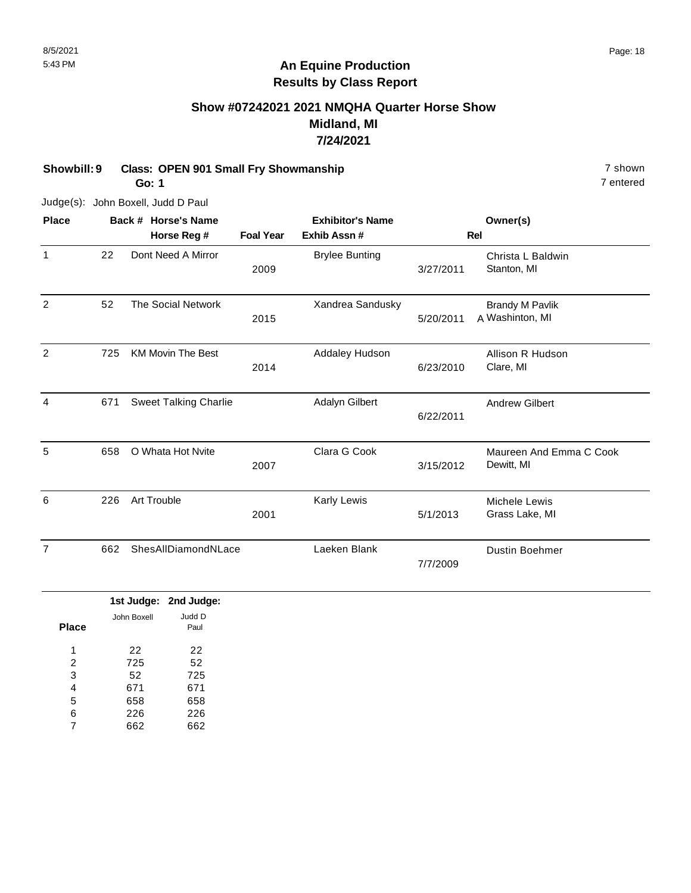8/5/2021
5:43 PM

# An Equine Production
## Results by Class Report

### Show #07242021 2021 NMQHA Quarter Horse Show
### Midland, MI
### 7/24/2021

**Showbill: 9 Class: OPEN 901 Small Fry Showmanship** 7 shown
**Go: 1** 7 entered

Judge(s): John Boxell, Judd D Paul

| Place | Back # | Horse's Name / Horse Reg # | Foal Year | Exhibitor's Name / Exhib Assn # | Rel | Owner(s) |
|---|---|---|---|---|---|---|
| 1 | 22 | Dont Need A Mirror | 2009 | Brylee Bunting | 3/27/2011 | Christa L Baldwin<br>Stanton, MI |
| 2 | 52 | The Social Network | 2015 | Xandrea Sandusky | 5/20/2011 A | Brandy M Pavlik<br>Washinton, MI |
| 2 | 725 | KM Movin The Best | 2014 | Addaley Hudson | 6/23/2010 | Allison R Hudson<br>Clare, MI |
| 4 | 671 | Sweet Talking Charlie | | Adalyn Gilbert | 6/22/2011 | Andrew Gilbert |
| 5 | 658 | O Whata Hot Nvite | 2007 | Clara G Cook | 3/15/2012 | Maureen And Emma C Cook<br>Dewitt, MI |
| 6 | 226 | Art Trouble | 2001 | Karly Lewis | 5/1/2013 | Michele Lewis<br>Grass Lake, MI |
| 7 | 662 | ShesAllDiamondNLace | | Laeken Blank | 7/7/2009 | Dustin Boehmer |

| Place | 1st Judge: John Boxell | 2nd Judge: Judd D Paul |
|---|---|---|
| 1 | 22 | 22 |
| 2 | 725 | 52 |
| 3 | 52 | 725 |
| 4 | 671 | 671 |
| 5 | 658 | 658 |
| 6 | 226 | 226 |
| 7 | 662 | 662 |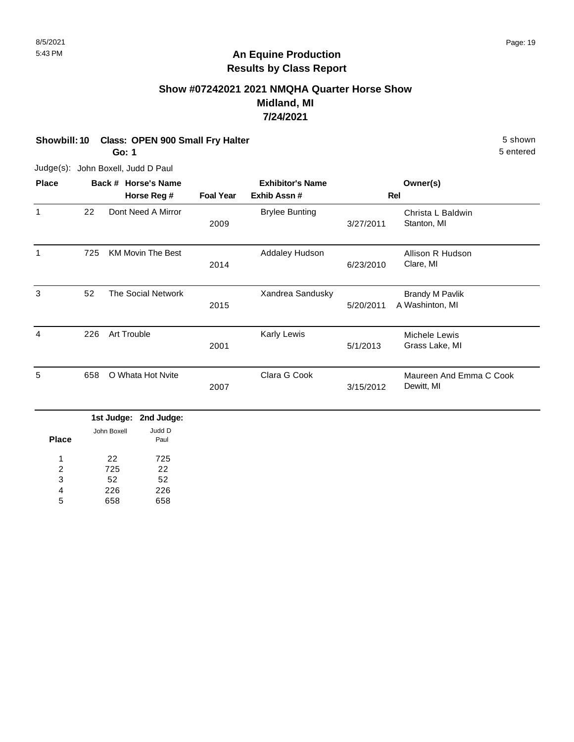## An Equine Production
## Results by Class Report

### Show #07242021 2021 NMQHA Quarter Horse Show
### Midland, MI
### 7/24/2021

**Showbill: 10 Class: OPEN 900 Small Fry Halter** — 5 shown

**Go: 1** — 5 entered

Judge(s): John Boxell, Judd D Paul

| Place | Back # | Horse's Name / Horse Reg # | Foal Year | Exhibitor's Name / Exhib Assn # | | Rel | Owner(s) |
|---|---|---|---|---|---|---|---|
| 1 | 22 | Dont Need A Mirror | 2009 | Brylee Bunting | 3/27/2011 | | Christa L Baldwin, Stanton, MI |
| 1 | 725 | KM Movin The Best | 2014 | Addaley Hudson | 6/23/2010 | | Allison R Hudson, Clare, MI |
| 3 | 52 | The Social Network | 2015 | Xandrea Sandusky | 5/20/2011 | A | Brandy M Pavlik, Washinton, MI |
| 4 | 226 | Art Trouble | 2001 | Karly Lewis | 5/1/2013 | | Michele Lewis, Grass Lake, MI |
| 5 | 658 | O Whata Hot Nvite | 2007 | Clara G Cook | 3/15/2012 | | Maureen And Emma C Cook, Dewitt, MI |

| Place | 1st Judge: John Boxell | 2nd Judge: Judd D Paul |
|---|---|---|
| 1 | 22 | 725 |
| 2 | 725 | 22 |
| 3 | 52 | 52 |
| 4 | 226 | 226 |
| 5 | 658 | 658 |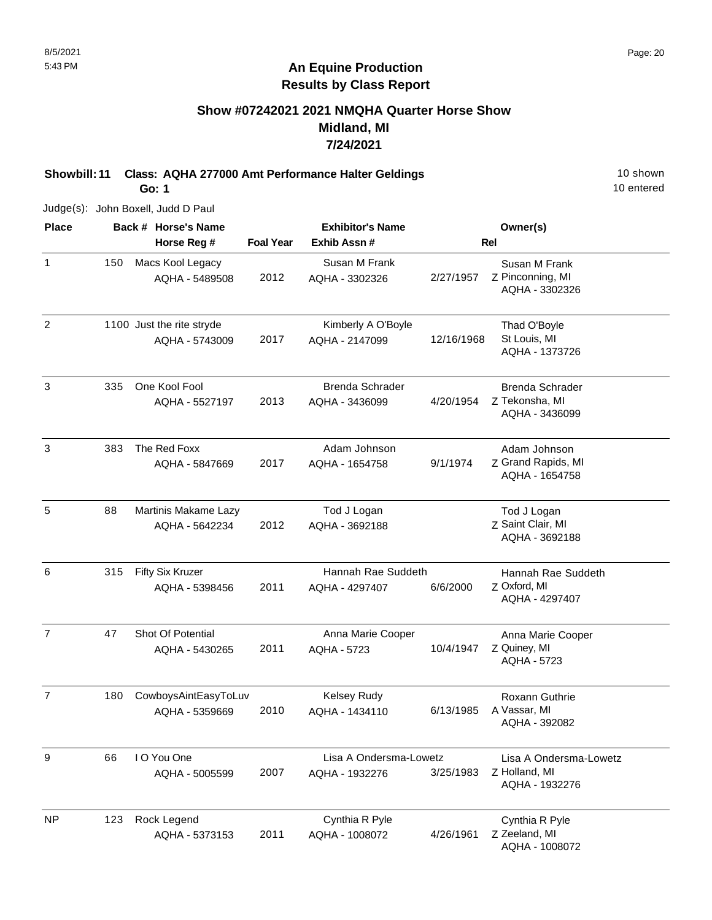8/5/2021
5:43 PM

# An Equine Production
## Results by Class Report

### Show #07242021 2021 NMQHA Quarter Horse Show
### Midland, MI
### 7/24/2021

**Showbill: 11 Class: AQHA 277000 Amt Performance Halter Geldings** — 10 shown, 10 entered

**Go: 1**

Judge(s): John Boxell, Judd D Paul

| Place | Back # | Horse's Name / Horse Reg # | Foal Year | Exhibitor's Name / Exhib Assn # | | Rel | Owner(s) |
|---|---|---|---|---|---|---|---|
| 1 | 150 | Macs Kool Legacy<br>AQHA - 5489508 | 2012 | Susan M Frank<br>AQHA - 3302326 | 2/27/1957 | Z | Susan M Frank<br>Pinconning, MI<br>AQHA - 3302326 |
| 2 | 1100 | Just the rite stryde<br>AQHA - 5743009 | 2017 | Kimberly A O'Boyle<br>AQHA - 2147099 | 12/16/1968 | | Thad O'Boyle<br>St Louis, MI<br>AQHA - 1373726 |
| 3 | 335 | One Kool Fool<br>AQHA - 5527197 | 2013 | Brenda Schrader<br>AQHA - 3436099 | 4/20/1954 | Z | Brenda Schrader<br>Tekonsha, MI<br>AQHA - 3436099 |
| 3 | 383 | The Red Foxx<br>AQHA - 5847669 | 2017 | Adam Johnson<br>AQHA - 1654758 | 9/1/1974 | Z | Adam Johnson<br>Grand Rapids, MI<br>AQHA - 1654758 |
| 5 | 88 | Martinis Makame Lazy<br>AQHA - 5642234 | 2012 | Tod J Logan<br>AQHA - 3692188 | | Z | Tod J Logan<br>Saint Clair, MI<br>AQHA - 3692188 |
| 6 | 315 | Fifty Six Kruzer<br>AQHA - 5398456 | 2011 | Hannah Rae Suddeth<br>AQHA - 4297407 | 6/6/2000 | Z | Hannah Rae Suddeth<br>Oxford, MI<br>AQHA - 4297407 |
| 7 | 47 | Shot Of Potential<br>AQHA - 5430265 | 2011 | Anna Marie Cooper<br>AQHA - 5723 | 10/4/1947 | Z | Anna Marie Cooper<br>Quiney, MI<br>AQHA - 5723 |
| 7 | 180 | CowboysAintEasyToLuv<br>AQHA - 5359669 | 2010 | Kelsey Rudy<br>AQHA - 1434110 | 6/13/1985 | A | Roxann Guthrie<br>Vassar, MI<br>AQHA - 392082 |
| 9 | 66 | I O You One<br>AQHA - 5005599 | 2007 | Lisa A Ondersma-Lowetz<br>AQHA - 1932276 | 3/25/1983 | Z | Lisa A Ondersma-Lowetz<br>Holland, MI<br>AQHA - 1932276 |
| NP | 123 | Rock Legend<br>AQHA - 5373153 | 2011 | Cynthia R Pyle<br>AQHA - 1008072 | 4/26/1961 | Z | Cynthia R Pyle<br>Zeeland, MI<br>AQHA - 1008072 |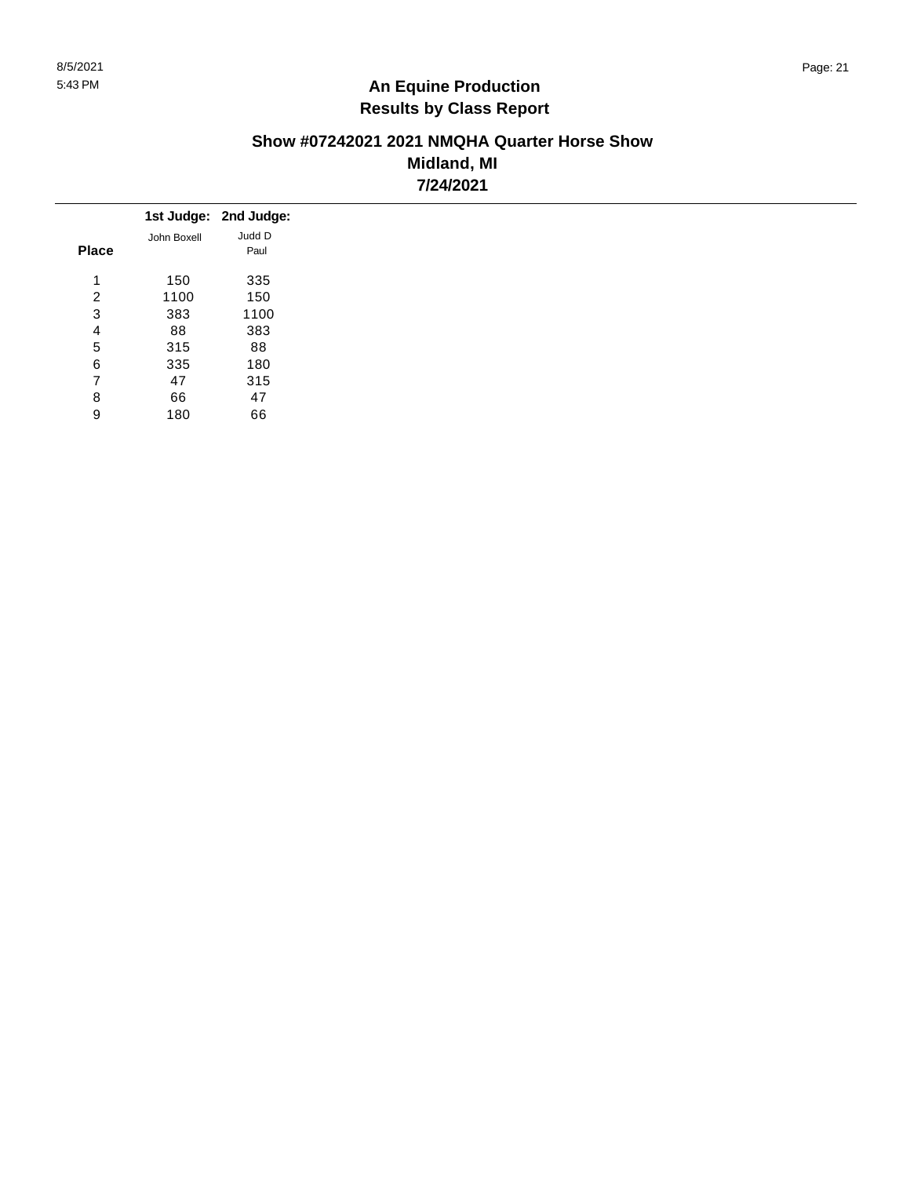## An Equine Production
## Results by Class Report

### Show #07242021 2021 NMQHA Quarter Horse Show
### Midland, MI
### 7/24/2021

| Place | 1st Judge: John Boxell | 2nd Judge: Judd D Paul |
|---|---|---|
| 1 | 150 | 335 |
| 2 | 1100 | 150 |
| 3 | 383 | 1100 |
| 4 | 88 | 383 |
| 5 | 315 | 88 |
| 6 | 335 | 180 |
| 7 | 47 | 315 |
| 8 | 66 | 47 |
| 9 | 180 | 66 |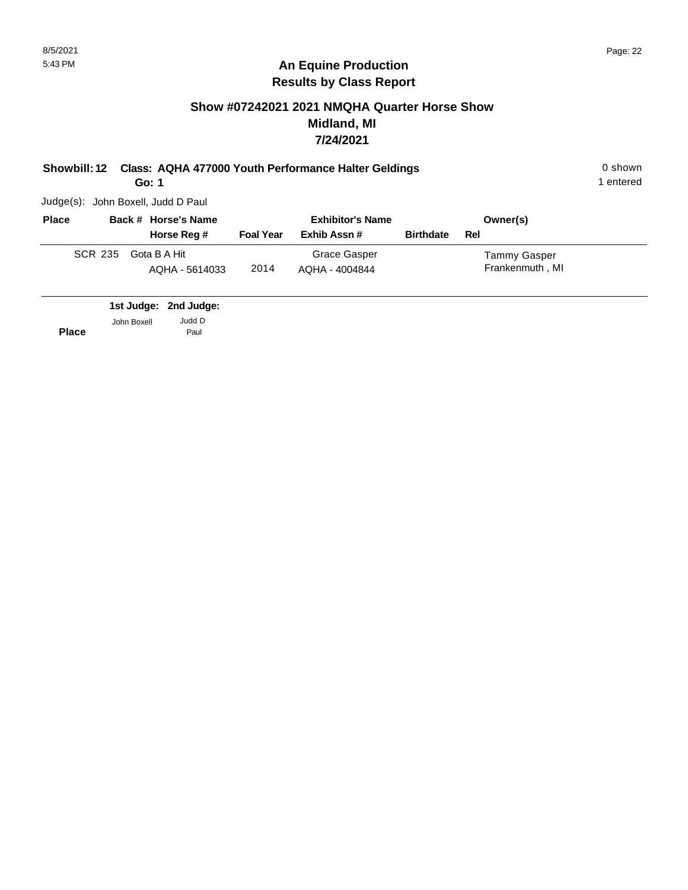## An Equine Production
## Results by Class Report

### Show #07242021 2021 NMQHA Quarter Horse Show
### Midland, MI
### 7/24/2021

**Showbill: 12 Class: AQHA 477000 Youth Performance Halter Geldings** 0 shown
**Go: 1** 1 entered

Judge(s): John Boxell, Judd D Paul

| Place | Back # | Horse's Name / Horse Reg # | Foal Year | Exhibitor's Name / Exhib Assn # | Birthdate | Owner(s) / Rel |
|---|---|---|---|---|---|---|
| SCR | 235 | Gota B A Hit<br>AQHA - 5614033 | 2014 | Grace Gasper<br>AQHA - 4004844 | | Tammy Gasper<br>Frankenmuth , MI |

| Place | 1st Judge: John Boxell | 2nd Judge: Judd D Paul |
|---|---|---|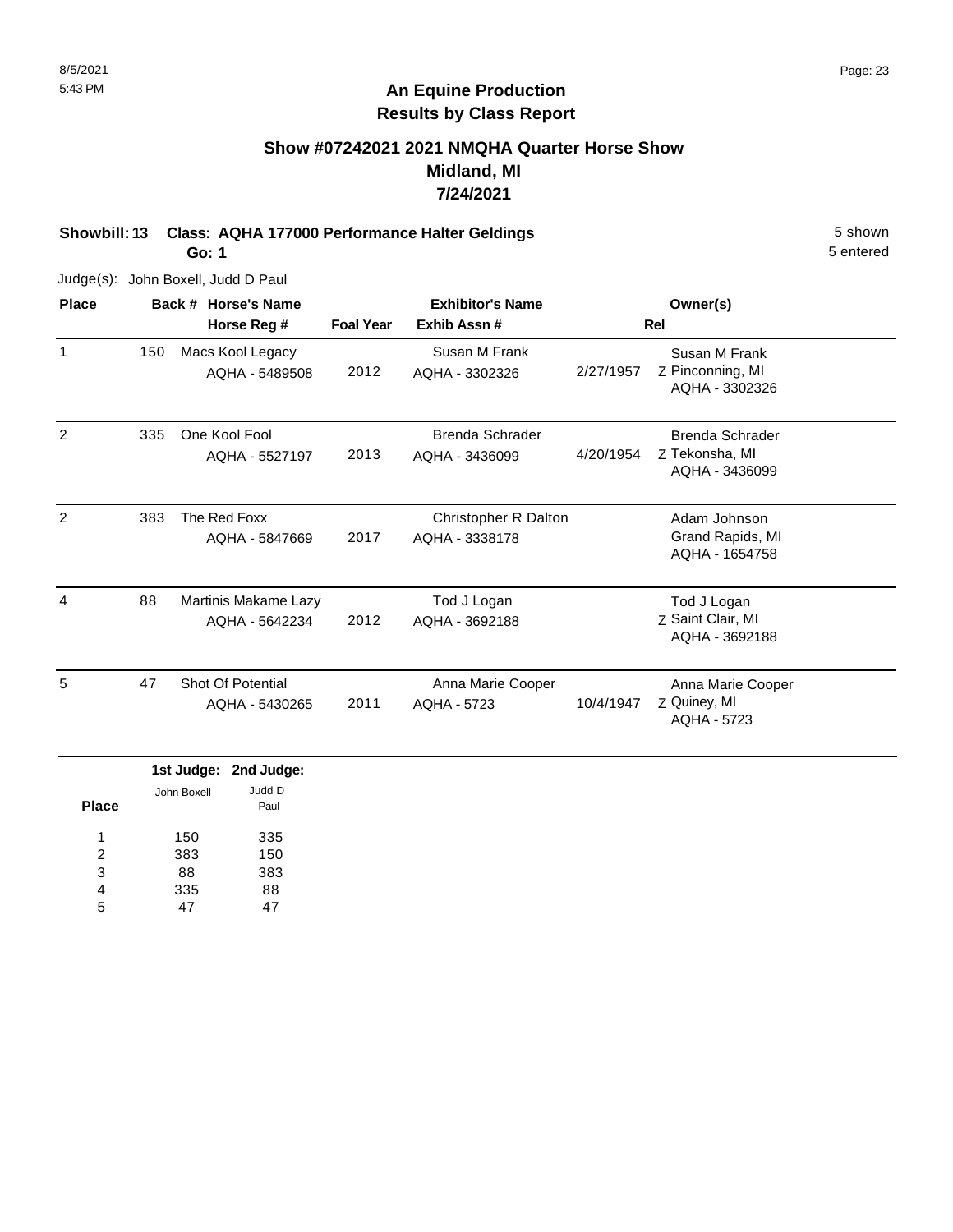8/5/2021
5:43 PM

## An Equine Production
## Results by Class Report

### Show #07242021 2021 NMQHA Quarter Horse Show
### Midland, MI
### 7/24/2021

**Showbill: 13 Class: AQHA 177000 Performance Halter Geldings** 5 shown
**Go: 1** 5 entered

Judge(s): John Boxell, Judd D Paul

| Place | Back # | Horse's Name / Horse Reg # | Foal Year | Exhibitor's Name / Exhib Assn # | Rel | Owner(s) |
|---|---|---|---|---|---|---|
| 1 | 150 | Macs Kool Legacy<br>AQHA - 5489508 | 2012 | Susan M Frank<br>AQHA - 3302326 | 2/27/1957 Z | Susan M Frank<br>Pinconning, MI<br>AQHA - 3302326 |
| 2 | 335 | One Kool Fool<br>AQHA - 5527197 | 2013 | Brenda Schrader<br>AQHA - 3436099 | 4/20/1954 Z | Brenda Schrader<br>Tekonsha, MI<br>AQHA - 3436099 |
| 2 | 383 | The Red Foxx<br>AQHA - 5847669 | 2017 | Christopher R Dalton<br>AQHA - 3338178 | | Adam Johnson<br>Grand Rapids, MI<br>AQHA - 1654758 |
| 4 | 88 | Martinis Makame Lazy<br>AQHA - 5642234 | 2012 | Tod J Logan<br>AQHA - 3692188 | Z | Tod J Logan<br>Saint Clair, MI<br>AQHA - 3692188 |
| 5 | 47 | Shot Of Potential<br>AQHA - 5430265 | 2011 | Anna Marie Cooper<br>AQHA - 5723 | 10/4/1947 Z | Anna Marie Cooper<br>Quiney, MI<br>AQHA - 5723 |

| Place | 1st Judge: John Boxell | 2nd Judge: Judd D Paul |
|---|---|---|
| 1 | 150 | 335 |
| 2 | 383 | 150 |
| 3 | 88 | 383 |
| 4 | 335 | 88 |
| 5 | 47 | 47 |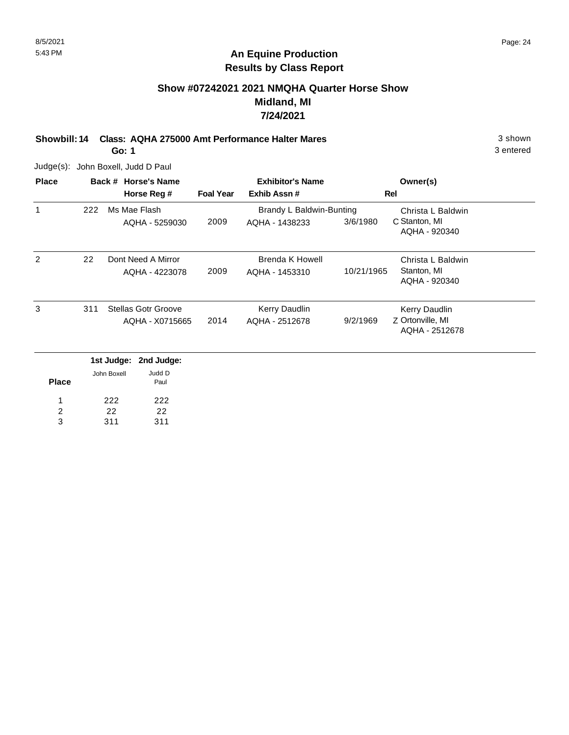## An Equine Production
## Results by Class Report

### Show #07242021 2021 NMQHA Quarter Horse Show
### Midland, MI
### 7/24/2021

**Showbill: 14 Class: AQHA 275000 Amt Performance Halter Mares** 3 shown
**Go: 1** 3 entered

Judge(s): John Boxell, Judd D Paul

| Place | Back # | Horse's Name / Horse Reg # | Foal Year | Exhibitor's Name / Exhib Assn # | Rel | Owner(s) |
|---|---|---|---|---|---|---|
| 1 | 222 | Ms Mae Flash<br>AQHA - 5259030 | 2009 | Brandy L Baldwin-Bunting<br>AQHA - 1438233 | 3/6/1980 C | Christa L Baldwin<br>Stanton, MI<br>AQHA - 920340 |
| 2 | 22 | Dont Need A Mirror<br>AQHA - 4223078 | 2009 | Brenda K Howell<br>AQHA - 1453310 | 10/21/1965 | Christa L Baldwin<br>Stanton, MI<br>AQHA - 920340 |
| 3 | 311 | Stellas Gotr Groove<br>AQHA - X0715665 | 2014 | Kerry Daudlin<br>AQHA - 2512678 | 9/2/1969 Z | Kerry Daudlin<br>Ortonville, MI<br>AQHA - 2512678 |

| Place | 1st Judge: John Boxell | 2nd Judge: Judd D Paul |
|---|---|---|
| 1 | 222 | 222 |
| 2 | 22 | 22 |
| 3 | 311 | 311 |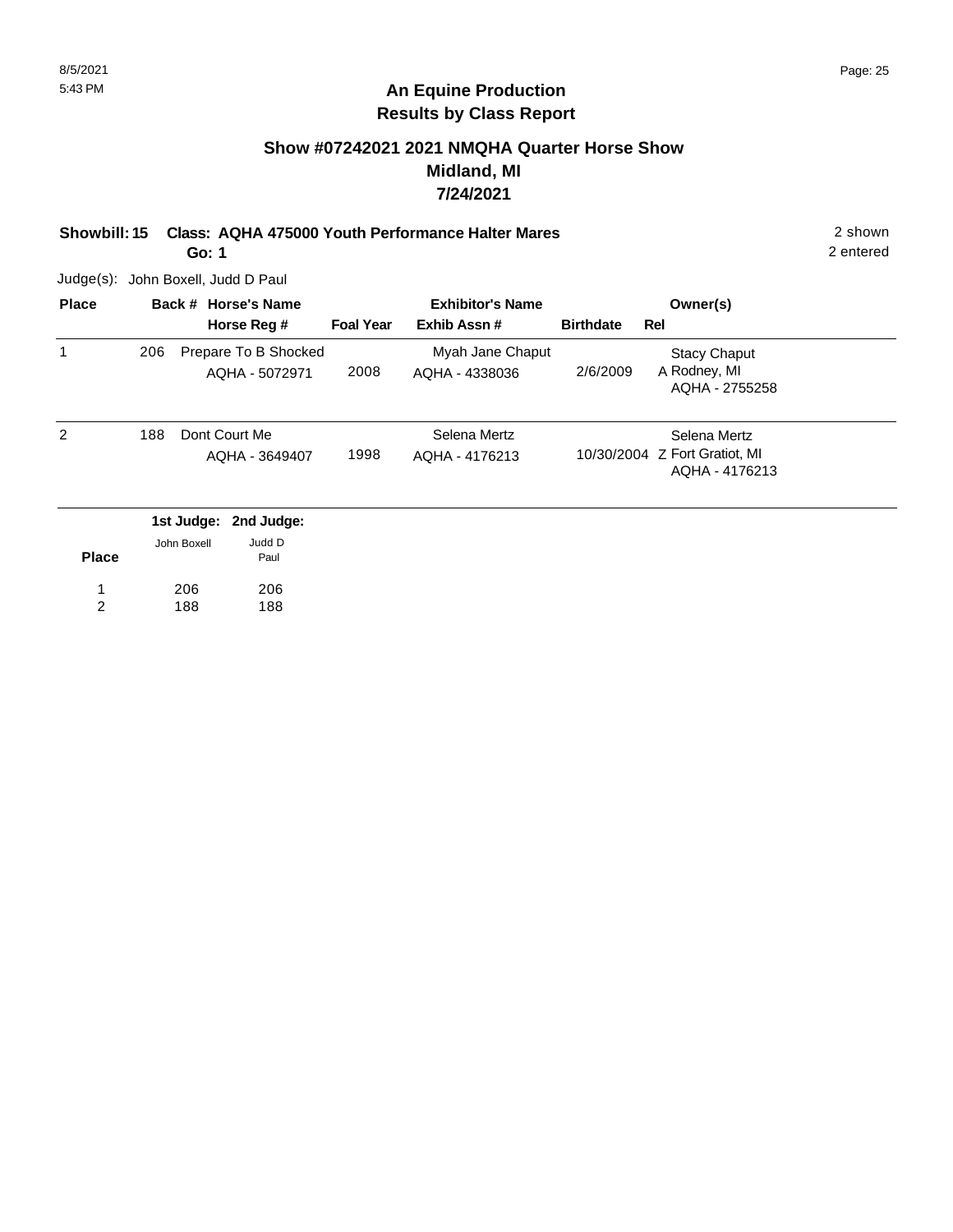# An Equine Production
## Results by Class Report

### Show #07242021 2021 NMQHA Quarter Horse Show
### Midland, MI
### 7/24/2021

**Showbill: 15 Class: AQHA 475000 Youth Performance Halter Mares** 2 shown
**Go: 1** 2 entered

Judge(s): John Boxell, Judd D Paul

| Place | Back # | Horse's Name / Horse Reg # | Foal Year | Exhibitor's Name / Exhib Assn # | Birthdate | Rel | Owner(s) |
|---|---|---|---|---|---|---|---|
| 1 | 206 | Prepare To B Shocked<br>AQHA - 5072971 | 2008 | Myah Jane Chaput<br>AQHA - 4338036 | 2/6/2009 | A | Stacy Chaput<br>Rodney, MI<br>AQHA - 2755258 |
| 2 | 188 | Dont Court Me<br>AQHA - 3649407 | 1998 | Selena Mertz<br>AQHA - 4176213 | 10/30/2004 | Z | Selena Mertz<br>Fort Gratiot, MI<br>AQHA - 4176213 |

| Place | 1st Judge: John Boxell | 2nd Judge: Judd D Paul |
|---|---|---|
| 1 | 206 | 206 |
| 2 | 188 | 188 |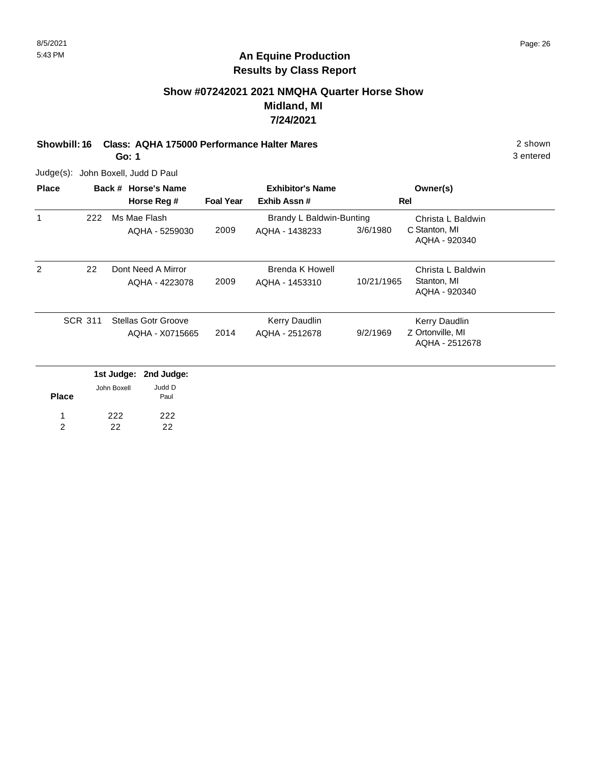8/5/2021
5:43 PM

# An Equine Production
## Results by Class Report

### Show #07242021 2021 NMQHA Quarter Horse Show
### Midland, MI
### 7/24/2021

**Showbill: 16 Class: AQHA 175000 Performance Halter Mares** — 2 shown, 3 entered

**Go: 1**

Judge(s): John Boxell, Judd D Paul

| Place | Back # | Horse's Name / Horse Reg # | Foal Year | Exhibitor's Name / Exhib Assn # | Rel | Owner(s) |
|---|---|---|---|---|---|---|
| 1 | 222 | Ms Mae Flash<br>AQHA - 5259030 | 2009 | Brandy L Baldwin-Bunting<br>AQHA - 1438233 | 3/6/1980 C | Christa L Baldwin<br>Stanton, MI<br>AQHA - 920340 |
| 2 | 22 | Dont Need A Mirror<br>AQHA - 4223078 | 2009 | Brenda K Howell<br>AQHA - 1453310 | 10/21/1965 | Christa L Baldwin<br>Stanton, MI<br>AQHA - 920340 |
| SCR | 311 | Stellas Gotr Groove<br>AQHA - X0715665 | 2014 | Kerry Daudlin<br>AQHA - 2512678 | 9/2/1969 Z | Kerry Daudlin<br>Ortonville, MI<br>AQHA - 2512678 |

| Place | 1st Judge: John Boxell | 2nd Judge: Judd D Paul |
|---|---|---|
| 1 | 222 | 222 |
| 2 | 22 | 22 |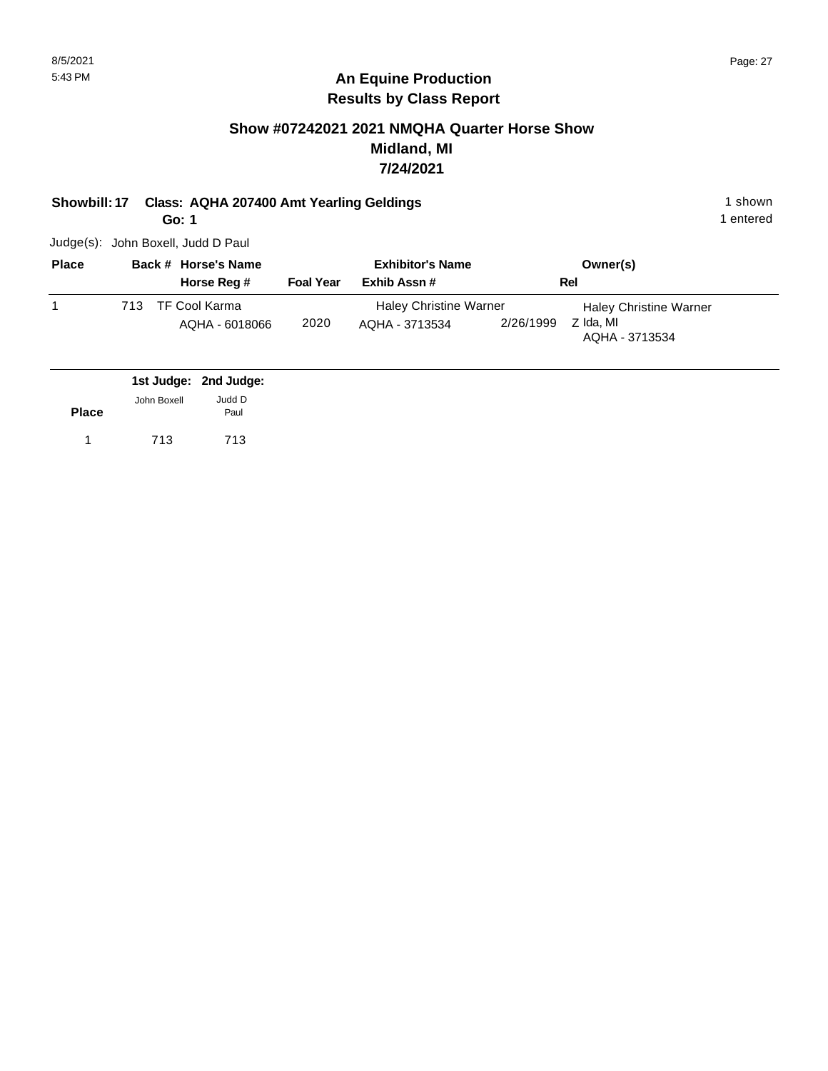# An Equine Production
## Results by Class Report

### Show #07242021 2021 NMQHA Quarter Horse Show
### Midland, MI
### 7/24/2021

**Showbill: 17 Class: AQHA 207400 Amt Yearling Geldings** 1 shown

**Go: 1** 1 entered

Judge(s): John Boxell, Judd D Paul

| Place | Back # | Horse's Name / Horse Reg # | Foal Year | Exhibitor's Name / Exhib Assn # | | Owner(s) / Rel |
|---|---|---|---|---|---|---|
| 1 | 713 | TF Cool Karma<br>AQHA - 6018066 | 2020 | Haley Christine Warner<br>AQHA - 3713534 | 2/26/1999 | Haley Christine Warner<br>Z Ida, MI<br>AQHA - 3713534 |

| Place | 1st Judge: John Boxell | 2nd Judge: Judd D Paul |
|---|---|---|
| 1 | 713 | 713 |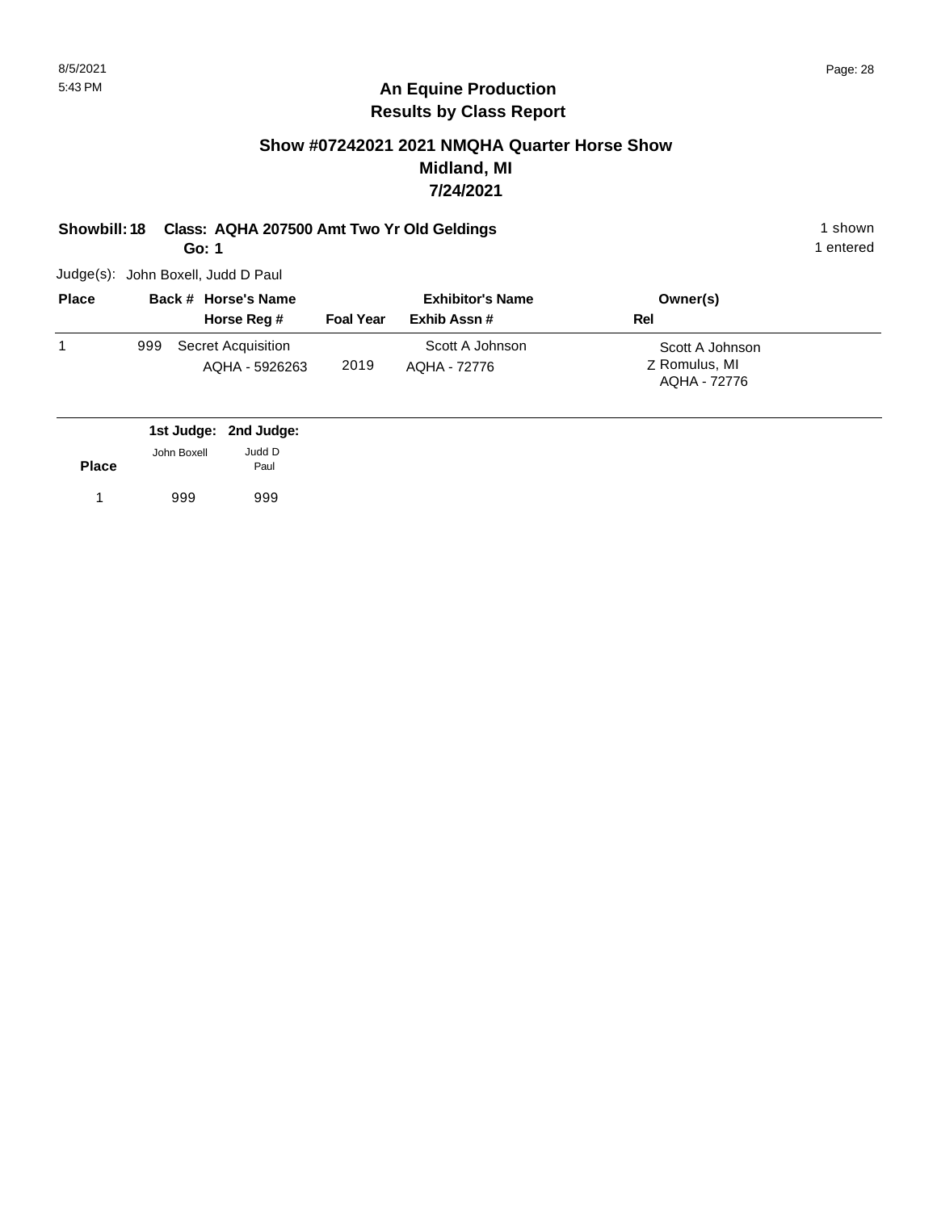# An Equine Production
## Results by Class Report

### Show #07242021 2021 NMQHA Quarter Horse Show
### Midland, MI
### 7/24/2021

**Showbill: 18 Class: AQHA 207500 Amt Two Yr Old Geldings** 1 shown
**Go: 1** 1 entered

Judge(s): John Boxell, Judd D Paul

| Place | Back # | Horse's Name / Horse Reg # | Foal Year | Exhibitor's Name / Exhib Assn # | Owner(s) / Rel |
|---|---|---|---|---|---|
| 1 | 999 | Secret Acquisition<br>AQHA - 5926263 | 2019 | Scott A Johnson<br>AQHA - 72776 | Scott A Johnson<br>Z Romulus, MI<br>AQHA - 72776 |

| Place | 1st Judge: John Boxell | 2nd Judge: Judd D Paul |
|---|---|---|
| 1 | 999 | 999 |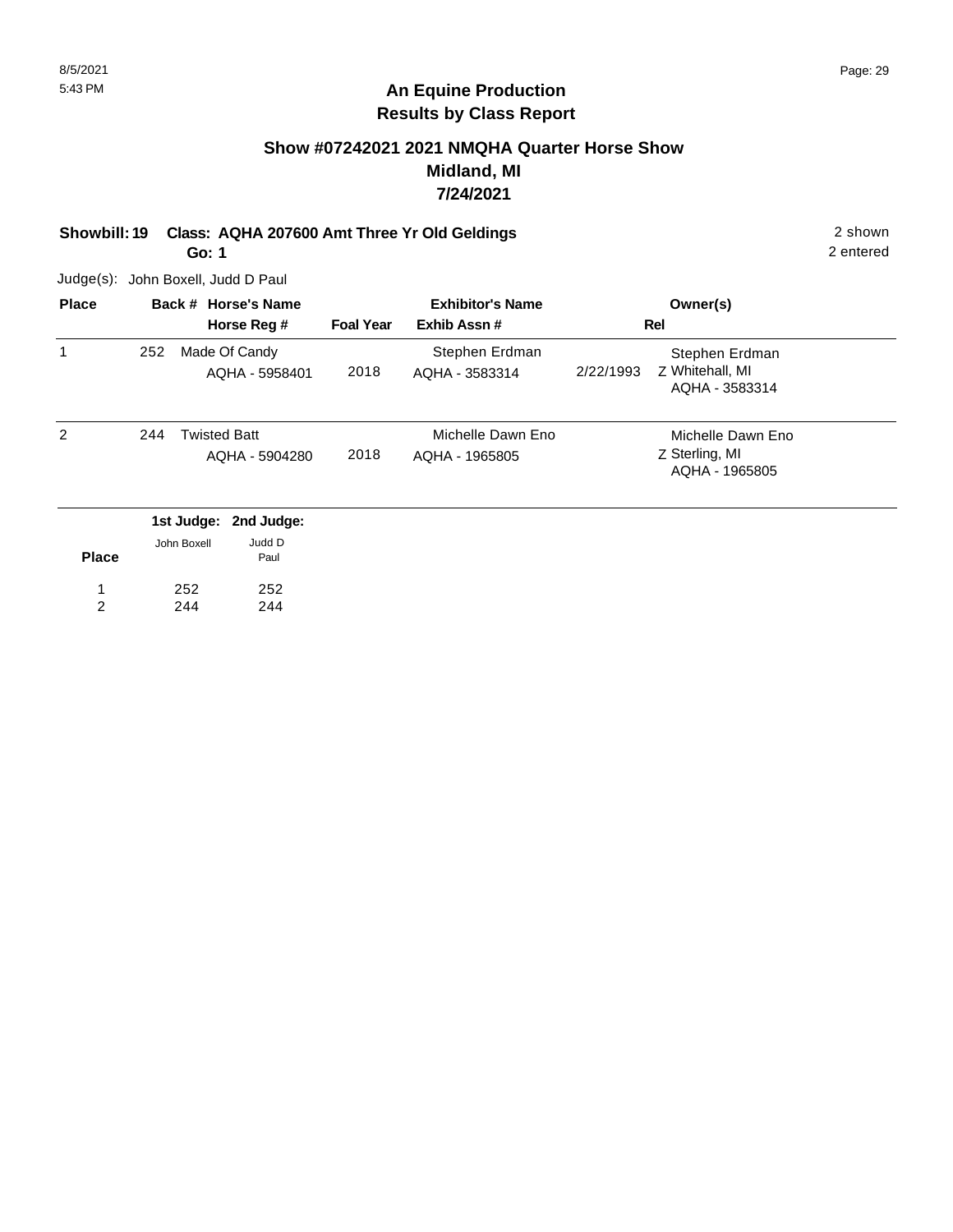## An Equine Production
## Results by Class Report

### Show #07242021 2021 NMQHA Quarter Horse Show
### Midland, MI
### 7/24/2021

**Showbill: 19 Class: AQHA 207600 Amt Three Yr Old Geldings** 2 shown
**Go: 1** 2 entered

Judge(s): John Boxell, Judd D Paul

| Place | Back # | Horse's Name / Horse Reg # | Foal Year | Exhibitor's Name / Exhib Assn # | Rel | Owner(s) |
|---|---|---|---|---|---|---|
| 1 | 252 | Made Of Candy<br>AQHA - 5958401 | 2018 | Stephen Erdman<br>AQHA - 3583314 | 2/22/1993 Z | Stephen Erdman<br>Whitehall, MI<br>AQHA - 3583314 |
| 2 | 244 | Twisted Batt<br>AQHA - 5904280 | 2018 | Michelle Dawn Eno<br>AQHA - 1965805 | Z | Michelle Dawn Eno<br>Sterling, MI<br>AQHA - 1965805 |

| Place | 1st Judge: John Boxell | 2nd Judge: Judd D Paul |
|---|---|---|
| 1 | 252 | 252 |
| 2 | 244 | 244 |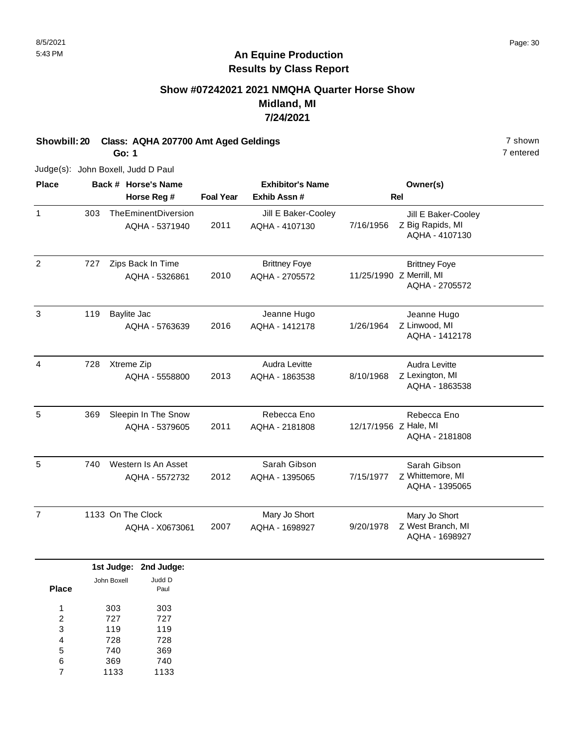# An Equine Production
## Results by Class Report

### Show #07242021 2021 NMQHA Quarter Horse Show
### Midland, MI
### 7/24/2021

**Showbill: 20 Class: AQHA 207700 Amt Aged Geldings** 7 shown

**Go: 1** 7 entered

Judge(s): John Boxell, Judd D Paul

| Place | Back # | Horse's Name / Horse Reg # | Foal Year | Exhibitor's Name / Exhib Assn # | Rel | Owner(s) |
|---|---|---|---|---|---|---|
| 1 | 303 | TheEminentDiversion<br>AQHA - 5371940 | 2011 | Jill E Baker-Cooley<br>AQHA - 4107130 | 7/16/1956 Z | Jill E Baker-Cooley<br>Big Rapids, MI<br>AQHA - 4107130 |
| 2 | 727 | Zips Back In Time<br>AQHA - 5326861 | 2010 | Brittney Foye<br>AQHA - 2705572 | 11/25/1990 Z | Brittney Foye<br>Merrill, MI<br>AQHA - 2705572 |
| 3 | 119 | Baylite Jac<br>AQHA - 5763639 | 2016 | Jeanne Hugo<br>AQHA - 1412178 | 1/26/1964 Z | Jeanne Hugo<br>Linwood, MI<br>AQHA - 1412178 |
| 4 | 728 | Xtreme Zip<br>AQHA - 5558800 | 2013 | Audra Levitte<br>AQHA - 1863538 | 8/10/1968 Z | Audra Levitte<br>Lexington, MI<br>AQHA - 1863538 |
| 5 | 369 | Sleepin In The Snow<br>AQHA - 5379605 | 2011 | Rebecca Eno<br>AQHA - 2181808 | 12/17/1956 Z | Rebecca Eno<br>Hale, MI<br>AQHA - 2181808 |
| 5 | 740 | Western Is An Asset<br>AQHA - 5572732 | 2012 | Sarah Gibson<br>AQHA - 1395065 | 7/15/1977 Z | Sarah Gibson<br>Whittemore, MI<br>AQHA - 1395065 |
| 7 | 1133 | On The Clock<br>AQHA - X0673061 | 2007 | Mary Jo Short<br>AQHA - 1698927 | 9/20/1978 Z | Mary Jo Short<br>West Branch, MI<br>AQHA - 1698927 |

| Place | 1st Judge: John Boxell | 2nd Judge: Judd D Paul |
|---|---|---|
| 1 | 303 | 303 |
| 2 | 727 | 727 |
| 3 | 119 | 119 |
| 4 | 728 | 728 |
| 5 | 740 | 369 |
| 6 | 369 | 740 |
| 7 | 1133 | 1133 |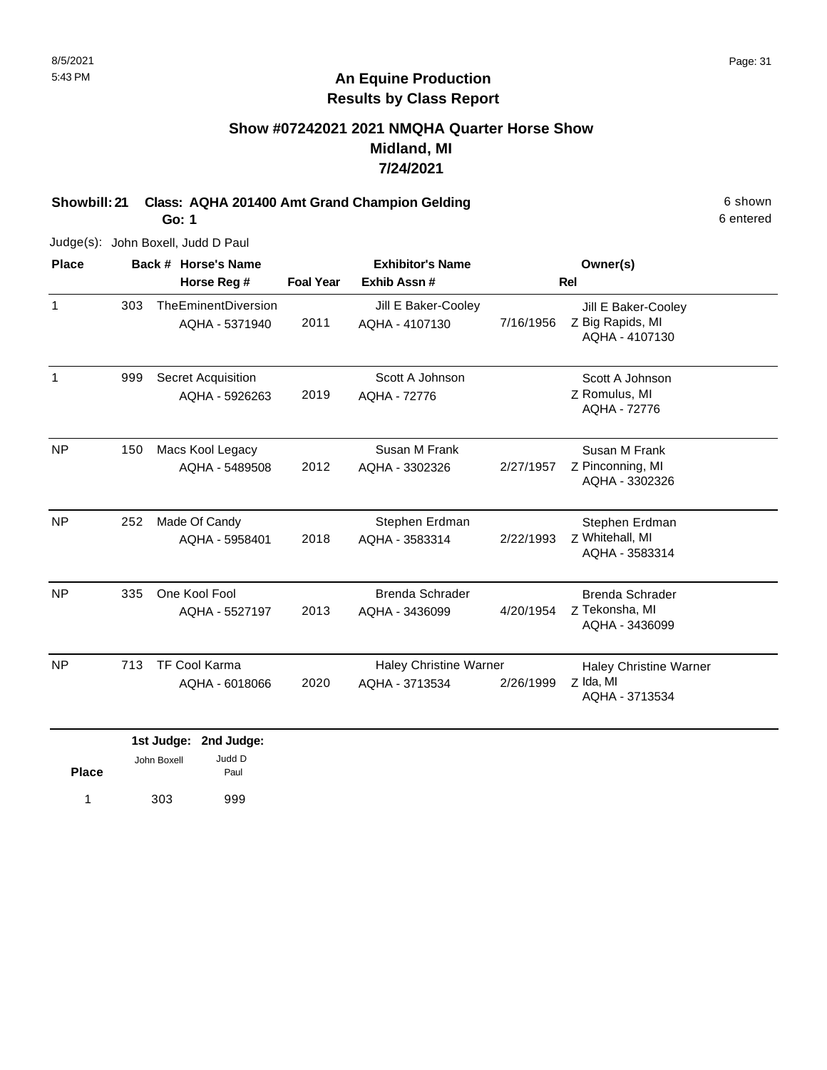8/5/2021
5:43 PM

# An Equine Production
## Results by Class Report

### Show #07242021 2021 NMQHA Quarter Horse Show
### Midland, MI
### 7/24/2021

**Showbill: 21 Class: AQHA 201400 Amt Grand Champion Gelding** 6 shown
**Go: 1** 6 entered

Judge(s): John Boxell, Judd D Paul

| Place | Back # | Horse's Name / Horse Reg # | Foal Year | Exhibitor's Name / Exhib Assn # | | Rel | Owner(s) |
|---|---|---|---|---|---|---|---|
| 1 | 303 | TheEminentDiversion<br>AQHA - 5371940 | 2011 | Jill E Baker-Cooley<br>AQHA - 4107130 | 7/16/1956 | Z | Jill E Baker-Cooley<br>Big Rapids, MI<br>AQHA - 4107130 |
| 1 | 999 | Secret Acquisition<br>AQHA - 5926263 | 2019 | Scott A Johnson<br>AQHA - 72776 | | Z | Scott A Johnson<br>Romulus, MI<br>AQHA - 72776 |
| NP | 150 | Macs Kool Legacy<br>AQHA - 5489508 | 2012 | Susan M Frank<br>AQHA - 3302326 | 2/27/1957 | Z | Susan M Frank<br>Pinconning, MI<br>AQHA - 3302326 |
| NP | 252 | Made Of Candy<br>AQHA - 5958401 | 2018 | Stephen Erdman<br>AQHA - 3583314 | 2/22/1993 | Z | Stephen Erdman<br>Whitehall, MI<br>AQHA - 3583314 |
| NP | 335 | One Kool Fool<br>AQHA - 5527197 | 2013 | Brenda Schrader<br>AQHA - 3436099 | 4/20/1954 | Z | Brenda Schrader<br>Tekonsha, MI<br>AQHA - 3436099 |
| NP | 713 | TF Cool Karma<br>AQHA - 6018066 | 2020 | Haley Christine Warner<br>AQHA - 3713534 | 2/26/1999 | Z | Haley Christine Warner<br>Ida, MI<br>AQHA - 3713534 |

| Place | 1st Judge: John Boxell | 2nd Judge: Judd D Paul |
|---|---|---|
| 1 | 303 | 999 |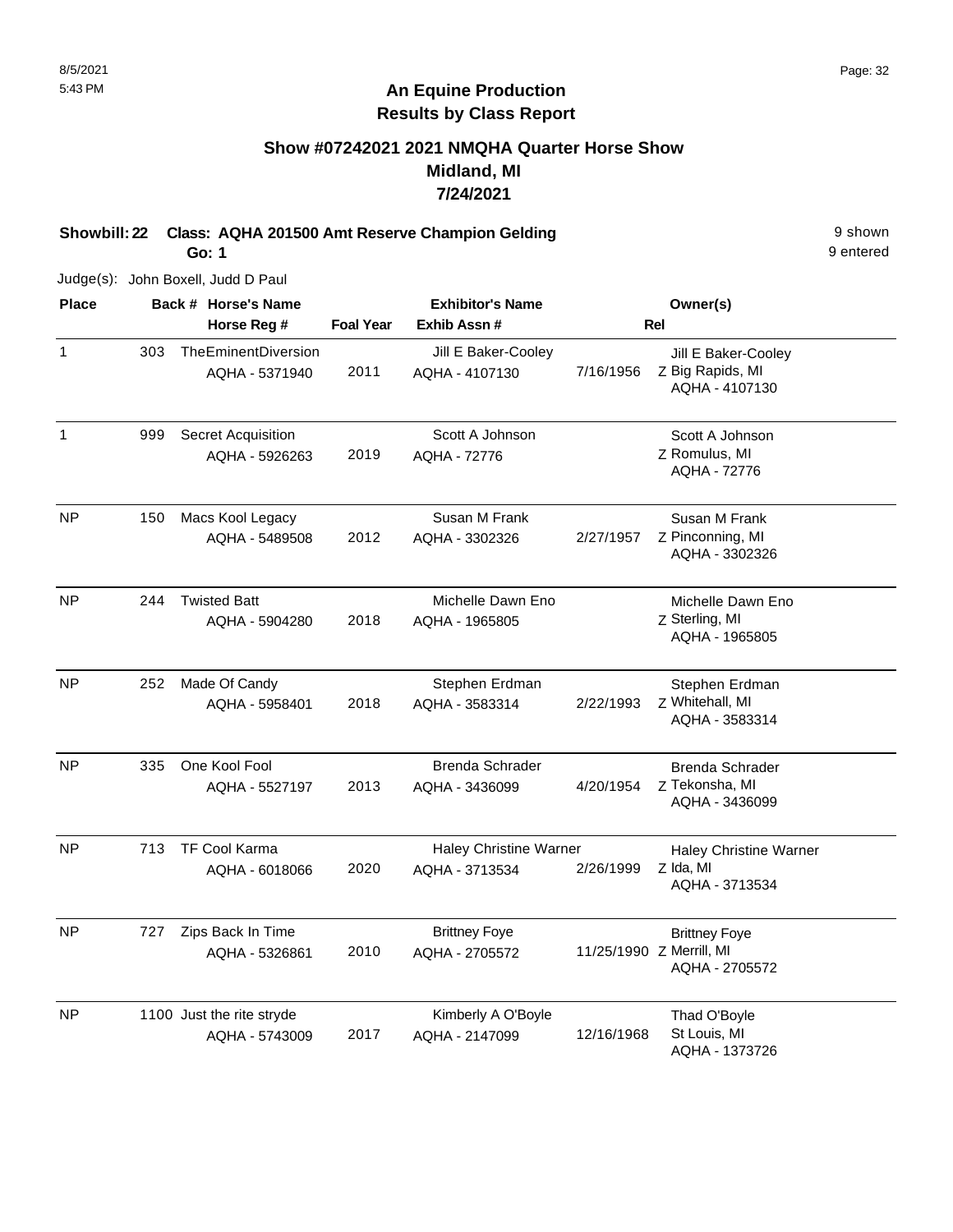## An Equine Production
## Results by Class Report

### Show #07242021 2021 NMQHA Quarter Horse Show
### Midland, MI
### 7/24/2021

**Showbill: 22 Class: AQHA 201500 Amt Reserve Champion Gelding** — 9 shown, 9 entered

**Go: 1**

Judge(s): John Boxell, Judd D Paul

| Place | Back # | Horse's Name / Horse Reg # | Foal Year | Exhibitor's Name / Exhib Assn # | Rel | Owner(s) |
|---|---|---|---|---|---|---|
| 1 | 303 | TheEminentDiversion<br>AQHA - 5371940 | 2011 | Jill E Baker-Cooley<br>AQHA - 4107130 | 7/16/1956 Z | Jill E Baker-Cooley<br>Big Rapids, MI<br>AQHA - 4107130 |
| 1 | 999 | Secret Acquisition<br>AQHA - 5926263 | 2019 | Scott A Johnson<br>AQHA - 72776 | Z | Scott A Johnson<br>Romulus, MI<br>AQHA - 72776 |
| NP | 150 | Macs Kool Legacy<br>AQHA - 5489508 | 2012 | Susan M Frank<br>AQHA - 3302326 | 2/27/1957 Z | Susan M Frank<br>Pinconning, MI<br>AQHA - 3302326 |
| NP | 244 | Twisted Batt<br>AQHA - 5904280 | 2018 | Michelle Dawn Eno<br>AQHA - 1965805 | Z | Michelle Dawn Eno<br>Sterling, MI<br>AQHA - 1965805 |
| NP | 252 | Made Of Candy<br>AQHA - 5958401 | 2018 | Stephen Erdman<br>AQHA - 3583314 | 2/22/1993 Z | Stephen Erdman<br>Whitehall, MI<br>AQHA - 3583314 |
| NP | 335 | One Kool Fool<br>AQHA - 5527197 | 2013 | Brenda Schrader<br>AQHA - 3436099 | 4/20/1954 Z | Brenda Schrader<br>Tekonsha, MI<br>AQHA - 3436099 |
| NP | 713 | TF Cool Karma<br>AQHA - 6018066 | 2020 | Haley Christine Warner<br>AQHA - 3713534 | 2/26/1999 Z | Haley Christine Warner<br>Ida, MI<br>AQHA - 3713534 |
| NP | 727 | Zips Back In Time<br>AQHA - 5326861 | 2010 | Brittney Foye<br>AQHA - 2705572 | 11/25/1990 Z | Brittney Foye<br>Merrill, MI<br>AQHA - 2705572 |
| NP | 1100 | Just the rite stryde<br>AQHA - 5743009 | 2017 | Kimberly A O'Boyle<br>AQHA - 2147099 | 12/16/1968 | Thad O'Boyle<br>St Louis, MI<br>AQHA - 1373726 |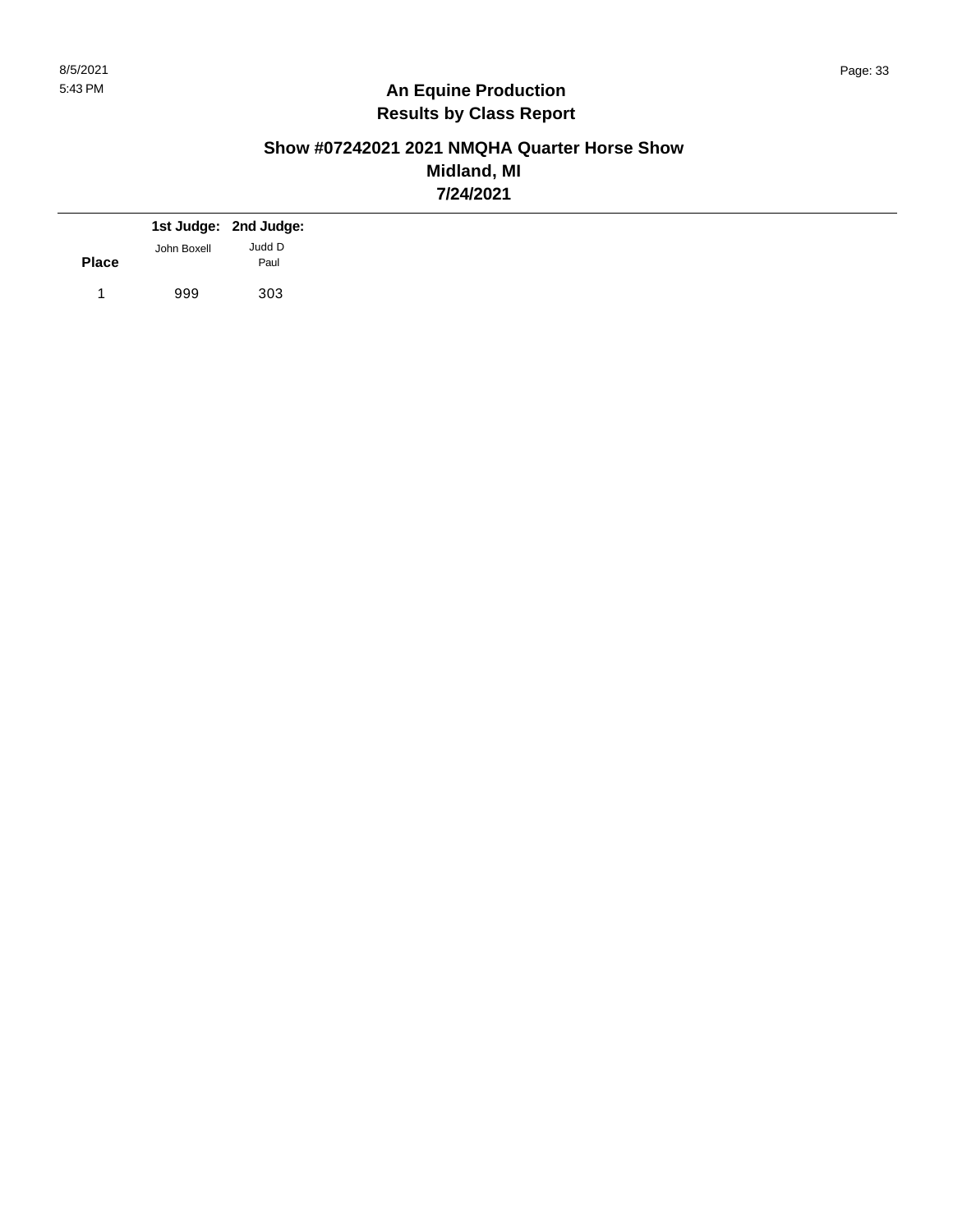# An Equine Production
## Results by Class Report

### Show #07242021 2021 NMQHA Quarter Horse Show
### Midland, MI
### 7/24/2021

| Place | 1st Judge: John Boxell | 2nd Judge: Judd D Paul |
|---|---|---|
| 1 | 999 | 303 |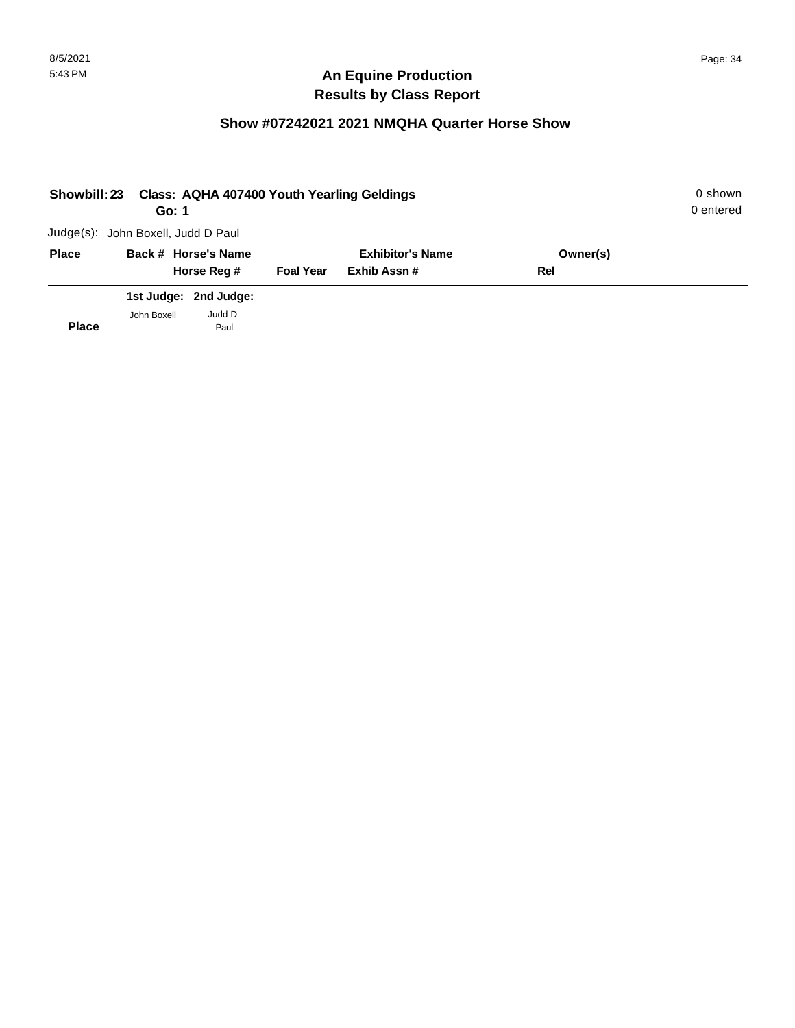# An Equine Production
## Results by Class Report

## Show #07242021 2021 NMQHA Quarter Horse Show

**Showbill: 23** **Class: AQHA 407400 Youth Yearling Geldings** 0 shown

**Go: 1** 0 entered

Judge(s): John Boxell, Judd D Paul

| Place | Back # | Horse's Name / Horse Reg # | Foal Year | Exhibitor's Name / Exhib Assn # | Owner(s) / Rel |
|---|---|---|---|---|---|

| | 1st Judge: | 2nd Judge: |
|---|---|---|
| **Place** | John Boxell | Judd D Paul |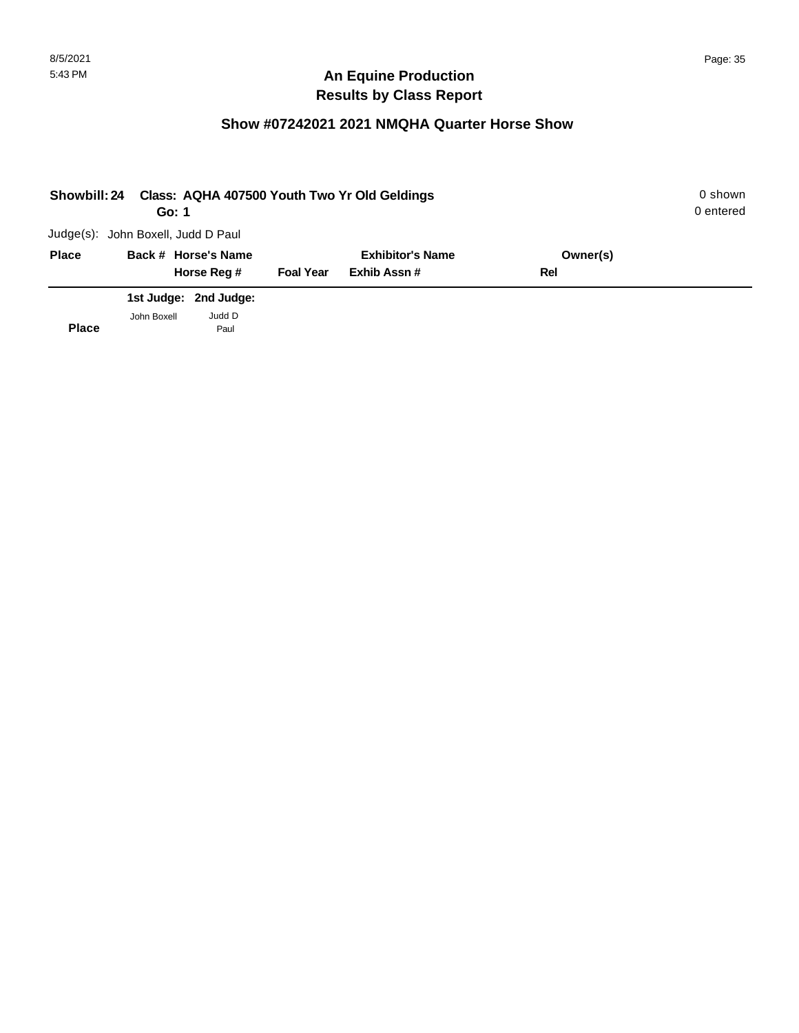## An Equine Production
## Results by Class Report

### Show #07242021 2021 NMQHA Quarter Horse Show

**Showbill: 24 Class: AQHA 407500 Youth Two Yr Old Geldings** 0 shown
**Go: 1** 0 entered

Judge(s): John Boxell, Judd D Paul

| Place | Back # | Horse's Name / Horse Reg # | Foal Year | Exhibitor's Name / Exhib Assn # | Owner(s) / Rel |
|---|---|---|---|---|---|

| Place | 1st Judge: John Boxell | 2nd Judge: Judd D Paul |
|---|---|---|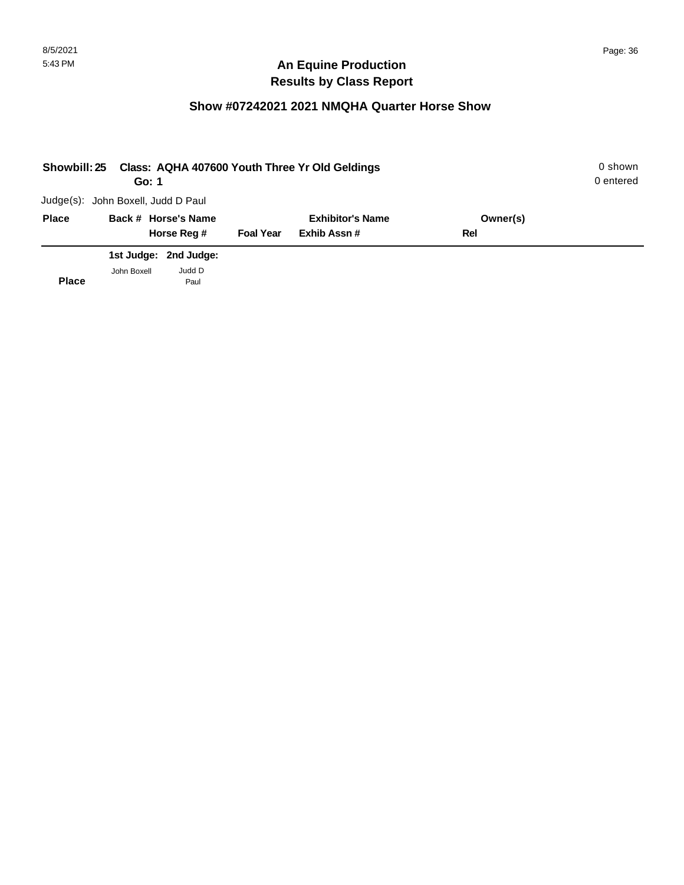## An Equine Production
## Results by Class Report

### Show #07242021 2021 NMQHA Quarter Horse Show

**Showbill: 25 Class: AQHA 407600 Youth Three Yr Old Geldings** 0 shown
**Go: 1** 0 entered

Judge(s): John Boxell, Judd D Paul

| Place | Back # | Horse's Name / Horse Reg # | Foal Year | Exhibitor's Name / Exhib Assn # | Owner(s) / Rel |
|---|---|---|---|---|---|

| Place | 1st Judge: John Boxell | 2nd Judge: Judd D Paul |
|---|---|---|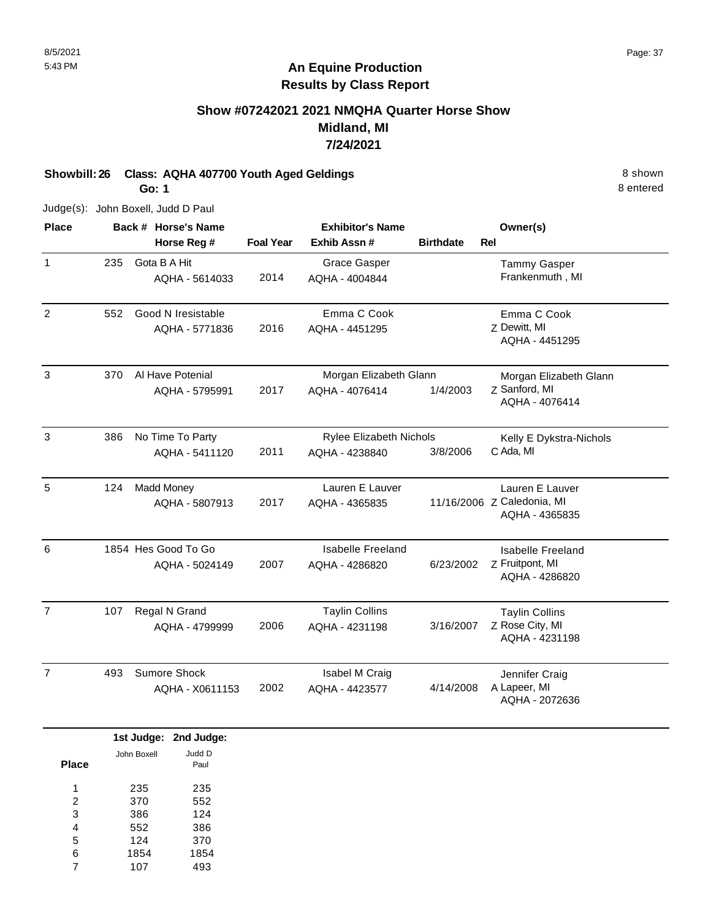# An Equine Production
## Results by Class Report

### Show #07242021 2021 NMQHA Quarter Horse Show
### Midland, MI
### 7/24/2021

**Showbill: 26 Class: AQHA 407700 Youth Aged Geldings** — 8 shown, 8 entered

**Go: 1**

Judge(s): John Boxell, Judd D Paul

| Place | Back # | Horse's Name / Horse Reg # | Foal Year | Exhibitor's Name / Exhib Assn # | Birthdate | Rel | Owner(s) |
|---|---|---|---|---|---|---|---|
| 1 | 235 | Gota B A Hit<br>AQHA - 5614033 | 2014 | Grace Gasper<br>AQHA - 4004844 | | | Tammy Gasper<br>Frankenmuth , MI |
| 2 | 552 | Good N Iresistable<br>AQHA - 5771836 | 2016 | Emma C Cook<br>AQHA - 4451295 | | Z | Emma C Cook<br>Dewitt, MI<br>AQHA - 4451295 |
| 3 | 370 | Al Have Potenial<br>AQHA - 5795991 | 2017 | Morgan Elizabeth Glann<br>AQHA - 4076414 | 1/4/2003 | Z | Morgan Elizabeth Glann<br>Sanford, MI<br>AQHA - 4076414 |
| 3 | 386 | No Time To Party<br>AQHA - 5411120 | 2011 | Rylee Elizabeth Nichols<br>AQHA - 4238840 | 3/8/2006 | C | Kelly E Dykstra-Nichols<br>Ada, MI |
| 5 | 124 | Madd Money<br>AQHA - 5807913 | 2017 | Lauren E Lauver<br>AQHA - 4365835 | 11/16/2006 | Z | Lauren E Lauver<br>Caledonia, MI<br>AQHA - 4365835 |
| 6 | 1854 | Hes Good To Go<br>AQHA - 5024149 | 2007 | Isabelle Freeland<br>AQHA - 4286820 | 6/23/2002 | Z | Isabelle Freeland<br>Fruitpont, MI<br>AQHA - 4286820 |
| 7 | 107 | Regal N Grand<br>AQHA - 4799999 | 2006 | Taylin Collins<br>AQHA - 4231198 | 3/16/2007 | Z | Taylin Collins<br>Rose City, MI<br>AQHA - 4231198 |
| 7 | 493 | Sumore Shock<br>AQHA - X0611153 | 2002 | Isabel M Craig<br>AQHA - 4423577 | 4/14/2008 | A | Jennifer Craig<br>Lapeer, MI<br>AQHA - 2072636 |

| Place | 1st Judge: John Boxell | 2nd Judge: Judd D Paul |
|---|---|---|
| 1 | 235 | 235 |
| 2 | 370 | 552 |
| 3 | 386 | 124 |
| 4 | 552 | 386 |
| 5 | 124 | 370 |
| 6 | 1854 | 1854 |
| 7 | 107 | 493 |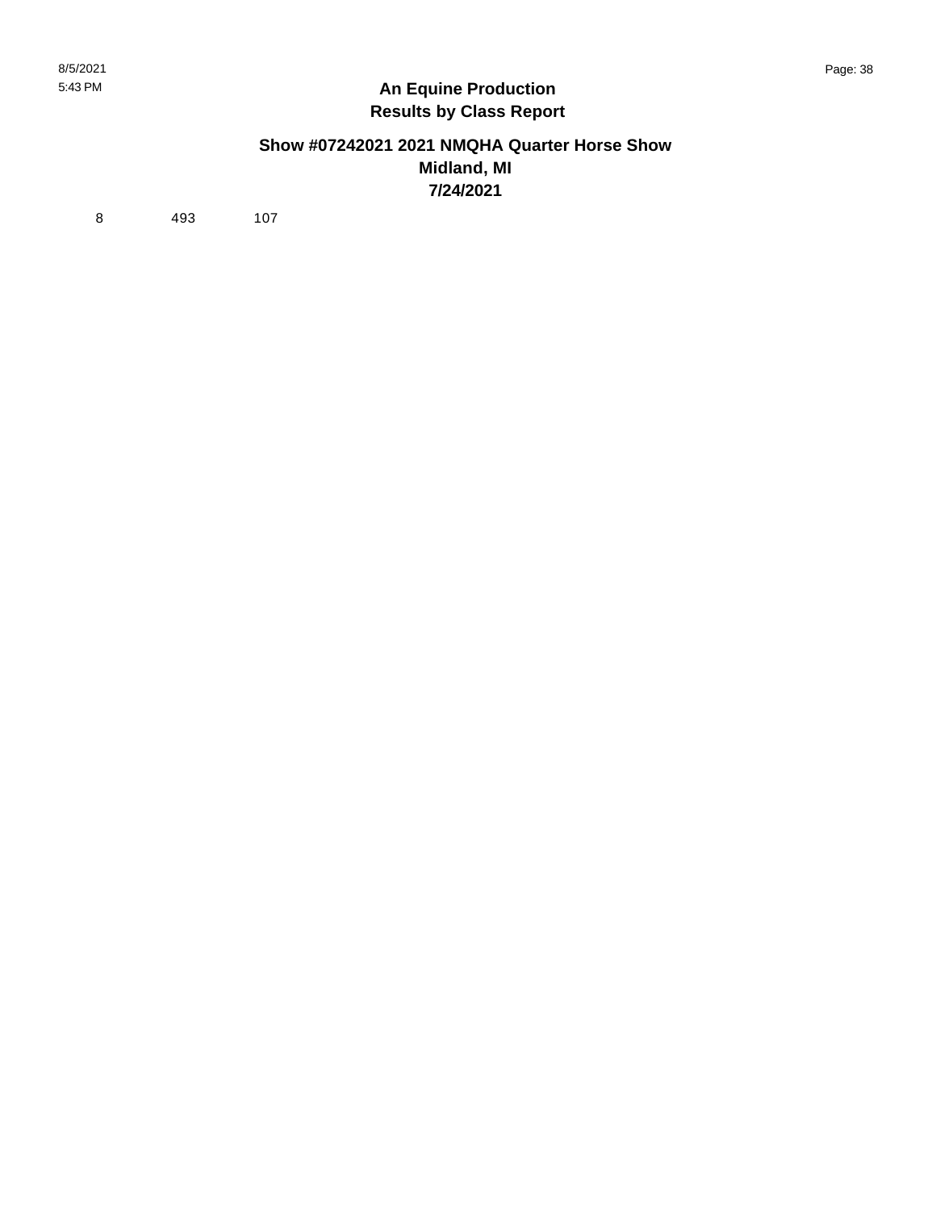**An Equine Production**
**Results by Class Report**

**Show #07242021 2021 NMQHA Quarter Horse Show**
**Midland, MI**
**7/24/2021**

| | | |
|---|---|---|
| 8 | 493 | 107 |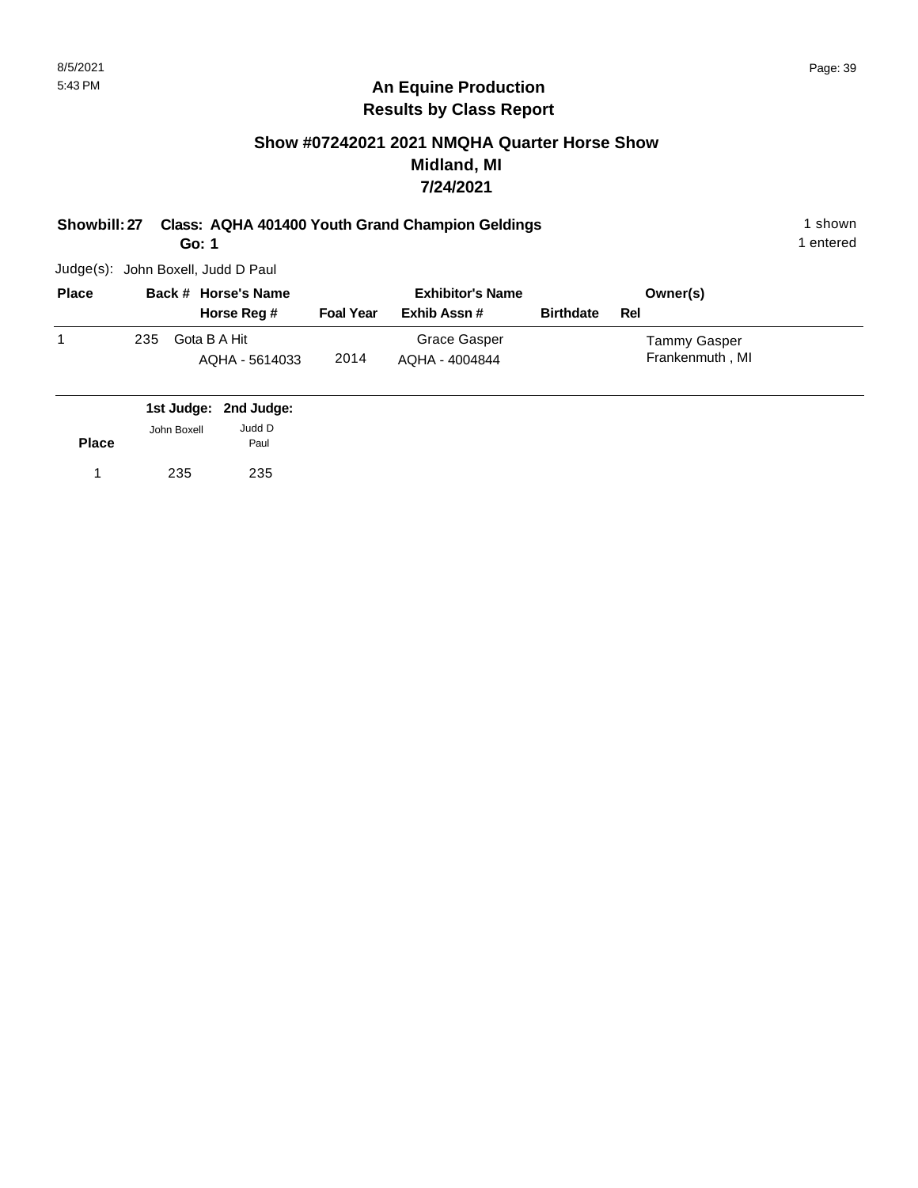# An Equine Production
## Results by Class Report

### Show #07242021 2021 NMQHA Quarter Horse Show
### Midland, MI
### 7/24/2021

**Showbill: 27 Class: AQHA 401400 Youth Grand Champion Geldings** 1 shown

**Go: 1** 1 entered

Judge(s): John Boxell, Judd D Paul

| Place | Back # | Horse's Name / Horse Reg # | Foal Year | Exhibitor's Name / Exhib Assn # | Birthdate | Owner(s) / Rel |
|---|---|---|---|---|---|---|
| 1 | 235 | Gota B A Hit<br>AQHA - 5614033 | 2014 | Grace Gasper<br>AQHA - 4004844 | | Tammy Gasper<br>Frankenmuth , MI |

| Place | 1st Judge: John Boxell | 2nd Judge: Judd D Paul |
|---|---|---|
| 1 | 235 | 235 |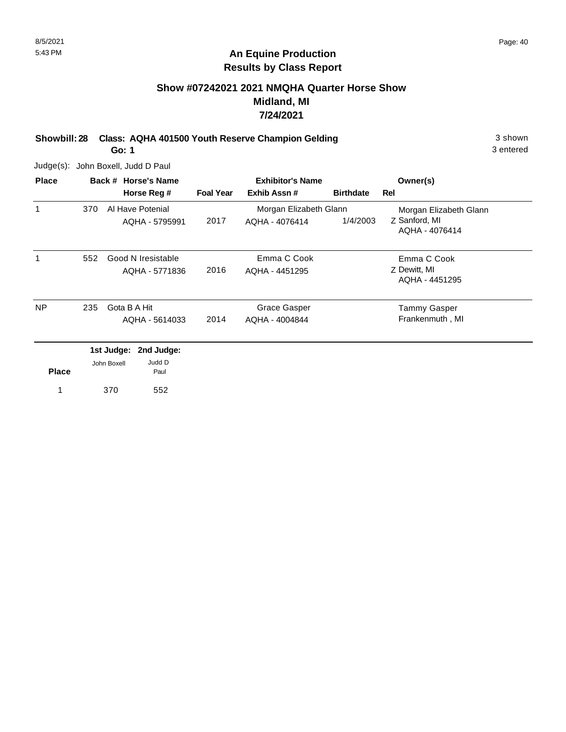# An Equine Production
## Results by Class Report

### Show #07242021 2021 NMQHA Quarter Horse Show
### Midland, MI
### 7/24/2021

**Showbill: 28 Class: AQHA 401500 Youth Reserve Champion Gelding** 3 shown
**Go: 1** 3 entered

Judge(s): John Boxell, Judd D Paul

| Place | Back # | Horse's Name / Horse Reg # | Foal Year | Exhibitor's Name / Exhib Assn # | Birthdate | Rel | Owner(s) |
|---|---|---|---|---|---|---|---|
| 1 | 370 | Al Have Potenial<br>AQHA - 5795991 | 2017 | Morgan Elizabeth Glann<br>AQHA - 4076414 | 1/4/2003 | Z | Morgan Elizabeth Glann<br>Sanford, MI<br>AQHA - 4076414 |
| 1 | 552 | Good N Iresistable<br>AQHA - 5771836 | 2016 | Emma C Cook<br>AQHA - 4451295 | | Z | Emma C Cook<br>Dewitt, MI<br>AQHA - 4451295 |
| NP | 235 | Gota B A Hit<br>AQHA - 5614033 | 2014 | Grace Gasper<br>AQHA - 4004844 | | | Tammy Gasper<br>Frankenmuth , MI |

| Place | 1st Judge: John Boxell | 2nd Judge: Judd D Paul |
|---|---|---|
| 1 | 370 | 552 |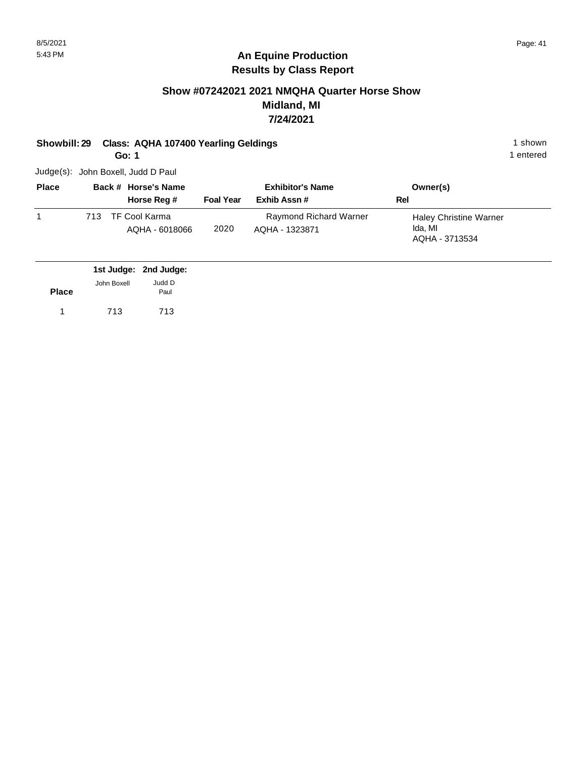**An Equine Production**
**Results by Class Report**

## Show #07242021 2021 NMQHA Quarter Horse Show
## Midland, MI
## 7/24/2021

**Showbill: 29 Class: AQHA 107400 Yearling Geldings** 1 shown

**Go: 1** 1 entered

Judge(s): John Boxell, Judd D Paul

| Place | Back # | Horse's Name / Horse Reg # | Foal Year | Exhibitor's Name / Exhib Assn # | Rel | Owner(s) |
|---|---|---|---|---|---|---|
| 1 | 713 | TF Cool Karma<br>AQHA - 6018066 | 2020 | Raymond Richard Warner<br>AQHA - 1323871 | | Haley Christine Warner<br>Ida, MI<br>AQHA - 3713534 |

| Place | 1st Judge: John Boxell | 2nd Judge: Judd D Paul |
|---|---|---|
| 1 | 713 | 713 |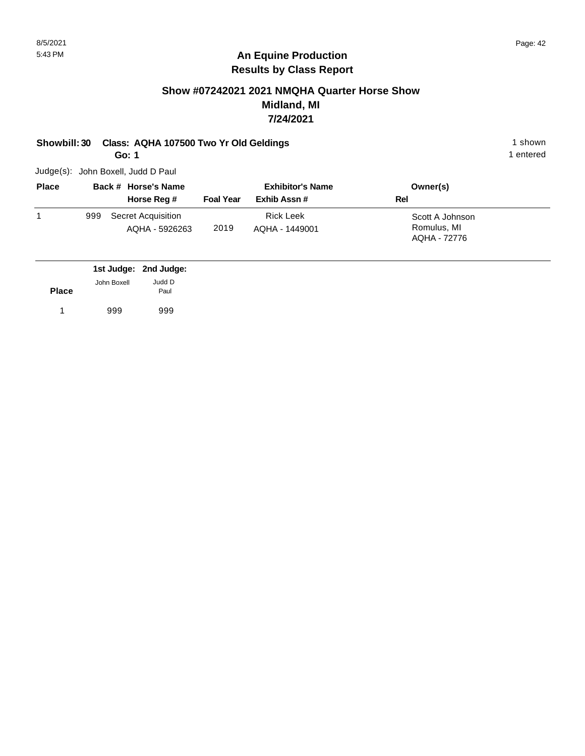## An Equine Production
## Results by Class Report

### Show #07242021 2021 NMQHA Quarter Horse Show
### Midland, MI
### 7/24/2021

**Showbill: 30 Class: AQHA 107500 Two Yr Old Geldings** 1 shown

**Go: 1** 1 entered

Judge(s): John Boxell, Judd D Paul

| Place | Back # | Horse's Name / Horse Reg # | Foal Year | Exhibitor's Name / Exhib Assn # | Owner(s) / Rel |
|---|---|---|---|---|---|
| 1 | 999 | Secret Acquisition<br>AQHA - 5926263 | 2019 | Rick Leek<br>AQHA - 1449001 | Scott A Johnson<br>Romulus, MI<br>AQHA - 72776 |

| Place | 1st Judge: John Boxell | 2nd Judge: Judd D Paul |
|---|---|---|
| 1 | 999 | 999 |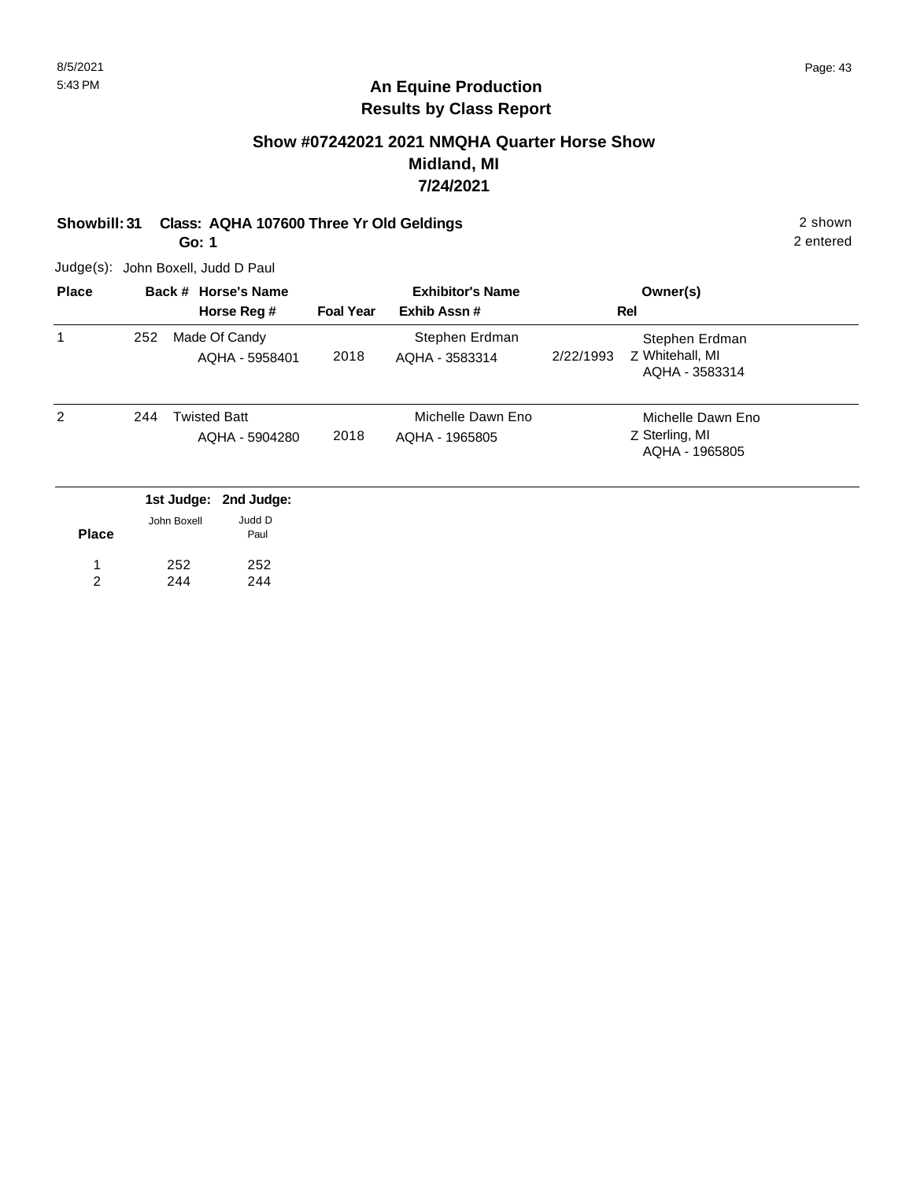# An Equine Production
## Results by Class Report

### Show #07242021 2021 NMQHA Quarter Horse Show
### Midland, MI
### 7/24/2021

**Showbill: 31 Class: AQHA 107600 Three Yr Old Geldings** 2 shown

**Go: 1** 2 entered

Judge(s): John Boxell, Judd D Paul

| Place | Back # | Horse's Name / Horse Reg # | Foal Year | Exhibitor's Name / Exhib Assn # | Rel | Owner(s) |
|---|---|---|---|---|---|---|
| 1 | 252 | Made Of Candy<br>AQHA - 5958401 | 2018 | Stephen Erdman<br>AQHA - 3583314 | 2/22/1993 Z | Stephen Erdman<br>Whitehall, MI<br>AQHA - 3583314 |
| 2 | 244 | Twisted Batt<br>AQHA - 5904280 | 2018 | Michelle Dawn Eno<br>AQHA - 1965805 | Z | Michelle Dawn Eno<br>Sterling, MI<br>AQHA - 1965805 |

| Place | 1st Judge: John Boxell | 2nd Judge: Judd D Paul |
|---|---|---|
| 1 | 252 | 252 |
| 2 | 244 | 244 |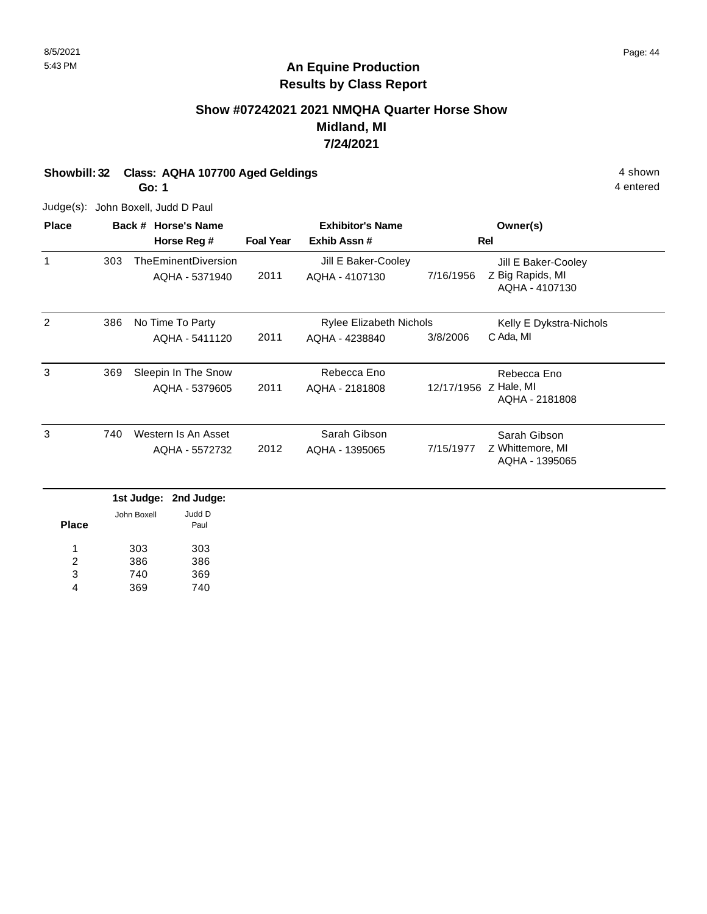## An Equine Production
## Results by Class Report

### Show #07242021 2021 NMQHA Quarter Horse Show
### Midland, MI
### 7/24/2021

**Showbill: 32 Class: AQHA 107700 Aged Geldings** 4 shown

**Go: 1** 4 entered

Judge(s): John Boxell, Judd D Paul

| Place | Back # | Horse's Name / Horse Reg # | Foal Year | Exhibitor's Name / Exhib Assn # | Rel | Owner(s) |
|---|---|---|---|---|---|---|
| 1 | 303 | TheEminentDiversion<br>AQHA - 5371940 | 2011 | Jill E Baker-Cooley<br>AQHA - 4107130 | 7/16/1956 Z | Jill E Baker-Cooley<br>Big Rapids, MI<br>AQHA - 4107130 |
| 2 | 386 | No Time To Party<br>AQHA - 5411120 | 2011 | Rylee Elizabeth Nichols<br>AQHA - 4238840 | 3/8/2006 C | Kelly E Dykstra-Nichols<br>Ada, MI |
| 3 | 369 | Sleepin In The Snow<br>AQHA - 5379605 | 2011 | Rebecca Eno<br>AQHA - 2181808 | 12/17/1956 Z | Rebecca Eno<br>Hale, MI<br>AQHA - 2181808 |
| 3 | 740 | Western Is An Asset<br>AQHA - 5572732 | 2012 | Sarah Gibson<br>AQHA - 1395065 | 7/15/1977 Z | Sarah Gibson<br>Whittemore, MI<br>AQHA - 1395065 |

| Place | 1st Judge: John Boxell | 2nd Judge: Judd D Paul |
|---|---|---|
| 1 | 303 | 303 |
| 2 | 386 | 386 |
| 3 | 740 | 369 |
| 4 | 369 | 740 |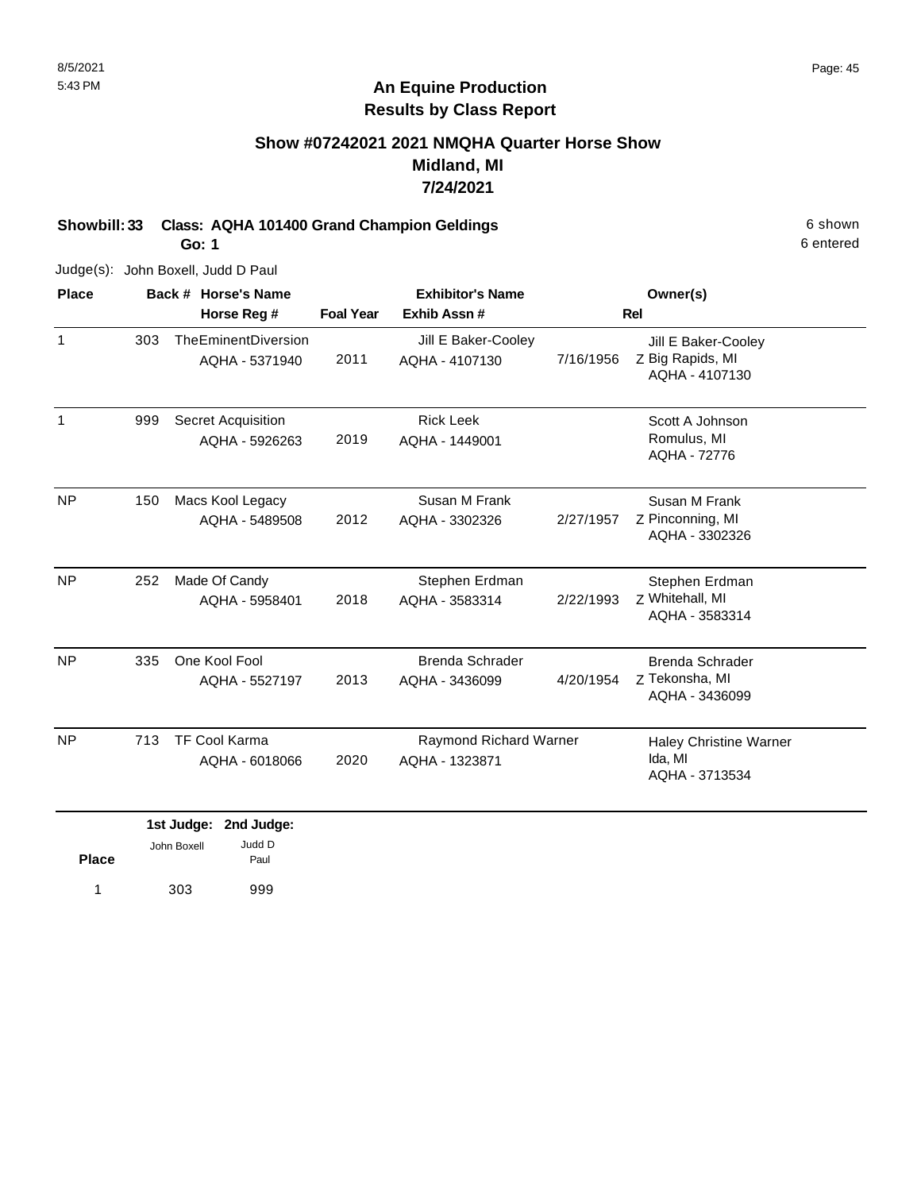8/5/2021
5:43 PM

# An Equine Production
## Results by Class Report

### Show #07242021 2021 NMQHA Quarter Horse Show
### Midland, MI
### 7/24/2021

**Showbill: 33 Class: AQHA 101400 Grand Champion Geldings** 6 shown
**Go: 1** 6 entered

Judge(s): John Boxell, Judd D Paul

| Place | Back # | Horse's Name / Horse Reg # | Foal Year | Exhibitor's Name / Exhib Assn # | Rel | Owner(s) |
|---|---|---|---|---|---|---|
| 1 | 303 | TheEminentDiversion<br>AQHA - 5371940 | 2011 | Jill E Baker-Cooley<br>AQHA - 4107130 | 7/16/1956 Z | Jill E Baker-Cooley<br>Big Rapids, MI<br>AQHA - 4107130 |
| 1 | 999 | Secret Acquisition<br>AQHA - 5926263 | 2019 | Rick Leek<br>AQHA - 1449001 | | Scott A Johnson<br>Romulus, MI<br>AQHA - 72776 |
| NP | 150 | Macs Kool Legacy<br>AQHA - 5489508 | 2012 | Susan M Frank<br>AQHA - 3302326 | 2/27/1957 Z | Susan M Frank<br>Pinconning, MI<br>AQHA - 3302326 |
| NP | 252 | Made Of Candy<br>AQHA - 5958401 | 2018 | Stephen Erdman<br>AQHA - 3583314 | 2/22/1993 Z | Stephen Erdman<br>Whitehall, MI<br>AQHA - 3583314 |
| NP | 335 | One Kool Fool<br>AQHA - 5527197 | 2013 | Brenda Schrader<br>AQHA - 3436099 | 4/20/1954 Z | Brenda Schrader<br>Tekonsha, MI<br>AQHA - 3436099 |
| NP | 713 | TF Cool Karma<br>AQHA - 6018066 | 2020 | Raymond Richard Warner<br>AQHA - 1323871 | | Haley Christine Warner<br>Ida, MI<br>AQHA - 3713534 |

| Place | 1st Judge: John Boxell | 2nd Judge: Judd D Paul |
|---|---|---|
| 1 | 303 | 999 |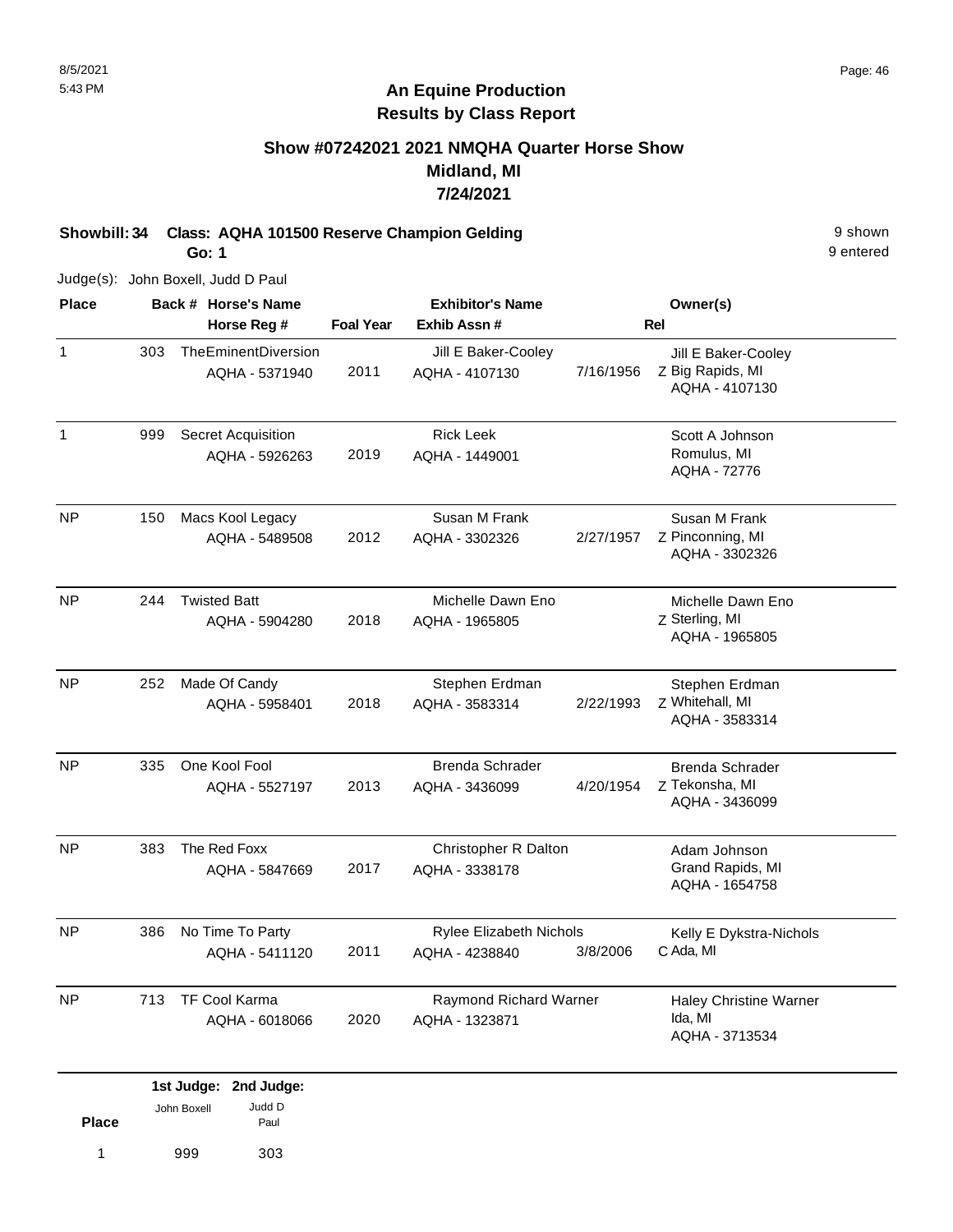# An Equine Production
## Results by Class Report

### Show #07242021 2021 NMQHA Quarter Horse Show
### Midland, MI
### 7/24/2021

**Showbill: 34 Class: AQHA 101500 Reserve Champion Gelding** 9 shown

**Go: 1** 9 entered

Judge(s): John Boxell, Judd D Paul

| Place | Back # | Horse's Name / Horse Reg # | Foal Year | Exhibitor's Name / Exhib Assn # | Rel | Owner(s) |
|---|---|---|---|---|---|---|
| 1 | 303 | TheEminentDiversion<br>AQHA - 5371940 | 2011 | Jill E Baker-Cooley<br>AQHA - 4107130 | 7/16/1956 Z | Jill E Baker-Cooley<br>Big Rapids, MI<br>AQHA - 4107130 |
| 1 | 999 | Secret Acquisition<br>AQHA - 5926263 | 2019 | Rick Leek<br>AQHA - 1449001 | | Scott A Johnson<br>Romulus, MI<br>AQHA - 72776 |
| NP | 150 | Macs Kool Legacy<br>AQHA - 5489508 | 2012 | Susan M Frank<br>AQHA - 3302326 | 2/27/1957 Z | Susan M Frank<br>Pinconning, MI<br>AQHA - 3302326 |
| NP | 244 | Twisted Batt<br>AQHA - 5904280 | 2018 | Michelle Dawn Eno<br>AQHA - 1965805 | Z | Michelle Dawn Eno<br>Sterling, MI<br>AQHA - 1965805 |
| NP | 252 | Made Of Candy<br>AQHA - 5958401 | 2018 | Stephen Erdman<br>AQHA - 3583314 | 2/22/1993 Z | Stephen Erdman<br>Whitehall, MI<br>AQHA - 3583314 |
| NP | 335 | One Kool Fool<br>AQHA - 5527197 | 2013 | Brenda Schrader<br>AQHA - 3436099 | 4/20/1954 Z | Brenda Schrader<br>Tekonsha, MI<br>AQHA - 3436099 |
| NP | 383 | The Red Foxx<br>AQHA - 5847669 | 2017 | Christopher R Dalton<br>AQHA - 3338178 | | Adam Johnson<br>Grand Rapids, MI<br>AQHA - 1654758 |
| NP | 386 | No Time To Party<br>AQHA - 5411120 | 2011 | Rylee Elizabeth Nichols<br>AQHA - 4238840 | 3/8/2006 C | Kelly E Dykstra-Nichols<br>Ada, MI |
| NP | 713 | TF Cool Karma<br>AQHA - 6018066 | 2020 | Raymond Richard Warner<br>AQHA - 1323871 | | Haley Christine Warner<br>Ida, MI<br>AQHA - 3713534 |

| Place | 1st Judge: John Boxell | 2nd Judge: Judd D Paul |
|---|---|---|
| 1 | 999 | 303 |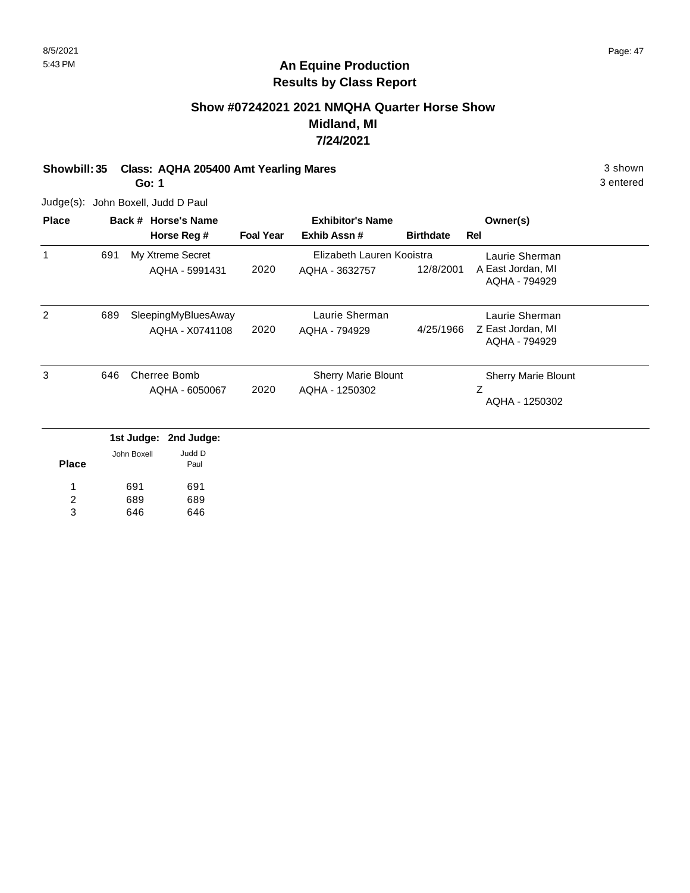## An Equine Production
## Results by Class Report

### Show #07242021 2021 NMQHA Quarter Horse Show
### Midland, MI
### 7/24/2021

**Showbill: 35 Class: AQHA 205400 Amt Yearling Mares** 3 shown

**Go: 1** 3 entered

Judge(s): John Boxell, Judd D Paul

| Place | Back # | Horse's Name / Horse Reg # | Foal Year | Exhibitor's Name / Exhib Assn # | Birthdate | Rel | Owner(s) |
|---|---|---|---|---|---|---|---|
| 1 | 691 | My Xtreme Secret<br>AQHA - 5991431 | 2020 | Elizabeth Lauren Kooistra<br>AQHA - 3632757 | 12/8/2001 | A | Laurie Sherman<br>East Jordan, MI<br>AQHA - 794929 |
| 2 | 689 | SleepingMyBluesAway<br>AQHA - X0741108 | 2020 | Laurie Sherman<br>AQHA - 794929 | 4/25/1966 | Z | Laurie Sherman<br>East Jordan, MI<br>AQHA - 794929 |
| 3 | 646 | Cherree Bomb<br>AQHA - 6050067 | 2020 | Sherry Marie Blount<br>AQHA - 1250302 | | Z | Sherry Marie Blount<br>AQHA - 1250302 |

| Place | 1st Judge: John Boxell | 2nd Judge: Judd D Paul |
|---|---|---|
| 1 | 691 | 691 |
| 2 | 689 | 689 |
| 3 | 646 | 646 |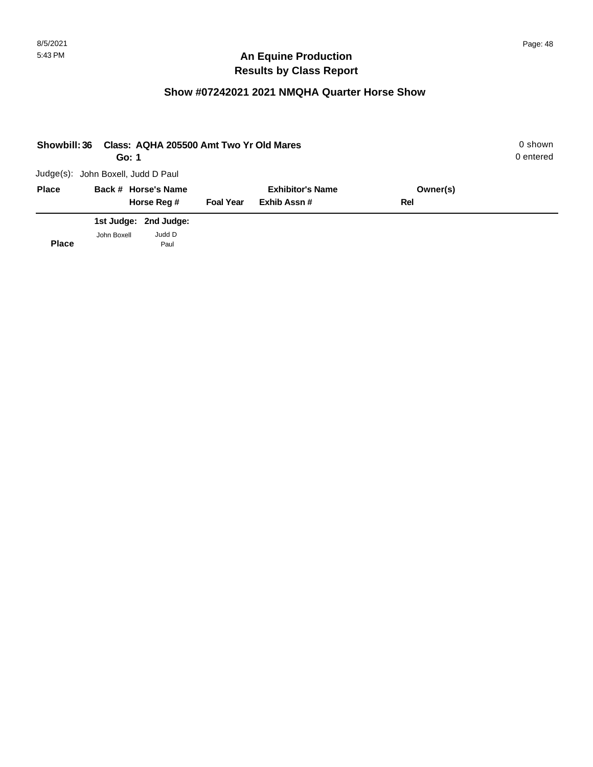## An Equine Production
## Results by Class Report

### Show #07242021 2021 NMQHA Quarter Horse Show

**Showbill: 36 Class: AQHA 205500 Amt Two Yr Old Mares** 0 shown
**Go: 1** 0 entered

Judge(s): John Boxell, Judd D Paul

| Place | Back # | Horse's Name / Horse Reg # | Foal Year | Exhibitor's Name / Exhib Assn # | Owner(s) / Rel |
|---|---|---|---|---|---|

| Place | 1st Judge: John Boxell | 2nd Judge: Judd D Paul |
|---|---|---|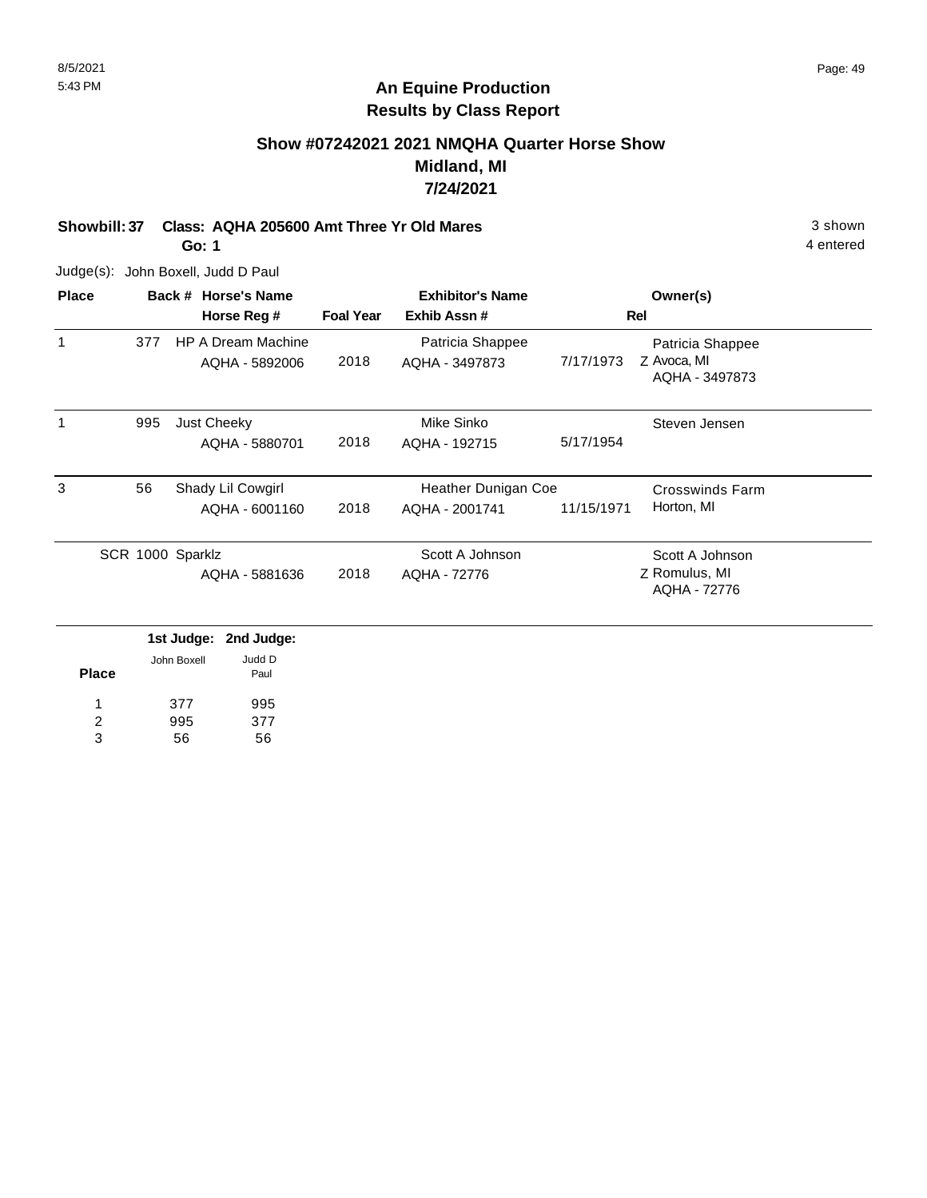# An Equine Production
## Results by Class Report

### Show #07242021 2021 NMQHA Quarter Horse Show
### Midland, MI
### 7/24/2021

**Showbill: 37** **Class: AQHA 205600 Amt Three Yr Old Mares** 3 shown

**Go: 1** 4 entered

Judge(s): John Boxell, Judd D Paul

| Place | Back # | Horse's Name / Horse Reg # | Foal Year | Exhibitor's Name / Exhib Assn # | Rel | Owner(s) |
|---|---|---|---|---|---|---|
| 1 | 377 | HP A Dream Machine<br>AQHA - 5892006 | 2018 | Patricia Shappee<br>AQHA - 3497873 | 7/17/1973 | Patricia Shappee<br>Z Avoca, MI<br>AQHA - 3497873 |
| 1 | 995 | Just Cheeky<br>AQHA - 5880701 | 2018 | Mike Sinko<br>AQHA - 192715 | 5/17/1954 | Steven Jensen |
| 3 | 56 | Shady Lil Cowgirl<br>AQHA - 6001160 | 2018 | Heather Dunigan Coe<br>AQHA - 2001741 | 11/15/1971 | Crosswinds Farm<br>Horton, MI |
| SCR | 1000 | Sparklz<br>AQHA - 5881636 | 2018 | Scott A Johnson<br>AQHA - 72776 | | Scott A Johnson<br>Z Romulus, MI<br>AQHA - 72776 |

| Place | 1st Judge: John Boxell | 2nd Judge: Judd D Paul |
|---|---|---|
| 1 | 377 | 995 |
| 2 | 995 | 377 |
| 3 | 56 | 56 |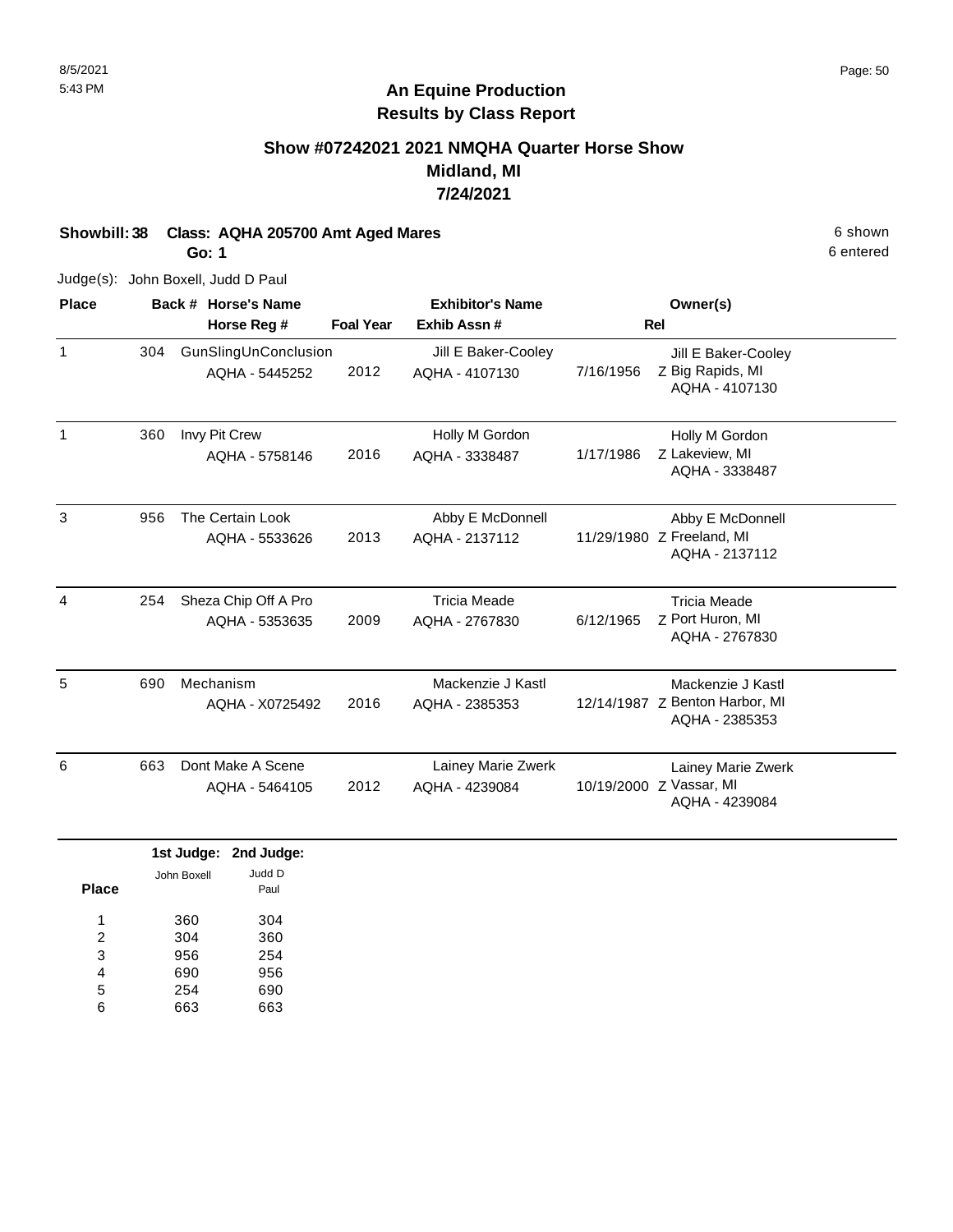# An Equine Production
## Results by Class Report

### Show #07242021 2021 NMQHA Quarter Horse Show
### Midland, MI
### 7/24/2021

**Showbill: 38 Class: AQHA 205700 Amt Aged Mares** — 6 shown

**Go: 1** — 6 entered

Judge(s): John Boxell, Judd D Paul

| Place | Back # | Horse's Name / Horse Reg # | Foal Year | Exhibitor's Name / Exhib Assn # | Rel | Owner(s) |
|---|---|---|---|---|---|---|
| 1 | 304 | GunSlingUnConclusion<br>AQHA - 5445252 | 2012 | Jill E Baker-Cooley<br>AQHA - 4107130 | 7/16/1956 Z | Jill E Baker-Cooley<br>Big Rapids, MI<br>AQHA - 4107130 |
| 1 | 360 | Invy Pit Crew<br>AQHA - 5758146 | 2016 | Holly M Gordon<br>AQHA - 3338487 | 1/17/1986 Z | Holly M Gordon<br>Lakeview, MI<br>AQHA - 3338487 |
| 3 | 956 | The Certain Look<br>AQHA - 5533626 | 2013 | Abby E McDonnell<br>AQHA - 2137112 | 11/29/1980 Z | Abby E McDonnell<br>Freeland, MI<br>AQHA - 2137112 |
| 4 | 254 | Sheza Chip Off A Pro<br>AQHA - 5353635 | 2009 | Tricia Meade<br>AQHA - 2767830 | 6/12/1965 Z | Tricia Meade<br>Port Huron, MI<br>AQHA - 2767830 |
| 5 | 690 | Mechanism<br>AQHA - X0725492 | 2016 | Mackenzie J Kastl<br>AQHA - 2385353 | 12/14/1987 Z | Mackenzie J Kastl<br>Benton Harbor, MI<br>AQHA - 2385353 |
| 6 | 663 | Dont Make A Scene<br>AQHA - 5464105 | 2012 | Lainey Marie Zwerk<br>AQHA - 4239084 | 10/19/2000 Z | Lainey Marie Zwerk<br>Vassar, MI<br>AQHA - 4239084 |

| Place | 1st Judge: John Boxell | 2nd Judge: Judd D Paul |
|---|---|---|
| 1 | 360 | 304 |
| 2 | 304 | 360 |
| 3 | 956 | 254 |
| 4 | 690 | 956 |
| 5 | 254 | 690 |
| 6 | 663 | 663 |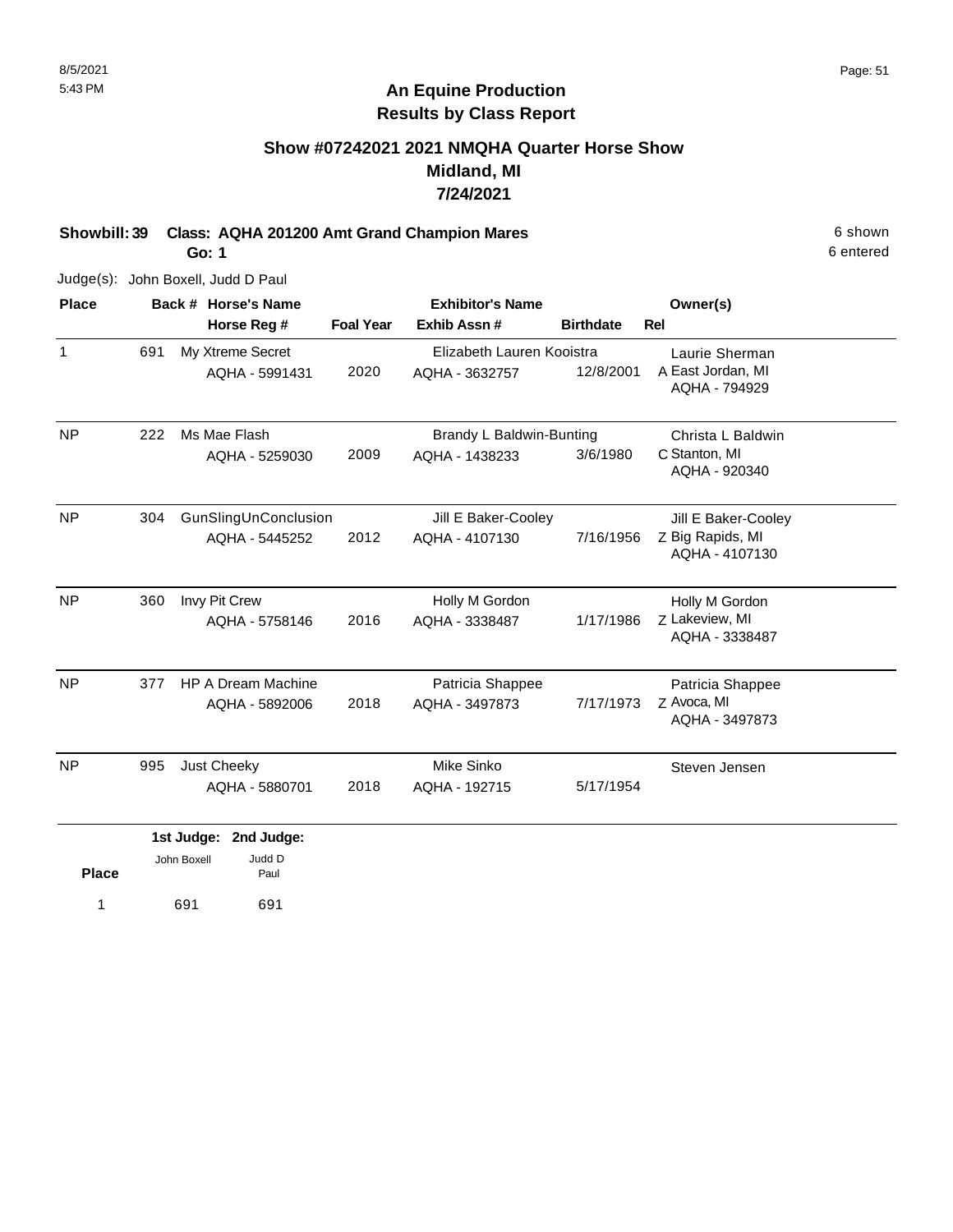8/5/2021
5:43 PM

# An Equine Production
## Results by Class Report

### Show #07242021 2021 NMQHA Quarter Horse Show
### Midland, MI
### 7/24/2021

**Showbill: 39 Class: AQHA 201200 Amt Grand Champion Mares** 6 shown
**Go: 1** 6 entered

Judge(s): John Boxell, Judd D Paul

| Place | Back # | Horse's Name / Horse Reg # | Foal Year | Exhibitor's Name / Exhib Assn # | Birthdate | Rel | Owner(s) |
|---|---|---|---|---|---|---|---|
| 1 | 691 | My Xtreme Secret<br>AQHA - 5991431 | 2020 | Elizabeth Lauren Kooistra<br>AQHA - 3632757 | 12/8/2001 | A | Laurie Sherman<br>East Jordan, MI<br>AQHA - 794929 |
| NP | 222 | Ms Mae Flash<br>AQHA - 5259030 | 2009 | Brandy L Baldwin-Bunting<br>AQHA - 1438233 | 3/6/1980 | C | Christa L Baldwin<br>Stanton, MI<br>AQHA - 920340 |
| NP | 304 | GunSlingUnConclusion<br>AQHA - 5445252 | 2012 | Jill E Baker-Cooley<br>AQHA - 4107130 | 7/16/1956 | Z | Jill E Baker-Cooley<br>Big Rapids, MI<br>AQHA - 4107130 |
| NP | 360 | Invy Pit Crew<br>AQHA - 5758146 | 2016 | Holly M Gordon<br>AQHA - 3338487 | 1/17/1986 | Z | Holly M Gordon<br>Lakeview, MI<br>AQHA - 3338487 |
| NP | 377 | HP A Dream Machine<br>AQHA - 5892006 | 2018 | Patricia Shappee<br>AQHA - 3497873 | 7/17/1973 | Z | Patricia Shappee<br>Avoca, MI<br>AQHA - 3497873 |
| NP | 995 | Just Cheeky<br>AQHA - 5880701 | 2018 | Mike Sinko<br>AQHA - 192715 | 5/17/1954 | | Steven Jensen |

| Place | 1st Judge: John Boxell | 2nd Judge: Judd D Paul |
|---|---|---|
| 1 | 691 | 691 |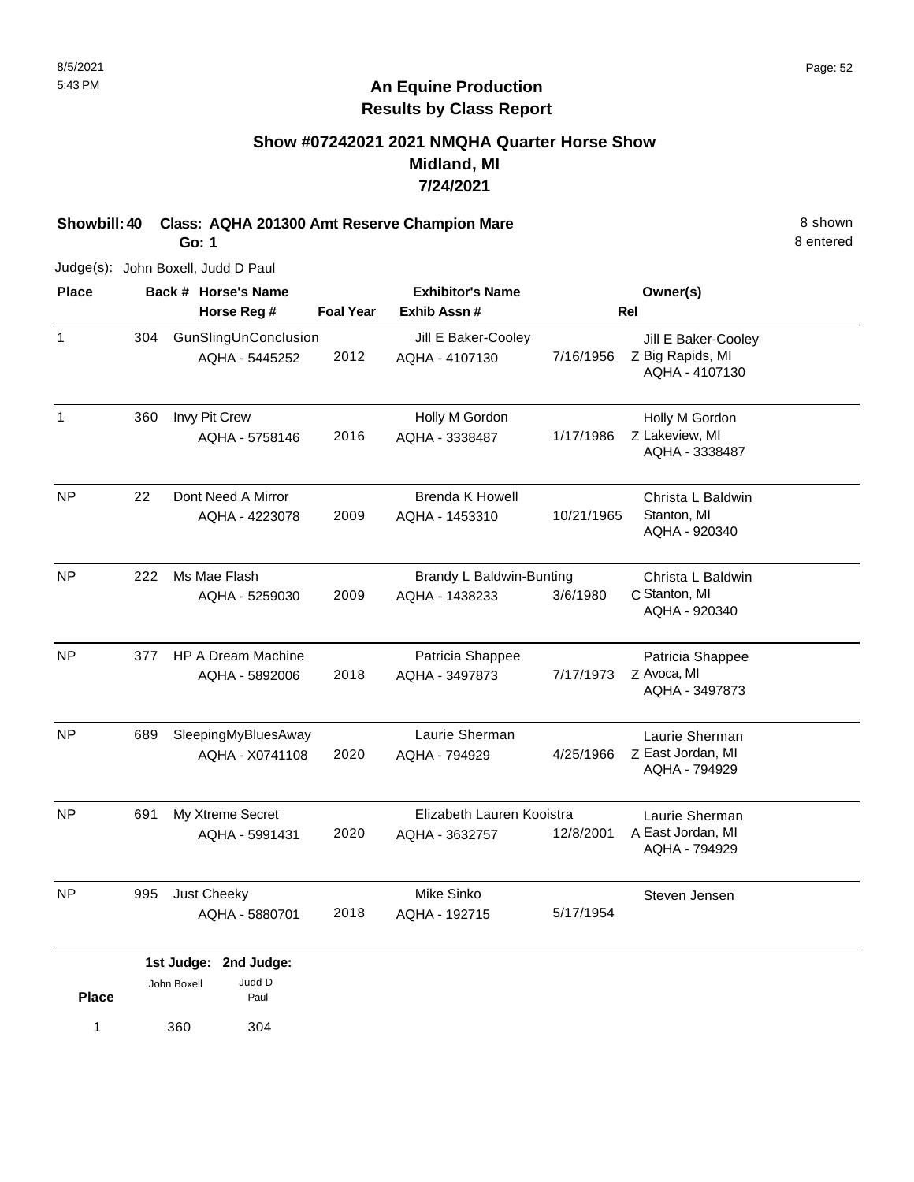# An Equine Production
## Results by Class Report

### Show #07242021 2021 NMQHA Quarter Horse Show
### Midland, MI
### 7/24/2021

**Showbill: 40 Class: AQHA 201300 Amt Reserve Champion Mare** — 8 shown, 8 entered

**Go: 1**

Judge(s): John Boxell, Judd D Paul

| Place | Back # | Horse's Name / Horse Reg # | Foal Year | Exhibitor's Name / Exhib Assn # | | Rel | Owner(s) |
|---|---|---|---|---|---|---|---|
| 1 | 304 | GunSlingUnConclusion<br>AQHA - 5445252 | 2012 | Jill E Baker-Cooley<br>AQHA - 4107130 | 7/16/1956 | Z | Jill E Baker-Cooley<br>Big Rapids, MI<br>AQHA - 4107130 |
| 1 | 360 | Invy Pit Crew<br>AQHA - 5758146 | 2016 | Holly M Gordon<br>AQHA - 3338487 | 1/17/1986 | Z | Holly M Gordon<br>Lakeview, MI<br>AQHA - 3338487 |
| NP | 22 | Dont Need A Mirror<br>AQHA - 4223078 | 2009 | Brenda K Howell<br>AQHA - 1453310 | 10/21/1965 | | Christa L Baldwin<br>Stanton, MI<br>AQHA - 920340 |
| NP | 222 | Ms Mae Flash<br>AQHA - 5259030 | 2009 | Brandy L Baldwin-Bunting<br>AQHA - 1438233 | 3/6/1980 | C | Christa L Baldwin<br>Stanton, MI<br>AQHA - 920340 |
| NP | 377 | HP A Dream Machine<br>AQHA - 5892006 | 2018 | Patricia Shappee<br>AQHA - 3497873 | 7/17/1973 | Z | Patricia Shappee<br>Avoca, MI<br>AQHA - 3497873 |
| NP | 689 | SleepingMyBluesAway<br>AQHA - X0741108 | 2020 | Laurie Sherman<br>AQHA - 794929 | 4/25/1966 | Z | Laurie Sherman<br>East Jordan, MI<br>AQHA - 794929 |
| NP | 691 | My Xtreme Secret<br>AQHA - 5991431 | 2020 | Elizabeth Lauren Kooistra<br>AQHA - 3632757 | 12/8/2001 | A | Laurie Sherman<br>East Jordan, MI<br>AQHA - 794929 |
| NP | 995 | Just Cheeky<br>AQHA - 5880701 | 2018 | Mike Sinko<br>AQHA - 192715 | 5/17/1954 | | Steven Jensen |

| Place | 1st Judge: John Boxell | 2nd Judge: Judd D Paul |
|---|---|---|
| 1 | 360 | 304 |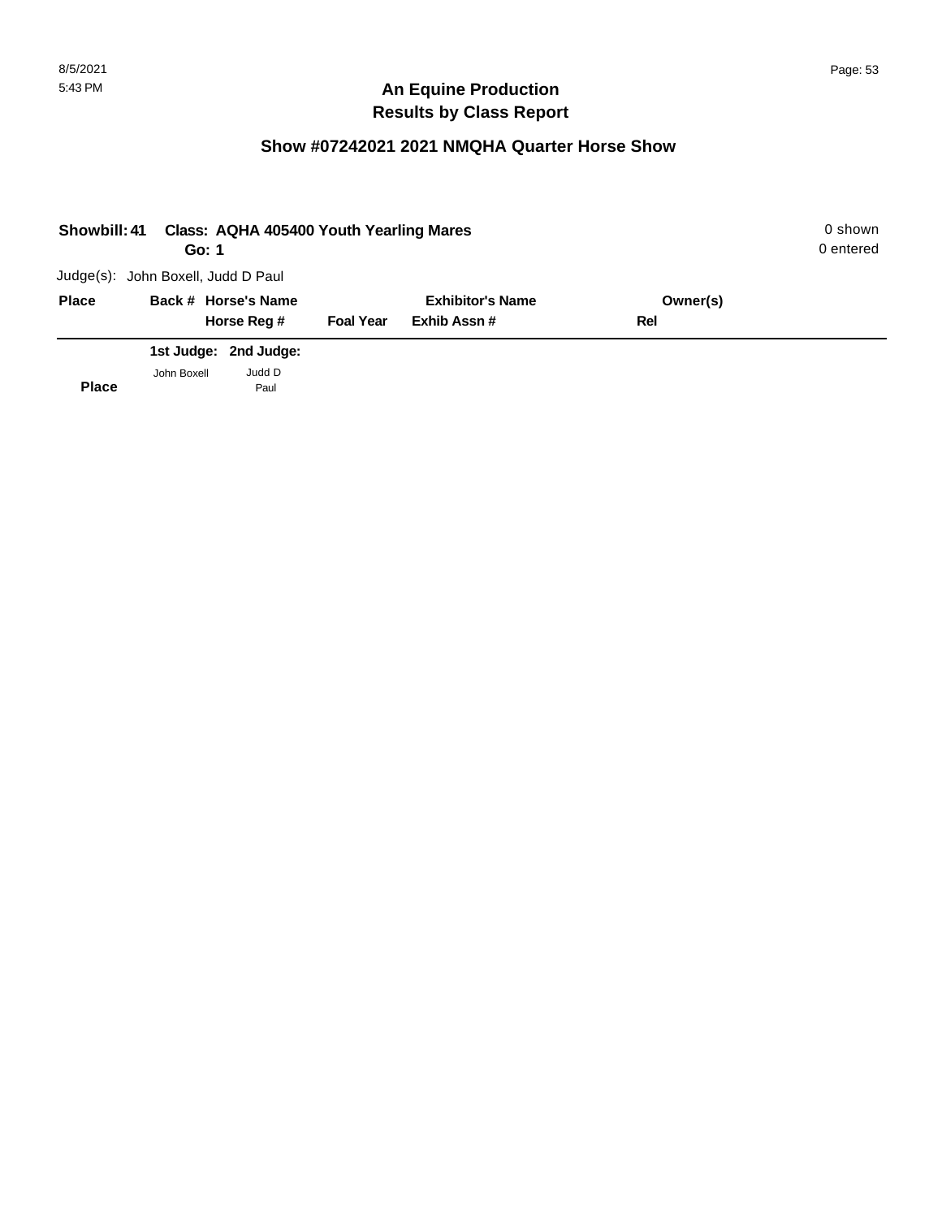# An Equine Production
## Results by Class Report

### Show #07242021 2021 NMQHA Quarter Horse Show

**Showbill: 41** **Class: AQHA 405400 Youth Yearling Mares** 0 shown
**Go: 1** 0 entered

Judge(s): John Boxell, Judd D Paul

| Place | Back # | Horse's Name / Horse Reg # | Foal Year | Exhibitor's Name / Exhib Assn # | Owner(s) / Rel |
|---|---|---|---|---|---|

| Place | 1st Judge: John Boxell | 2nd Judge: Judd D Paul |
|---|---|---|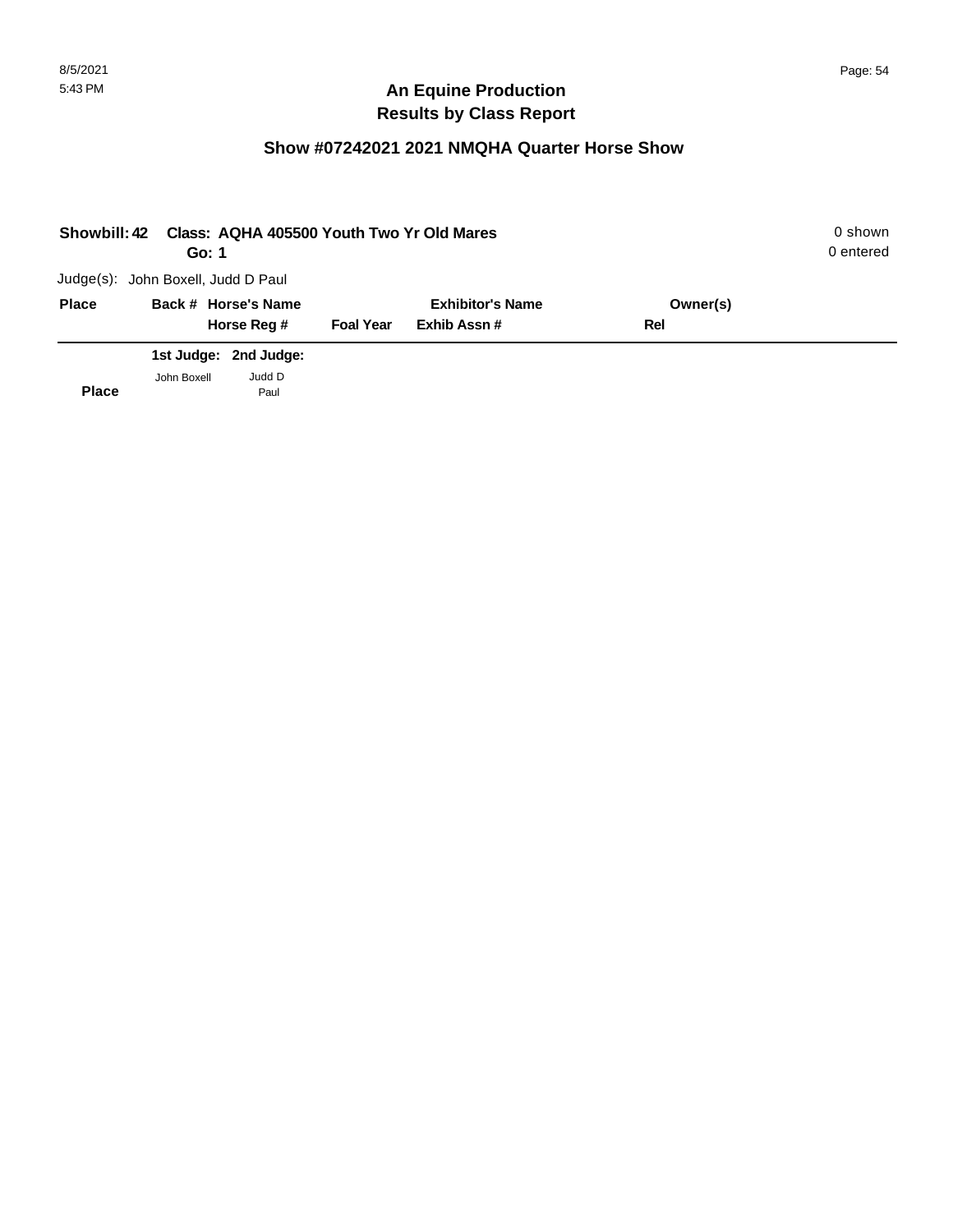## An Equine Production
## Results by Class Report

### Show #07242021 2021 NMQHA Quarter Horse Show

**Showbill: 42** **Class: AQHA 405500 Youth Two Yr Old Mares** 0 shown
**Go: 1** 0 entered

Judge(s): John Boxell, Judd D Paul

| Place | Back # | Horse's Name / Horse Reg # | Foal Year | Exhibitor's Name / Exhib Assn # | Owner(s) / Rel |
|---|---|---|---|---|---|

| | 1st Judge: | 2nd Judge: |
|---|---|---|
| **Place** | John Boxell | Judd D Paul |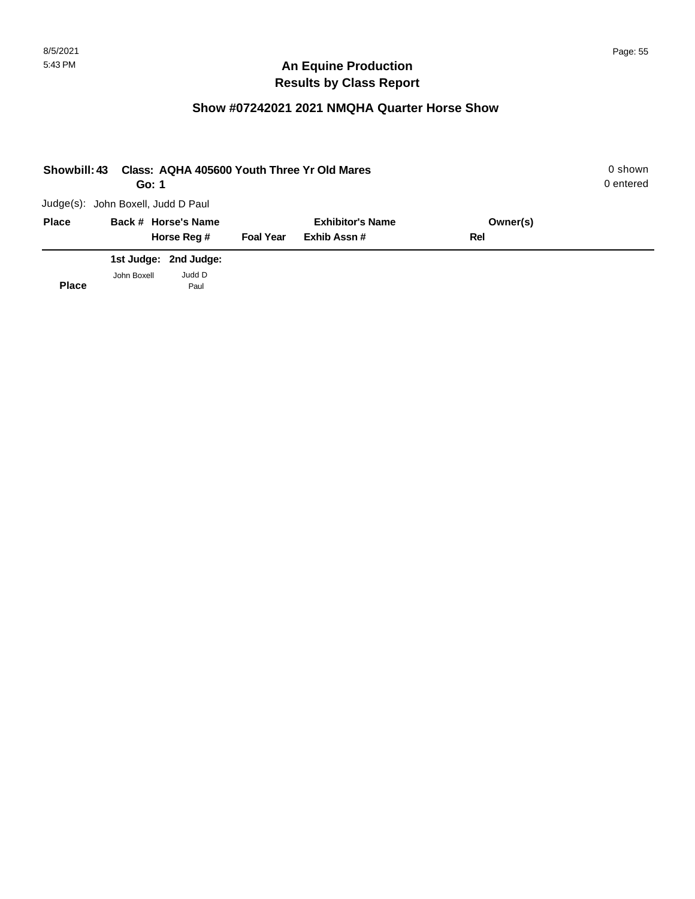## An Equine Production
## Results by Class Report

### Show #07242021 2021 NMQHA Quarter Horse Show

**Showbill: 43 Class: AQHA 405600 Youth Three Yr Old Mares** 0 shown
**Go: 1** 0 entered

Judge(s): John Boxell, Judd D Paul

| Place | Back # | Horse's Name / Horse Reg # | Foal Year | Exhibitor's Name / Exhib Assn # | Owner(s) / Rel |
|---|---|---|---|---|---|

| Place | 1st Judge: John Boxell | 2nd Judge: Judd D Paul |
|---|---|---|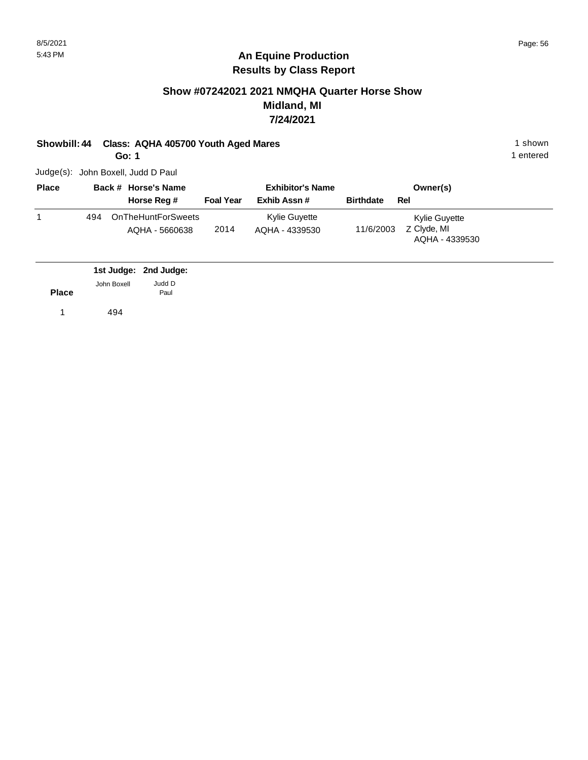# An Equine Production
## Results by Class Report

### Show #07242021 2021 NMQHA Quarter Horse Show
### Midland, MI
### 7/24/2021

**Showbill: 44 Class: AQHA 405700 Youth Aged Mares** — 1 shown, 1 entered

**Go: 1**

Judge(s): John Boxell, Judd D Paul

| Place | Back # | Horse's Name / Horse Reg # | Foal Year | Exhibitor's Name / Exhib Assn # | Birthdate | Rel | Owner(s) |
|---|---|---|---|---|---|---|---|
| 1 | 494 | OnTheHuntForSweets<br>AQHA - 5660638 | 2014 | Kylie Guyette<br>AQHA - 4339530 | 11/6/2003 | Z | Kylie Guyette<br>Clyde, MI<br>AQHA - 4339530 |

| Place | 1st Judge: John Boxell | 2nd Judge: Judd D Paul |
|---|---|---|
| 1 | 494 | |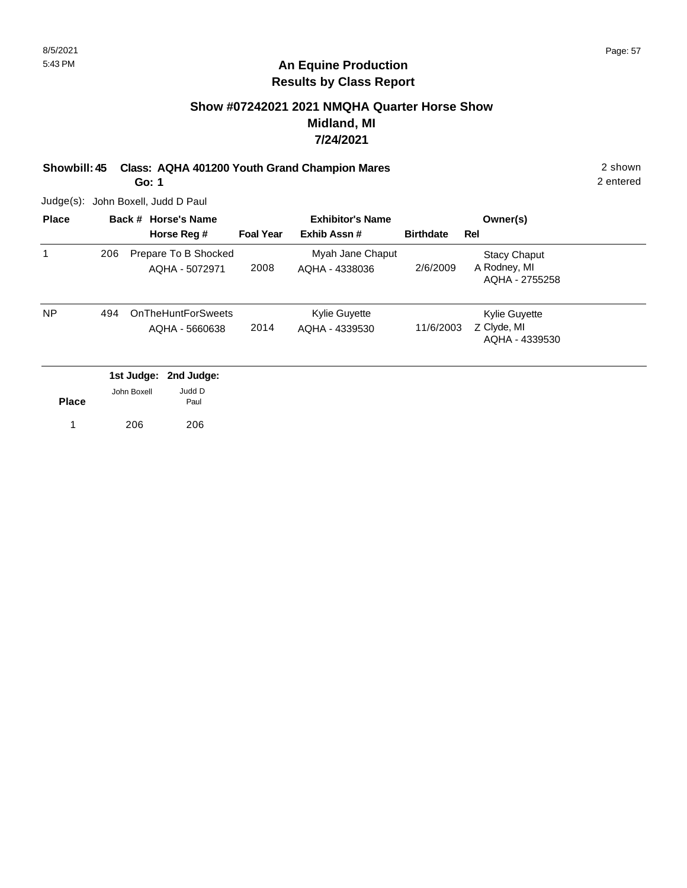# An Equine Production
## Results by Class Report

### Show #07242021 2021 NMQHA Quarter Horse Show
### Midland, MI
### 7/24/2021

**Showbill: 45 Class: AQHA 401200 Youth Grand Champion Mares** 2 shown

**Go: 1** 2 entered

Judge(s): John Boxell, Judd D Paul

| Place | Back # | Horse's Name / Horse Reg # | Foal Year | Exhibitor's Name / Exhib Assn # | Birthdate | Rel | Owner(s) |
|---|---|---|---|---|---|---|---|
| 1 | 206 | Prepare To B Shocked<br>AQHA - 5072971 | 2008 | Myah Jane Chaput<br>AQHA - 4338036 | 2/6/2009 | A | Stacy Chaput<br>Rodney, MI<br>AQHA - 2755258 |
| NP | 494 | OnTheHuntForSweets<br>AQHA - 5660638 | 2014 | Kylie Guyette<br>AQHA - 4339530 | 11/6/2003 | Z | Kylie Guyette<br>Clyde, MI<br>AQHA - 4339530 |

| Place | 1st Judge: John Boxell | 2nd Judge: Judd D Paul |
|---|---|---|
| 1 | 206 | 206 |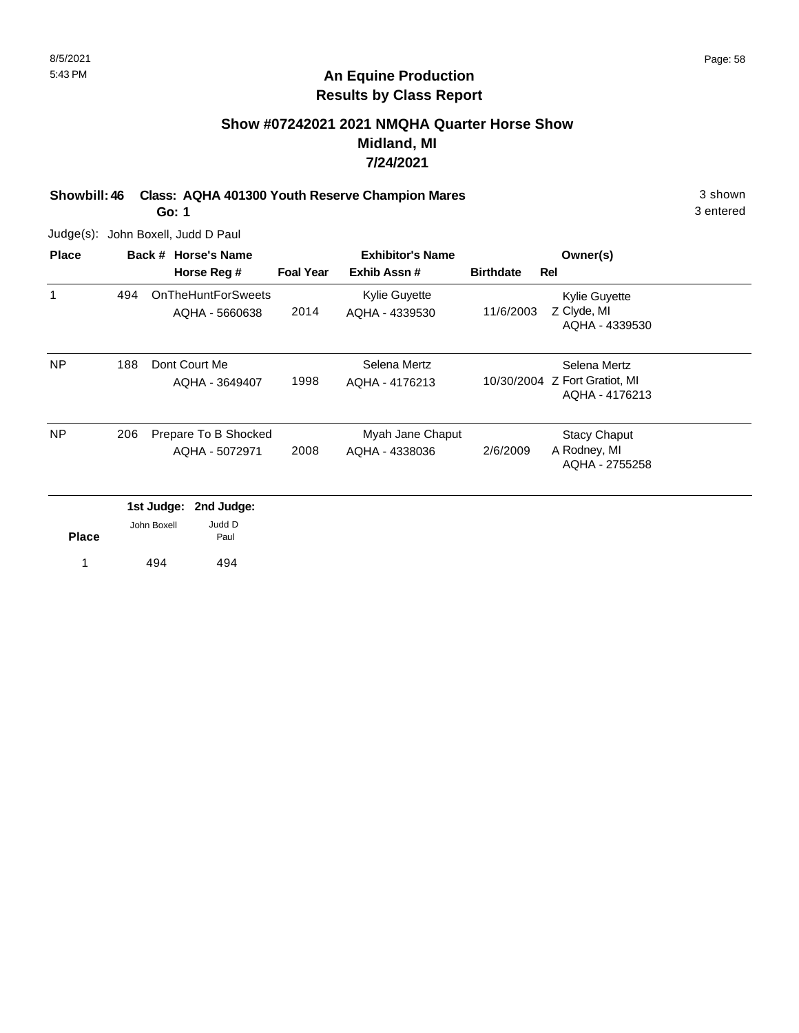## An Equine Production
## Results by Class Report

### Show #07242021 2021 NMQHA Quarter Horse Show
### Midland, MI
### 7/24/2021

**Showbill: 46 Class: AQHA 401300 Youth Reserve Champion Mares** — 3 shown, 3 entered

**Go: 1**

Judge(s): John Boxell, Judd D Paul

| Place | Back # | Horse's Name / Horse Reg # | Foal Year | Exhibitor's Name / Exhib Assn # | Birthdate | Rel | Owner(s) |
|---|---|---|---|---|---|---|---|
| 1 | 494 | OnTheHuntForSweets<br>AQHA - 5660638 | 2014 | Kylie Guyette<br>AQHA - 4339530 | 11/6/2003 | Z | Kylie Guyette<br>Clyde, MI<br>AQHA - 4339530 |
| NP | 188 | Dont Court Me<br>AQHA - 3649407 | 1998 | Selena Mertz<br>AQHA - 4176213 | 10/30/2004 | Z | Selena Mertz<br>Fort Gratiot, MI<br>AQHA - 4176213 |
| NP | 206 | Prepare To B Shocked<br>AQHA - 5072971 | 2008 | Myah Jane Chaput<br>AQHA - 4338036 | 2/6/2009 | A | Stacy Chaput<br>Rodney, MI<br>AQHA - 2755258 |

| Place | 1st Judge: John Boxell | 2nd Judge: Judd D Paul |
|---|---|---|
| 1 | 494 | 494 |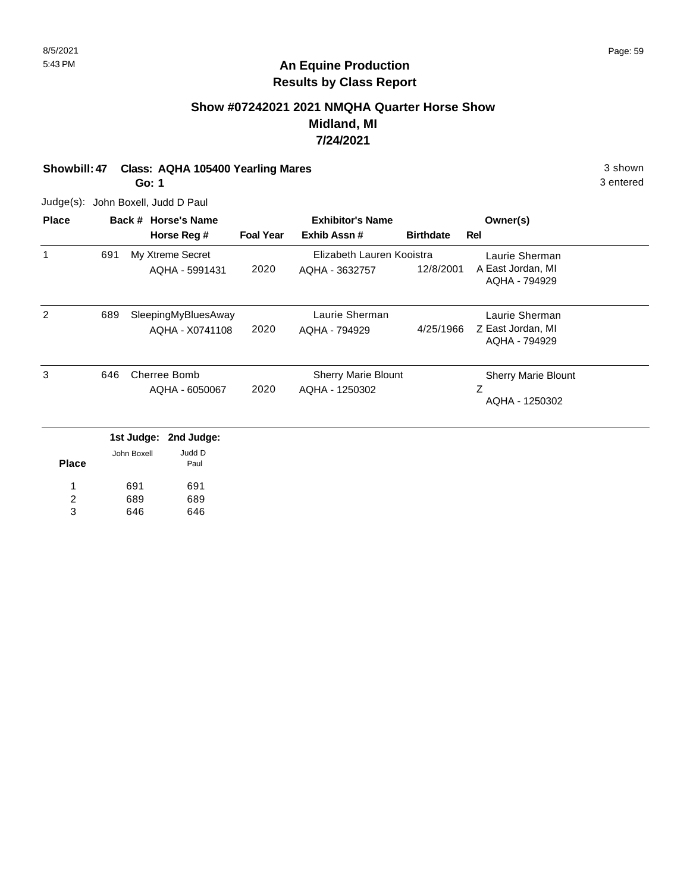## An Equine Production
## Results by Class Report

### Show #07242021 2021 NMQHA Quarter Horse Show
### Midland, MI
### 7/24/2021

**Showbill: 47 Class: AQHA 105400 Yearling Mares** 3 shown

**Go: 1** 3 entered

Judge(s): John Boxell, Judd D Paul

| Place | Back # | Horse's Name / Horse Reg # | Foal Year | Exhibitor's Name / Exhib Assn # | Birthdate | Rel | Owner(s) |
|---|---|---|---|---|---|---|---|
| 1 | 691 | My Xtreme Secret<br>AQHA - 5991431 | 2020 | Elizabeth Lauren Kooistra<br>AQHA - 3632757 | 12/8/2001 | A | Laurie Sherman<br>East Jordan, MI<br>AQHA - 794929 |
| 2 | 689 | SleepingMyBluesAway<br>AQHA - X0741108 | 2020 | Laurie Sherman<br>AQHA - 794929 | 4/25/1966 | Z | Laurie Sherman<br>East Jordan, MI<br>AQHA - 794929 |
| 3 | 646 | Cherree Bomb<br>AQHA - 6050067 | 2020 | Sherry Marie Blount<br>AQHA - 1250302 | | Z | Sherry Marie Blount<br>AQHA - 1250302 |

| Place | 1st Judge: John Boxell | 2nd Judge: Judd D Paul |
|---|---|---|
| 1 | 691 | 691 |
| 2 | 689 | 689 |
| 3 | 646 | 646 |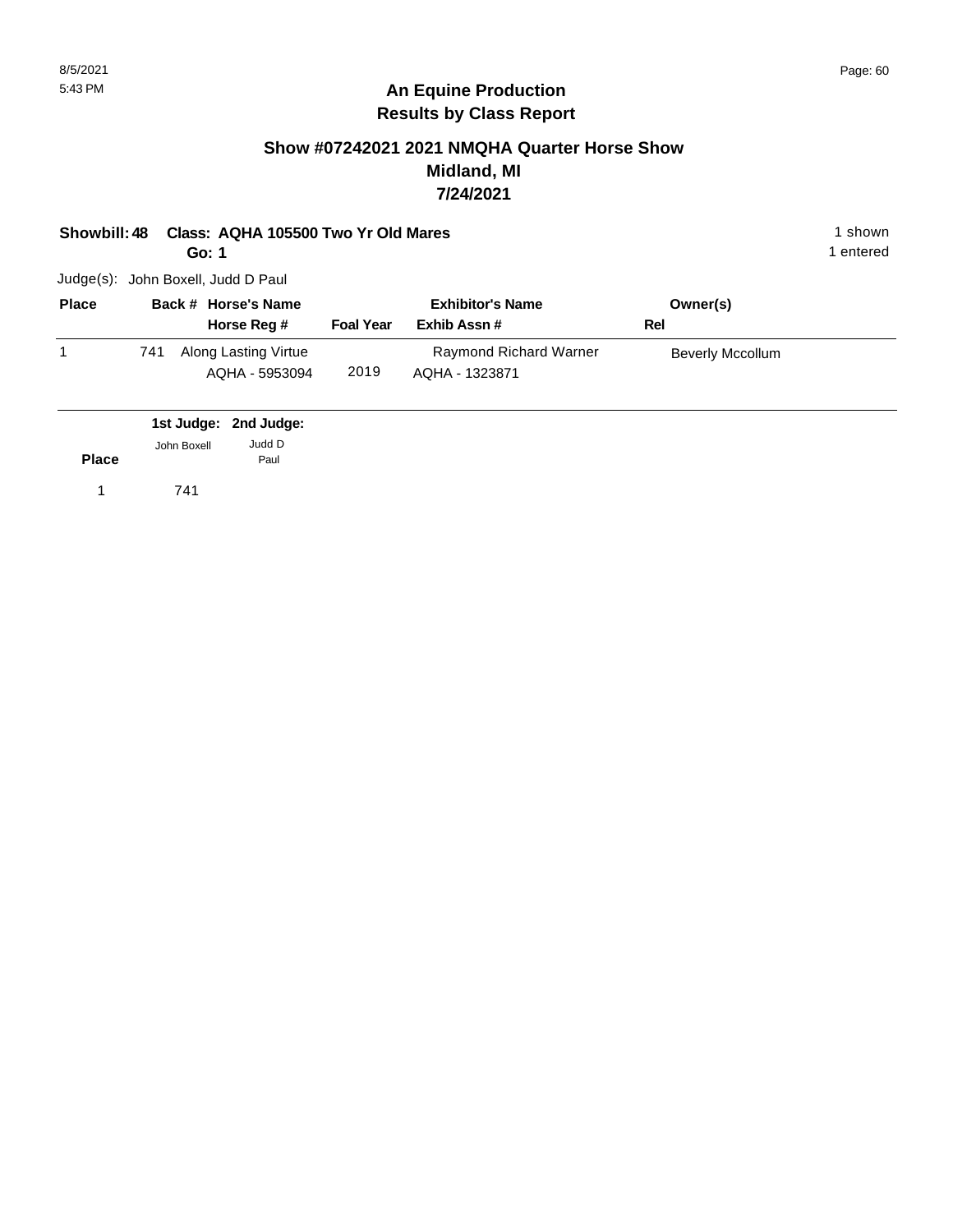## An Equine Production
## Results by Class Report

### Show #07242021 2021 NMQHA Quarter Horse Show
### Midland, MI
### 7/24/2021

**Showbill: 48 Class: AQHA 105500 Two Yr Old Mares** — 1 shown

**Go: 1** — 1 entered

Judge(s): John Boxell, Judd D Paul

| Place | Back # | Horse's Name / Horse Reg # | Foal Year | Exhibitor's Name / Exhib Assn # | Owner(s) / Rel |
|---|---|---|---|---|---|
| 1 | 741 | Along Lasting Virtue<br>AQHA - 5953094 | 2019 | Raymond Richard Warner<br>AQHA - 1323871 | Beverly Mccollum |

| Place | 1st Judge: John Boxell | 2nd Judge: Judd D Paul |
|---|---|---|
| 1 | 741 | |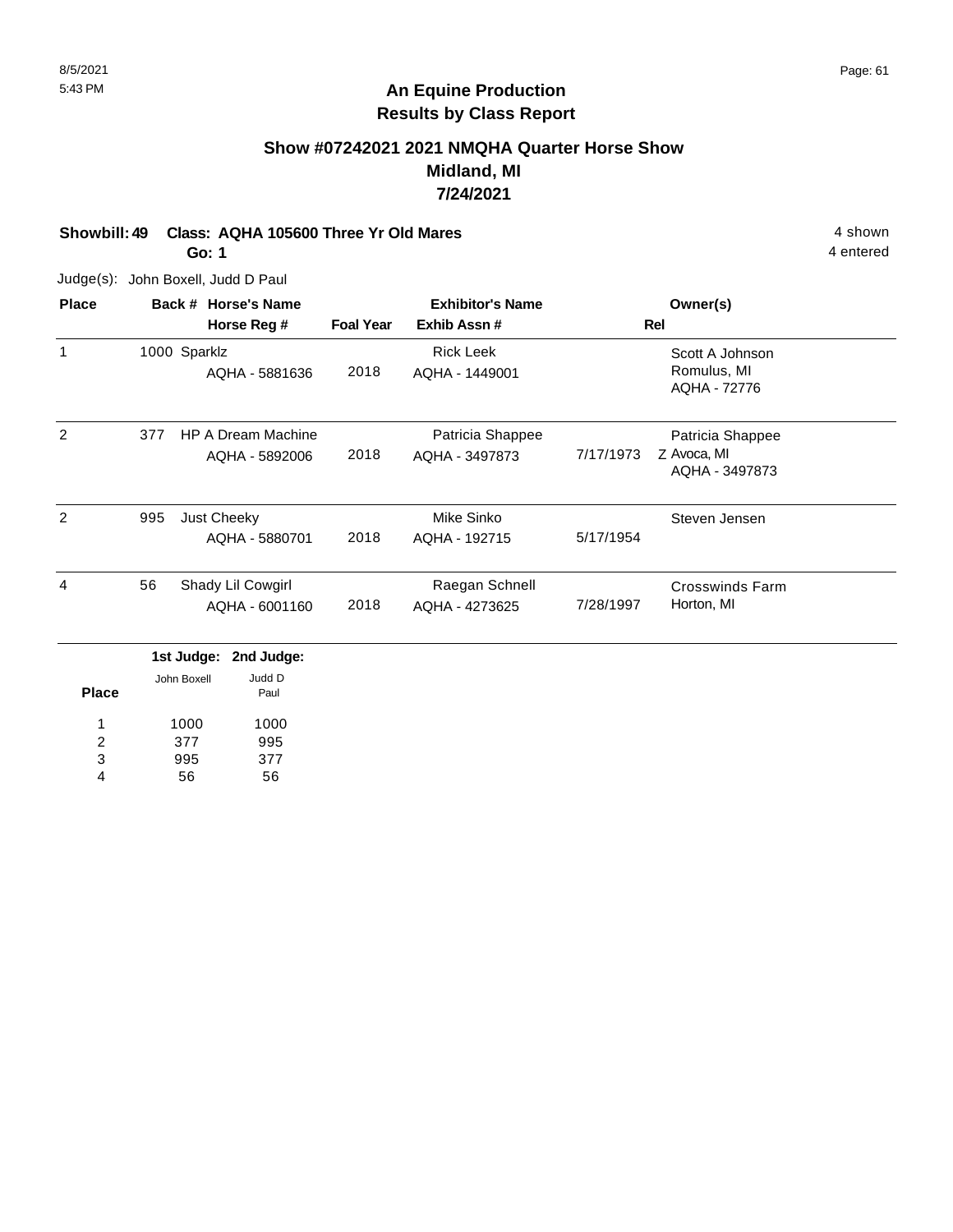## An Equine Production
## Results by Class Report

### Show #07242021 2021 NMQHA Quarter Horse Show
### Midland, MI
### 7/24/2021

**Showbill: 49 Class: AQHA 105600 Three Yr Old Mares** 4 shown
**Go: 1** 4 entered

Judge(s): John Boxell, Judd D Paul

| Place | Back # | Horse's Name / Horse Reg # | Foal Year | Exhibitor's Name / Exhib Assn # | Rel | Owner(s) |
|---|---|---|---|---|---|---|
| 1 | 1000 | Sparklz<br>AQHA - 5881636 | 2018 | Rick Leek<br>AQHA - 1449001 | | Scott A Johnson<br>Romulus, MI<br>AQHA - 72776 |
| 2 | 377 | HP A Dream Machine<br>AQHA - 5892006 | 2018 | Patricia Shappee<br>AQHA - 3497873 | 7/17/1973 Z | Patricia Shappee<br>Avoca, MI<br>AQHA - 3497873 |
| 2 | 995 | Just Cheeky<br>AQHA - 5880701 | 2018 | Mike Sinko<br>AQHA - 192715 | 5/17/1954 | Steven Jensen |
| 4 | 56 | Shady Lil Cowgirl<br>AQHA - 6001160 | 2018 | Raegan Schnell<br>AQHA - 4273625 | 7/28/1997 | Crosswinds Farm<br>Horton, MI |

| Place | 1st Judge: John Boxell | 2nd Judge: Judd D Paul |
|---|---|---|
| 1 | 1000 | 1000 |
| 2 | 377 | 995 |
| 3 | 995 | 377 |
| 4 | 56 | 56 |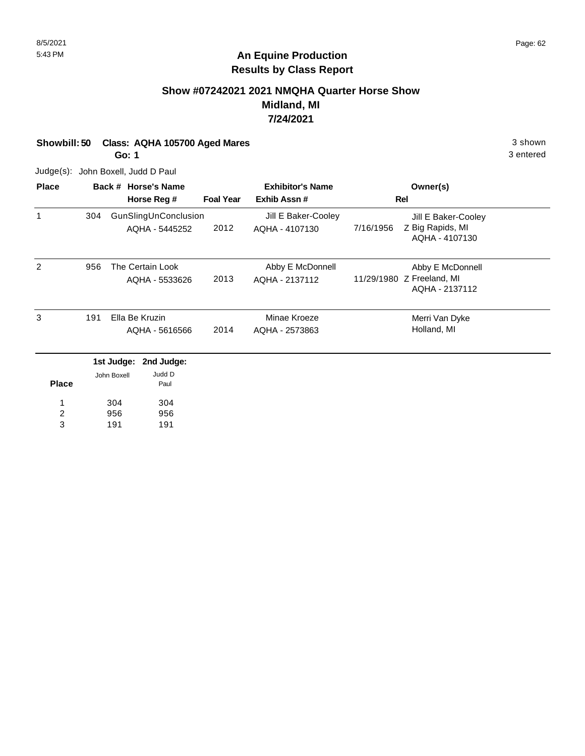## An Equine Production
## Results by Class Report

### Show #07242021 2021 NMQHA Quarter Horse Show
### Midland, MI
### 7/24/2021

**Showbill: 50 Class: AQHA 105700 Aged Mares** — 3 shown

**Go: 1** — 3 entered

Judge(s): John Boxell, Judd D Paul

| Place | Back # | Horse's Name / Horse Reg # | Foal Year | Exhibitor's Name / Exhib Assn # | Rel | Owner(s) |
|---|---|---|---|---|---|---|
| 1 | 304 | GunSlingUnConclusion AQHA - 5445252 | 2012 | Jill E Baker-Cooley AQHA - 4107130 | 7/16/1956 Z | Jill E Baker-Cooley Big Rapids, MI AQHA - 4107130 |
| 2 | 956 | The Certain Look AQHA - 5533626 | 2013 | Abby E McDonnell AQHA - 2137112 | 11/29/1980 Z | Abby E McDonnell Freeland, MI AQHA - 2137112 |
| 3 | 191 | Ella Be Kruzin AQHA - 5616566 | 2014 | Minae Kroeze AQHA - 2573863 | | Merri Van Dyke Holland, MI |

| Place | 1st Judge: John Boxell | 2nd Judge: Judd D Paul |
|---|---|---|
| 1 | 304 | 304 |
| 2 | 956 | 956 |
| 3 | 191 | 191 |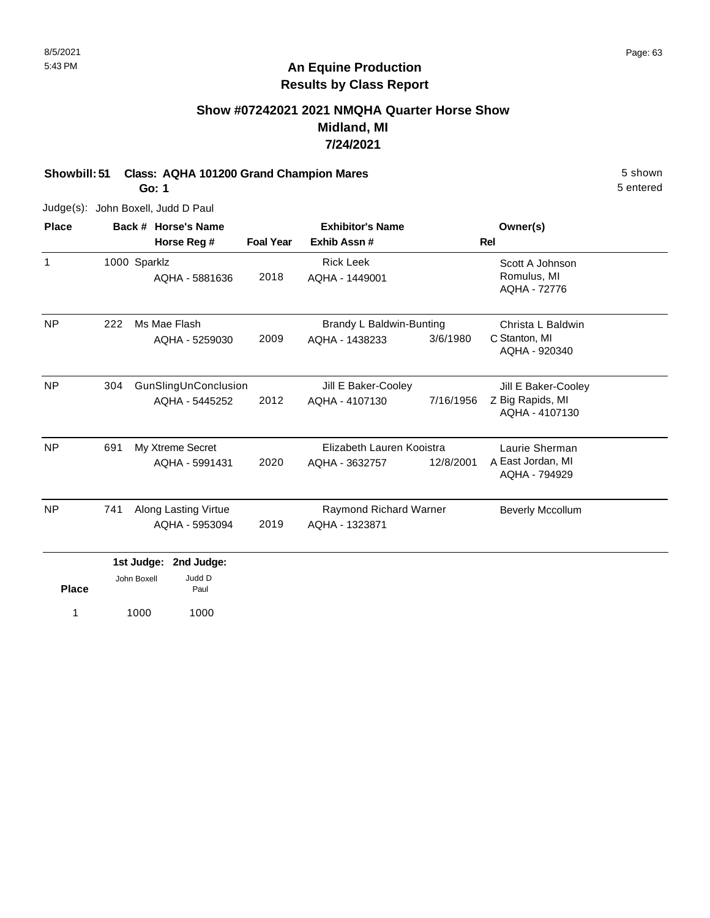**An Equine Production**
**Results by Class Report**

## Show #07242021 2021 NMQHA Quarter Horse Show
## Midland, MI
## 7/24/2021

**Showbill: 51 Class: AQHA 101200 Grand Champion Mares** 5 shown

**Go: 1** 5 entered

Judge(s): John Boxell, Judd D Paul

| Place | Back # | Horse's Name / Horse Reg # | Foal Year | Exhibitor's Name / Exhib Assn # | | Rel | Owner(s) |
|---|---|---|---|---|---|---|---|
| 1 | 1000 | Sparklz<br>AQHA - 5881636 | 2018 | Rick Leek<br>AQHA - 1449001 | | | Scott A Johnson<br>Romulus, MI<br>AQHA - 72776 |
| NP | 222 | Ms Mae Flash<br>AQHA - 5259030 | 2009 | Brandy L Baldwin-Bunting<br>AQHA - 1438233 | 3/6/1980 | C | Christa L Baldwin<br>Stanton, MI<br>AQHA - 920340 |
| NP | 304 | GunSlingUnConclusion<br>AQHA - 5445252 | 2012 | Jill E Baker-Cooley<br>AQHA - 4107130 | 7/16/1956 | Z | Jill E Baker-Cooley<br>Big Rapids, MI<br>AQHA - 4107130 |
| NP | 691 | My Xtreme Secret<br>AQHA - 5991431 | 2020 | Elizabeth Lauren Kooistra<br>AQHA - 3632757 | 12/8/2001 | A | Laurie Sherman<br>East Jordan, MI<br>AQHA - 794929 |
| NP | 741 | Along Lasting Virtue<br>AQHA - 5953094 | 2019 | Raymond Richard Warner<br>AQHA - 1323871 | | | Beverly Mccollum |

| Place | 1st Judge: John Boxell | 2nd Judge: Judd D Paul |
|---|---|---|
| 1 | 1000 | 1000 |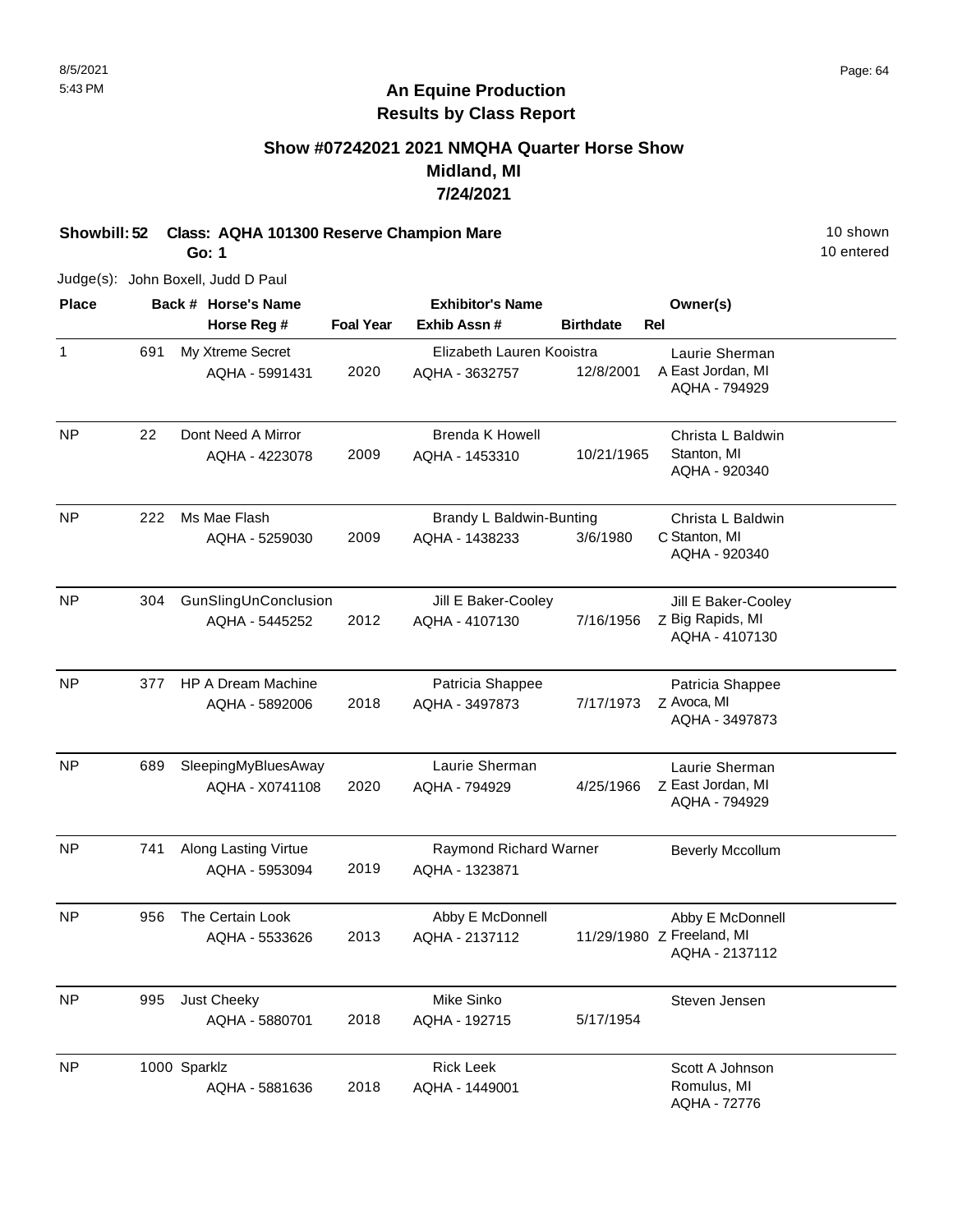# An Equine Production
## Results by Class Report

### Show #07242021 2021 NMQHA Quarter Horse Show
### Midland, MI
### 7/24/2021

**Showbill: 52 Class: AQHA 101300 Reserve Champion Mare** — 10 shown, 10 entered

**Go: 1**

Judge(s): John Boxell, Judd D Paul

| Place | Back # | Horse's Name / Horse Reg # | Foal Year | Exhibitor's Name / Exhib Assn # | Birthdate | Rel | Owner(s) |
|---|---|---|---|---|---|---|---|
| 1 | 691 | My Xtreme Secret<br>AQHA - 5991431 | 2020 | Elizabeth Lauren Kooistra<br>AQHA - 3632757 | 12/8/2001 | A | Laurie Sherman<br>East Jordan, MI<br>AQHA - 794929 |
| NP | 22 | Dont Need A Mirror<br>AQHA - 4223078 | 2009 | Brenda K Howell<br>AQHA - 1453310 | 10/21/1965 | | Christa L Baldwin<br>Stanton, MI<br>AQHA - 920340 |
| NP | 222 | Ms Mae Flash<br>AQHA - 5259030 | 2009 | Brandy L Baldwin-Bunting<br>AQHA - 1438233 | 3/6/1980 | C | Christa L Baldwin<br>Stanton, MI<br>AQHA - 920340 |
| NP | 304 | GunSlingUnConclusion<br>AQHA - 5445252 | 2012 | Jill E Baker-Cooley<br>AQHA - 4107130 | 7/16/1956 | Z | Jill E Baker-Cooley<br>Big Rapids, MI<br>AQHA - 4107130 |
| NP | 377 | HP A Dream Machine<br>AQHA - 5892006 | 2018 | Patricia Shappee<br>AQHA - 3497873 | 7/17/1973 | Z | Patricia Shappee<br>Avoca, MI<br>AQHA - 3497873 |
| NP | 689 | SleepingMyBluesAway<br>AQHA - X0741108 | 2020 | Laurie Sherman<br>AQHA - 794929 | 4/25/1966 | Z | Laurie Sherman<br>East Jordan, MI<br>AQHA - 794929 |
| NP | 741 | Along Lasting Virtue<br>AQHA - 5953094 | 2019 | Raymond Richard Warner<br>AQHA - 1323871 | | | Beverly Mccollum |
| NP | 956 | The Certain Look<br>AQHA - 5533626 | 2013 | Abby E McDonnell<br>AQHA - 2137112 | 11/29/1980 | Z | Abby E McDonnell<br>Freeland, MI<br>AQHA - 2137112 |
| NP | 995 | Just Cheeky<br>AQHA - 5880701 | 2018 | Mike Sinko<br>AQHA - 192715 | 5/17/1954 | | Steven Jensen |
| NP | 1000 | Sparklz<br>AQHA - 5881636 | 2018 | Rick Leek<br>AQHA - 1449001 | | | Scott A Johnson<br>Romulus, MI<br>AQHA - 72776 |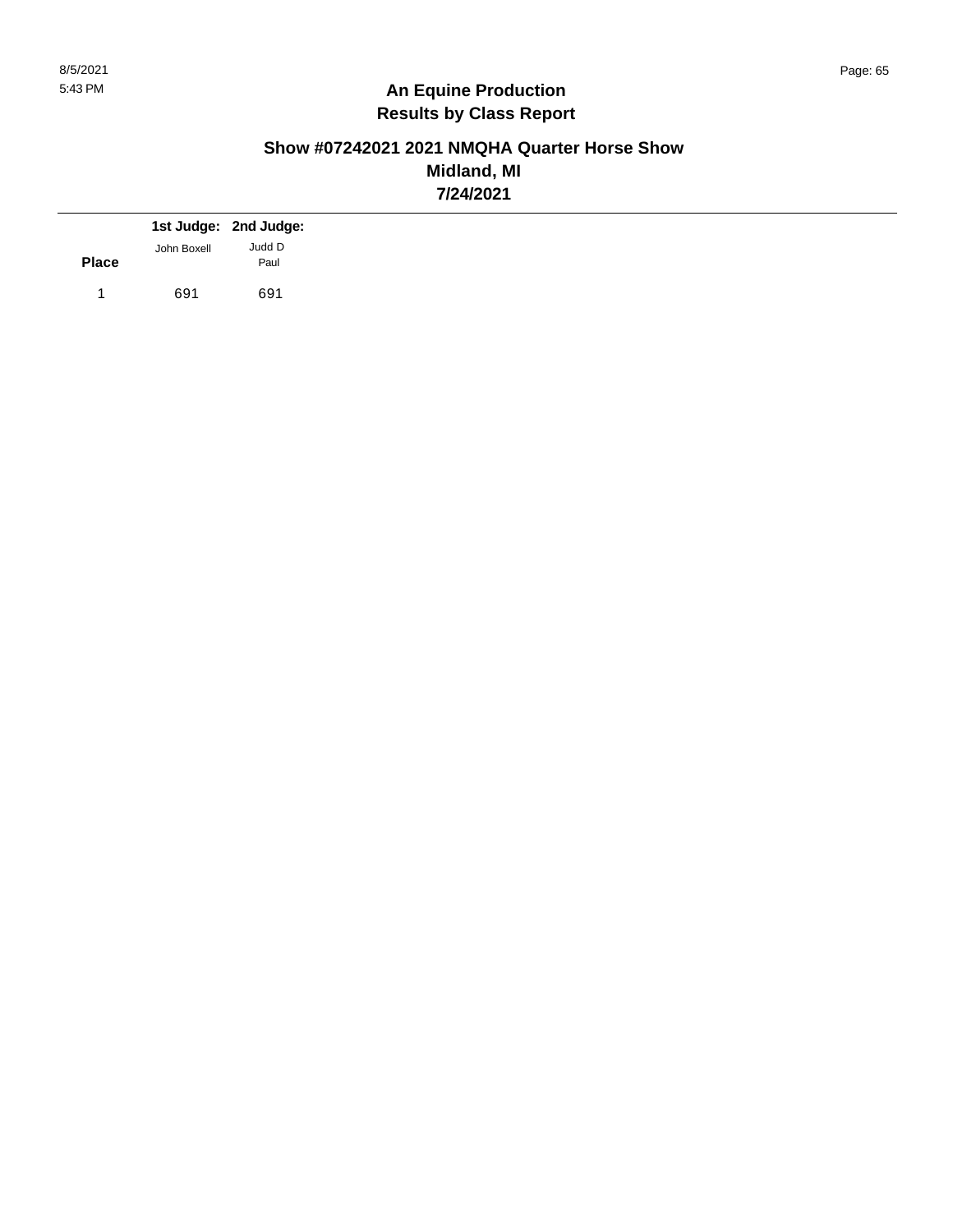# An Equine Production
## Results by Class Report

### Show #07242021 2021 NMQHA Quarter Horse Show
### Midland, MI
### 7/24/2021

| Place | 1st Judge: John Boxell | 2nd Judge: Judd D Paul |
|---|---|---|
| 1 | 691 | 691 |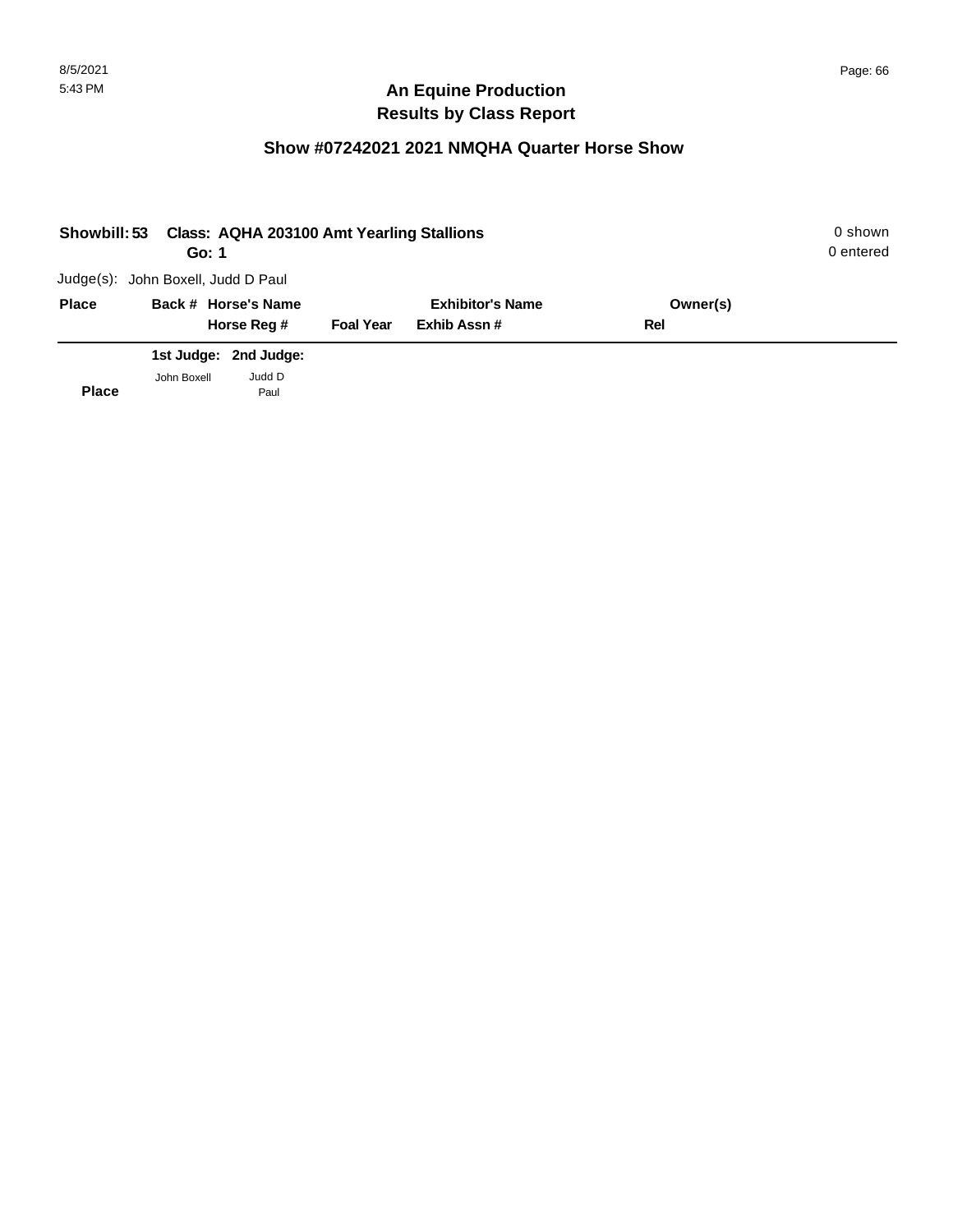# An Equine Production
# Results by Class Report

## Show #07242021 2021 NMQHA Quarter Horse Show

**Showbill: 53 Class: AQHA 203100 Amt Yearling Stallions** 0 shown
**Go: 1** 0 entered

Judge(s): John Boxell, Judd D Paul

| Place | Back # | Horse's Name / Horse Reg # | Foal Year | Exhibitor's Name / Exhib Assn # | Owner(s) / Rel |
|---|---|---|---|---|---|

| Place | 1st Judge: John Boxell | 2nd Judge: Judd D Paul |
|---|---|---|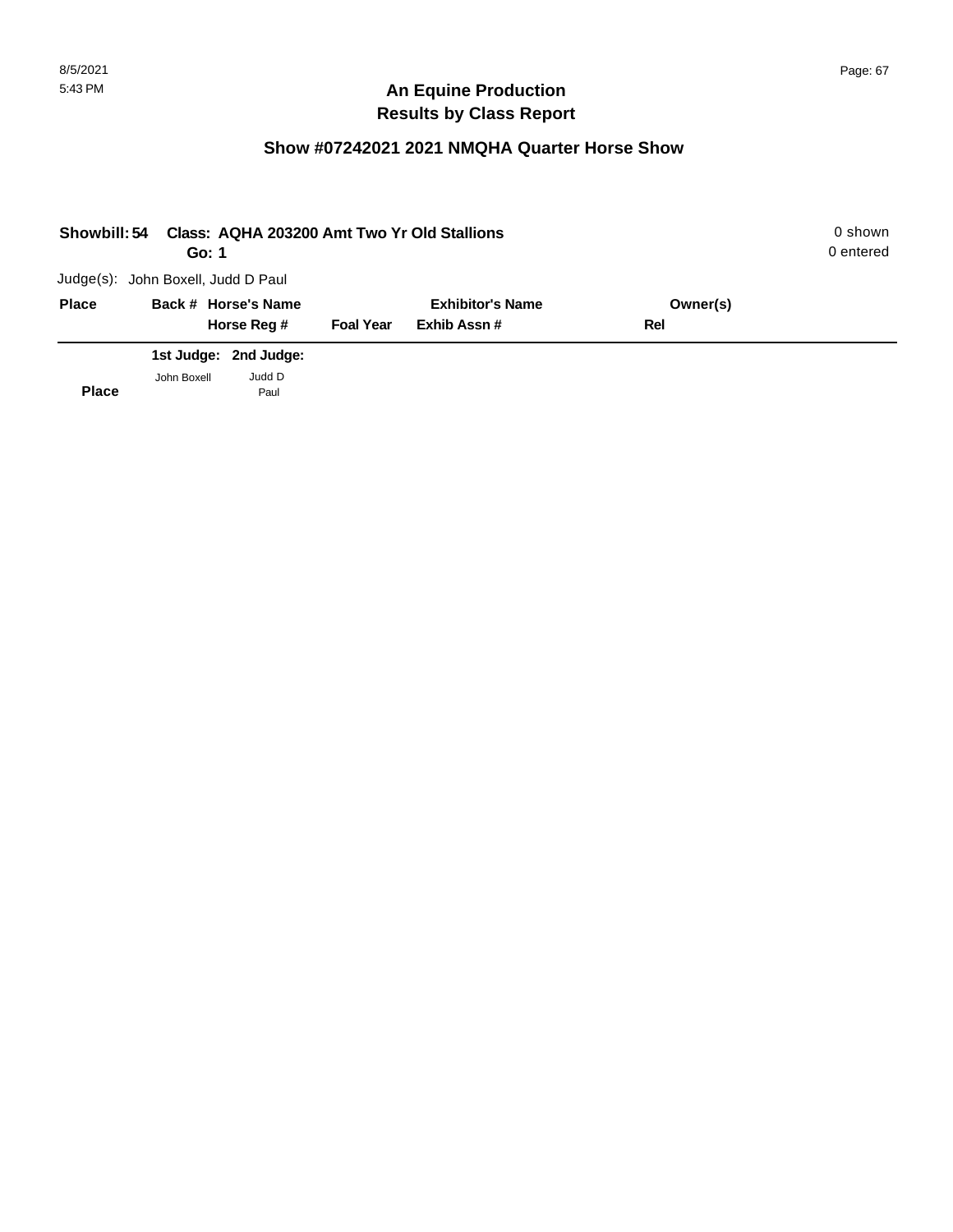# An Equine Production
# Results by Class Report

## Show #07242021 2021 NMQHA Quarter Horse Show

**Showbill: 54 Class: AQHA 203200 Amt Two Yr Old Stallions** 0 shown
**Go: 1** 0 entered

Judge(s): John Boxell, Judd D Paul

| Place | Back # | Horse's Name / Horse Reg # | Foal Year | Exhibitor's Name / Exhib Assn # | Owner(s) / Rel |
|---|---|---|---|---|---|

| Place | 1st Judge: John Boxell | 2nd Judge: Judd D Paul |
|---|---|---|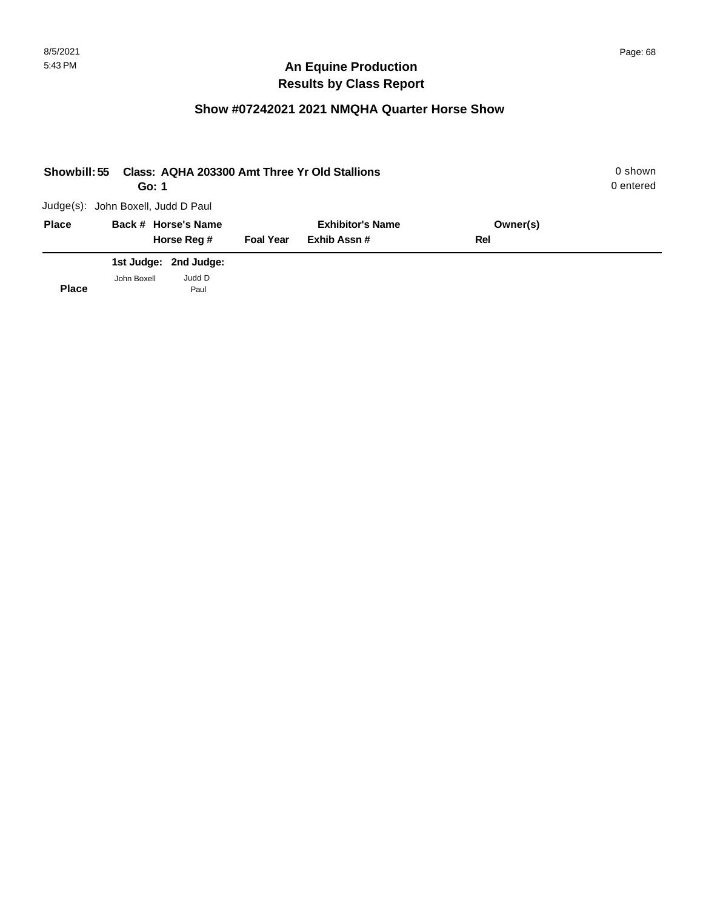# An Equine Production
## Results by Class Report

### Show #07242021 2021 NMQHA Quarter Horse Show

**Showbill: 55 Class: AQHA 203300 Amt Three Yr Old Stallions** 0 shown
**Go: 1** 0 entered

Judge(s): John Boxell, Judd D Paul

| Place | Back # Horse's Name | | Exhibitor's Name | Owner(s) |
|---|---|---|---|---|
| | Horse Reg # | Foal Year | Exhib Assn # | Rel |

| | 1st Judge: | 2nd Judge: |
|---|---|---|
| **Place** | John Boxell | Judd D Paul |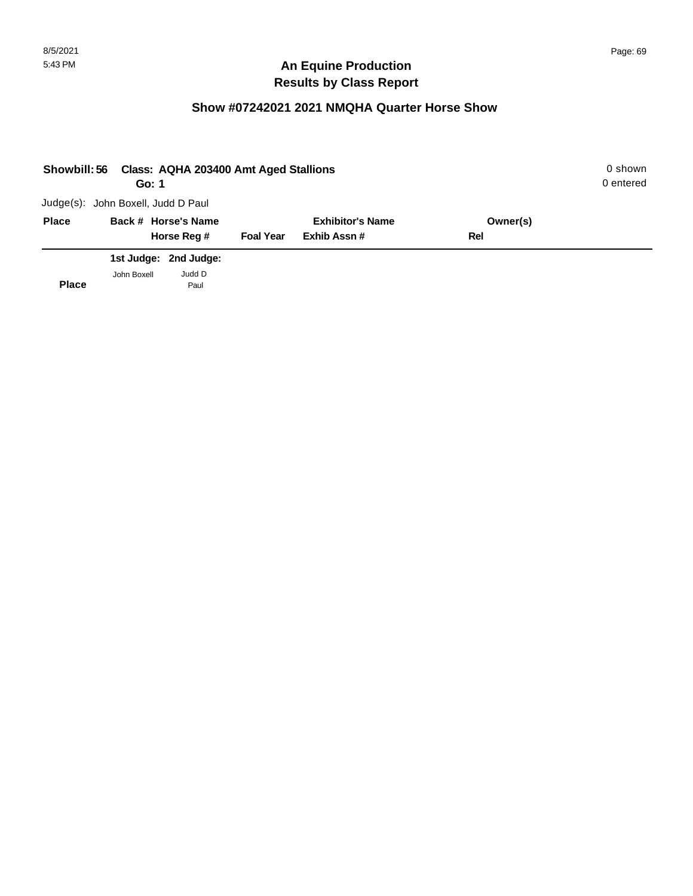# An Equine Production
# Results by Class Report

## Show #07242021 2021 NMQHA Quarter Horse Show

**Showbill: 56 Class: AQHA 203400 Amt Aged Stallions** 0 shown
**Go: 1** 0 entered

Judge(s): John Boxell, Judd D Paul

| Place | Back # | Horse's Name / Horse Reg # | Foal Year | Exhibitor's Name / Exhib Assn # | Owner(s) / Rel |
|---|---|---|---|---|---|

| Place | 1st Judge: John Boxell | 2nd Judge: Judd D Paul |
|---|---|---|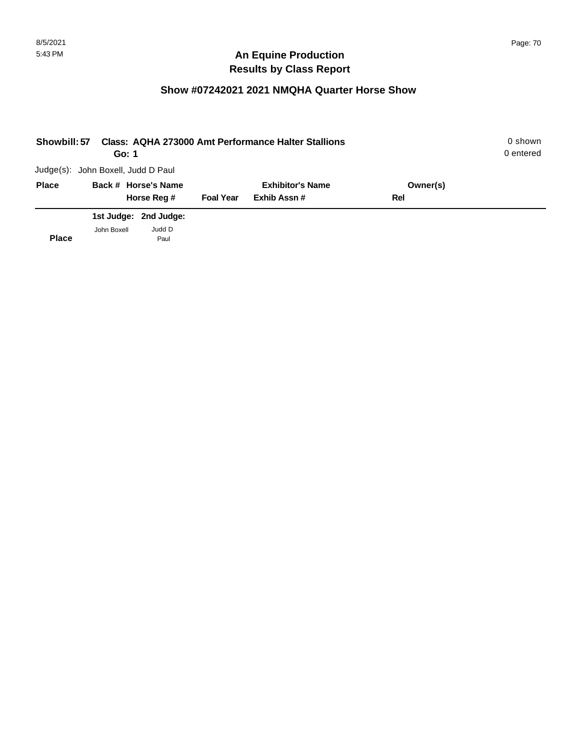# An Equine Production
## Results by Class Report

### Show #07242021 2021 NMQHA Quarter Horse Show

**Showbill: 57** **Class: AQHA 273000 Amt Performance Halter Stallions** 0 shown
**Go: 1** 0 entered

Judge(s): John Boxell, Judd D Paul

| Place | Back # | Horse's Name / Horse Reg # | Foal Year | Exhibitor's Name / Exhib Assn # | Owner(s) / Rel |
|---|---|---|---|---|---|

| Place | 1st Judge: John Boxell | 2nd Judge: Judd D Paul |
|---|---|---|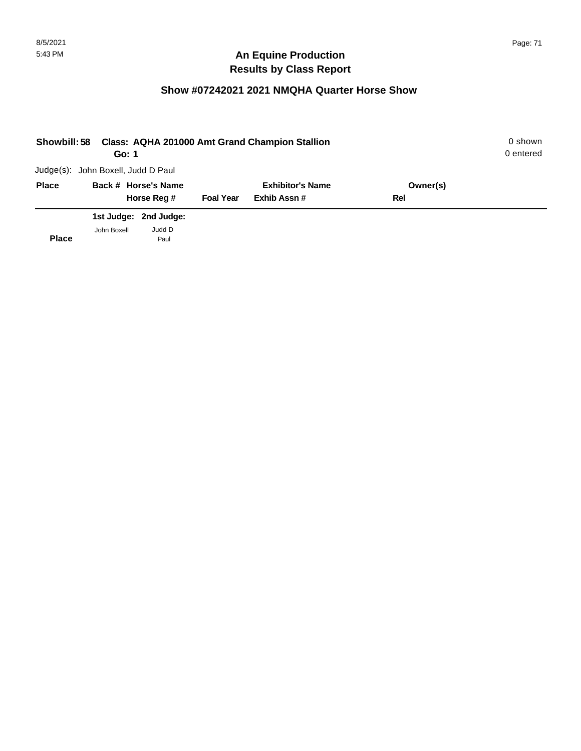# An Equine Production
# Results by Class Report

## Show #07242021 2021 NMQHA Quarter Horse Show

**Showbill: 58 Class: AQHA 201000 Amt Grand Champion Stallion** 0 shown
**Go: 1** 0 entered

Judge(s): John Boxell, Judd D Paul

| Place | Back # | Horse's Name / Horse Reg # | Foal Year | Exhibitor's Name / Exhib Assn # | Owner(s) / Rel |
|---|---|---|---|---|---|

| Place | 1st Judge: John Boxell | 2nd Judge: Judd D Paul |
|---|---|---|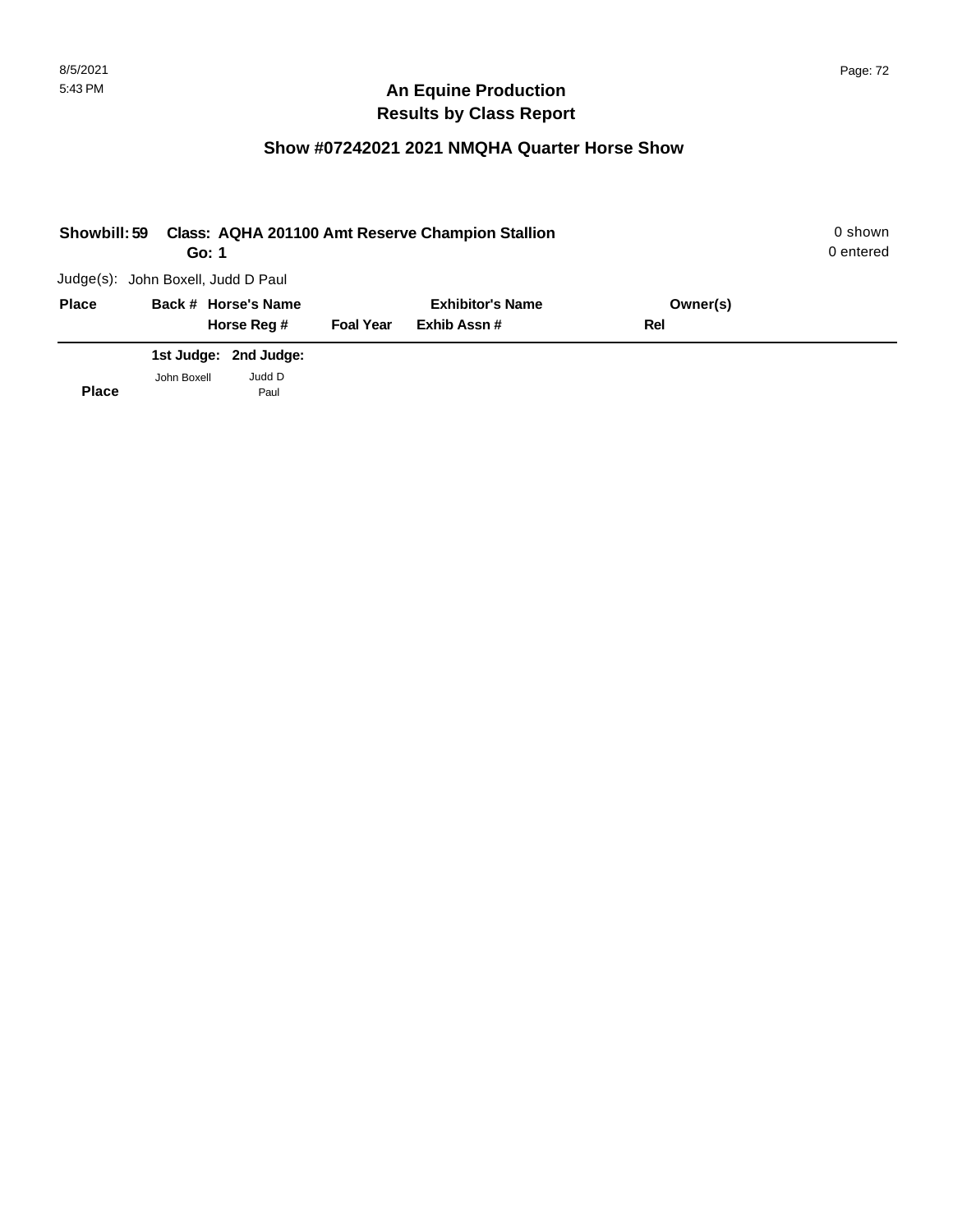# An Equine Production
# Results by Class Report

## Show #07242021 2021 NMQHA Quarter Horse Show

**Showbill: 59 Class: AQHA 201100 Amt Reserve Champion Stallion** 0 shown
**Go: 1** 0 entered

Judge(s): John Boxell, Judd D Paul

| Place | Back # | Horse's Name / Horse Reg # | Foal Year | Exhibitor's Name / Exhib Assn # | Owner(s) / Rel |
|---|---|---|---|---|---|

| Place | 1st Judge: John Boxell | 2nd Judge: Judd D Paul |
|---|---|---|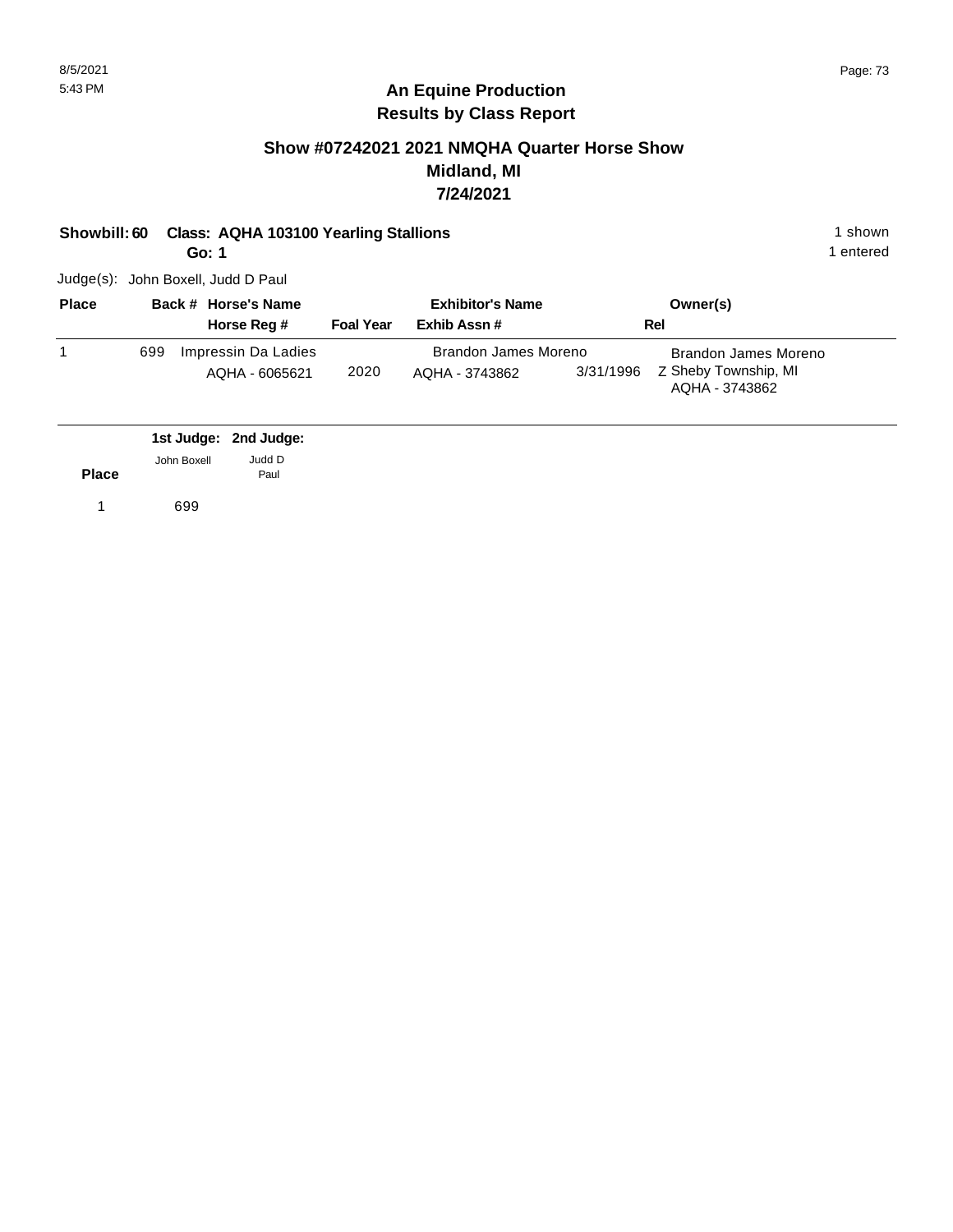## An Equine Production
## Results by Class Report

### Show #07242021 2021 NMQHA Quarter Horse Show
### Midland, MI
### 7/24/2021

**Showbill: 60 Class: AQHA 103100 Yearling Stallions** 1 shown
**Go: 1** 1 entered

Judge(s): John Boxell, Judd D Paul

| Place | Back # | Horse's Name / Horse Reg # | Foal Year | Exhibitor's Name / Exhib Assn # | | Rel | Owner(s) |
|---|---|---|---|---|---|---|---|
| 1 | 699 | Impressin Da Ladies<br>AQHA - 6065621 | 2020 | Brandon James Moreno<br>AQHA - 3743862 | 3/31/1996 | Z | Brandon James Moreno<br>Sheby Township, MI<br>AQHA - 3743862 |

| Place | 1st Judge: John Boxell | 2nd Judge: Judd D Paul |
|---|---|---|
| 1 | 699 | |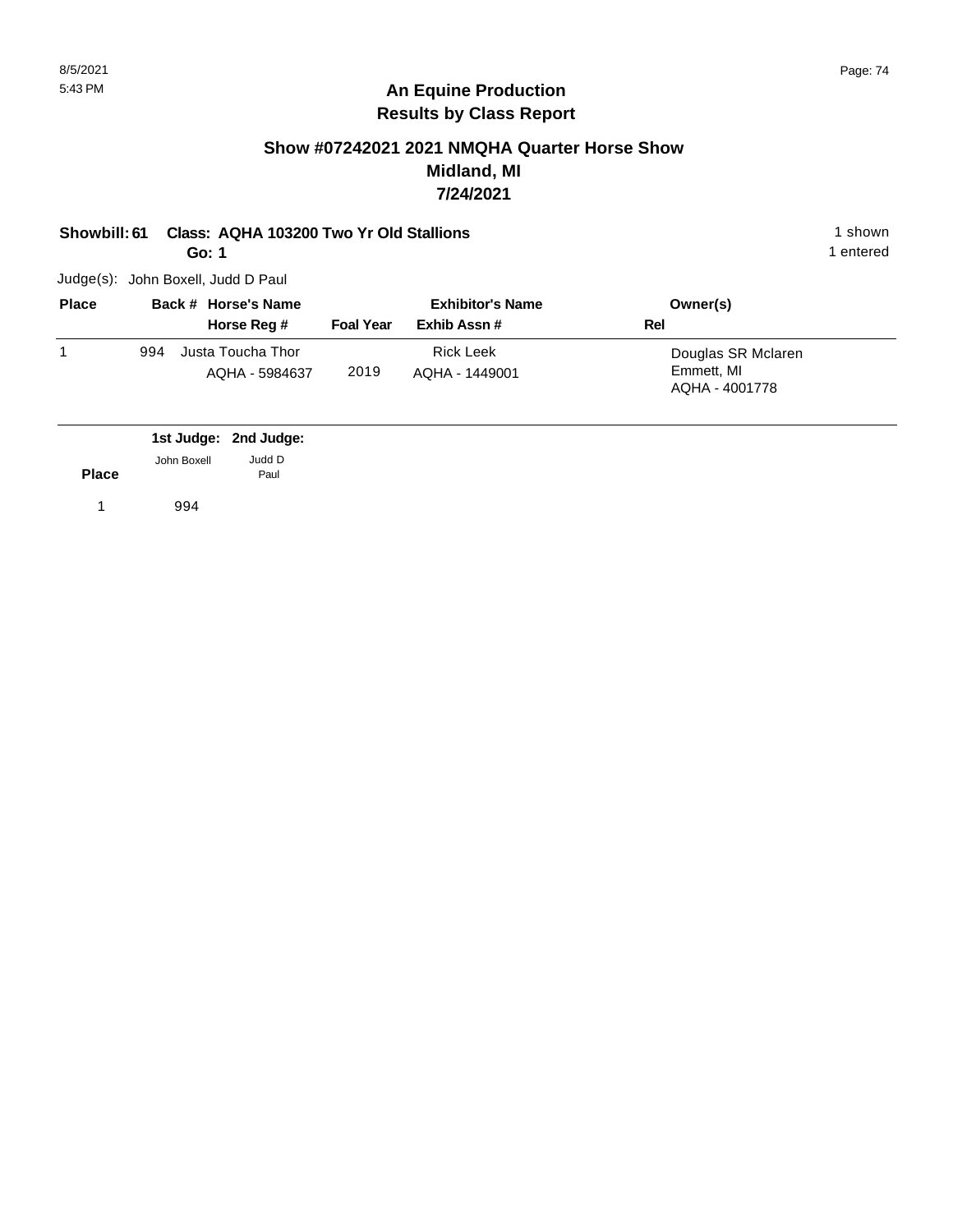## An Equine Production
## Results by Class Report

### Show #07242021 2021 NMQHA Quarter Horse Show
### Midland, MI
### 7/24/2021

**Showbill: 61 Class: AQHA 103200 Two Yr Old Stallions** 1 shown

**Go: 1** 1 entered

Judge(s): John Boxell, Judd D Paul

| Place | Back # | Horse's Name / Horse Reg # | Foal Year | Exhibitor's Name / Exhib Assn # | Owner(s) / Rel |
|---|---|---|---|---|---|
| 1 | 994 | Justa Toucha Thor<br>AQHA - 5984637 | 2019 | Rick Leek<br>AQHA - 1449001 | Douglas SR Mclaren<br>Emmett, MI<br>AQHA - 4001778 |

| Place | 1st Judge: John Boxell | 2nd Judge: Judd D Paul |
|---|---|---|
| 1 | 994 | |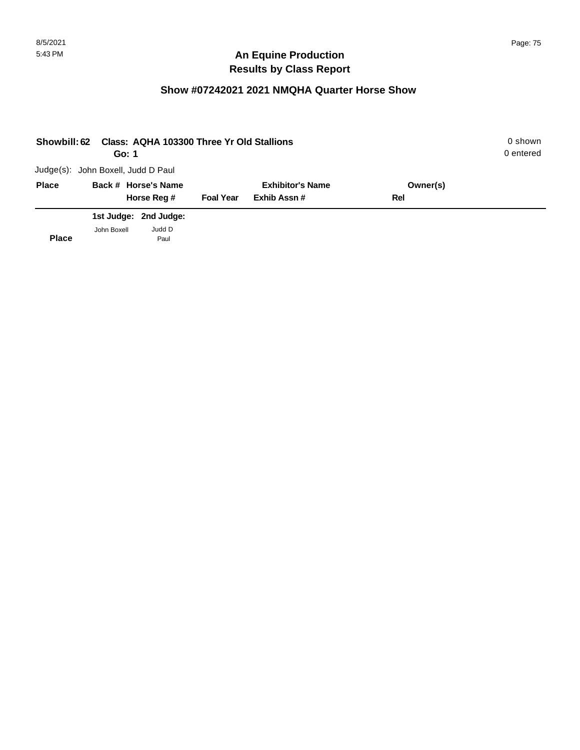**An Equine Production**
**Results by Class Report**

**Show #07242021 2021 NMQHA Quarter Horse Show**

**Showbill: 62 Class: AQHA 103300 Three Yr Old Stallions** — 0 shown, 0 entered

**Go: 1**

Judge(s): John Boxell, Judd D Paul

| Place | Back # | Horse's Name / Horse Reg # | Foal Year | Exhibitor's Name / Exhib Assn # | Owner(s) / Rel |
|---|---|---|---|---|---|

| Place | 1st Judge: John Boxell | 2nd Judge: Judd D Paul |
|---|---|---|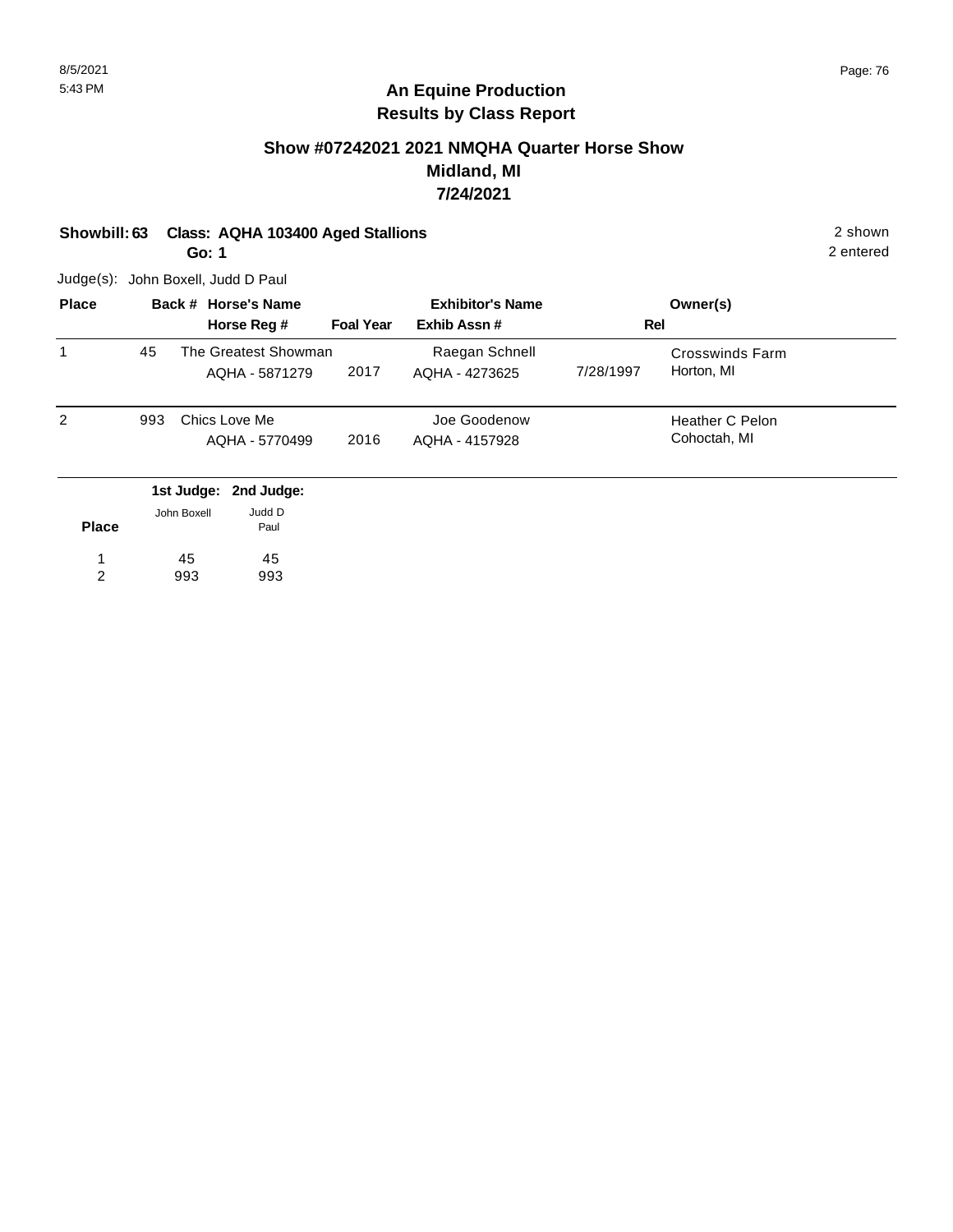# An Equine Production
## Results by Class Report

### Show #07242021 2021 NMQHA Quarter Horse Show
### Midland, MI
### 7/24/2021

**Showbill: 63 Class: AQHA 103400 Aged Stallions** 2 shown

**Go: 1** 2 entered

Judge(s): John Boxell, Judd D Paul

| Place | Back # | Horse's Name / Horse Reg # | Foal Year | Exhibitor's Name / Exhib Assn # | Rel | Owner(s) |
|---|---|---|---|---|---|---|
| 1 | 45 | The Greatest Showman<br>AQHA - 5871279 | 2017 | Raegan Schnell<br>AQHA - 4273625 | 7/28/1997 | Crosswinds Farm<br>Horton, MI |
| 2 | 993 | Chics Love Me<br>AQHA - 5770499 | 2016 | Joe Goodenow<br>AQHA - 4157928 | | Heather C Pelon<br>Cohoctah, MI |

| Place | 1st Judge: John Boxell | 2nd Judge: Judd D Paul |
|---|---|---|
| 1 | 45 | 45 |
| 2 | 993 | 993 |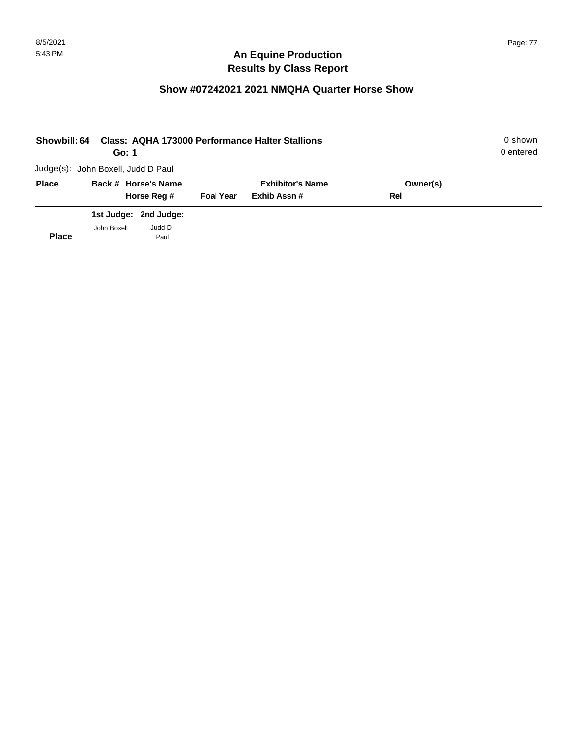## An Equine Production
## Results by Class Report

### Show #07242021 2021 NMQHA Quarter Horse Show

**Showbill: 64 Class: AQHA 173000 Performance Halter Stallions** 0 shown
**Go: 1** 0 entered

Judge(s): John Boxell, Judd D Paul

| Place | Back # | Horse's Name / Horse Reg # | Foal Year | Exhibitor's Name / Exhib Assn # | Owner(s) / Rel |
|---|---|---|---|---|---|

| Place | 1st Judge: John Boxell | 2nd Judge: Judd D Paul |
|---|---|---|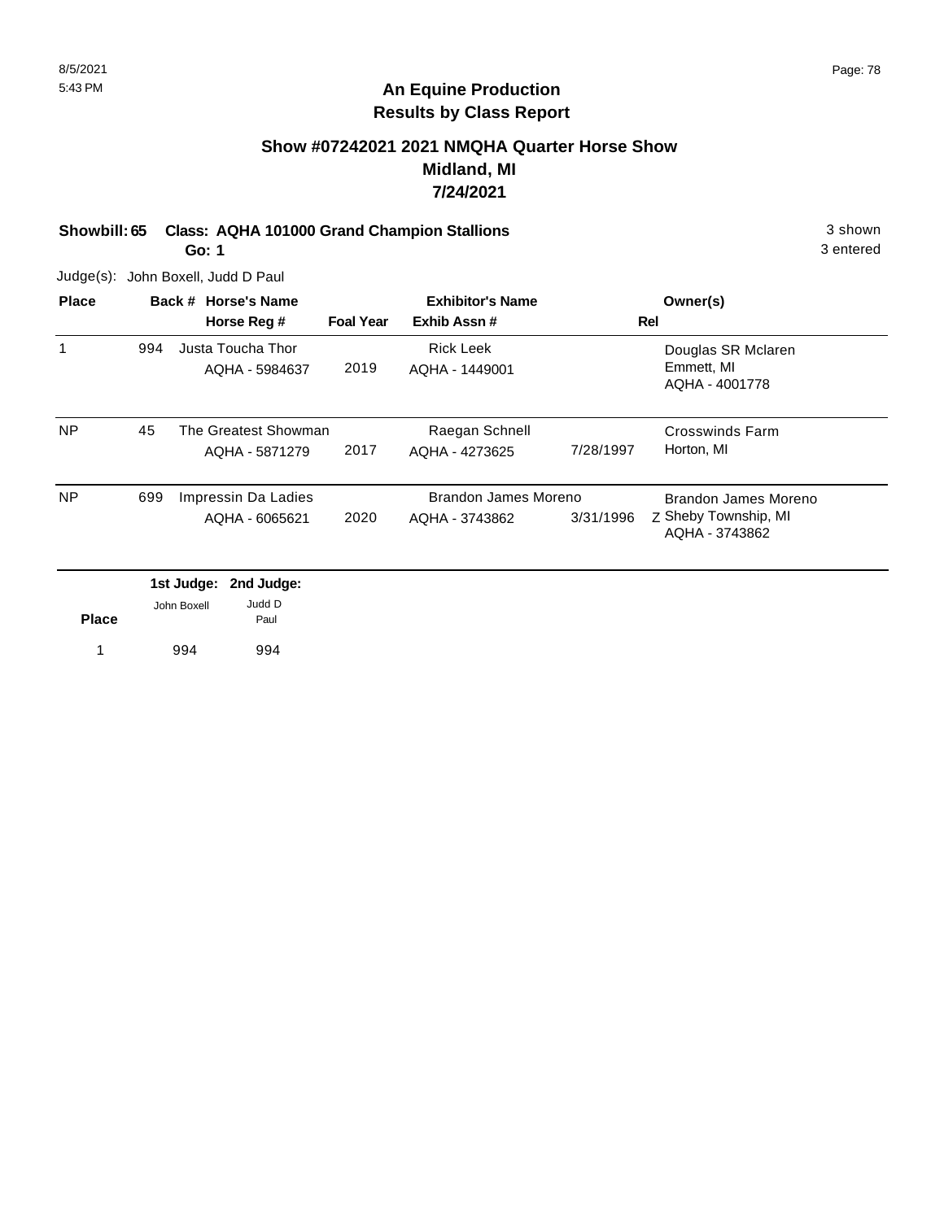# An Equine Production
## Results by Class Report

### Show #07242021 2021 NMQHA Quarter Horse Show
### Midland, MI
### 7/24/2021

**Showbill: 65 Class: AQHA 101000 Grand Champion Stallions** 3 shown

**Go: 1** 3 entered

Judge(s): John Boxell, Judd D Paul

| Place | Back # | Horse's Name / Horse Reg # | Foal Year | Exhibitor's Name / Exhib Assn # | Rel | Owner(s) |
|---|---|---|---|---|---|---|
| 1 | 994 | Justa Toucha Thor<br>AQHA - 5984637 | 2019 | Rick Leek<br>AQHA - 1449001 | | Douglas SR Mclaren<br>Emmett, MI<br>AQHA - 4001778 |
| NP | 45 | The Greatest Showman<br>AQHA - 5871279 | 2017 | Raegan Schnell<br>AQHA - 4273625 | 7/28/1997 | Crosswinds Farm<br>Horton, MI |
| NP | 699 | Impressin Da Ladies<br>AQHA - 6065621 | 2020 | Brandon James Moreno<br>AQHA - 3743862 | 3/31/1996 Z | Brandon James Moreno<br>Sheby Township, MI<br>AQHA - 3743862 |

| Place | 1st Judge: John Boxell | 2nd Judge: Judd D Paul |
|---|---|---|
| 1 | 994 | 994 |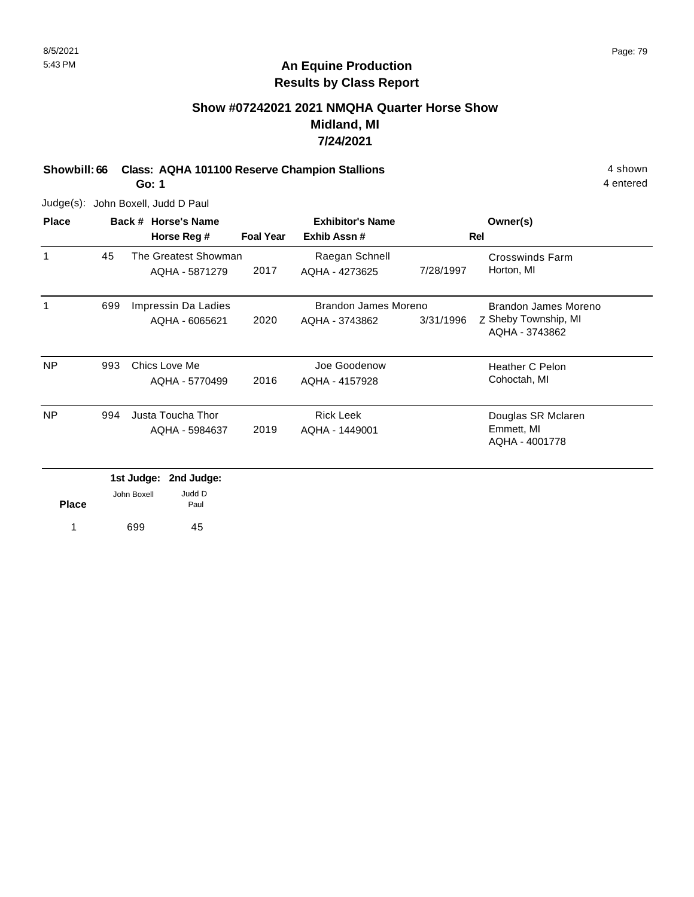# An Equine Production
## Results by Class Report

### Show #07242021 2021 NMQHA Quarter Horse Show
### Midland, MI
### 7/24/2021

**Showbill: 66 Class: AQHA 101100 Reserve Champion Stallions** 4 shown

**Go: 1** 4 entered

Judge(s): John Boxell, Judd D Paul

| Place | Back # | Horse's Name / Horse Reg # | Foal Year | Exhibitor's Name / Exhib Assn # | | Rel | Owner(s) |
|---|---|---|---|---|---|---|---|
| 1 | 45 | The Greatest Showman<br>AQHA - 5871279 | 2017 | Raegan Schnell<br>AQHA - 4273625 | 7/28/1997 | | Crosswinds Farm<br>Horton, MI |
| 1 | 699 | Impressin Da Ladies<br>AQHA - 6065621 | 2020 | Brandon James Moreno<br>AQHA - 3743862 | 3/31/1996 | Z | Brandon James Moreno<br>Sheby Township, MI<br>AQHA - 3743862 |
| NP | 993 | Chics Love Me<br>AQHA - 5770499 | 2016 | Joe Goodenow<br>AQHA - 4157928 | | | Heather C Pelon<br>Cohoctah, MI |
| NP | 994 | Justa Toucha Thor<br>AQHA - 5984637 | 2019 | Rick Leek<br>AQHA - 1449001 | | | Douglas SR Mclaren<br>Emmett, MI<br>AQHA - 4001778 |

| Place | 1st Judge: John Boxell | 2nd Judge: Judd D Paul |
|---|---|---|
| 1 | 699 | 45 |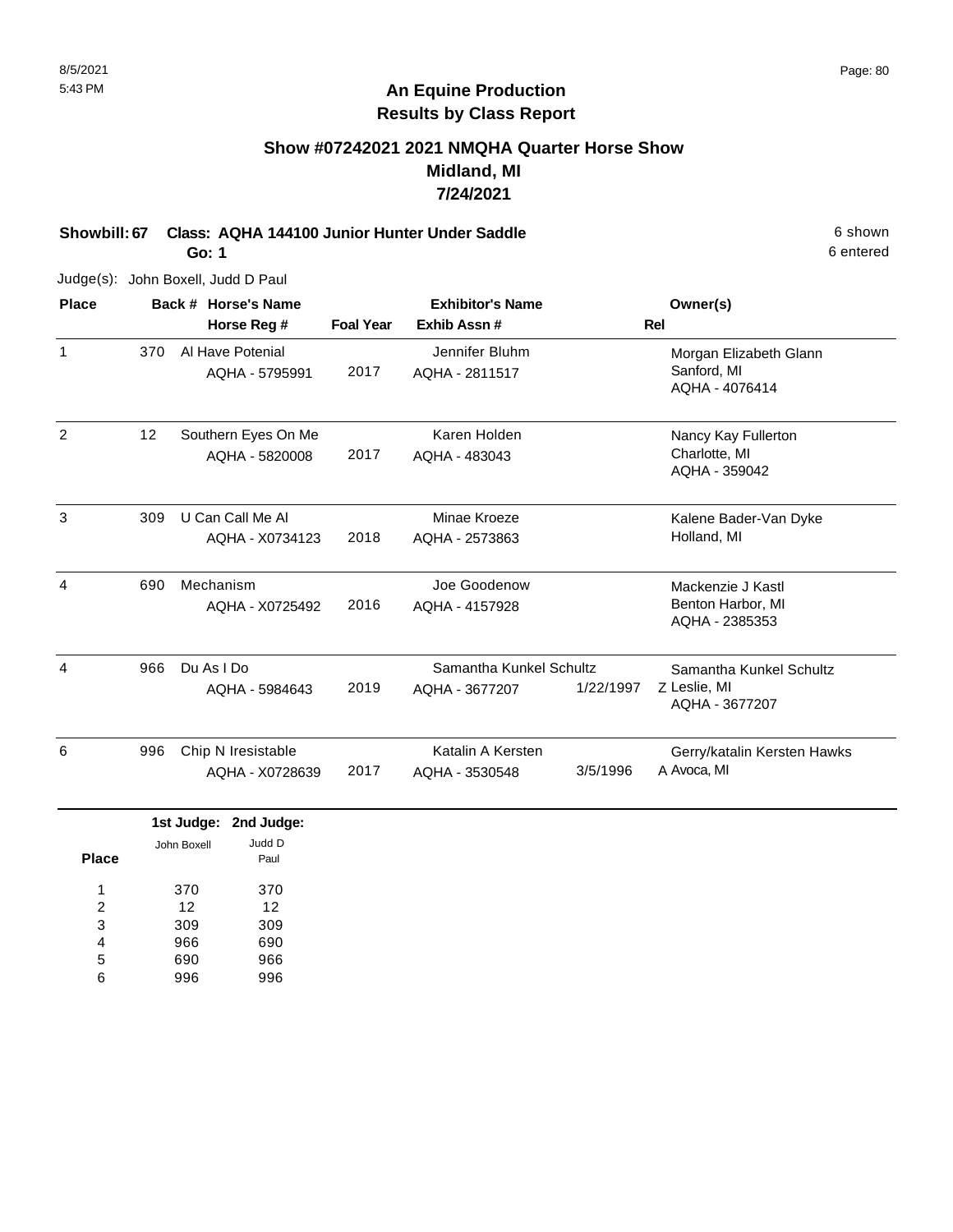# An Equine Production
## Results by Class Report

### Show #07242021 2021 NMQHA Quarter Horse Show
### Midland, MI
### 7/24/2021

**Showbill: 67 Class: AQHA 144100 Junior Hunter Under Saddle** 6 shown

**Go: 1** 6 entered

Judge(s): John Boxell, Judd D Paul

| Place | Back # | Horse's Name / Horse Reg # | Foal Year | Exhibitor's Name / Exhib Assn # | Rel | Owner(s) |
|---|---|---|---|---|---|---|
| 1 | 370 | Al Have Potenial<br>AQHA - 5795991 | 2017 | Jennifer Bluhm<br>AQHA - 2811517 | | Morgan Elizabeth Glann<br>Sanford, MI<br>AQHA - 4076414 |
| 2 | 12 | Southern Eyes On Me<br>AQHA - 5820008 | 2017 | Karen Holden<br>AQHA - 483043 | | Nancy Kay Fullerton<br>Charlotte, MI<br>AQHA - 359042 |
| 3 | 309 | U Can Call Me Al<br>AQHA - X0734123 | 2018 | Minae Kroeze<br>AQHA - 2573863 | | Kalene Bader-Van Dyke<br>Holland, MI |
| 4 | 690 | Mechanism<br>AQHA - X0725492 | 2016 | Joe Goodenow<br>AQHA - 4157928 | | Mackenzie J Kastl<br>Benton Harbor, MI<br>AQHA - 2385353 |
| 4 | 966 | Du As I Do<br>AQHA - 5984643 | 2019 | Samantha Kunkel Schultz<br>AQHA - 3677207 | 1/22/1997 Z | Samantha Kunkel Schultz<br>Leslie, MI<br>AQHA - 3677207 |
| 6 | 996 | Chip N Iresistable<br>AQHA - X0728639 | 2017 | Katalin A Kersten<br>AQHA - 3530548 | 3/5/1996 A | Gerry/katalin Kersten Hawks<br>Avoca, MI |

| Place | 1st Judge: John Boxell | 2nd Judge: Judd D Paul |
|---|---|---|
| 1 | 370 | 370 |
| 2 | 12 | 12 |
| 3 | 309 | 309 |
| 4 | 966 | 690 |
| 5 | 690 | 966 |
| 6 | 996 | 996 |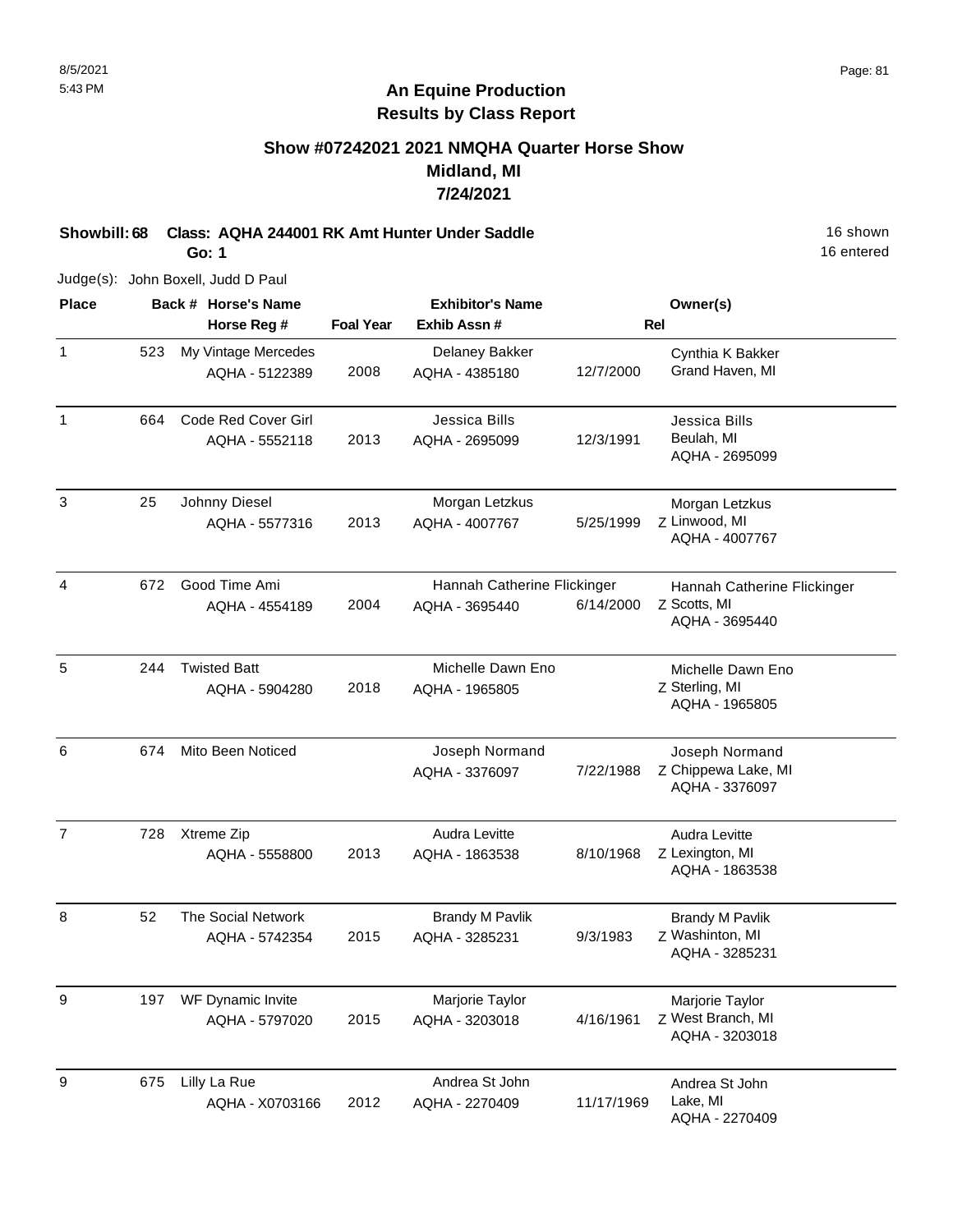8/5/2021
5:43 PM

# An Equine Production
## Results by Class Report

### Show #07242021 2021 NMQHA Quarter Horse Show
### Midland, MI
### 7/24/2021

**Showbill: 68 Class: AQHA 244001 RK Amt Hunter Under Saddle** 16 shown
**Go: 1** 16 entered

Judge(s): John Boxell, Judd D Paul

| Place | Back # | Horse's Name / Horse Reg # | Foal Year | Exhibitor's Name / Exhib Assn # | Rel | Owner(s) |
|---|---|---|---|---|---|---|
| 1 | 523 | My Vintage Mercedes<br>AQHA - 5122389 | 2008 | Delaney Bakker<br>AQHA - 4385180 | 12/7/2000 | Cynthia K Bakker<br>Grand Haven, MI |
| 1 | 664 | Code Red Cover Girl<br>AQHA - 5552118 | 2013 | Jessica Bills<br>AQHA - 2695099 | 12/3/1991 | Jessica Bills<br>Beulah, MI<br>AQHA - 2695099 |
| 3 | 25 | Johnny Diesel<br>AQHA - 5577316 | 2013 | Morgan Letzkus<br>AQHA - 4007767 | 5/25/1999 | Z Morgan Letzkus<br>Linwood, MI<br>AQHA - 4007767 |
| 4 | 672 | Good Time Ami<br>AQHA - 4554189 | 2004 | Hannah Catherine Flickinger<br>AQHA - 3695440 | 6/14/2000 | Z Hannah Catherine Flickinger<br>Scotts, MI<br>AQHA - 3695440 |
| 5 | 244 | Twisted Batt<br>AQHA - 5904280 | 2018 | Michelle Dawn Eno<br>AQHA - 1965805 | | Z Michelle Dawn Eno<br>Sterling, MI<br>AQHA - 1965805 |
| 6 | 674 | Mito Been Noticed | | Joseph Normand<br>AQHA - 3376097 | 7/22/1988 | Z Joseph Normand<br>Chippewa Lake, MI<br>AQHA - 3376097 |
| 7 | 728 | Xtreme Zip<br>AQHA - 5558800 | 2013 | Audra Levitte<br>AQHA - 1863538 | 8/10/1968 | Z Audra Levitte<br>Lexington, MI<br>AQHA - 1863538 |
| 8 | 52 | The Social Network<br>AQHA - 5742354 | 2015 | Brandy M Pavlik<br>AQHA - 3285231 | 9/3/1983 | Z Brandy M Pavlik<br>Washinton, MI<br>AQHA - 3285231 |
| 9 | 197 | WF Dynamic Invite<br>AQHA - 5797020 | 2015 | Marjorie Taylor<br>AQHA - 3203018 | 4/16/1961 | Z Marjorie Taylor<br>West Branch, MI<br>AQHA - 3203018 |
| 9 | 675 | Lilly La Rue<br>AQHA - X0703166 | 2012 | Andrea St John<br>AQHA - 2270409 | 11/17/1969 | Andrea St John<br>Lake, MI<br>AQHA - 2270409 |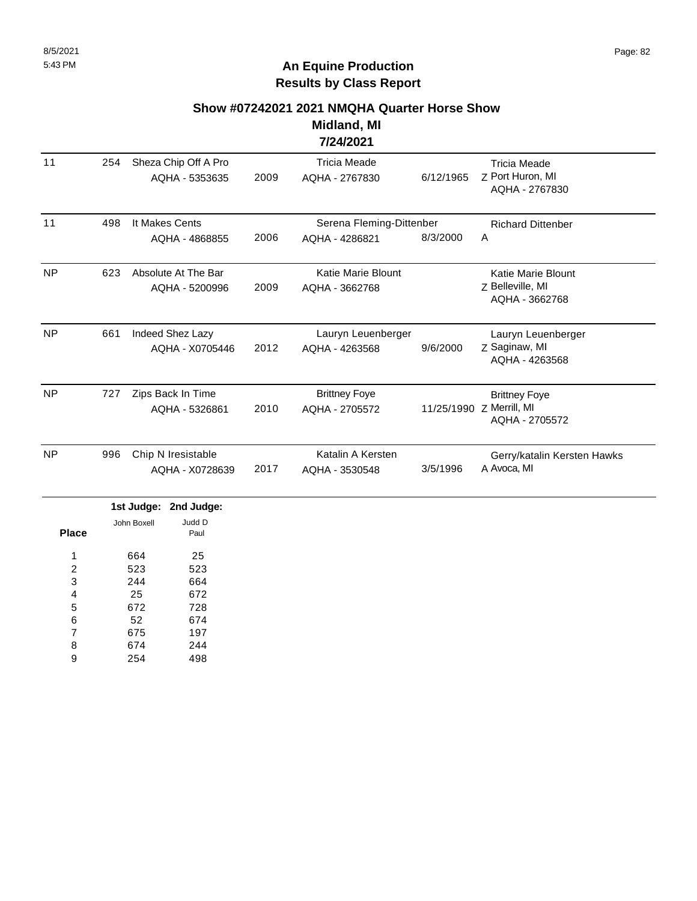# An Equine Production
## Results by Class Report

### Show #07242021 2021 NMQHA Quarter Horse Show
### Midland, MI
### 7/24/2021

| Place | Back # | Horse | Year | Rider | Rider DOB | Owner |
|---|---|---|---|---|---|---|
| 11 | 254 | Sheza Chip Off A Pro<br>AQHA - 5353635 | 2009 | Tricia Meade<br>AQHA - 2767830 | 6/12/1965 | Z Tricia Meade<br>Port Huron, MI<br>AQHA - 2767830 |
| 11 | 498 | It Makes Cents<br>AQHA - 4868855 | 2006 | Serena Fleming-Dittenber<br>AQHA - 4286821 | 8/3/2000 | A Richard Dittenber |
| NP | 623 | Absolute At The Bar<br>AQHA - 5200996 | 2009 | Katie Marie Blount<br>AQHA - 3662768 | | Z Katie Marie Blount<br>Belleville, MI<br>AQHA - 3662768 |
| NP | 661 | Indeed Shez Lazy<br>AQHA - X0705446 | 2012 | Lauryn Leuenberger<br>AQHA - 4263568 | 9/6/2000 | Z Lauryn Leuenberger<br>Saginaw, MI<br>AQHA - 4263568 |
| NP | 727 | Zips Back In Time<br>AQHA - 5326861 | 2010 | Brittney Foye<br>AQHA - 2705572 | 11/25/1990 | Z Brittney Foye<br>Merrill, MI<br>AQHA - 2705572 |
| NP | 996 | Chip N Iresistable<br>AQHA - X0728639 | 2017 | Katalin A Kersten<br>AQHA - 3530548 | 3/5/1996 | A Gerry/katalin Kersten Hawks<br>Avoca, MI |

| Place | 1st Judge: John Boxell | 2nd Judge: Judd D Paul |
|---|---|---|
| 1 | 664 | 25 |
| 2 | 523 | 523 |
| 3 | 244 | 664 |
| 4 | 25 | 672 |
| 5 | 672 | 728 |
| 6 | 52 | 674 |
| 7 | 675 | 197 |
| 8 | 674 | 244 |
| 9 | 254 | 498 |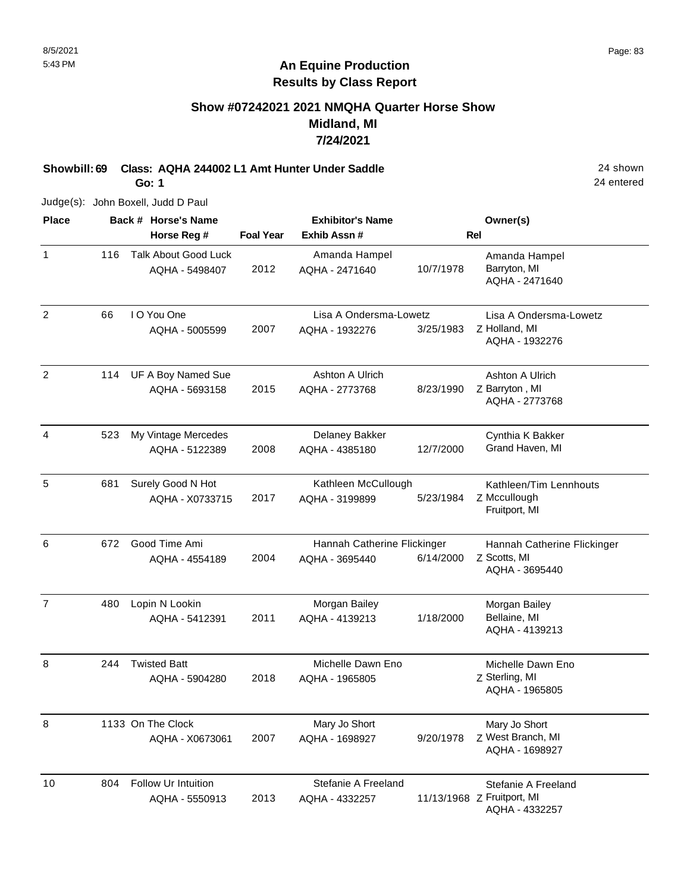# An Equine Production
## Results by Class Report

### Show #07242021 2021 NMQHA Quarter Horse Show
### Midland, MI
### 7/24/2021

**Showbill: 69 Class: AQHA 244002 L1 Amt Hunter Under Saddle** 24 shown
**Go: 1** 24 entered

Judge(s): John Boxell, Judd D Paul

| Place | Back # | Horse's Name / Horse Reg # | Foal Year | Exhibitor's Name / Exhib Assn # | | Rel | Owner(s) |
|---|---|---|---|---|---|---|---|
| 1 | 116 | Talk About Good Luck<br>AQHA - 5498407 | 2012 | Amanda Hampel<br>AQHA - 2471640 | 10/7/1978 | | Amanda Hampel<br>Barryton, MI<br>AQHA - 2471640 |
| 2 | 66 | I O You One<br>AQHA - 5005599 | 2007 | Lisa A Ondersma-Lowetz<br>AQHA - 1932276 | 3/25/1983 | Z | Lisa A Ondersma-Lowetz<br>Holland, MI<br>AQHA - 1932276 |
| 2 | 114 | UF A Boy Named Sue<br>AQHA - 5693158 | 2015 | Ashton A Ulrich<br>AQHA - 2773768 | 8/23/1990 | Z | Ashton A Ulrich<br>Barryton , MI<br>AQHA - 2773768 |
| 4 | 523 | My Vintage Mercedes<br>AQHA - 5122389 | 2008 | Delaney Bakker<br>AQHA - 4385180 | 12/7/2000 | | Cynthia K Bakker<br>Grand Haven, MI |
| 5 | 681 | Surely Good N Hot<br>AQHA - X0733715 | 2017 | Kathleen McCullough<br>AQHA - 3199899 | 5/23/1984 | Z | Kathleen/Tim Lennhouts<br>Mccullough<br>Fruitport, MI |
| 6 | 672 | Good Time Ami<br>AQHA - 4554189 | 2004 | Hannah Catherine Flickinger<br>AQHA - 3695440 | 6/14/2000 | Z | Hannah Catherine Flickinger<br>Scotts, MI<br>AQHA - 3695440 |
| 7 | 480 | Lopin N Lookin<br>AQHA - 5412391 | 2011 | Morgan Bailey<br>AQHA - 4139213 | 1/18/2000 | | Morgan Bailey<br>Bellaine, MI<br>AQHA - 4139213 |
| 8 | 244 | Twisted Batt<br>AQHA - 5904280 | 2018 | Michelle Dawn Eno<br>AQHA - 1965805 | | Z | Michelle Dawn Eno<br>Sterling, MI<br>AQHA - 1965805 |
| 8 | 1133 | On The Clock<br>AQHA - X0673061 | 2007 | Mary Jo Short<br>AQHA - 1698927 | 9/20/1978 | Z | Mary Jo Short<br>West Branch, MI<br>AQHA - 1698927 |
| 10 | 804 | Follow Ur Intuition<br>AQHA - 5550913 | 2013 | Stefanie A Freeland<br>AQHA - 4332257 | 11/13/1968 | Z | Stefanie A Freeland<br>Fruitport, MI<br>AQHA - 4332257 |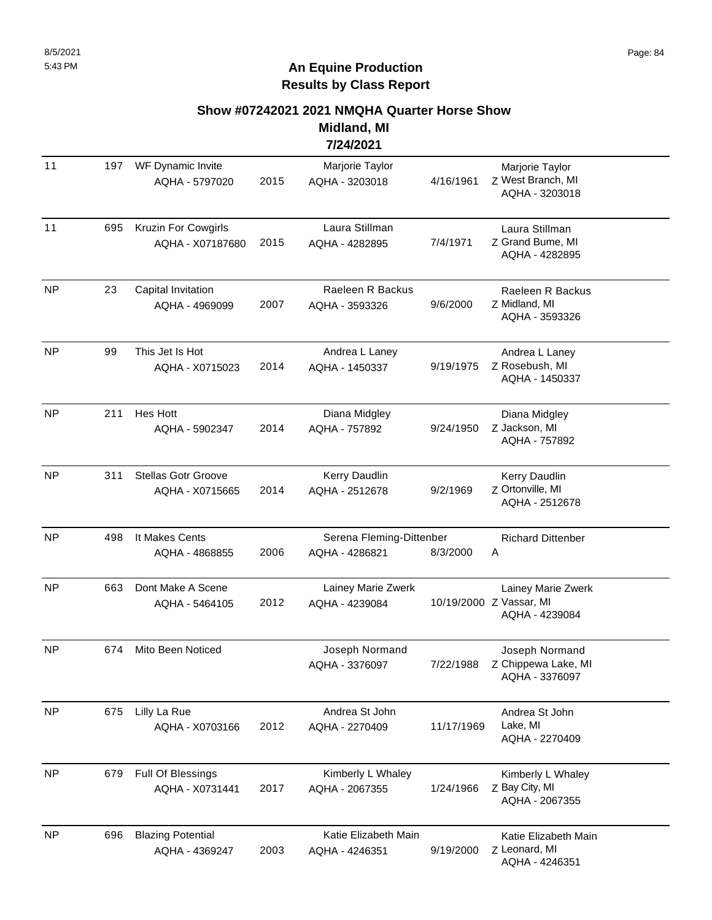## An Equine Production
## Results by Class Report

### Show #07242021 2021 NMQHA Quarter Horse Show
### Midland, MI
### 7/24/2021

| Place | Back # | Horse | Year | Rider | DOB | Owner |
|---|---|---|---|---|---|---|
| 11 | 197 | WF Dynamic Invite<br>AQHA - 5797020 | 2015 | Marjorie Taylor<br>AQHA - 3203018 | 4/16/1961 | Marjorie Taylor<br>Z West Branch, MI<br>AQHA - 3203018 |
| 11 | 695 | Kruzin For Cowgirls<br>AQHA - X07187680 | 2015 | Laura Stillman<br>AQHA - 4282895 | 7/4/1971 | Laura Stillman<br>Z Grand Bume, MI<br>AQHA - 4282895 |
| NP | 23 | Capital Invitation<br>AQHA - 4969099 | 2007 | Raeleen R Backus<br>AQHA - 3593326 | 9/6/2000 | Raeleen R Backus<br>Z Midland, MI<br>AQHA - 3593326 |
| NP | 99 | This Jet Is Hot<br>AQHA - X0715023 | 2014 | Andrea L Laney<br>AQHA - 1450337 | 9/19/1975 | Andrea L Laney<br>Z Rosebush, MI<br>AQHA - 1450337 |
| NP | 211 | Hes Hott<br>AQHA - 5902347 | 2014 | Diana Midgley<br>AQHA - 757892 | 9/24/1950 | Diana Midgley<br>Z Jackson, MI<br>AQHA - 757892 |
| NP | 311 | Stellas Gotr Groove<br>AQHA - X0715665 | 2014 | Kerry Daudlin<br>AQHA - 2512678 | 9/2/1969 | Kerry Daudlin<br>Z Ortonville, MI<br>AQHA - 2512678 |
| NP | 498 | It Makes Cents<br>AQHA - 4868855 | 2006 | Serena Fleming-Dittenber<br>AQHA - 4286821 | 8/3/2000 | Richard Dittenber<br>A |
| NP | 663 | Dont Make A Scene<br>AQHA - 5464105 | 2012 | Lainey Marie Zwerk<br>AQHA - 4239084 | 10/19/2000 | Lainey Marie Zwerk<br>Z Vassar, MI<br>AQHA - 4239084 |
| NP | 674 | Mito Been Noticed | | Joseph Normand<br>AQHA - 3376097 | 7/22/1988 | Joseph Normand<br>Z Chippewa Lake, MI<br>AQHA - 3376097 |
| NP | 675 | Lilly La Rue<br>AQHA - X0703166 | 2012 | Andrea St John<br>AQHA - 2270409 | 11/17/1969 | Andrea St John<br>Lake, MI<br>AQHA - 2270409 |
| NP | 679 | Full Of Blessings<br>AQHA - X0731441 | 2017 | Kimberly L Whaley<br>AQHA - 2067355 | 1/24/1966 | Kimberly L Whaley<br>Z Bay City, MI<br>AQHA - 2067355 |
| NP | 696 | Blazing Potential<br>AQHA - 4369247 | 2003 | Katie Elizabeth Main<br>AQHA - 4246351 | 9/19/2000 | Katie Elizabeth Main<br>Z Leonard, MI<br>AQHA - 4246351 |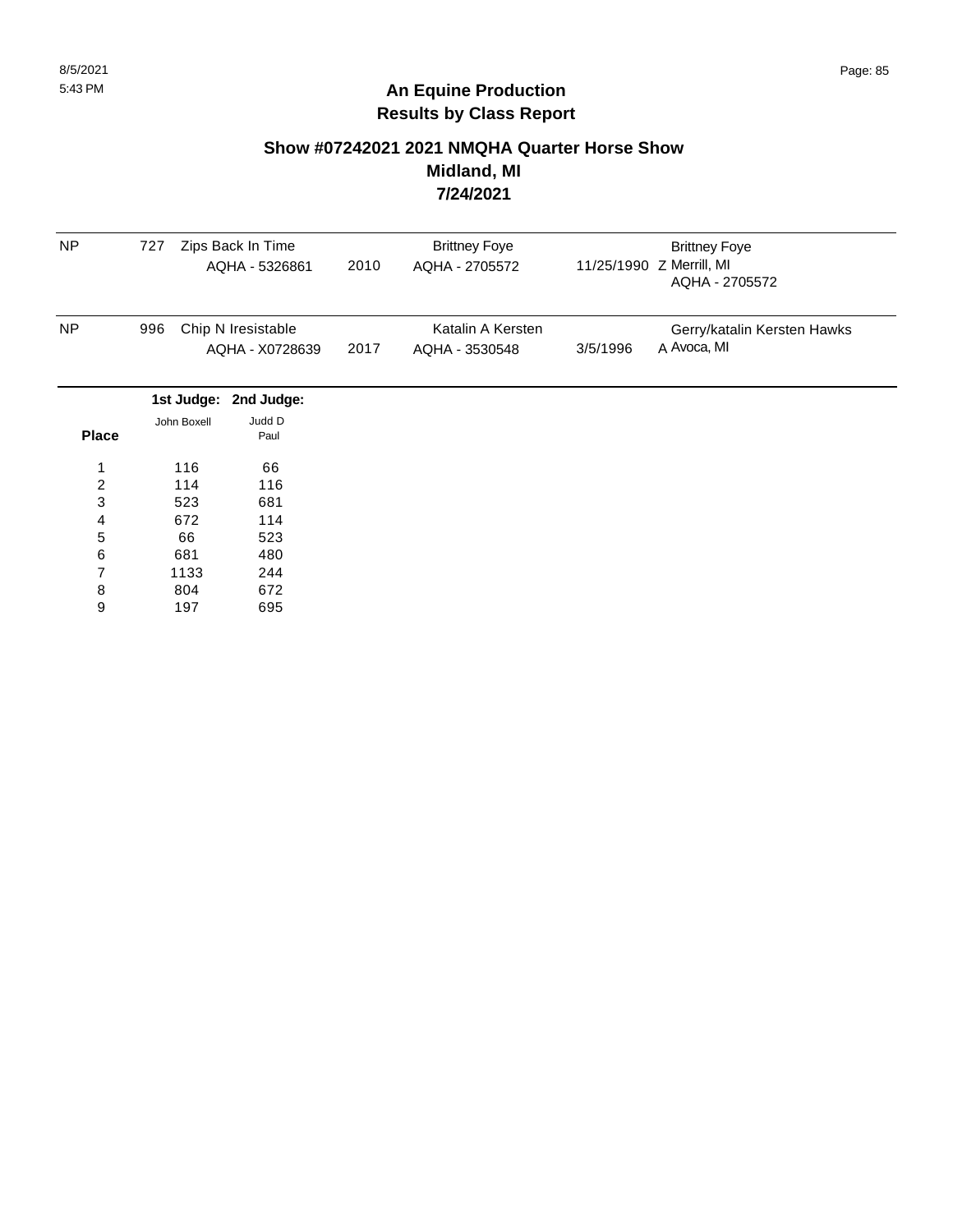# An Equine Production
## Results by Class Report

### Show #07242021 2021 NMQHA Quarter Horse Show
### Midland, MI
### 7/24/2021

| Place | Back # | Horse | Year | Rider | Birth Date | Owner |
|---|---|---|---|---|---|---|
| NP | 727 | Zips Back In Time<br>AQHA - 5326861 | 2010 | Brittney Foye<br>AQHA - 2705572 | 11/25/1990 Z | Brittney Foye<br>Merrill, MI<br>AQHA - 2705572 |
| NP | 996 | Chip N Iresistable<br>AQHA - X0728639 | 2017 | Katalin A Kersten<br>AQHA - 3530548 | 3/5/1996 A | Gerry/katalin Kersten Hawks<br>Avoca, MI |

| Place | 1st Judge: John Boxell | 2nd Judge: Judd D Paul |
|---|---|---|
| 1 | 116 | 66 |
| 2 | 114 | 116 |
| 3 | 523 | 681 |
| 4 | 672 | 114 |
| 5 | 66 | 523 |
| 6 | 681 | 480 |
| 7 | 1133 | 244 |
| 8 | 804 | 672 |
| 9 | 197 | 695 |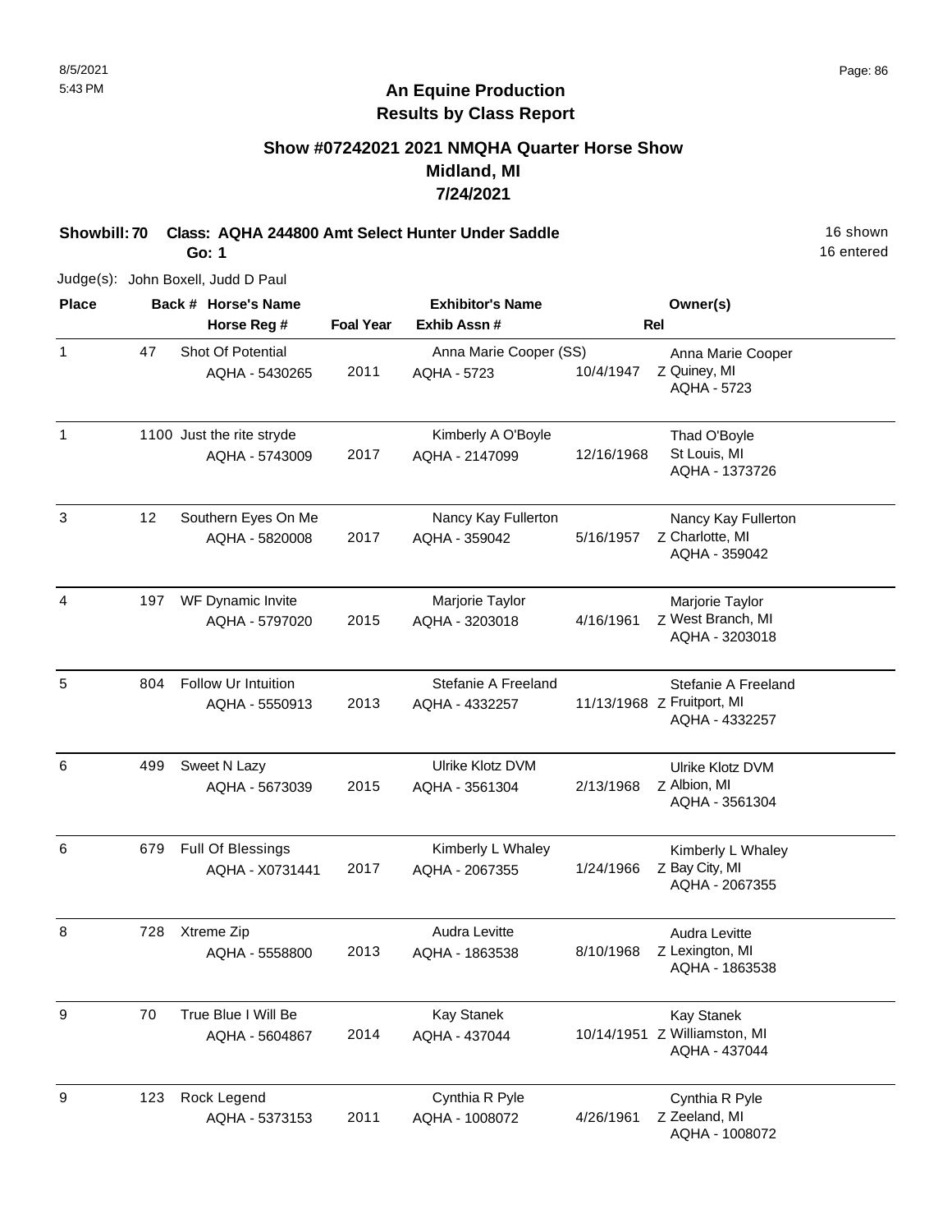# An Equine Production
## Results by Class Report

### Show #07242021 2021 NMQHA Quarter Horse Show
### Midland, MI
### 7/24/2021

**Showbill: 70 Class: AQHA 244800 Amt Select Hunter Under Saddle** 16 shown
**Go: 1** 16 entered

Judge(s): John Boxell, Judd D Paul

| Place | Back # | Horse's Name / Horse Reg # | Foal Year | Exhibitor's Name / Exhib Assn # | Rel | Owner(s) |
|---|---|---|---|---|---|---|
| 1 | 47 | Shot Of Potential<br>AQHA - 5430265 | 2011 | Anna Marie Cooper (SS)<br>AQHA - 5723 | 10/4/1947 Z | Anna Marie Cooper<br>Quiney, MI<br>AQHA - 5723 |
| 1 | 1100 | Just the rite stryde<br>AQHA - 5743009 | 2017 | Kimberly A O'Boyle<br>AQHA - 2147099 | 12/16/1968 | Thad O'Boyle<br>St Louis, MI<br>AQHA - 1373726 |
| 3 | 12 | Southern Eyes On Me<br>AQHA - 5820008 | 2017 | Nancy Kay Fullerton<br>AQHA - 359042 | 5/16/1957 Z | Nancy Kay Fullerton<br>Charlotte, MI<br>AQHA - 359042 |
| 4 | 197 | WF Dynamic Invite<br>AQHA - 5797020 | 2015 | Marjorie Taylor<br>AQHA - 3203018 | 4/16/1961 Z | Marjorie Taylor<br>West Branch, MI<br>AQHA - 3203018 |
| 5 | 804 | Follow Ur Intuition<br>AQHA - 5550913 | 2013 | Stefanie A Freeland<br>AQHA - 4332257 | 11/13/1968 Z | Stefanie A Freeland<br>Fruitport, MI<br>AQHA - 4332257 |
| 6 | 499 | Sweet N Lazy<br>AQHA - 5673039 | 2015 | Ulrike Klotz DVM<br>AQHA - 3561304 | 2/13/1968 Z | Ulrike Klotz DVM<br>Albion, MI<br>AQHA - 3561304 |
| 6 | 679 | Full Of Blessings<br>AQHA - X0731441 | 2017 | Kimberly L Whaley<br>AQHA - 2067355 | 1/24/1966 Z | Kimberly L Whaley<br>Bay City, MI<br>AQHA - 2067355 |
| 8 | 728 | Xtreme Zip<br>AQHA - 5558800 | 2013 | Audra Levitte<br>AQHA - 1863538 | 8/10/1968 Z | Audra Levitte<br>Lexington, MI<br>AQHA - 1863538 |
| 9 | 70 | True Blue I Will Be<br>AQHA - 5604867 | 2014 | Kay Stanek<br>AQHA - 437044 | 10/14/1951 Z | Kay Stanek<br>Williamston, MI<br>AQHA - 437044 |
| 9 | 123 | Rock Legend<br>AQHA - 5373153 | 2011 | Cynthia R Pyle<br>AQHA - 1008072 | 4/26/1961 Z | Cynthia R Pyle<br>Zeeland, MI<br>AQHA - 1008072 |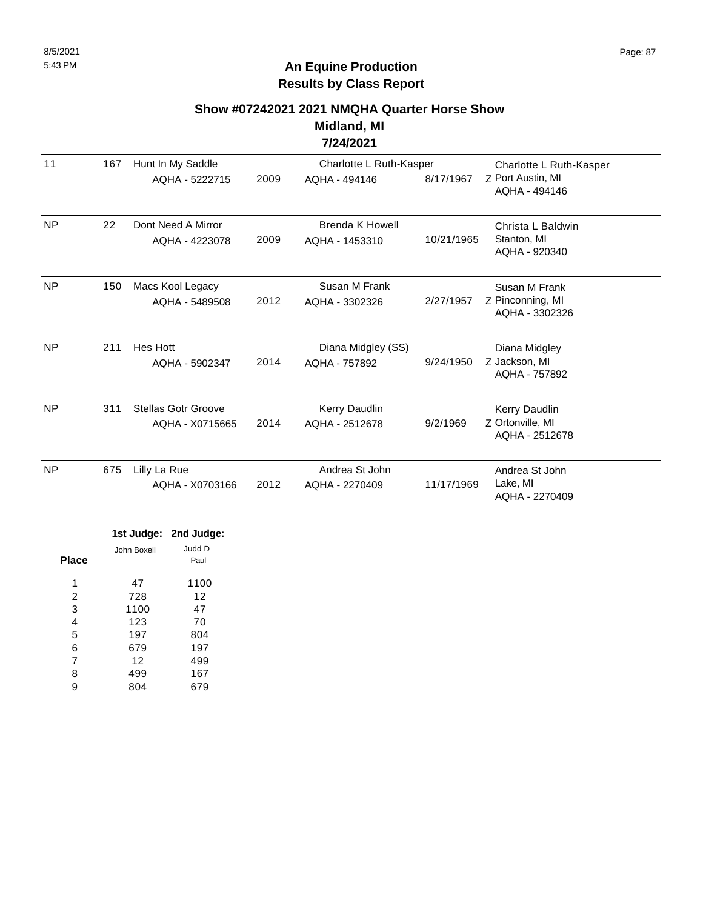## An Equine Production
## Results by Class Report

### Show #07242021 2021 NMQHA Quarter Horse Show
### Midland, MI
### 7/24/2021

| Place | Back # | Horse | Year | Exhibitor | DOB | Owner |
|---|---|---|---|---|---|---|
| 11 | 167 | Hunt In My Saddle<br>AQHA - 5222715 | 2009 | Charlotte L Ruth-Kasper<br>AQHA - 494146 | 8/17/1967 | Charlotte L Ruth-Kasper<br>Z Port Austin, MI<br>AQHA - 494146 |
| NP | 22 | Dont Need A Mirror<br>AQHA - 4223078 | 2009 | Brenda K Howell<br>AQHA - 1453310 | 10/21/1965 | Christa L Baldwin<br>Stanton, MI<br>AQHA - 920340 |
| NP | 150 | Macs Kool Legacy<br>AQHA - 5489508 | 2012 | Susan M Frank<br>AQHA - 3302326 | 2/27/1957 | Susan M Frank<br>Z Pinconning, MI<br>AQHA - 3302326 |
| NP | 211 | Hes Hott<br>AQHA - 5902347 | 2014 | Diana Midgley (SS)<br>AQHA - 757892 | 9/24/1950 | Diana Midgley<br>Z Jackson, MI<br>AQHA - 757892 |
| NP | 311 | Stellas Gotr Groove<br>AQHA - X0715665 | 2014 | Kerry Daudlin<br>AQHA - 2512678 | 9/2/1969 | Kerry Daudlin<br>Z Ortonville, MI<br>AQHA - 2512678 |
| NP | 675 | Lilly La Rue<br>AQHA - X0703166 | 2012 | Andrea St John<br>AQHA - 2270409 | 11/17/1969 | Andrea St John<br>Lake, MI<br>AQHA - 2270409 |

| Place | 1st Judge: John Boxell | 2nd Judge: Judd D Paul |
|---|---|---|
| 1 | 47 | 1100 |
| 2 | 728 | 12 |
| 3 | 1100 | 47 |
| 4 | 123 | 70 |
| 5 | 197 | 804 |
| 6 | 679 | 197 |
| 7 | 12 | 499 |
| 8 | 499 | 167 |
| 9 | 804 | 679 |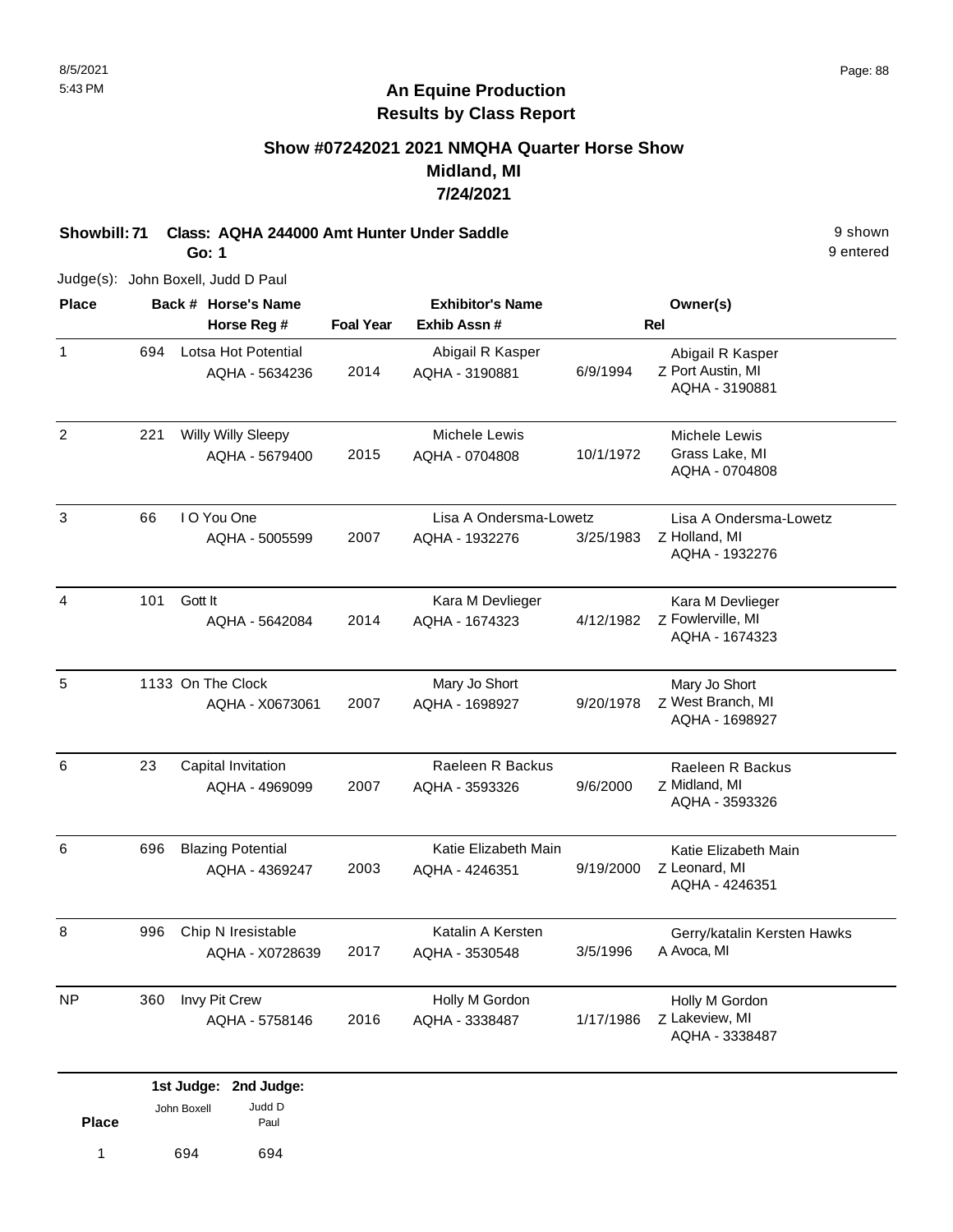# An Equine Production
## Results by Class Report

### Show #07242021 2021 NMQHA Quarter Horse Show
### Midland, MI
### 7/24/2021

**Showbill: 71 Class: AQHA 244000 Amt Hunter Under Saddle** 9 shown
**Go: 1** 9 entered

Judge(s): John Boxell, Judd D Paul

| Place | Back # | Horse's Name / Horse Reg # | Foal Year | Exhibitor's Name / Exhib Assn # | | Rel | Owner(s) |
|---|---|---|---|---|---|---|---|
| 1 | 694 | Lotsa Hot Potential<br>AQHA - 5634236 | 2014 | Abigail R Kasper<br>AQHA - 3190881 | 6/9/1994 | Z | Abigail R Kasper<br>Port Austin, MI<br>AQHA - 3190881 |
| 2 | 221 | Willy Willy Sleepy<br>AQHA - 5679400 | 2015 | Michele Lewis<br>AQHA - 0704808 | 10/1/1972 | | Michele Lewis<br>Grass Lake, MI<br>AQHA - 0704808 |
| 3 | 66 | I O You One<br>AQHA - 5005599 | 2007 | Lisa A Ondersma-Lowetz<br>AQHA - 1932276 | 3/25/1983 | Z | Lisa A Ondersma-Lowetz<br>Holland, MI<br>AQHA - 1932276 |
| 4 | 101 | Gott It<br>AQHA - 5642084 | 2014 | Kara M Devlieger<br>AQHA - 1674323 | 4/12/1982 | Z | Kara M Devlieger<br>Fowlerville, MI<br>AQHA - 1674323 |
| 5 | 1133 | On The Clock<br>AQHA - X0673061 | 2007 | Mary Jo Short<br>AQHA - 1698927 | 9/20/1978 | Z | Mary Jo Short<br>West Branch, MI<br>AQHA - 1698927 |
| 6 | 23 | Capital Invitation<br>AQHA - 4969099 | 2007 | Raeleen R Backus<br>AQHA - 3593326 | 9/6/2000 | Z | Raeleen R Backus<br>Midland, MI<br>AQHA - 3593326 |
| 6 | 696 | Blazing Potential<br>AQHA - 4369247 | 2003 | Katie Elizabeth Main<br>AQHA - 4246351 | 9/19/2000 | Z | Katie Elizabeth Main<br>Leonard, MI<br>AQHA - 4246351 |
| 8 | 996 | Chip N Iresistable<br>AQHA - X0728639 | 2017 | Katalin A Kersten<br>AQHA - 3530548 | 3/5/1996 | A | Gerry/katalin Kersten Hawks<br>Avoca, MI |
| NP | 360 | Invy Pit Crew<br>AQHA - 5758146 | 2016 | Holly M Gordon<br>AQHA - 3338487 | 1/17/1986 | Z | Holly M Gordon<br>Lakeview, MI<br>AQHA - 3338487 |

| Place | 1st Judge: John Boxell | 2nd Judge: Judd D Paul |
|---|---|---|
| 1 | 694 | 694 |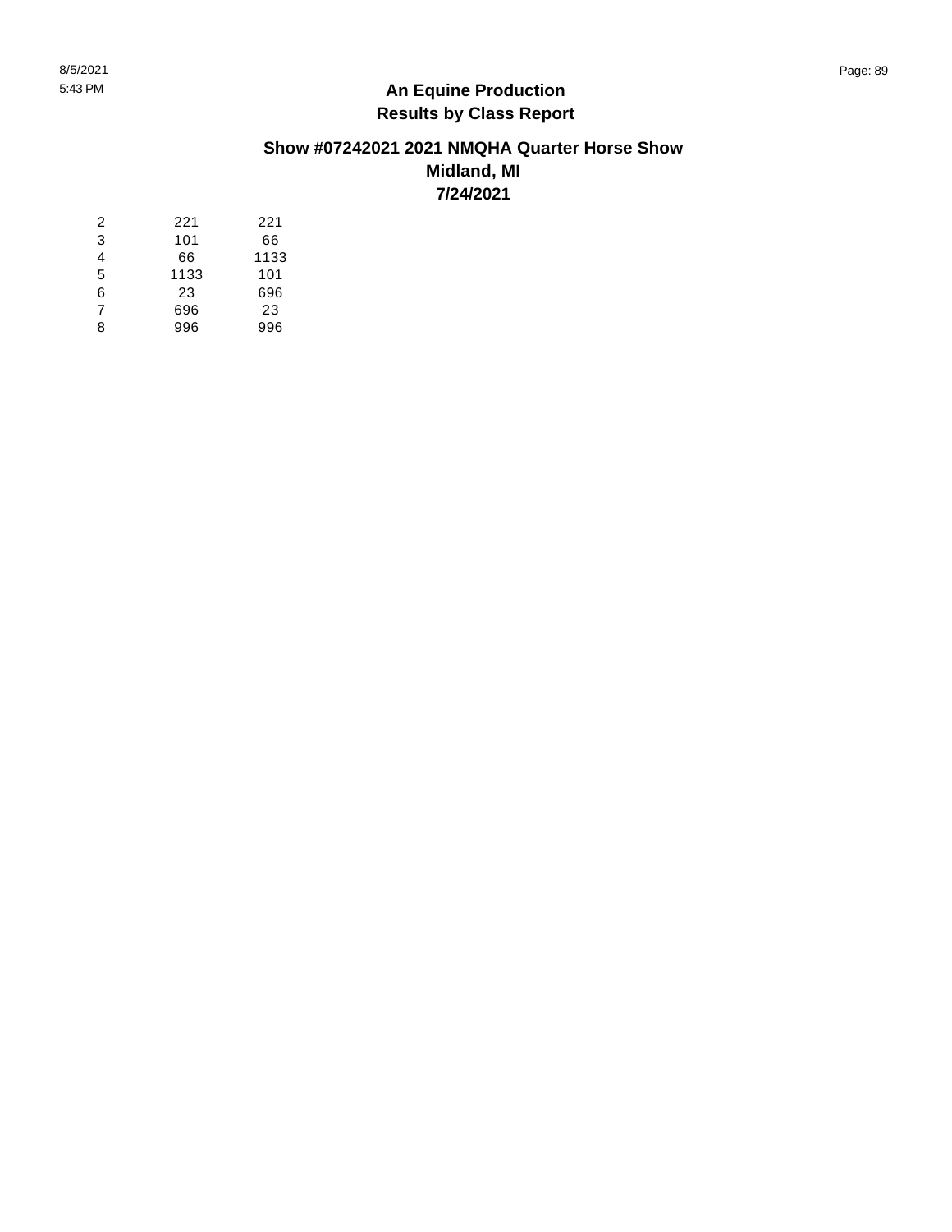**An Equine Production**
**Results by Class Report**

**Show #07242021 2021 NMQHA Quarter Horse Show**
**Midland, MI**
**7/24/2021**

| | | |
|---|---|---|
| 2 | 221 | 221 |
| 3 | 101 | 66 |
| 4 | 66 | 1133 |
| 5 | 1133 | 101 |
| 6 | 23 | 696 |
| 7 | 696 | 23 |
| 8 | 996 | 996 |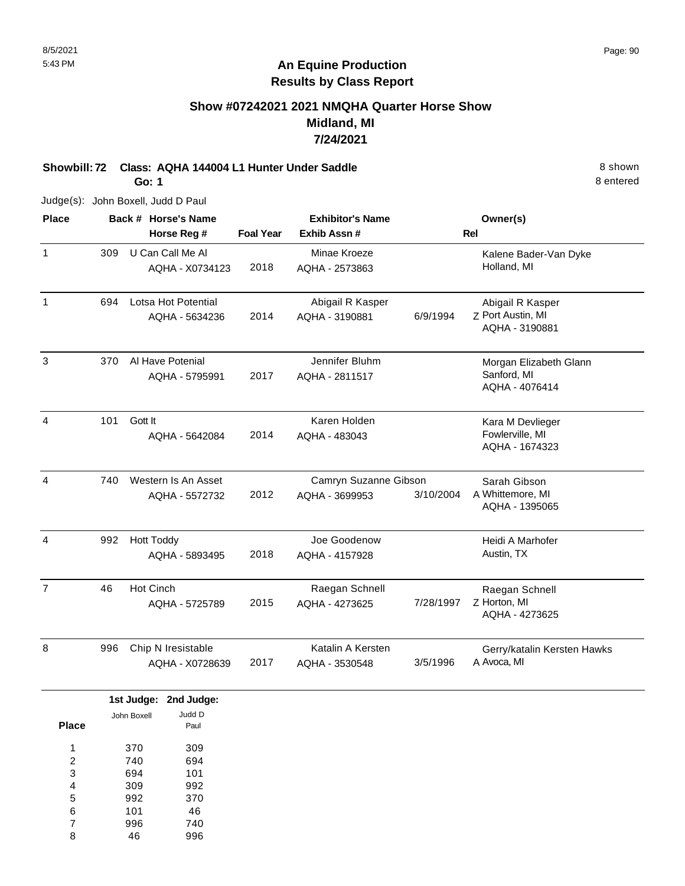# An Equine Production
## Results by Class Report

### Show #07242021 2021 NMQHA Quarter Horse Show
### Midland, MI
### 7/24/2021

**Showbill: 72 Class: AQHA 144004 L1 Hunter Under Saddle** — 8 shown

**Go: 1** — 8 entered

Judge(s): John Boxell, Judd D Paul

| Place | Back # | Horse's Name / Horse Reg # | Foal Year | Exhibitor's Name / Exhib Assn # | | Rel | Owner(s) |
|---|---|---|---|---|---|---|---|
| 1 | 309 | U Can Call Me Al<br>AQHA - X0734123 | 2018 | Minae Kroeze<br>AQHA - 2573863 | | | Kalene Bader-Van Dyke<br>Holland, MI |
| 1 | 694 | Lotsa Hot Potential<br>AQHA - 5634236 | 2014 | Abigail R Kasper<br>AQHA - 3190881 | 6/9/1994 | Z | Abigail R Kasper<br>Port Austin, MI<br>AQHA - 3190881 |
| 3 | 370 | Al Have Potenial<br>AQHA - 5795991 | 2017 | Jennifer Bluhm<br>AQHA - 2811517 | | | Morgan Elizabeth Glann<br>Sanford, MI<br>AQHA - 4076414 |
| 4 | 101 | Gott It<br>AQHA - 5642084 | 2014 | Karen Holden<br>AQHA - 483043 | | | Kara M Devlieger<br>Fowlerville, MI<br>AQHA - 1674323 |
| 4 | 740 | Western Is An Asset<br>AQHA - 5572732 | 2012 | Camryn Suzanne Gibson<br>AQHA - 3699953 | 3/10/2004 | A | Sarah Gibson<br>Whittemore, MI<br>AQHA - 1395065 |
| 4 | 992 | Hott Toddy<br>AQHA - 5893495 | 2018 | Joe Goodenow<br>AQHA - 4157928 | | | Heidi A Marhofer<br>Austin, TX |
| 7 | 46 | Hot Cinch<br>AQHA - 5725789 | 2015 | Raegan Schnell<br>AQHA - 4273625 | 7/28/1997 | Z | Raegan Schnell<br>Horton, MI<br>AQHA - 4273625 |
| 8 | 996 | Chip N Iresistable<br>AQHA - X0728639 | 2017 | Katalin A Kersten<br>AQHA - 3530548 | 3/5/1996 | A | Gerry/katalin Kersten Hawks<br>Avoca, MI |

| Place | 1st Judge: John Boxell | 2nd Judge: Judd D Paul |
|---|---|---|
| 1 | 370 | 309 |
| 2 | 740 | 694 |
| 3 | 694 | 101 |
| 4 | 309 | 992 |
| 5 | 992 | 370 |
| 6 | 101 | 46 |
| 7 | 996 | 740 |
| 8 | 46 | 996 |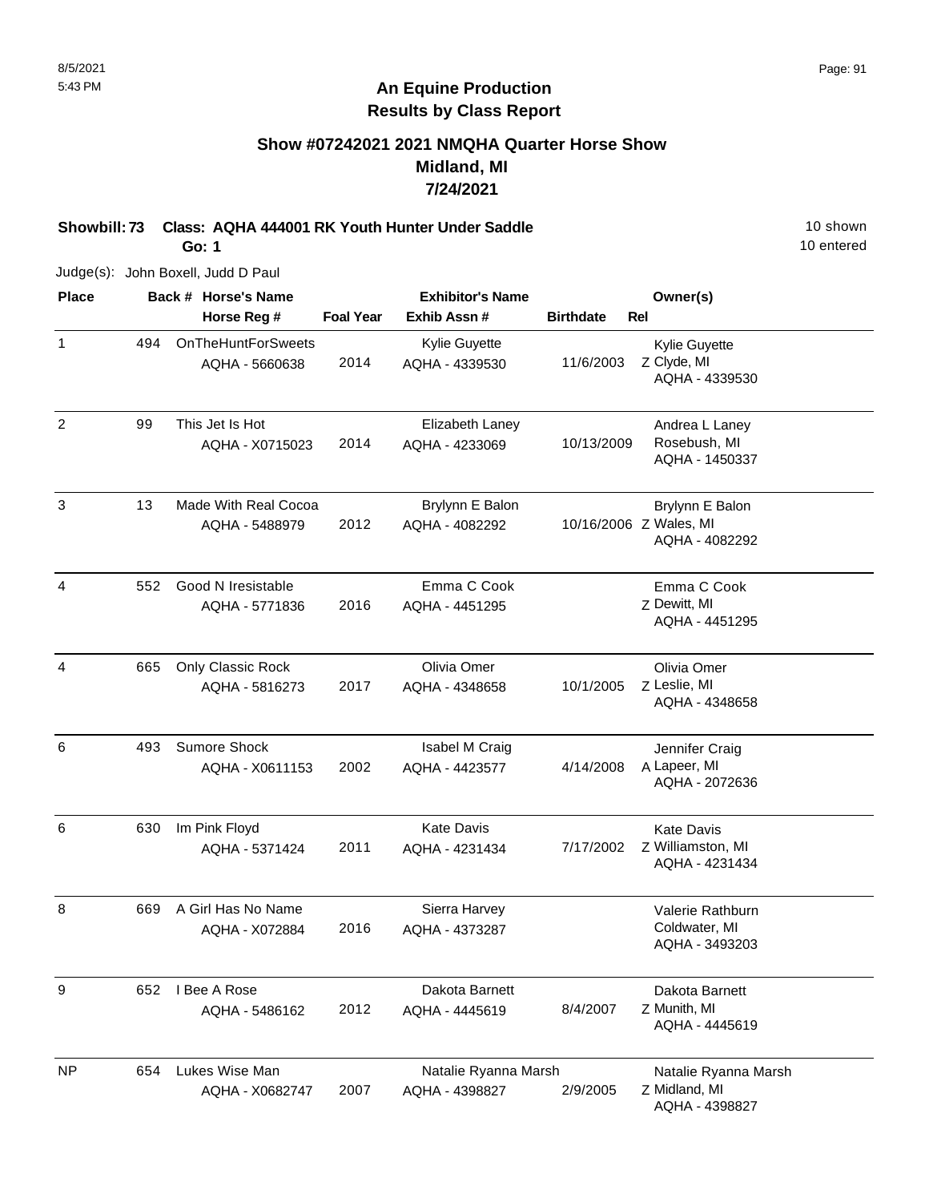# An Equine Production
## Results by Class Report

### Show #07242021 2021 NMQHA Quarter Horse Show
### Midland, MI
### 7/24/2021

**Showbill: 73 Class: AQHA 444001 RK Youth Hunter Under Saddle** 10 shown

**Go: 1** 10 entered

Judge(s): John Boxell, Judd D Paul

| Place | Back # | Horse's Name / Horse Reg # | Foal Year | Exhibitor's Name / Exhib Assn # | Birthdate | Rel | Owner(s) |
|---|---|---|---|---|---|---|---|
| 1 | 494 | OnTheHuntForSweets<br>AQHA - 5660638 | 2014 | Kylie Guyette<br>AQHA - 4339530 | 11/6/2003 | Z | Kylie Guyette<br>Clyde, MI<br>AQHA - 4339530 |
| 2 | 99 | This Jet Is Hot<br>AQHA - X0715023 | 2014 | Elizabeth Laney<br>AQHA - 4233069 | 10/13/2009 | | Andrea L Laney<br>Rosebush, MI<br>AQHA - 1450337 |
| 3 | 13 | Made With Real Cocoa<br>AQHA - 5488979 | 2012 | Brylynn E Balon<br>AQHA - 4082292 | 10/16/2006 | Z | Brylynn E Balon<br>Wales, MI<br>AQHA - 4082292 |
| 4 | 552 | Good N Iresistable<br>AQHA - 5771836 | 2016 | Emma C Cook<br>AQHA - 4451295 | | Z | Emma C Cook<br>Dewitt, MI<br>AQHA - 4451295 |
| 4 | 665 | Only Classic Rock<br>AQHA - 5816273 | 2017 | Olivia Omer<br>AQHA - 4348658 | 10/1/2005 | Z | Olivia Omer<br>Leslie, MI<br>AQHA - 4348658 |
| 6 | 493 | Sumore Shock<br>AQHA - X0611153 | 2002 | Isabel M Craig<br>AQHA - 4423577 | 4/14/2008 | A | Jennifer Craig<br>Lapeer, MI<br>AQHA - 2072636 |
| 6 | 630 | Im Pink Floyd<br>AQHA - 5371424 | 2011 | Kate Davis<br>AQHA - 4231434 | 7/17/2002 | Z | Kate Davis<br>Williamston, MI<br>AQHA - 4231434 |
| 8 | 669 | A Girl Has No Name<br>AQHA - X072884 | 2016 | Sierra Harvey<br>AQHA - 4373287 | | | Valerie Rathburn<br>Coldwater, MI<br>AQHA - 3493203 |
| 9 | 652 | I Bee A Rose<br>AQHA - 5486162 | 2012 | Dakota Barnett<br>AQHA - 4445619 | 8/4/2007 | Z | Dakota Barnett<br>Munith, MI<br>AQHA - 4445619 |
| NP | 654 | Lukes Wise Man<br>AQHA - X0682747 | 2007 | Natalie Ryanna Marsh<br>AQHA - 4398827 | 2/9/2005 | Z | Natalie Ryanna Marsh<br>Midland, MI<br>AQHA - 4398827 |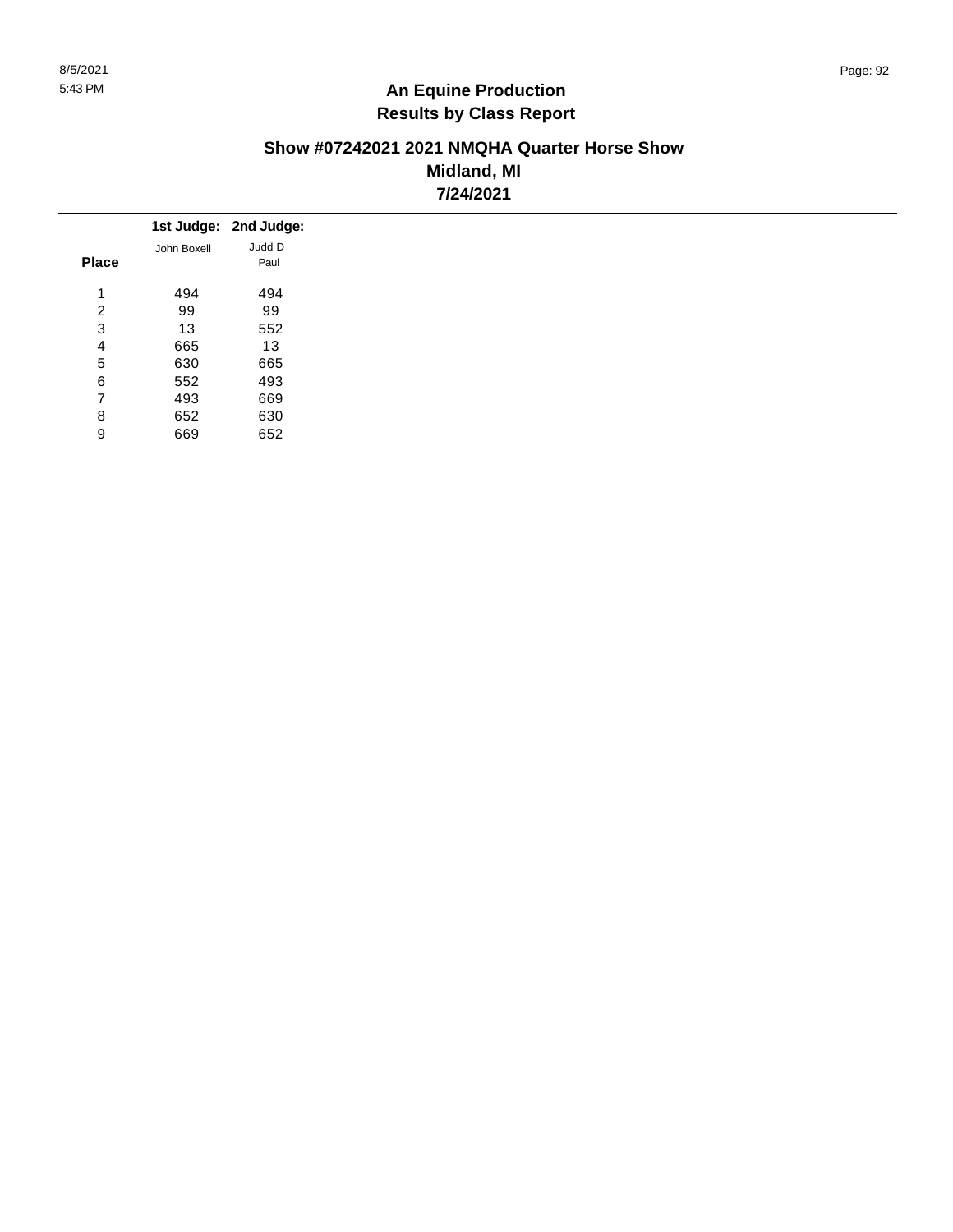# An Equine Production
## Results by Class Report

### Show #07242021 2021 NMQHA Quarter Horse Show
### Midland, MI
### 7/24/2021

| Place | 1st Judge: John Boxell | 2nd Judge: Judd D Paul |
|---|---|---|
| 1 | 494 | 494 |
| 2 | 99 | 99 |
| 3 | 13 | 552 |
| 4 | 665 | 13 |
| 5 | 630 | 665 |
| 6 | 552 | 493 |
| 7 | 493 | 669 |
| 8 | 652 | 630 |
| 9 | 669 | 652 |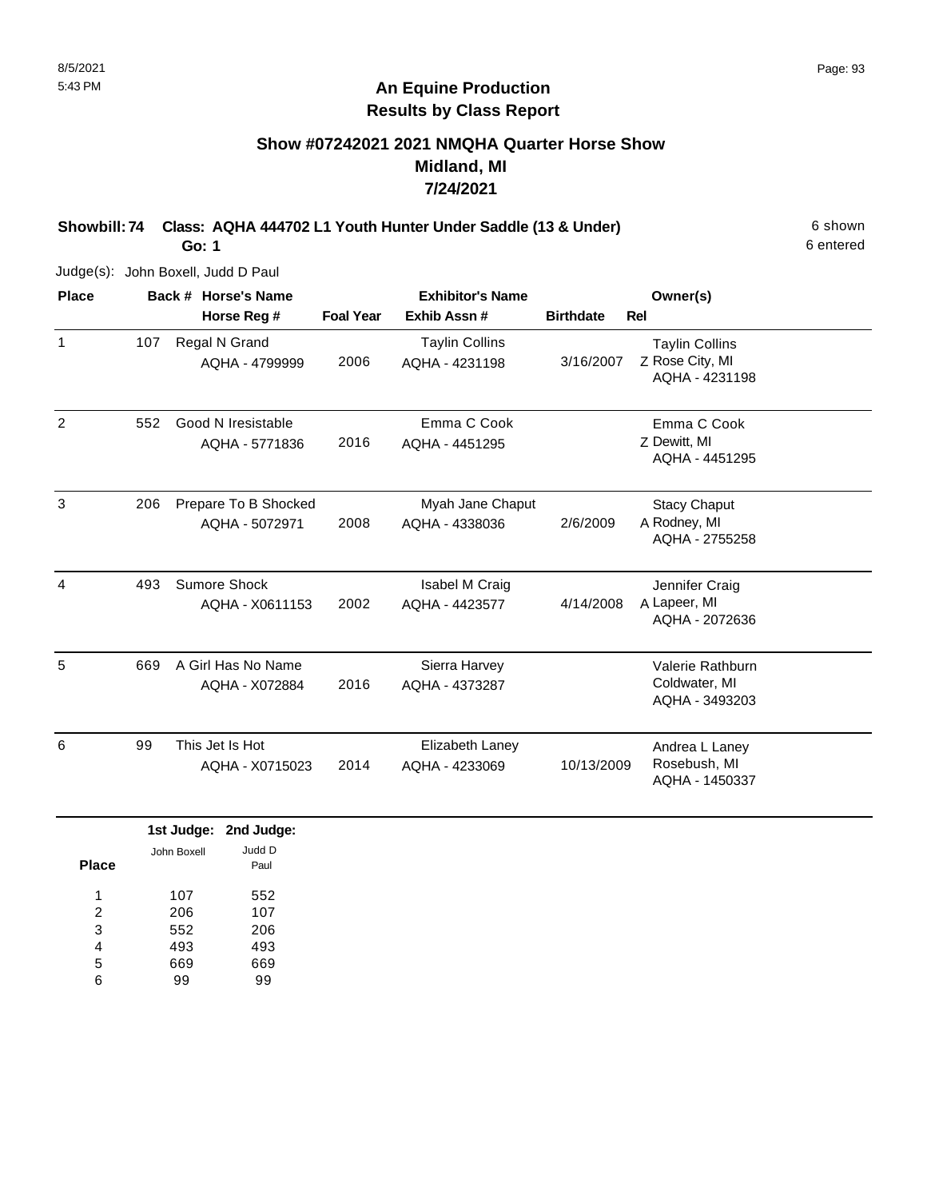# An Equine Production
## Results by Class Report

### Show #07242021 2021 NMQHA Quarter Horse Show
### Midland, MI
### 7/24/2021

**Showbill: 74 Class: AQHA 444702 L1 Youth Hunter Under Saddle (13 & Under)** — 6 shown, 6 entered

**Go: 1**

Judge(s): John Boxell, Judd D Paul

| Place | Back # | Horse's Name / Horse Reg # | Foal Year | Exhibitor's Name / Exhib Assn # | Birthdate | Rel | Owner(s) |
|---|---|---|---|---|---|---|---|
| 1 | 107 | Regal N Grand<br>AQHA - 4799999 | 2006 | Taylin Collins<br>AQHA - 4231198 | 3/16/2007 | Z | Taylin Collins<br>Rose City, MI<br>AQHA - 4231198 |
| 2 | 552 | Good N Iresistable<br>AQHA - 5771836 | 2016 | Emma C Cook<br>AQHA - 4451295 | | Z | Emma C Cook<br>Dewitt, MI<br>AQHA - 4451295 |
| 3 | 206 | Prepare To B Shocked<br>AQHA - 5072971 | 2008 | Myah Jane Chaput<br>AQHA - 4338036 | 2/6/2009 | A | Stacy Chaput<br>Rodney, MI<br>AQHA - 2755258 |
| 4 | 493 | Sumore Shock<br>AQHA - X0611153 | 2002 | Isabel M Craig<br>AQHA - 4423577 | 4/14/2008 | A | Jennifer Craig<br>Lapeer, MI<br>AQHA - 2072636 |
| 5 | 669 | A Girl Has No Name<br>AQHA - X072884 | 2016 | Sierra Harvey<br>AQHA - 4373287 | | | Valerie Rathburn<br>Coldwater, MI<br>AQHA - 3493203 |
| 6 | 99 | This Jet Is Hot<br>AQHA - X0715023 | 2014 | Elizabeth Laney<br>AQHA - 4233069 | 10/13/2009 | | Andrea L Laney<br>Rosebush, MI<br>AQHA - 1450337 |

| Place | 1st Judge: John Boxell | 2nd Judge: Judd D Paul |
|---|---|---|
| 1 | 107 | 552 |
| 2 | 206 | 107 |
| 3 | 552 | 206 |
| 4 | 493 | 493 |
| 5 | 669 | 669 |
| 6 | 99 | 99 |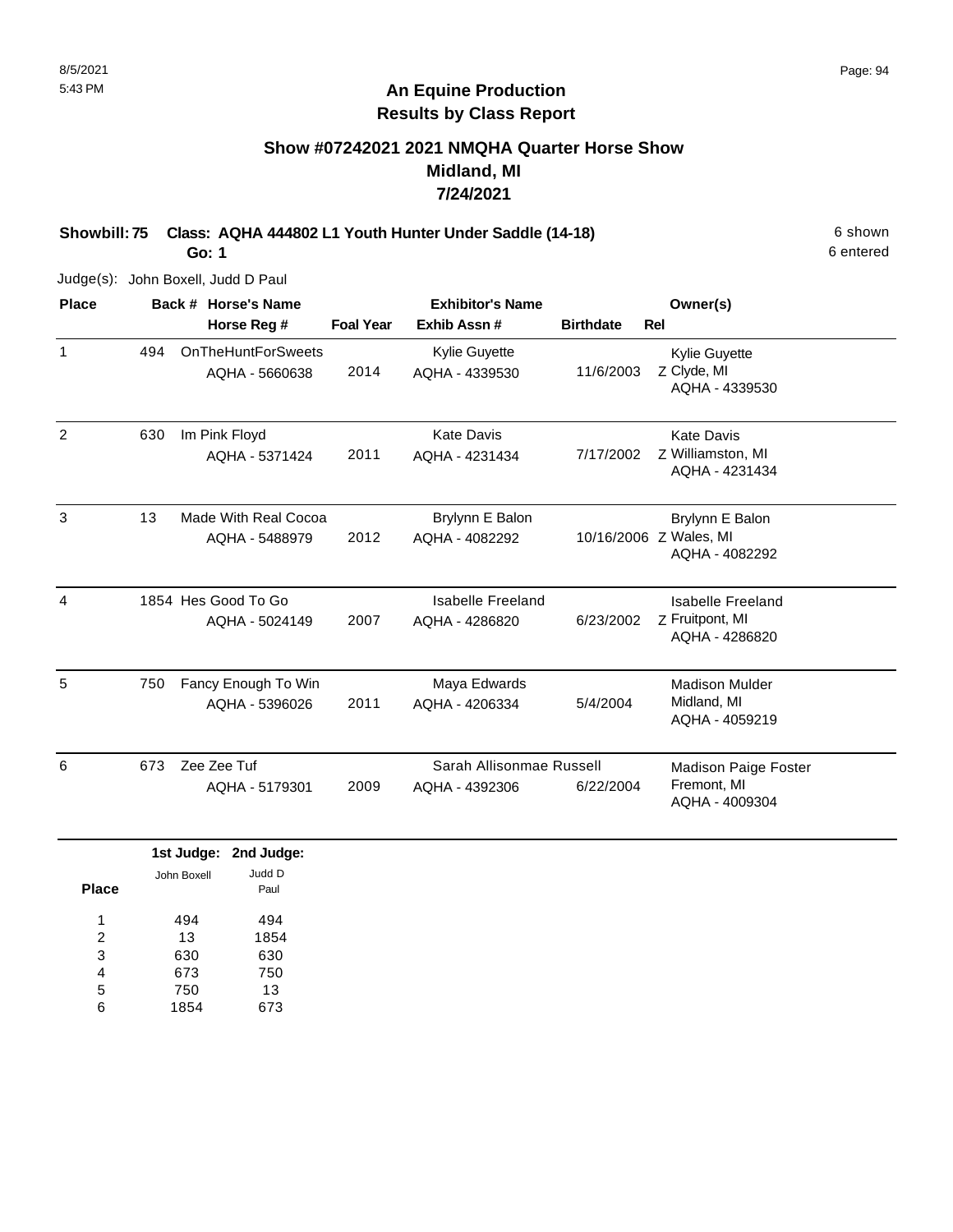# An Equine Production
## Results by Class Report

### Show #07242021 2021 NMQHA Quarter Horse Show
### Midland, MI
### 7/24/2021

**Showbill: 75 Class: AQHA 444802 L1 Youth Hunter Under Saddle (14-18)** — 6 shown, 6 entered

**Go: 1**

Judge(s): John Boxell, Judd D Paul

| Place | Back # | Horse's Name / Horse Reg # | Foal Year | Exhibitor's Name / Exhib Assn # | Birthdate | Rel | Owner(s) |
|---|---|---|---|---|---|---|---|
| 1 | 494 | OnTheHuntForSweets<br>AQHA - 5660638 | 2014 | Kylie Guyette<br>AQHA - 4339530 | 11/6/2003 | Z | Kylie Guyette<br>Clyde, MI<br>AQHA - 4339530 |
| 2 | 630 | Im Pink Floyd<br>AQHA - 5371424 | 2011 | Kate Davis<br>AQHA - 4231434 | 7/17/2002 | Z | Kate Davis<br>Williamston, MI<br>AQHA - 4231434 |
| 3 | 13 | Made With Real Cocoa<br>AQHA - 5488979 | 2012 | Brylynn E Balon<br>AQHA - 4082292 | 10/16/2006 | Z | Brylynn E Balon<br>Wales, MI<br>AQHA - 4082292 |
| 4 | 1854 | Hes Good To Go<br>AQHA - 5024149 | 2007 | Isabelle Freeland<br>AQHA - 4286820 | 6/23/2002 | Z | Isabelle Freeland<br>Fruitpont, MI<br>AQHA - 4286820 |
| 5 | 750 | Fancy Enough To Win<br>AQHA - 5396026 | 2011 | Maya Edwards<br>AQHA - 4206334 | 5/4/2004 | | Madison Mulder<br>Midland, MI<br>AQHA - 4059219 |
| 6 | 673 | Zee Zee Tuf<br>AQHA - 5179301 | 2009 | Sarah Allisonmae Russell<br>AQHA - 4392306 | 6/22/2004 | | Madison Paige Foster<br>Fremont, MI<br>AQHA - 4009304 |

| Place | 1st Judge: John Boxell | 2nd Judge: Judd D Paul |
|---|---|---|
| 1 | 494 | 494 |
| 2 | 13 | 1854 |
| 3 | 630 | 630 |
| 4 | 673 | 750 |
| 5 | 750 | 13 |
| 6 | 1854 | 673 |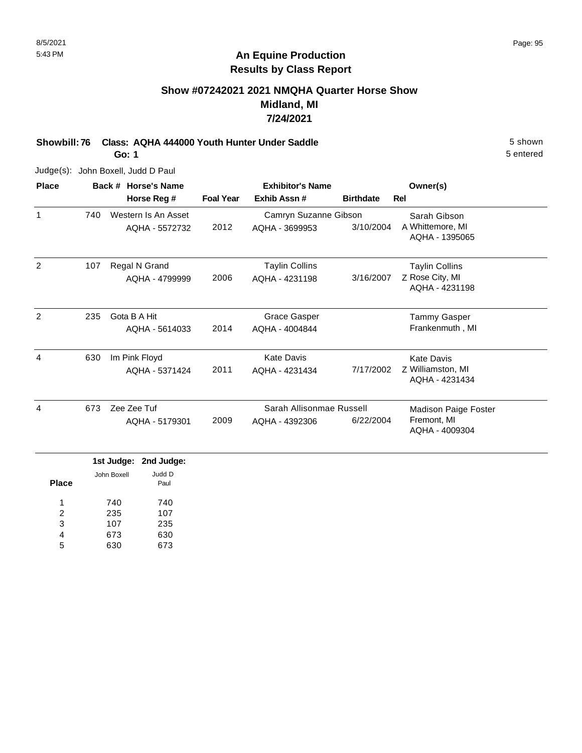## An Equine Production
## Results by Class Report

### Show #07242021 2021 NMQHA Quarter Horse Show
### Midland, MI
### 7/24/2021

**Showbill: 76 Class: AQHA 444000 Youth Hunter Under Saddle** 5 shown

**Go: 1** 5 entered

Judge(s): John Boxell, Judd D Paul

| Place | Back # | Horse's Name / Horse Reg # | Foal Year | Exhibitor's Name / Exhib Assn # | Birthdate | Rel | Owner(s) |
|---|---|---|---|---|---|---|---|
| 1 | 740 | Western Is An Asset<br>AQHA - 5572732 | 2012 | Camryn Suzanne Gibson<br>AQHA - 3699953 | 3/10/2004 | A | Sarah Gibson<br>Whittemore, MI<br>AQHA - 1395065 |
| 2 | 107 | Regal N Grand<br>AQHA - 4799999 | 2006 | Taylin Collins<br>AQHA - 4231198 | 3/16/2007 | Z | Taylin Collins<br>Rose City, MI<br>AQHA - 4231198 |
| 2 | 235 | Gota B A Hit<br>AQHA - 5614033 | 2014 | Grace Gasper<br>AQHA - 4004844 | | | Tammy Gasper<br>Frankenmuth , MI |
| 4 | 630 | Im Pink Floyd<br>AQHA - 5371424 | 2011 | Kate Davis<br>AQHA - 4231434 | 7/17/2002 | Z | Kate Davis<br>Williamston, MI<br>AQHA - 4231434 |
| 4 | 673 | Zee Zee Tuf<br>AQHA - 5179301 | 2009 | Sarah Allisonmae Russell<br>AQHA - 4392306 | 6/22/2004 | | Madison Paige Foster<br>Fremont, MI<br>AQHA - 4009304 |

| Place | 1st Judge: John Boxell | 2nd Judge: Judd D Paul |
|---|---|---|
| 1 | 740 | 740 |
| 2 | 235 | 107 |
| 3 | 107 | 235 |
| 4 | 673 | 630 |
| 5 | 630 | 673 |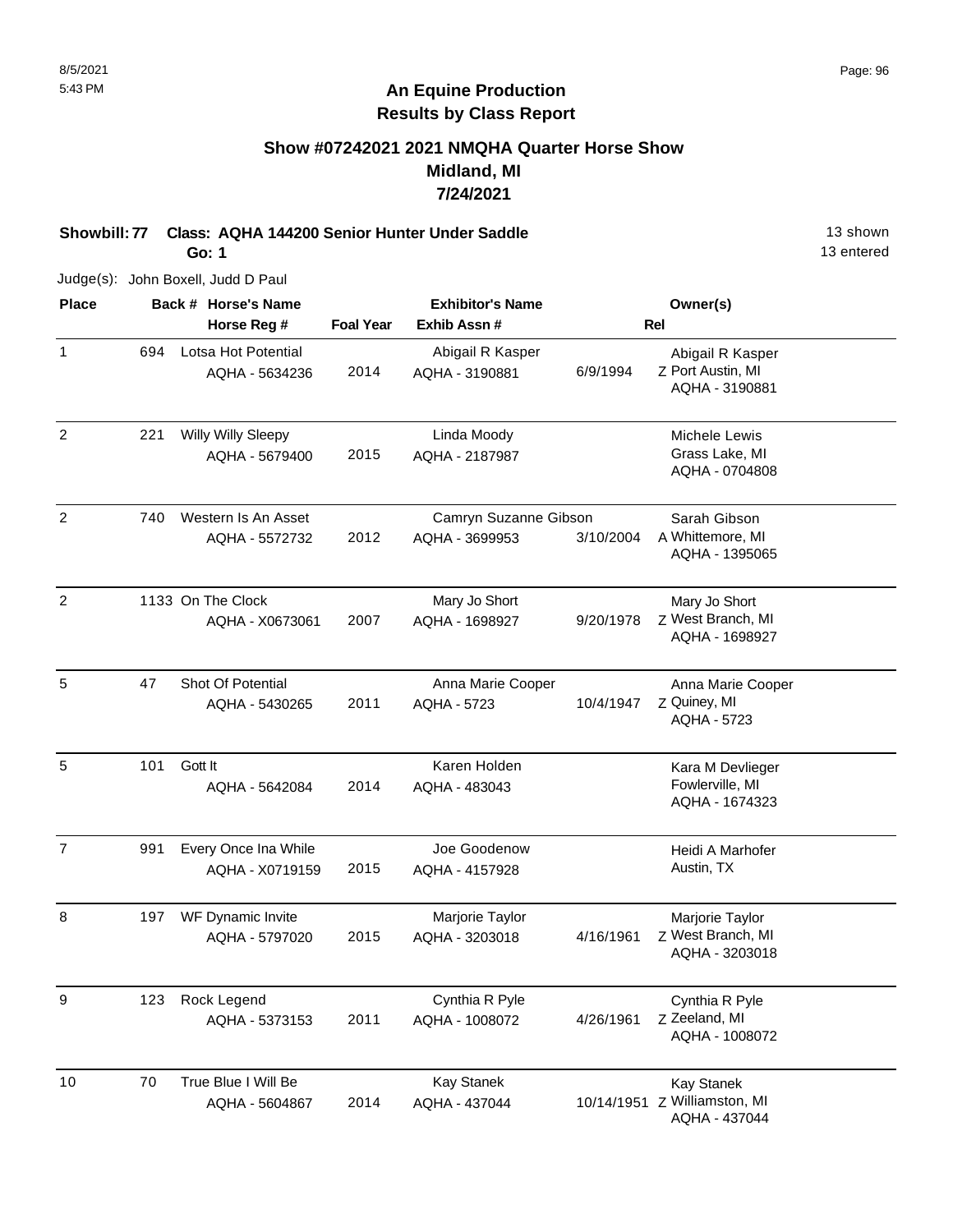# An Equine Production
## Results by Class Report

### Show #07242021 2021 NMQHA Quarter Horse Show
### Midland, MI
### 7/24/2021

**Showbill: 77 Class: AQHA 144200 Senior Hunter Under Saddle** 13 shown

**Go: 1** 13 entered

Judge(s): John Boxell, Judd D Paul

| Place | Back # | Horse's Name / Horse Reg # | Foal Year | Exhibitor's Name / Exhib Assn # | | Rel | Owner(s) |
|---|---|---|---|---|---|---|---|
| 1 | 694 | Lotsa Hot Potential<br>AQHA - 5634236 | 2014 | Abigail R Kasper<br>AQHA - 3190881 | 6/9/1994 | Z | Abigail R Kasper<br>Port Austin, MI<br>AQHA - 3190881 |
| 2 | 221 | Willy Willy Sleepy<br>AQHA - 5679400 | 2015 | Linda Moody<br>AQHA - 2187987 | | | Michele Lewis<br>Grass Lake, MI<br>AQHA - 0704808 |
| 2 | 740 | Western Is An Asset<br>AQHA - 5572732 | 2012 | Camryn Suzanne Gibson<br>AQHA - 3699953 | 3/10/2004 | A | Sarah Gibson<br>Whittemore, MI<br>AQHA - 1395065 |
| 2 | 1133 | On The Clock<br>AQHA - X0673061 | 2007 | Mary Jo Short<br>AQHA - 1698927 | 9/20/1978 | Z | Mary Jo Short<br>West Branch, MI<br>AQHA - 1698927 |
| 5 | 47 | Shot Of Potential<br>AQHA - 5430265 | 2011 | Anna Marie Cooper<br>AQHA - 5723 | 10/4/1947 | Z | Anna Marie Cooper<br>Quiney, MI<br>AQHA - 5723 |
| 5 | 101 | Gott It<br>AQHA - 5642084 | 2014 | Karen Holden<br>AQHA - 483043 | | | Kara M Devlieger<br>Fowlerville, MI<br>AQHA - 1674323 |
| 7 | 991 | Every Once Ina While<br>AQHA - X0719159 | 2015 | Joe Goodenow<br>AQHA - 4157928 | | | Heidi A Marhofer<br>Austin, TX |
| 8 | 197 | WF Dynamic Invite<br>AQHA - 5797020 | 2015 | Marjorie Taylor<br>AQHA - 3203018 | 4/16/1961 | Z | Marjorie Taylor<br>West Branch, MI<br>AQHA - 3203018 |
| 9 | 123 | Rock Legend<br>AQHA - 5373153 | 2011 | Cynthia R Pyle<br>AQHA - 1008072 | 4/26/1961 | Z | Cynthia R Pyle<br>Zeeland, MI<br>AQHA - 1008072 |
| 10 | 70 | True Blue I Will Be<br>AQHA - 5604867 | 2014 | Kay Stanek<br>AQHA - 437044 | 10/14/1951 | Z | Kay Stanek<br>Williamston, MI<br>AQHA - 437044 |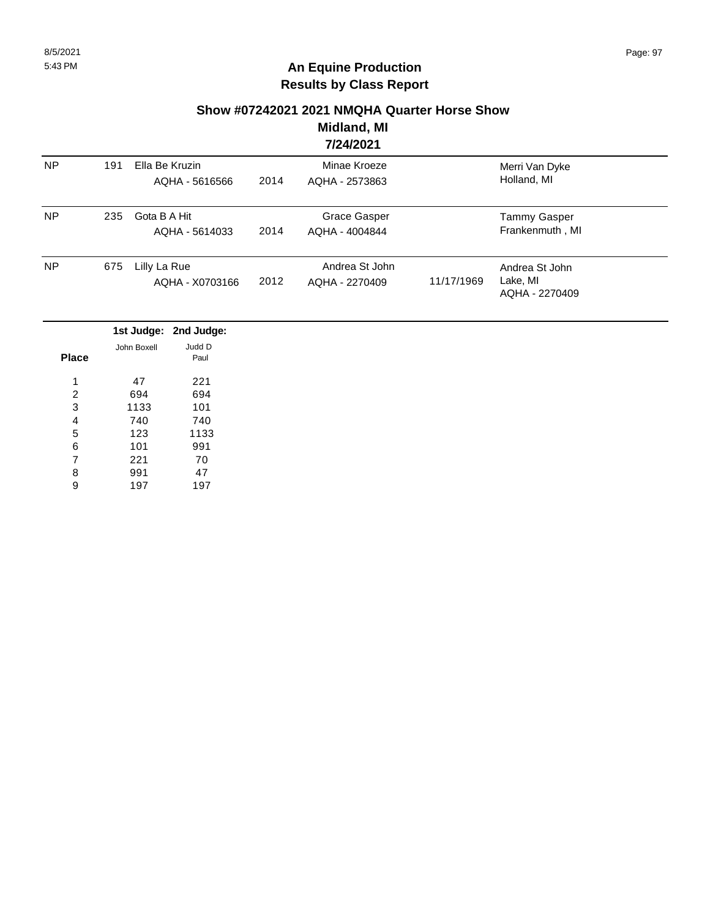**An Equine Production**
**Results by Class Report**

**Show #07242021 2021 NMQHA Quarter Horse Show**
**Midland, MI**
**7/24/2021**

| | | | | | | | |
|---|---|---|---|---|---|---|---|
| NP | 191 | Ella Be Kruzin<br>AQHA - 5616566 | 2014 | Minae Kroeze<br>AQHA - 2573863 | | Merri Van Dyke<br>Holland, MI |
| NP | 235 | Gota B A Hit<br>AQHA - 5614033 | 2014 | Grace Gasper<br>AQHA - 4004844 | | Tammy Gasper<br>Frankenmuth , MI |
| NP | 675 | Lilly La Rue<br>AQHA - X0703166 | 2012 | Andrea St John<br>AQHA - 2270409 | 11/17/1969 | Andrea St John<br>Lake, MI<br>AQHA - 2270409 |

| Place | 1st Judge: John Boxell | 2nd Judge: Judd D Paul |
|---|---|---|
| 1 | 47 | 221 |
| 2 | 694 | 694 |
| 3 | 1133 | 101 |
| 4 | 740 | 740 |
| 5 | 123 | 1133 |
| 6 | 101 | 991 |
| 7 | 221 | 70 |
| 8 | 991 | 47 |
| 9 | 197 | 197 |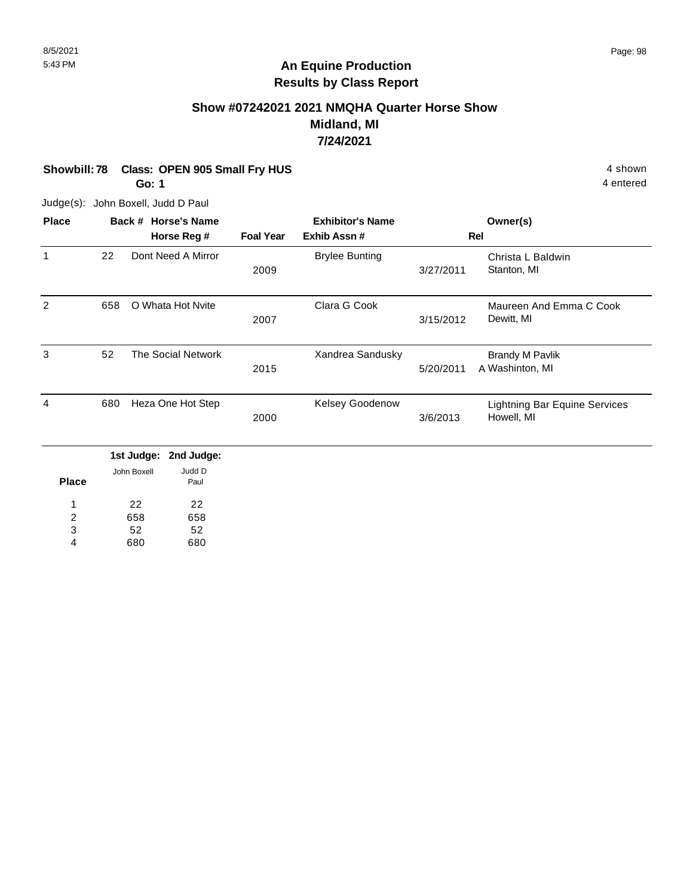8/5/2021
5:43 PM

# An Equine Production
## Results by Class Report

### Show #07242021 2021 NMQHA Quarter Horse Show
### Midland, MI
### 7/24/2021

**Showbill: 78 Class: OPEN 905 Small Fry HUS** — 4 shown
**Go: 1** — 4 entered

Judge(s): John Boxell, Judd D Paul

| Place | Back # | Horse's Name / Horse Reg # | Foal Year | Exhibitor's Name / Exhib Assn # | | Rel | Owner(s) |
|---|---|---|---|---|---|---|---|
| 1 | 22 | Dont Need A Mirror | 2009 | Brylee Bunting | 3/27/2011 | | Christa L Baldwin, Stanton, MI |
| 2 | 658 | O Whata Hot Nvite | 2007 | Clara G Cook | 3/15/2012 | | Maureen And Emma C Cook, Dewitt, MI |
| 3 | 52 | The Social Network | 2015 | Xandrea Sandusky | 5/20/2011 | A | Brandy M Pavlik, Washinton, MI |
| 4 | 680 | Heza One Hot Step | 2000 | Kelsey Goodenow | 3/6/2013 | | Lightning Bar Equine Services, Howell, MI |

| Place | 1st Judge: John Boxell | 2nd Judge: Judd D Paul |
|---|---|---|
| 1 | 22 | 22 |
| 2 | 658 | 658 |
| 3 | 52 | 52 |
| 4 | 680 | 680 |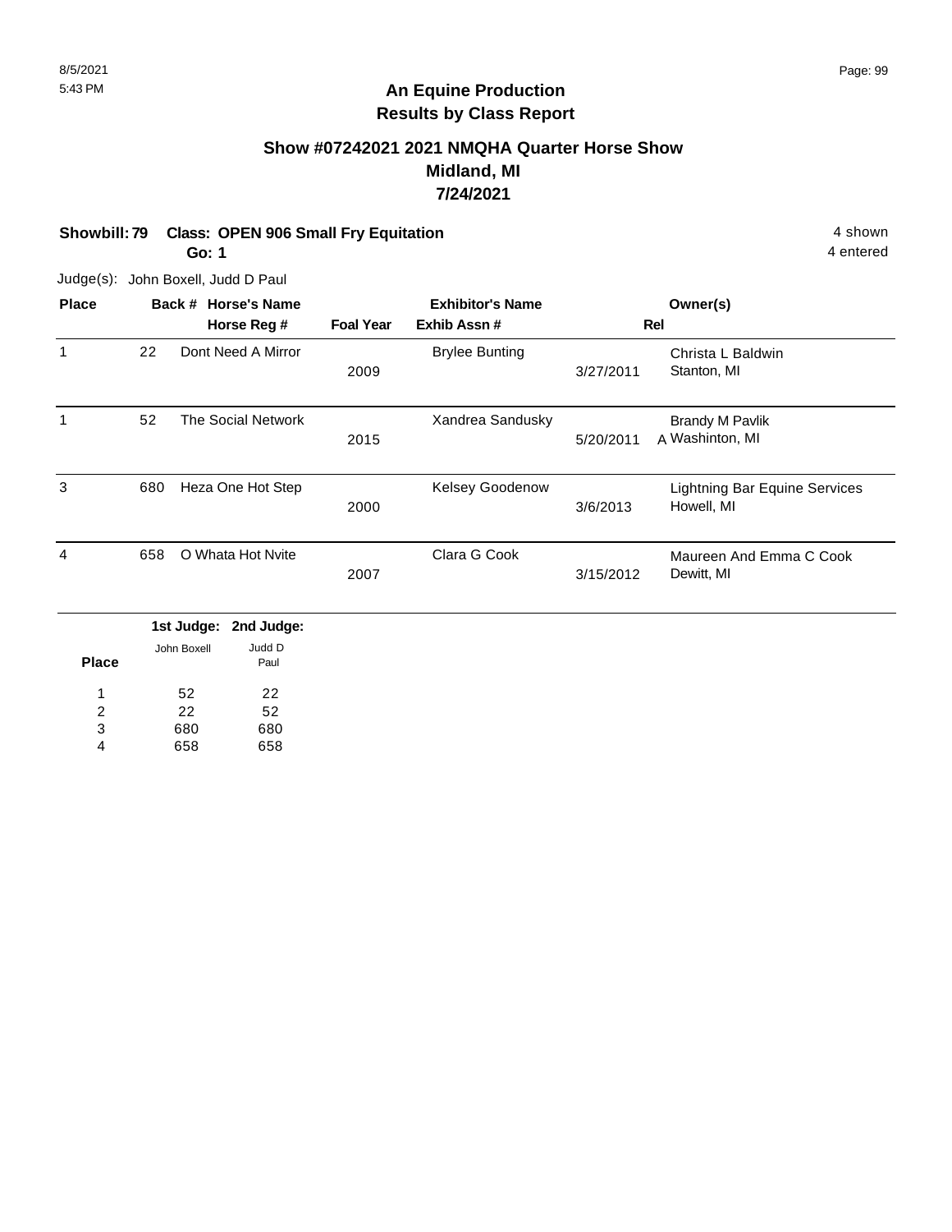# An Equine Production
## Results by Class Report

### Show #07242021 2021 NMQHA Quarter Horse Show
### Midland, MI
### 7/24/2021

**Showbill: 79 Class: OPEN 906 Small Fry Equitation** 4 shown
**Go: 1** 4 entered

Judge(s): John Boxell, Judd D Paul

| Place | Back # | Horse's Name / Horse Reg # | Foal Year | Exhibitor's Name / Exhib Assn # | | Rel | Owner(s) |
|---|---|---|---|---|---|---|---|
| 1 | 22 | Dont Need A Mirror | 2009 | Brylee Bunting | 3/27/2011 | | Christa L Baldwin<br>Stanton, MI |
| 1 | 52 | The Social Network | 2015 | Xandrea Sandusky | 5/20/2011 | A | Brandy M Pavlik<br>Washinton, MI |
| 3 | 680 | Heza One Hot Step | 2000 | Kelsey Goodenow | 3/6/2013 | | Lightning Bar Equine Services<br>Howell, MI |
| 4 | 658 | O Whata Hot Nvite | 2007 | Clara G Cook | 3/15/2012 | | Maureen And Emma C Cook<br>Dewitt, MI |

| Place | 1st Judge: John Boxell | 2nd Judge: Judd D Paul |
|---|---|---|
| 1 | 52 | 22 |
| 2 | 22 | 52 |
| 3 | 680 | 680 |
| 4 | 658 | 658 |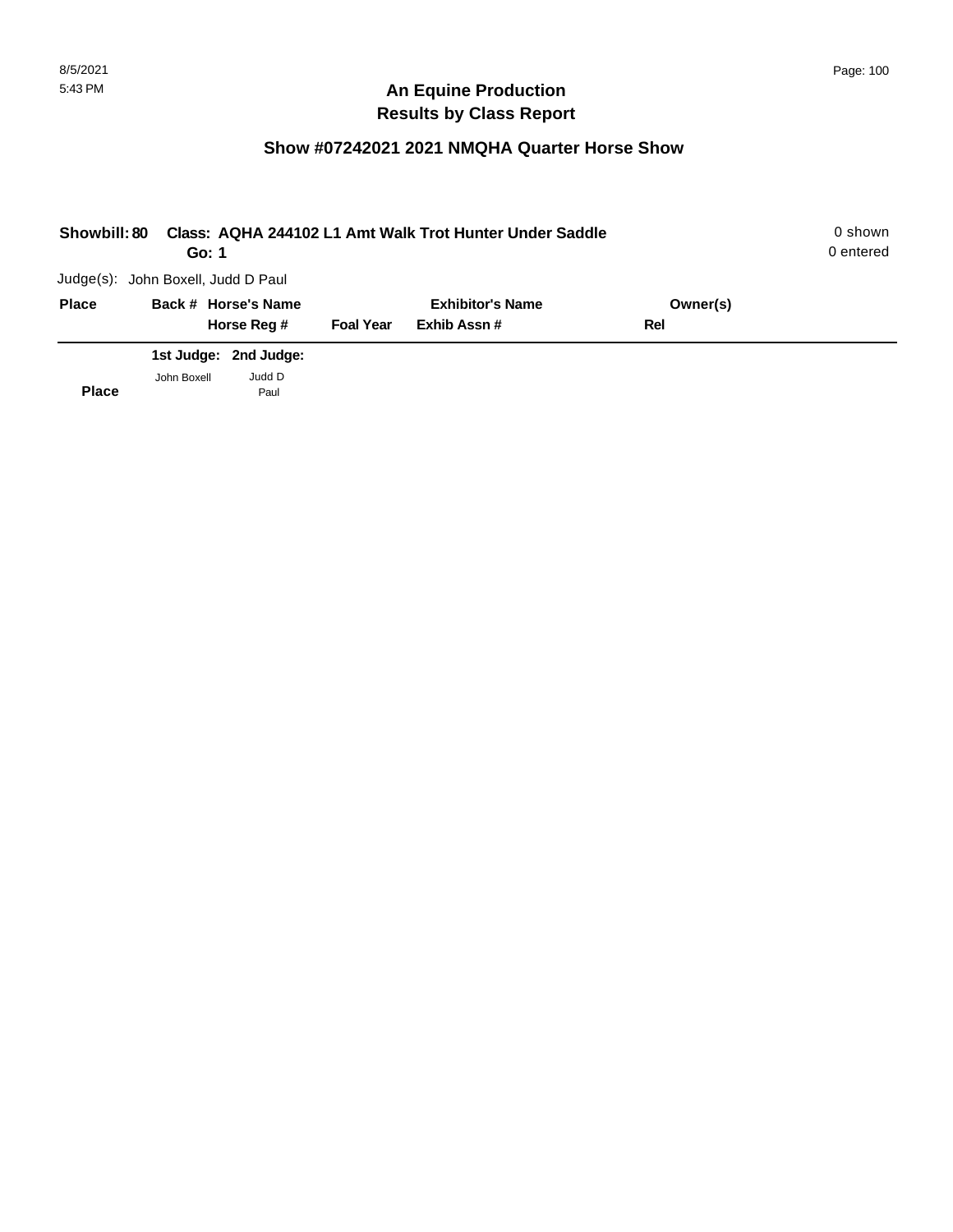# An Equine Production
# Results by Class Report

## Show #07242021 2021 NMQHA Quarter Horse Show

**Showbill: 80 Class: AQHA 244102 L1 Amt Walk Trot Hunter Under Saddle** 0 shown
**Go: 1** 0 entered

Judge(s): John Boxell, Judd D Paul

| Place | Back # | Horse's Name / Horse Reg # | Foal Year | Exhibitor's Name / Exhib Assn # | Owner(s) / Rel |
|---|---|---|---|---|---|

| Place | 1st Judge: John Boxell | 2nd Judge: Judd D Paul |
|---|---|---|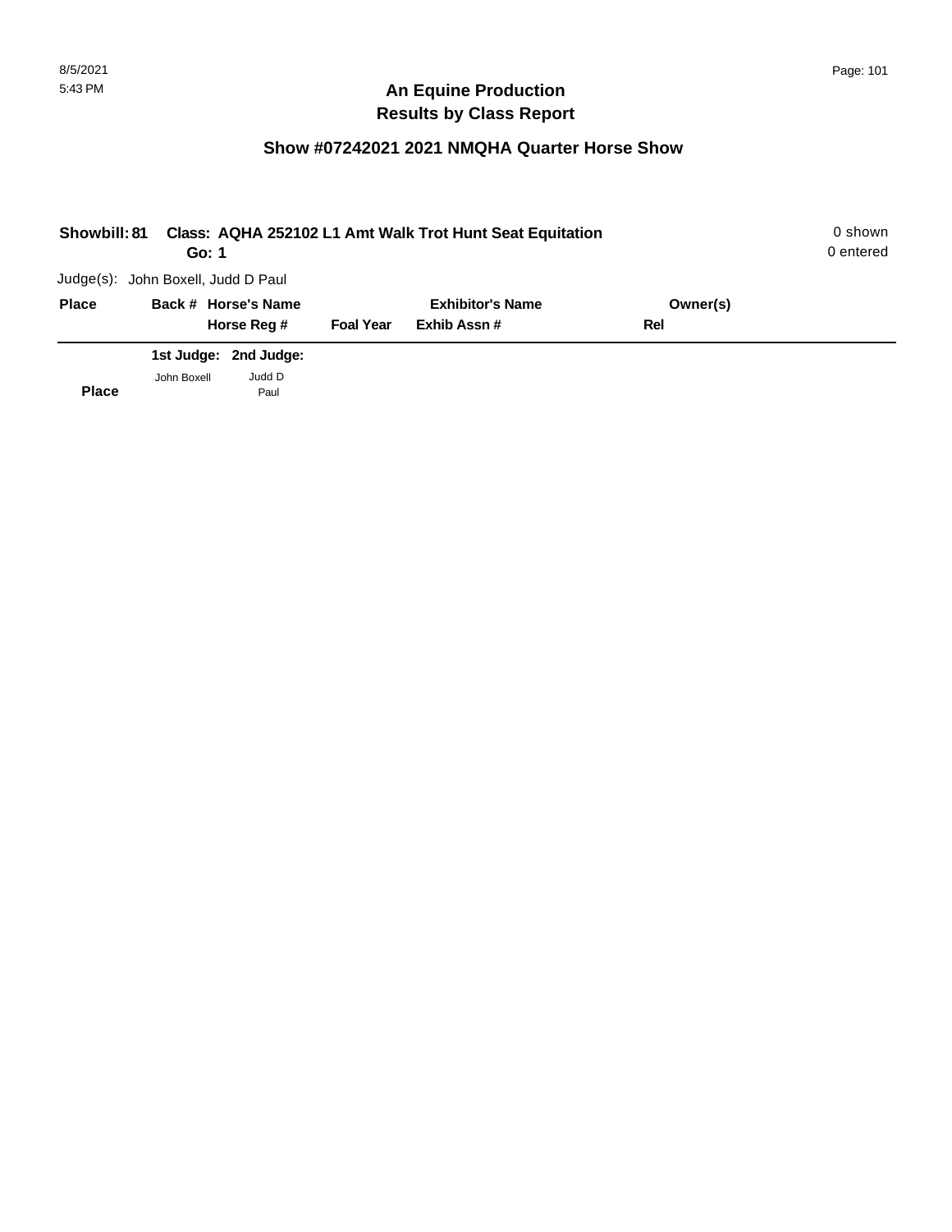# An Equine Production
## Results by Class Report

### Show #07242021 2021 NMQHA Quarter Horse Show

**Showbill: 81 Class: AQHA 252102 L1 Amt Walk Trot Hunt Seat Equitation** 0 shown
**Go: 1** 0 entered

Judge(s): John Boxell, Judd D Paul

| Place | Back # | Horse's Name / Horse Reg # | Foal Year | Exhibitor's Name / Exhib Assn # | Owner(s) / Rel |
|---|---|---|---|---|---|

| Place | 1st Judge: John Boxell | 2nd Judge: Judd D Paul |
|---|---|---|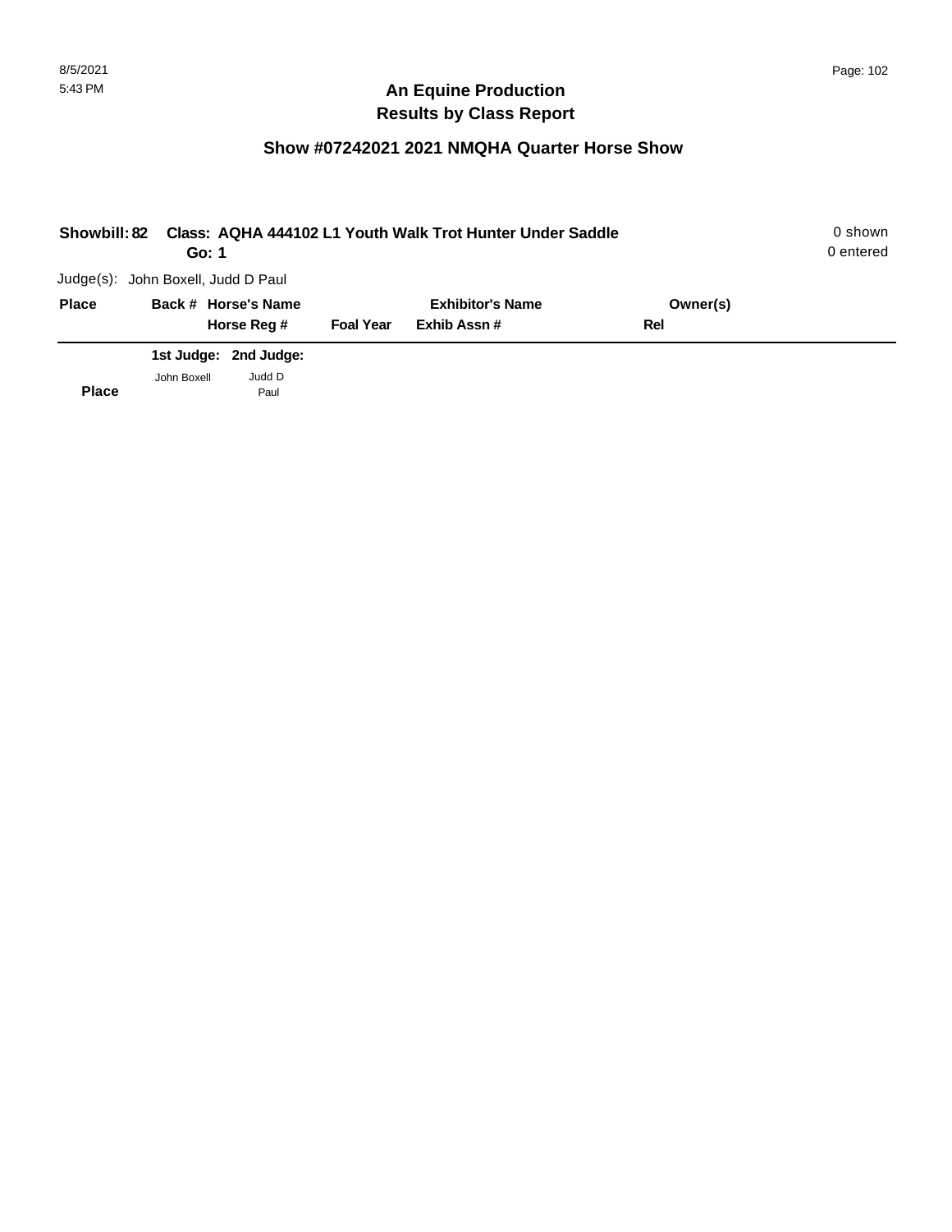# An Equine Production
# Results by Class Report

## Show #07242021 2021 NMQHA Quarter Horse Show

**Showbill: 82 Class: AQHA 444102 L1 Youth Walk Trot Hunter Under Saddle**
**Go: 1**

0 shown
0 entered

Judge(s): John Boxell, Judd D Paul

| Place | Back # | Horse's Name / Horse Reg # | Foal Year | Exhibitor's Name / Exhib Assn # | Owner(s) / Rel |
|---|---|---|---|---|---|

| Place | 1st Judge: John Boxell | 2nd Judge: Judd D Paul |
|---|---|---|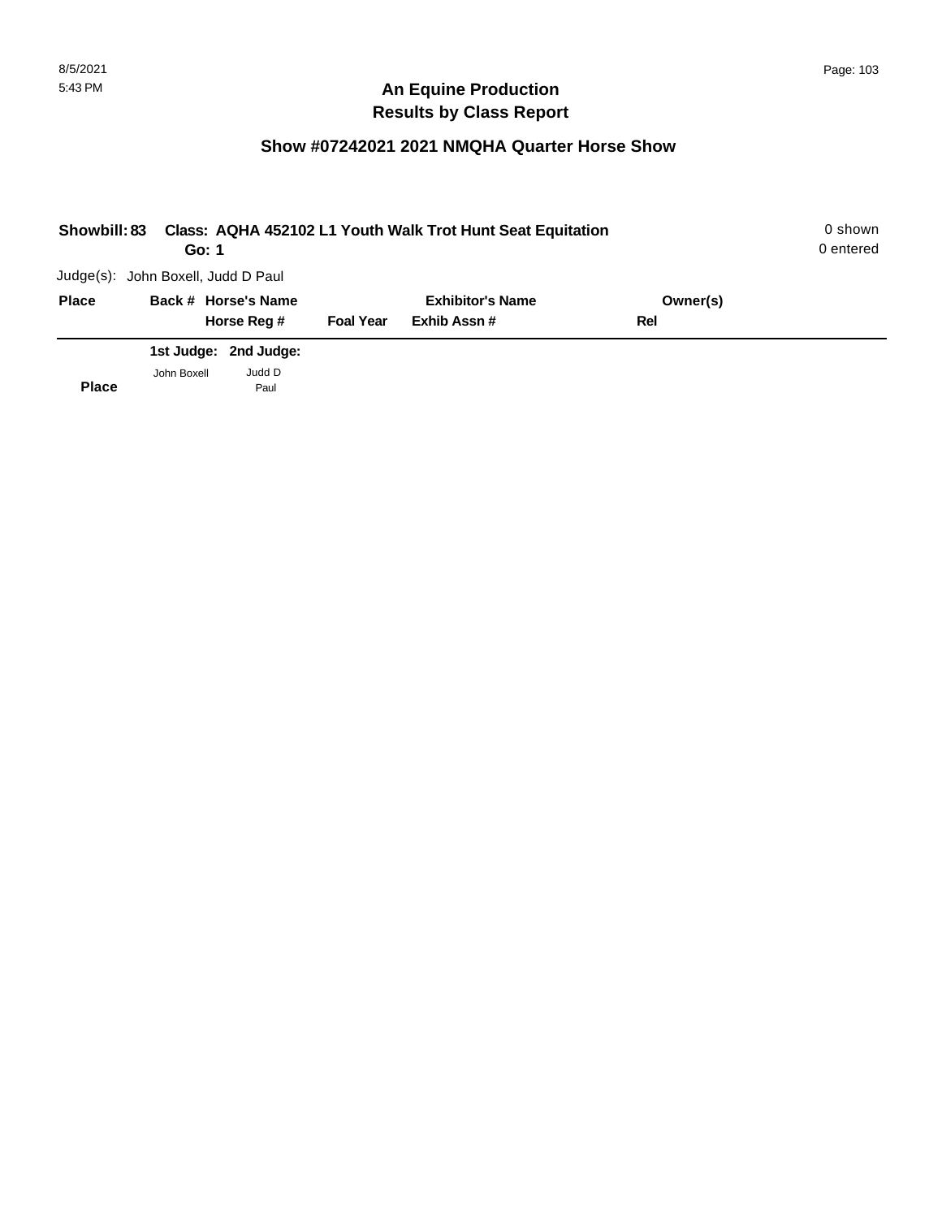8/5/2021
5:43 PM

# An Equine Production
# Results by Class Report

## Show #07242021 2021 NMQHA Quarter Horse Show

**Showbill: 83** **Class: AQHA 452102 L1 Youth Walk Trot Hunt Seat Equitation** 0 shown
**Go: 1** 0 entered

Judge(s): John Boxell, Judd D Paul

| Place | Back # | Horse's Name / Horse Reg # | Foal Year | Exhibitor's Name / Exhib Assn # | Owner(s) / Rel |
|---|---|---|---|---|---|

| Place | 1st Judge: John Boxell | 2nd Judge: Judd D Paul |
|---|---|---|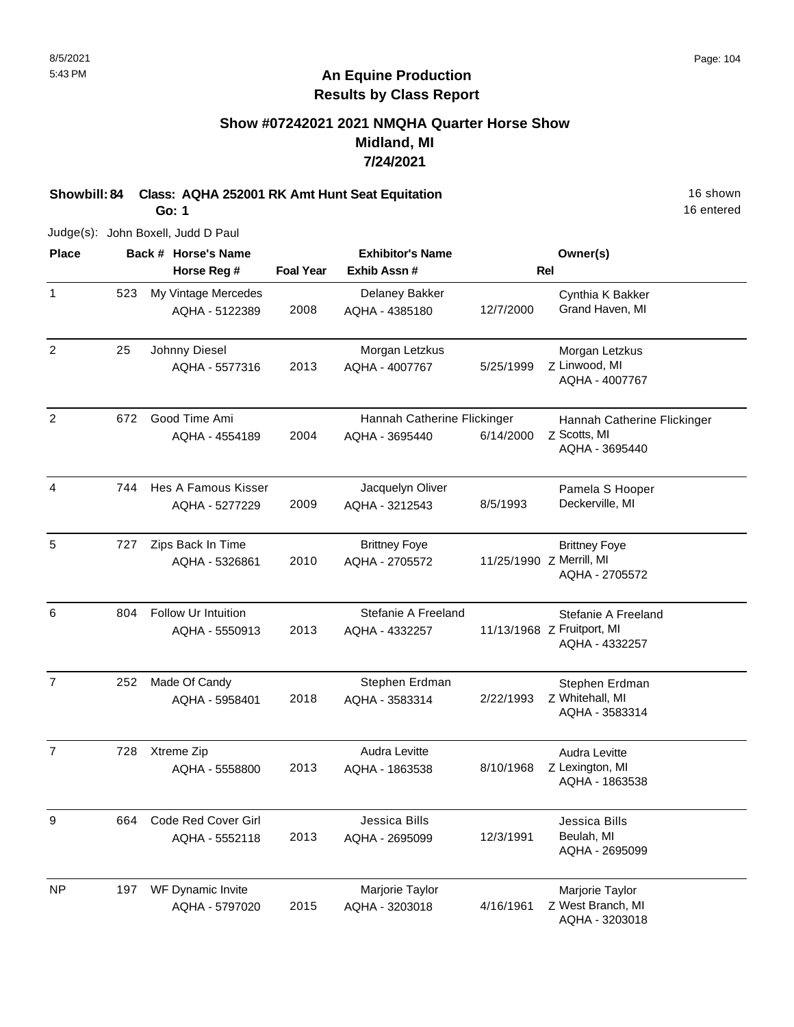## An Equine Production
## Results by Class Report

### Show #07242021 2021 NMQHA Quarter Horse Show
### Midland, MI
### 7/24/2021

**Showbill: 84 Class: AQHA 252001 RK Amt Hunt Seat Equitation** 16 shown
**Go: 1** 16 entered

Judge(s): John Boxell, Judd D Paul

| Place | Back # | Horse's Name / Horse Reg # | Foal Year | Exhibitor's Name / Exhib Assn # | Rel | Owner(s) |
|---|---|---|---|---|---|---|
| 1 | 523 | My Vintage Mercedes<br>AQHA - 5122389 | 2008 | Delaney Bakker<br>AQHA - 4385180 | 12/7/2000 | Cynthia K Bakker<br>Grand Haven, MI |
| 2 | 25 | Johnny Diesel<br>AQHA - 5577316 | 2013 | Morgan Letzkus<br>AQHA - 4007767 | 5/25/1999 Z | Morgan Letzkus<br>Linwood, MI<br>AQHA - 4007767 |
| 2 | 672 | Good Time Ami<br>AQHA - 4554189 | 2004 | Hannah Catherine Flickinger<br>AQHA - 3695440 | 6/14/2000 Z | Hannah Catherine Flickinger<br>Scotts, MI<br>AQHA - 3695440 |
| 4 | 744 | Hes A Famous Kisser<br>AQHA - 5277229 | 2009 | Jacquelyn Oliver<br>AQHA - 3212543 | 8/5/1993 | Pamela S Hooper<br>Deckerville, MI |
| 5 | 727 | Zips Back In Time<br>AQHA - 5326861 | 2010 | Brittney Foye<br>AQHA - 2705572 | 11/25/1990 Z | Brittney Foye<br>Merrill, MI<br>AQHA - 2705572 |
| 6 | 804 | Follow Ur Intuition<br>AQHA - 5550913 | 2013 | Stefanie A Freeland<br>AQHA - 4332257 | 11/13/1968 Z | Stefanie A Freeland<br>Fruitport, MI<br>AQHA - 4332257 |
| 7 | 252 | Made Of Candy<br>AQHA - 5958401 | 2018 | Stephen Erdman<br>AQHA - 3583314 | 2/22/1993 Z | Stephen Erdman<br>Whitehall, MI<br>AQHA - 3583314 |
| 7 | 728 | Xtreme Zip<br>AQHA - 5558800 | 2013 | Audra Levitte<br>AQHA - 1863538 | 8/10/1968 Z | Audra Levitte<br>Lexington, MI<br>AQHA - 1863538 |
| 9 | 664 | Code Red Cover Girl<br>AQHA - 5552118 | 2013 | Jessica Bills<br>AQHA - 2695099 | 12/3/1991 | Jessica Bills<br>Beulah, MI<br>AQHA - 2695099 |
| NP | 197 | WF Dynamic Invite<br>AQHA - 5797020 | 2015 | Marjorie Taylor<br>AQHA - 3203018 | 4/16/1961 Z | Marjorie Taylor<br>West Branch, MI<br>AQHA - 3203018 |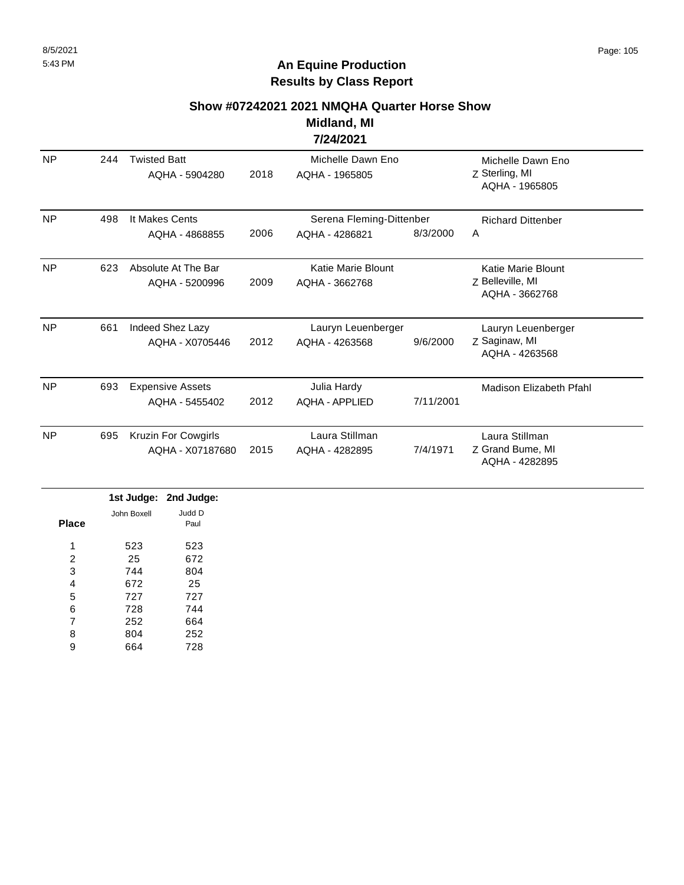# An Equine Production
## Results by Class Report

### Show #07242021 2021 NMQHA Quarter Horse Show
### Midland, MI
### 7/24/2021

| Place | Back # | Horse | Year | Rider | Rider DOB | Owner |
|---|---|---|---|---|---|---|
| NP | 244 | Twisted Batt<br>AQHA - 5904280 | 2018 | Michelle Dawn Eno<br>AQHA - 1965805 | | Michelle Dawn Eno<br>Z Sterling, MI<br>AQHA - 1965805 |
| NP | 498 | It Makes Cents<br>AQHA - 4868855 | 2006 | Serena Fleming-Dittenber<br>AQHA - 4286821 | 8/3/2000 | Richard Dittenber<br>A |
| NP | 623 | Absolute At The Bar<br>AQHA - 5200996 | 2009 | Katie Marie Blount<br>AQHA - 3662768 | | Katie Marie Blount<br>Z Belleville, MI<br>AQHA - 3662768 |
| NP | 661 | Indeed Shez Lazy<br>AQHA - X0705446 | 2012 | Lauryn Leuenberger<br>AQHA - 4263568 | 9/6/2000 | Lauryn Leuenberger<br>Z Saginaw, MI<br>AQHA - 4263568 |
| NP | 693 | Expensive Assets<br>AQHA - 5455402 | 2012 | Julia Hardy<br>AQHA - APPLIED | 7/11/2001 | Madison Elizabeth Pfahl |
| NP | 695 | Kruzin For Cowgirls<br>AQHA - X07187680 | 2015 | Laura Stillman<br>AQHA - 4282895 | 7/4/1971 | Laura Stillman<br>Z Grand Bume, MI<br>AQHA - 4282895 |

| Place | 1st Judge: John Boxell | 2nd Judge: Judd D Paul |
|---|---|---|
| 1 | 523 | 523 |
| 2 | 25 | 672 |
| 3 | 744 | 804 |
| 4 | 672 | 25 |
| 5 | 727 | 727 |
| 6 | 728 | 744 |
| 7 | 252 | 664 |
| 8 | 804 | 252 |
| 9 | 664 | 728 |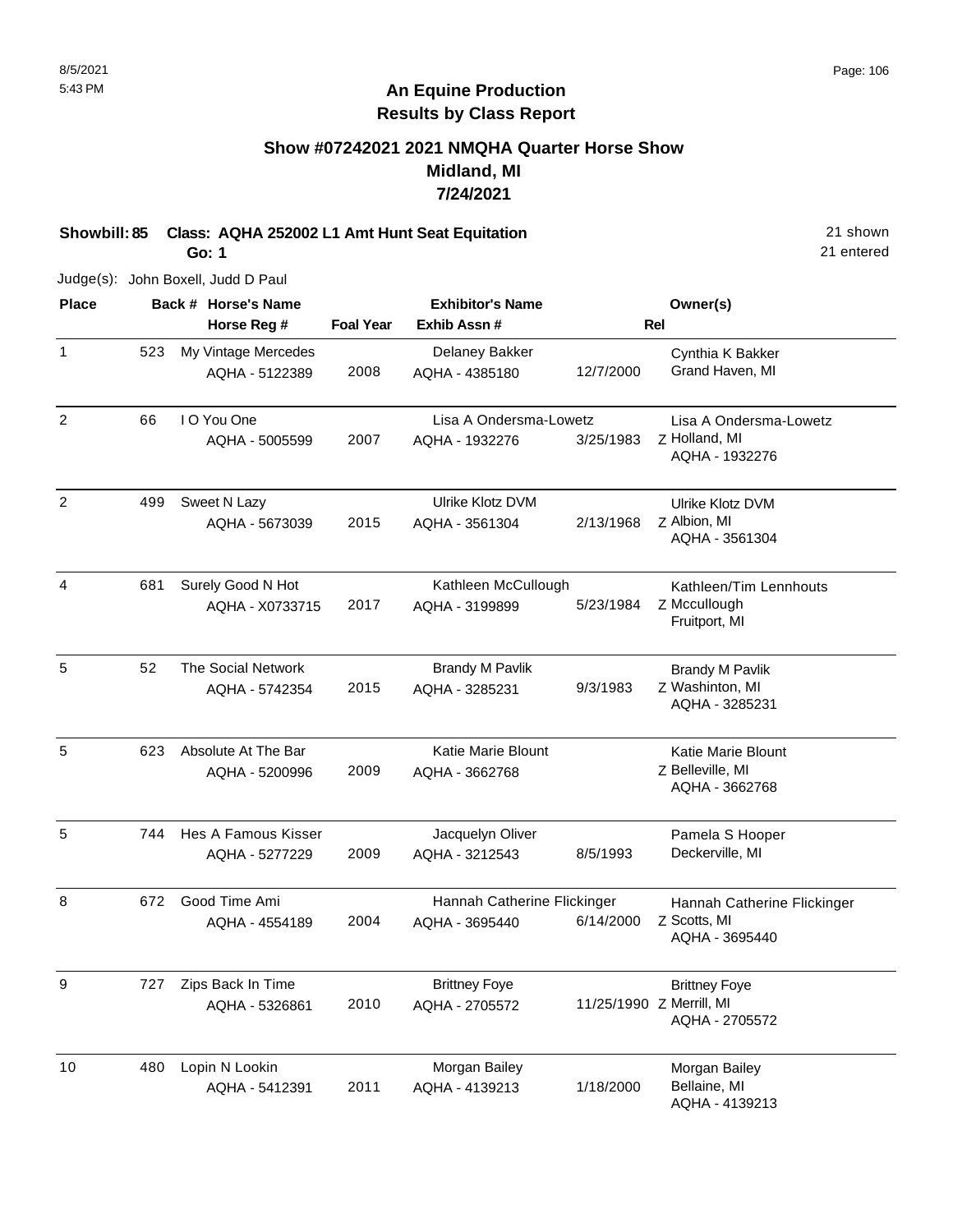## An Equine Production
## Results by Class Report

### Show #07242021 2021 NMQHA Quarter Horse Show
### Midland, MI
### 7/24/2021

**Showbill: 85 Class: AQHA 252002 L1 Amt Hunt Seat Equitation** 21 shown
**Go: 1** 21 entered

Judge(s): John Boxell, Judd D Paul

| Place | Back # | Horse's Name / Horse Reg # | Foal Year | Exhibitor's Name / Exhib Assn # | | Rel | Owner(s) |
|---|---|---|---|---|---|---|---|
| 1 | 523 | My Vintage Mercedes<br>AQHA - 5122389 | 2008 | Delaney Bakker<br>AQHA - 4385180 | 12/7/2000 | | Cynthia K Bakker<br>Grand Haven, MI |
| 2 | 66 | I O You One<br>AQHA - 5005599 | 2007 | Lisa A Ondersma-Lowetz<br>AQHA - 1932276 | 3/25/1983 | Z | Lisa A Ondersma-Lowetz<br>Holland, MI<br>AQHA - 1932276 |
| 2 | 499 | Sweet N Lazy<br>AQHA - 5673039 | 2015 | Ulrike Klotz DVM<br>AQHA - 3561304 | 2/13/1968 | Z | Ulrike Klotz DVM<br>Albion, MI<br>AQHA - 3561304 |
| 4 | 681 | Surely Good N Hot<br>AQHA - X0733715 | 2017 | Kathleen McCullough<br>AQHA - 3199899 | 5/23/1984 | Z | Kathleen/Tim Lennhouts<br>Mccullough<br>Fruitport, MI |
| 5 | 52 | The Social Network<br>AQHA - 5742354 | 2015 | Brandy M Pavlik<br>AQHA - 3285231 | 9/3/1983 | Z | Brandy M Pavlik<br>Washinton, MI<br>AQHA - 3285231 |
| 5 | 623 | Absolute At The Bar<br>AQHA - 5200996 | 2009 | Katie Marie Blount<br>AQHA - 3662768 | | Z | Katie Marie Blount<br>Belleville, MI<br>AQHA - 3662768 |
| 5 | 744 | Hes A Famous Kisser<br>AQHA - 5277229 | 2009 | Jacquelyn Oliver<br>AQHA - 3212543 | 8/5/1993 | | Pamela S Hooper<br>Deckerville, MI |
| 8 | 672 | Good Time Ami<br>AQHA - 4554189 | 2004 | Hannah Catherine Flickinger<br>AQHA - 3695440 | 6/14/2000 | Z | Hannah Catherine Flickinger<br>Scotts, MI<br>AQHA - 3695440 |
| 9 | 727 | Zips Back In Time<br>AQHA - 5326861 | 2010 | Brittney Foye<br>AQHA - 2705572 | 11/25/1990 | Z | Brittney Foye<br>Merrill, MI<br>AQHA - 2705572 |
| 10 | 480 | Lopin N Lookin<br>AQHA - 5412391 | 2011 | Morgan Bailey<br>AQHA - 4139213 | 1/18/2000 | | Morgan Bailey<br>Bellaine, MI<br>AQHA - 4139213 |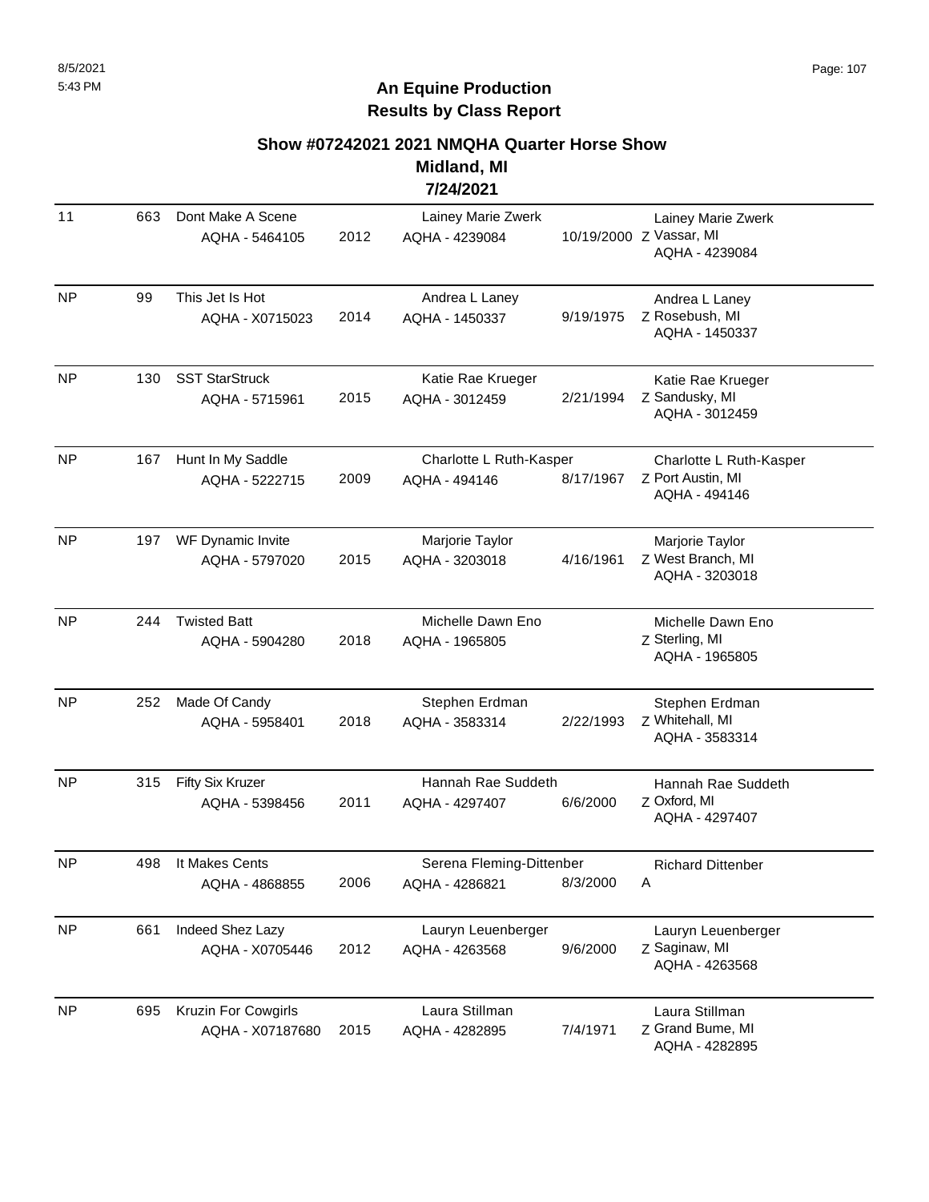## An Equine Production
## Results by Class Report

### Show #07242021 2021 NMQHA Quarter Horse Show
### Midland, MI
### 7/24/2021

| Place | # | Horse | Year | Rider | DOB | Owner |
|---|---|---|---|---|---|---|
| 11 | 663 | Dont Make A Scene<br>AQHA - 5464105 | 2012 | Lainey Marie Zwerk<br>AQHA - 4239084 | 10/19/2000 | Z Lainey Marie Zwerk<br>Vassar, MI<br>AQHA - 4239084 |
| NP | 99 | This Jet Is Hot<br>AQHA - X0715023 | 2014 | Andrea L Laney<br>AQHA - 1450337 | 9/19/1975 | Z Andrea L Laney<br>Rosebush, MI<br>AQHA - 1450337 |
| NP | 130 | SST StarStruck<br>AQHA - 5715961 | 2015 | Katie Rae Krueger<br>AQHA - 3012459 | 2/21/1994 | Z Katie Rae Krueger<br>Sandusky, MI<br>AQHA - 3012459 |
| NP | 167 | Hunt In My Saddle<br>AQHA - 5222715 | 2009 | Charlotte L Ruth-Kasper<br>AQHA - 494146 | 8/17/1967 | Z Charlotte L Ruth-Kasper<br>Port Austin, MI<br>AQHA - 494146 |
| NP | 197 | WF Dynamic Invite<br>AQHA - 5797020 | 2015 | Marjorie Taylor<br>AQHA - 3203018 | 4/16/1961 | Z Marjorie Taylor<br>West Branch, MI<br>AQHA - 3203018 |
| NP | 244 | Twisted Batt<br>AQHA - 5904280 | 2018 | Michelle Dawn Eno<br>AQHA - 1965805 | | Z Michelle Dawn Eno<br>Sterling, MI<br>AQHA - 1965805 |
| NP | 252 | Made Of Candy<br>AQHA - 5958401 | 2018 | Stephen Erdman<br>AQHA - 3583314 | 2/22/1993 | Z Stephen Erdman<br>Whitehall, MI<br>AQHA - 3583314 |
| NP | 315 | Fifty Six Kruzer<br>AQHA - 5398456 | 2011 | Hannah Rae Suddeth<br>AQHA - 4297407 | 6/6/2000 | Z Hannah Rae Suddeth<br>Oxford, MI<br>AQHA - 4297407 |
| NP | 498 | It Makes Cents<br>AQHA - 4868855 | 2006 | Serena Fleming-Dittenber<br>AQHA - 4286821 | 8/3/2000 | A Richard Dittenber |
| NP | 661 | Indeed Shez Lazy<br>AQHA - X0705446 | 2012 | Lauryn Leuenberger<br>AQHA - 4263568 | 9/6/2000 | Z Lauryn Leuenberger<br>Saginaw, MI<br>AQHA - 4263568 |
| NP | 695 | Kruzin For Cowgirls<br>AQHA - X07187680 | 2015 | Laura Stillman<br>AQHA - 4282895 | 7/4/1971 | Z Laura Stillman<br>Grand Bume, MI<br>AQHA - 4282895 |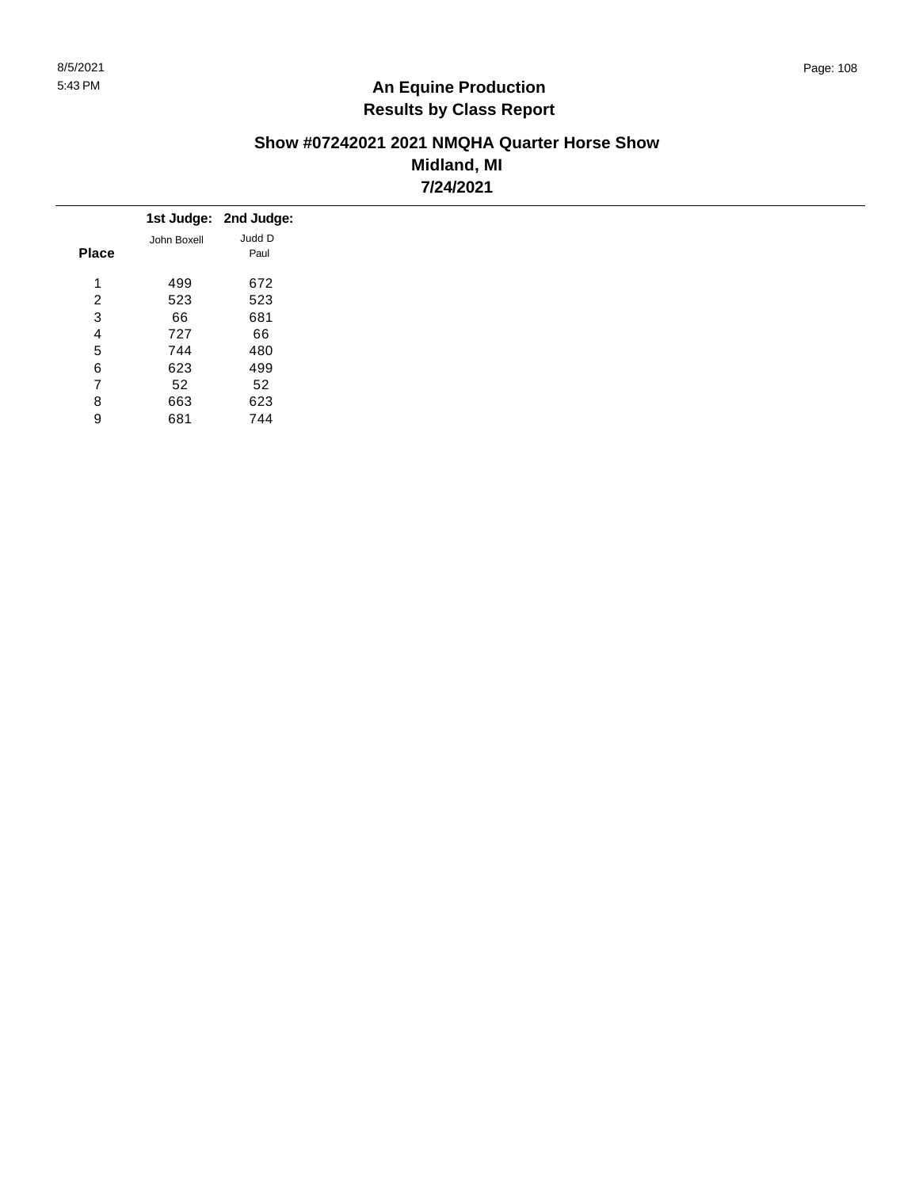**An Equine Production**
**Results by Class Report**

**Show #07242021 2021 NMQHA Quarter Horse Show**
**Midland, MI**
**7/24/2021**

| Place | 1st Judge: John Boxell | 2nd Judge: Judd D Paul |
|---|---|---|
| 1 | 499 | 672 |
| 2 | 523 | 523 |
| 3 | 66 | 681 |
| 4 | 727 | 66 |
| 5 | 744 | 480 |
| 6 | 623 | 499 |
| 7 | 52 | 52 |
| 8 | 663 | 623 |
| 9 | 681 | 744 |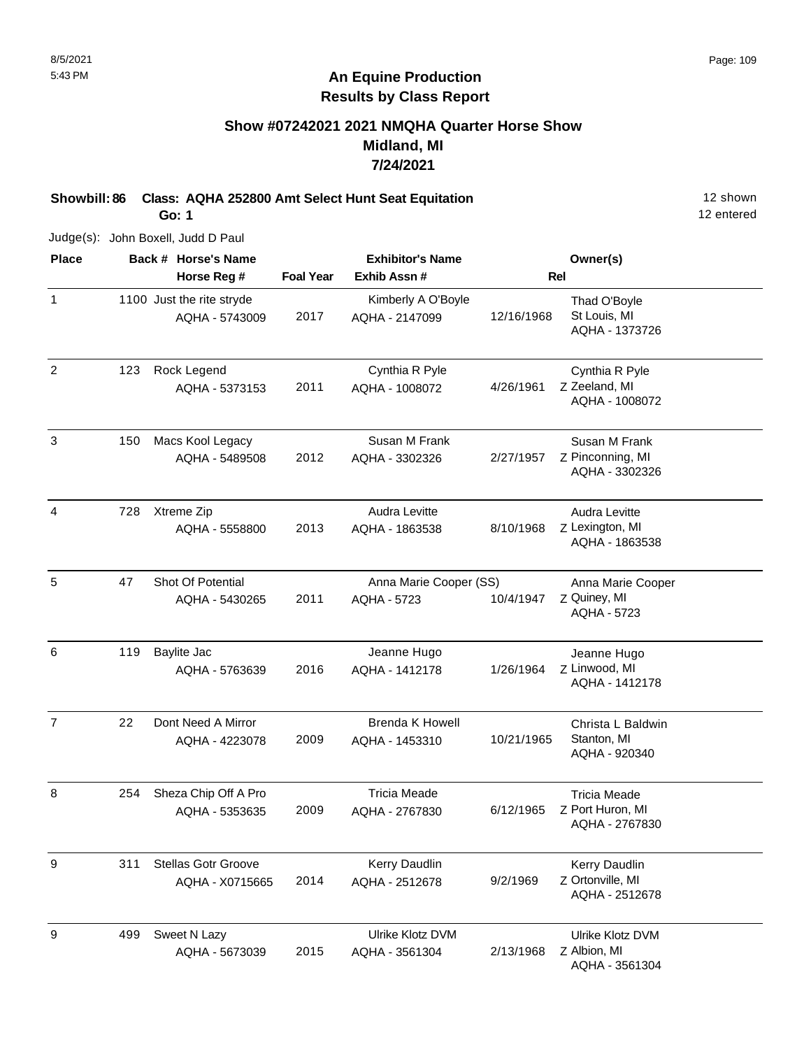# An Equine Production
## Results by Class Report

### Show #07242021 2021 NMQHA Quarter Horse Show
### Midland, MI
### 7/24/2021

**Showbill: 86 Class: AQHA 252800 Amt Select Hunt Seat Equitation** 12 shown
**Go: 1** 12 entered

Judge(s): John Boxell, Judd D Paul

| Place | Back # | Horse's Name / Horse Reg # | Foal Year | Exhibitor's Name / Exhib Assn # | Rel | Owner(s) |
|---|---|---|---|---|---|---|
| 1 | 1100 | Just the rite stryde<br>AQHA - 5743009 | 2017 | Kimberly A O'Boyle<br>AQHA - 2147099 | 12/16/1968 | Thad O'Boyle<br>St Louis, MI<br>AQHA - 1373726 |
| 2 | 123 | Rock Legend<br>AQHA - 5373153 | 2011 | Cynthia R Pyle<br>AQHA - 1008072 | 4/26/1961 Z | Cynthia R Pyle<br>Zeeland, MI<br>AQHA - 1008072 |
| 3 | 150 | Macs Kool Legacy<br>AQHA - 5489508 | 2012 | Susan M Frank<br>AQHA - 3302326 | 2/27/1957 Z | Susan M Frank<br>Pinconning, MI<br>AQHA - 3302326 |
| 4 | 728 | Xtreme Zip<br>AQHA - 5558800 | 2013 | Audra Levitte<br>AQHA - 1863538 | 8/10/1968 Z | Audra Levitte<br>Lexington, MI<br>AQHA - 1863538 |
| 5 | 47 | Shot Of Potential<br>AQHA - 5430265 | 2011 | Anna Marie Cooper (SS)<br>AQHA - 5723 | 10/4/1947 Z | Anna Marie Cooper<br>Quiney, MI<br>AQHA - 5723 |
| 6 | 119 | Baylite Jac<br>AQHA - 5763639 | 2016 | Jeanne Hugo<br>AQHA - 1412178 | 1/26/1964 Z | Jeanne Hugo<br>Linwood, MI<br>AQHA - 1412178 |
| 7 | 22 | Dont Need A Mirror<br>AQHA - 4223078 | 2009 | Brenda K Howell<br>AQHA - 1453310 | 10/21/1965 | Christa L Baldwin<br>Stanton, MI<br>AQHA - 920340 |
| 8 | 254 | Sheza Chip Off A Pro<br>AQHA - 5353635 | 2009 | Tricia Meade<br>AQHA - 2767830 | 6/12/1965 Z | Tricia Meade<br>Port Huron, MI<br>AQHA - 2767830 |
| 9 | 311 | Stellas Gotr Groove<br>AQHA - X0715665 | 2014 | Kerry Daudlin<br>AQHA - 2512678 | 9/2/1969 Z | Kerry Daudlin<br>Ortonville, MI<br>AQHA - 2512678 |
| 9 | 499 | Sweet N Lazy<br>AQHA - 5673039 | 2015 | Ulrike Klotz DVM<br>AQHA - 3561304 | 2/13/1968 Z | Ulrike Klotz DVM<br>Albion, MI<br>AQHA - 3561304 |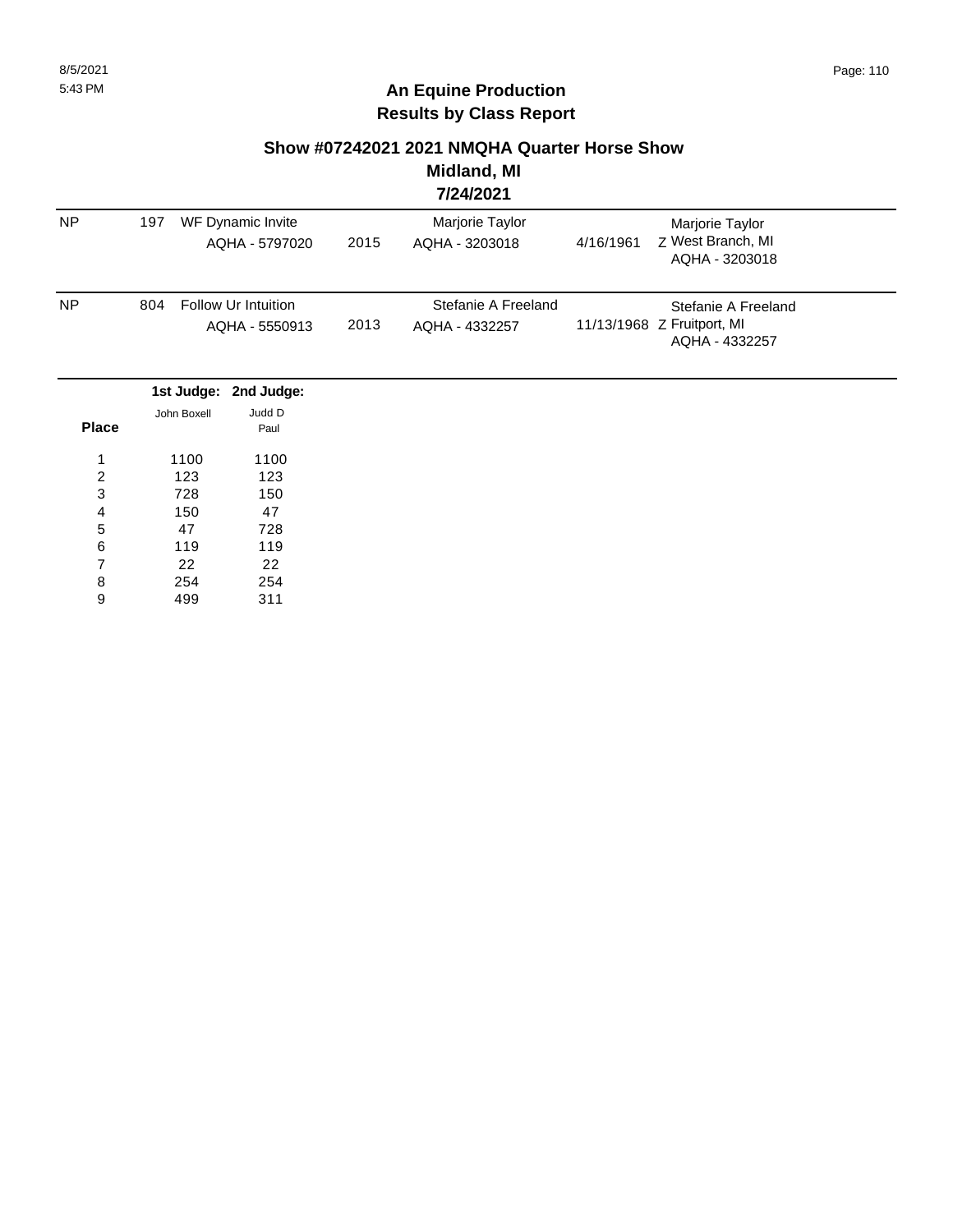## An Equine Production
## Results by Class Report

### Show #07242021 2021 NMQHA Quarter Horse Show
### Midland, MI
### 7/24/2021

| | | | | | | |
|---|---|---|---|---|---|---|
| NP | 197 | WF Dynamic Invite<br>AQHA - 5797020 | 2015 | Marjorie Taylor<br>AQHA - 3203018 | 4/16/1961 | Marjorie Taylor<br>Z West Branch, MI<br>AQHA - 3203018 |
| NP | 804 | Follow Ur Intuition<br>AQHA - 5550913 | 2013 | Stefanie A Freeland<br>AQHA - 4332257 | 11/13/1968 | Stefanie A Freeland<br>Z Fruitport, MI<br>AQHA - 4332257 |

| Place | 1st Judge: John Boxell | 2nd Judge: Judd D Paul |
|---|---|---|
| 1 | 1100 | 1100 |
| 2 | 123 | 123 |
| 3 | 728 | 150 |
| 4 | 150 | 47 |
| 5 | 47 | 728 |
| 6 | 119 | 119 |
| 7 | 22 | 22 |
| 8 | 254 | 254 |
| 9 | 499 | 311 |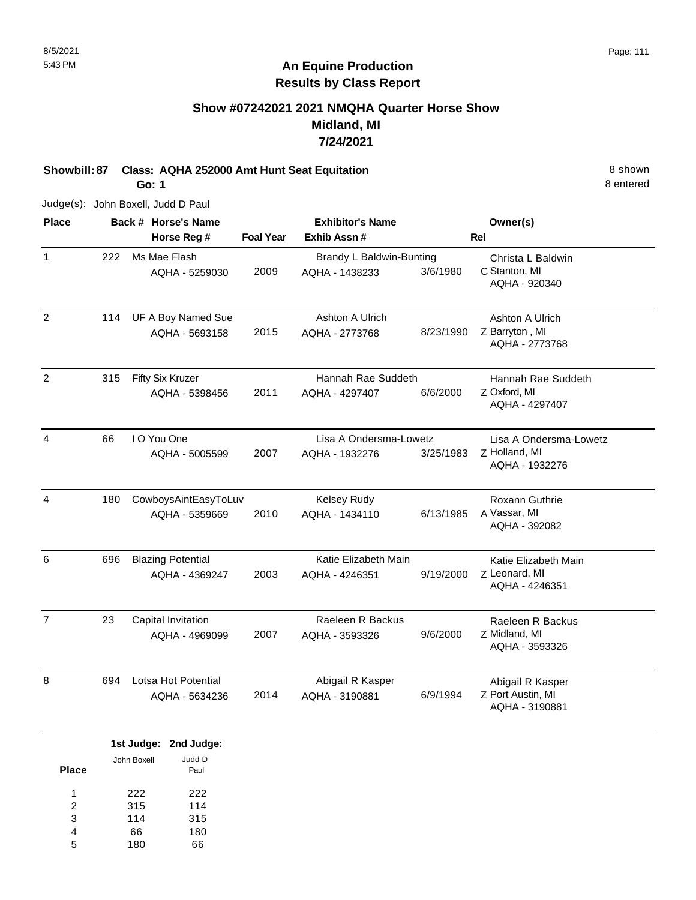# An Equine Production
## Results by Class Report

### Show #07242021 2021 NMQHA Quarter Horse Show
### Midland, MI
### 7/24/2021

**Showbill: 87 Class: AQHA 252000 Amt Hunt Seat Equitation** 8 shown

**Go: 1** 8 entered

Judge(s): John Boxell, Judd D Paul

| Place | Back # | Horse's Name / Horse Reg # | Foal Year | Exhibitor's Name / Exhib Assn # | | Rel | Owner(s) |
|---|---|---|---|---|---|---|---|
| 1 | 222 | Ms Mae Flash<br>AQHA - 5259030 | 2009 | Brandy L Baldwin-Bunting<br>AQHA - 1438233 | 3/6/1980 | C | Christa L Baldwin<br>Stanton, MI<br>AQHA - 920340 |
| 2 | 114 | UF A Boy Named Sue<br>AQHA - 5693158 | 2015 | Ashton A Ulrich<br>AQHA - 2773768 | 8/23/1990 | Z | Ashton A Ulrich<br>Barryton , MI<br>AQHA - 2773768 |
| 2 | 315 | Fifty Six Kruzer<br>AQHA - 5398456 | 2011 | Hannah Rae Suddeth<br>AQHA - 4297407 | 6/6/2000 | Z | Hannah Rae Suddeth<br>Oxford, MI<br>AQHA - 4297407 |
| 4 | 66 | I O You One<br>AQHA - 5005599 | 2007 | Lisa A Ondersma-Lowetz<br>AQHA - 1932276 | 3/25/1983 | Z | Lisa A Ondersma-Lowetz<br>Holland, MI<br>AQHA - 1932276 |
| 4 | 180 | CowboysAintEasyToLuv<br>AQHA - 5359669 | 2010 | Kelsey Rudy<br>AQHA - 1434110 | 6/13/1985 | A | Roxann Guthrie<br>Vassar, MI<br>AQHA - 392082 |
| 6 | 696 | Blazing Potential<br>AQHA - 4369247 | 2003 | Katie Elizabeth Main<br>AQHA - 4246351 | 9/19/2000 | Z | Katie Elizabeth Main<br>Leonard, MI<br>AQHA - 4246351 |
| 7 | 23 | Capital Invitation<br>AQHA - 4969099 | 2007 | Raeleen R Backus<br>AQHA - 3593326 | 9/6/2000 | Z | Raeleen R Backus<br>Midland, MI<br>AQHA - 3593326 |
| 8 | 694 | Lotsa Hot Potential<br>AQHA - 5634236 | 2014 | Abigail R Kasper<br>AQHA - 3190881 | 6/9/1994 | Z | Abigail R Kasper<br>Port Austin, MI<br>AQHA - 3190881 |

| Place | 1st Judge: John Boxell | 2nd Judge: Judd D Paul |
|---|---|---|
| 1 | 222 | 222 |
| 2 | 315 | 114 |
| 3 | 114 | 315 |
| 4 | 66 | 180 |
| 5 | 180 | 66 |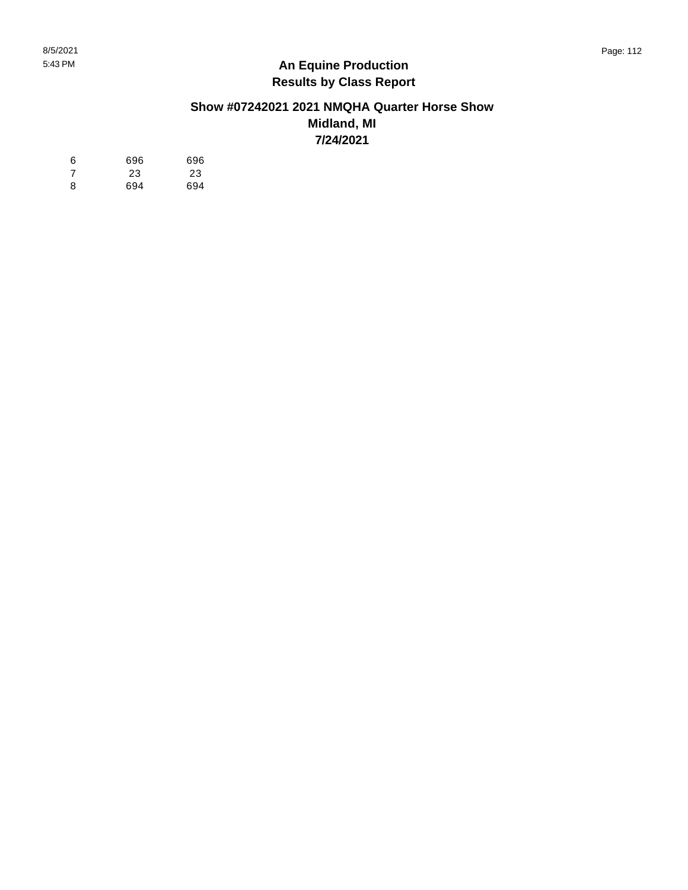# An Equine Production
## Results by Class Report

### Show #07242021 2021 NMQHA Quarter Horse Show
### Midland, MI
### 7/24/2021

| | | |
|---|---|---|
| 6 | 696 | 696 |
| 7 | 23 | 23 |
| 8 | 694 | 694 |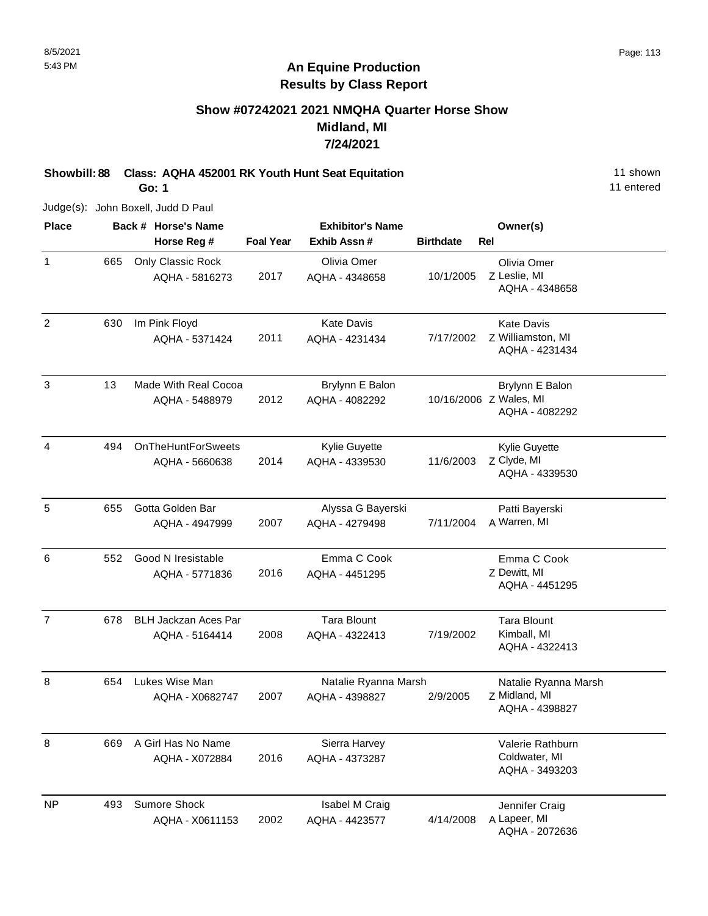# An Equine Production
## Results by Class Report

### Show #07242021 2021 NMQHA Quarter Horse Show
### Midland, MI
### 7/24/2021

**Showbill: 88 Class: AQHA 452001 RK Youth Hunt Seat Equitation** 11 shown
**Go: 1** 11 entered

Judge(s): John Boxell, Judd D Paul

| Place | Back # | Horse's Name / Horse Reg # | Foal Year | Exhibitor's Name / Exhib Assn # | Birthdate | Rel | Owner(s) |
|---|---|---|---|---|---|---|---|
| 1 | 665 | Only Classic Rock<br>AQHA - 5816273 | 2017 | Olivia Omer<br>AQHA - 4348658 | 10/1/2005 | Z | Olivia Omer<br>Leslie, MI<br>AQHA - 4348658 |
| 2 | 630 | Im Pink Floyd<br>AQHA - 5371424 | 2011 | Kate Davis<br>AQHA - 4231434 | 7/17/2002 | Z | Kate Davis<br>Williamston, MI<br>AQHA - 4231434 |
| 3 | 13 | Made With Real Cocoa<br>AQHA - 5488979 | 2012 | Brylynn E Balon<br>AQHA - 4082292 | 10/16/2006 | Z | Brylynn E Balon<br>Wales, MI<br>AQHA - 4082292 |
| 4 | 494 | OnTheHuntForSweets<br>AQHA - 5660638 | 2014 | Kylie Guyette<br>AQHA - 4339530 | 11/6/2003 | Z | Kylie Guyette<br>Clyde, MI<br>AQHA - 4339530 |
| 5 | 655 | Gotta Golden Bar<br>AQHA - 4947999 | 2007 | Alyssa G Bayerski<br>AQHA - 4279498 | 7/11/2004 | A | Patti Bayerski<br>Warren, MI |
| 6 | 552 | Good N Iresistable<br>AQHA - 5771836 | 2016 | Emma C Cook<br>AQHA - 4451295 | | Z | Emma C Cook<br>Dewitt, MI<br>AQHA - 4451295 |
| 7 | 678 | BLH Jackzan Aces Par<br>AQHA - 5164414 | 2008 | Tara Blount<br>AQHA - 4322413 | 7/19/2002 | | Tara Blount<br>Kimball, MI<br>AQHA - 4322413 |
| 8 | 654 | Lukes Wise Man<br>AQHA - X0682747 | 2007 | Natalie Ryanna Marsh<br>AQHA - 4398827 | 2/9/2005 | Z | Natalie Ryanna Marsh<br>Midland, MI<br>AQHA - 4398827 |
| 8 | 669 | A Girl Has No Name<br>AQHA - X072884 | 2016 | Sierra Harvey<br>AQHA - 4373287 | | | Valerie Rathburn<br>Coldwater, MI<br>AQHA - 3493203 |
| NP | 493 | Sumore Shock<br>AQHA - X0611153 | 2002 | Isabel M Craig<br>AQHA - 4423577 | 4/14/2008 | A | Jennifer Craig<br>Lapeer, MI<br>AQHA - 2072636 |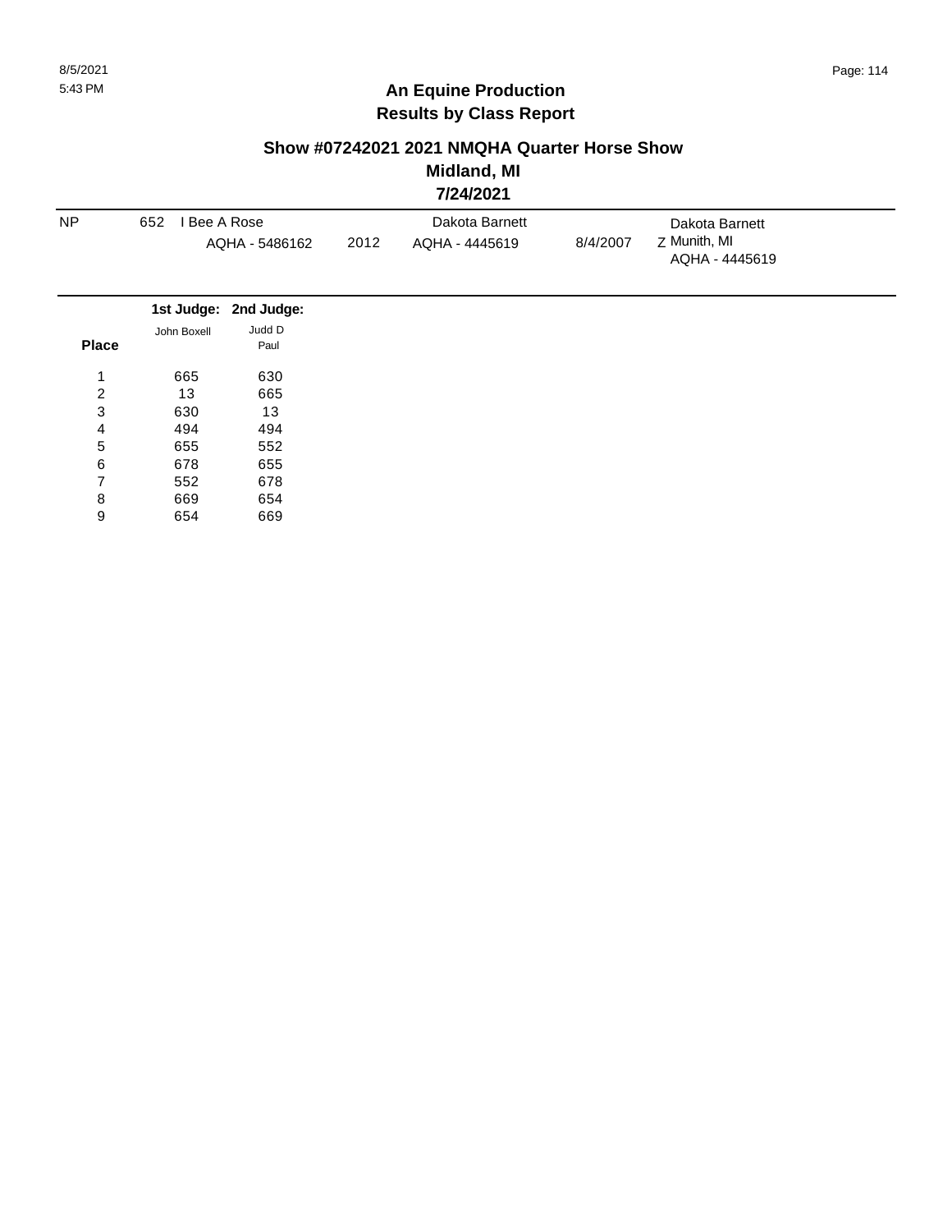8/5/2021
5:43 PM

## An Equine Production
## Results by Class Report

### Show #07242021 2021 NMQHA Quarter Horse Show
### Midland, MI
### 7/24/2021

| | | | | | | |
|---|---|---|---|---|---|---|
| NP | 652 | I Bee A Rose<br>AQHA - 5486162 | 2012 | Dakota Barnett<br>AQHA - 4445619 | 8/4/2007 | Dakota Barnett<br>Z Munith, MI<br>AQHA - 4445619 |

| Place | 1st Judge: John Boxell | 2nd Judge: Judd D Paul |
|---|---|---|
| 1 | 665 | 630 |
| 2 | 13 | 665 |
| 3 | 630 | 13 |
| 4 | 494 | 494 |
| 5 | 655 | 552 |
| 6 | 678 | 655 |
| 7 | 552 | 678 |
| 8 | 669 | 654 |
| 9 | 654 | 669 |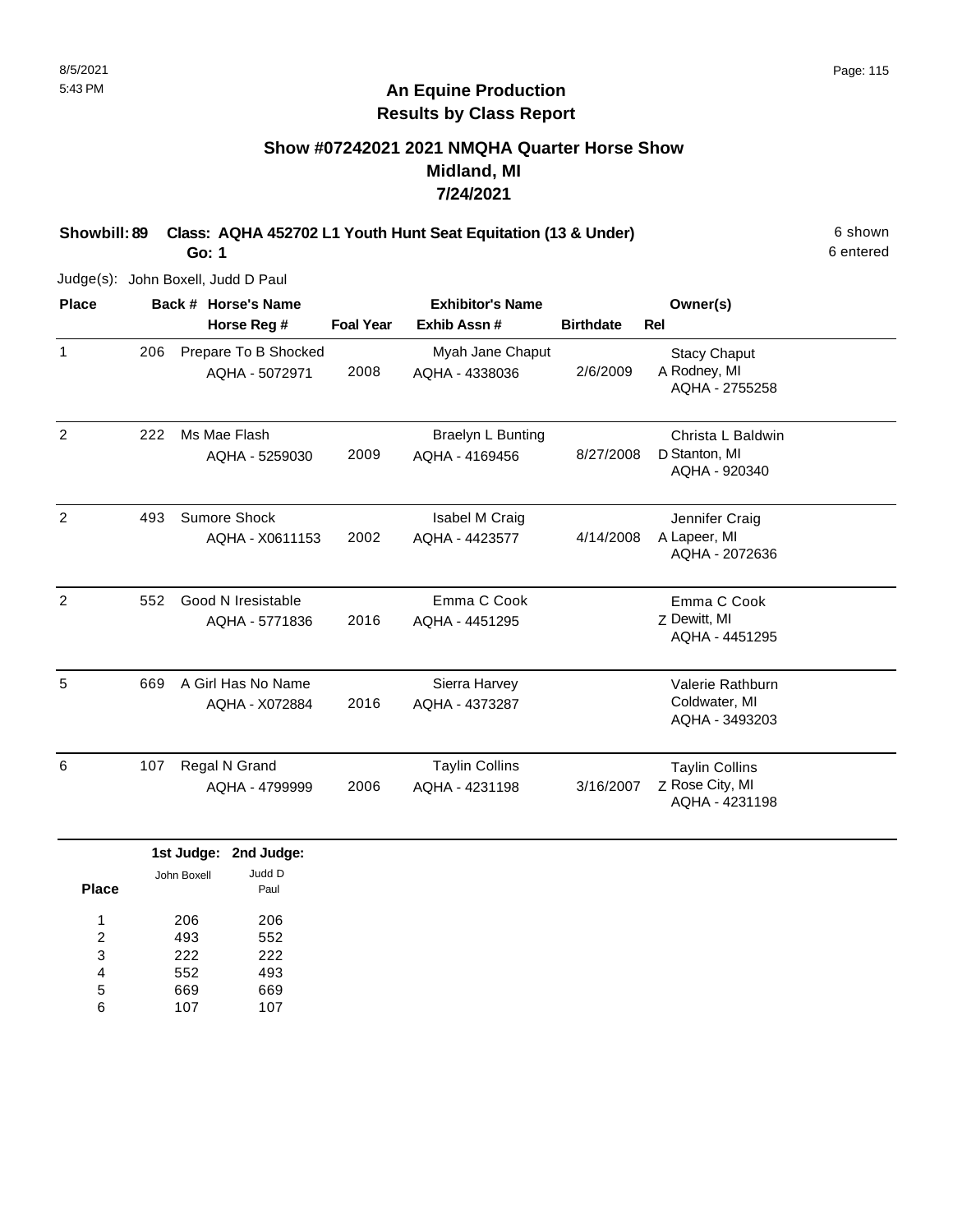# An Equine Production
## Results by Class Report

### Show #07242021 2021 NMQHA Quarter Horse Show
### Midland, MI
### 7/24/2021

**Showbill: 89 Class: AQHA 452702 L1 Youth Hunt Seat Equitation (13 & Under)** 6 shown
**Go: 1** 6 entered

Judge(s): John Boxell, Judd D Paul

| Place | Back # | Horse's Name / Horse Reg # | Foal Year | Exhibitor's Name / Exhib Assn # | Birthdate | Rel | Owner(s) |
|---|---|---|---|---|---|---|---|
| 1 | 206 | Prepare To B Shocked<br>AQHA - 5072971 | 2008 | Myah Jane Chaput<br>AQHA - 4338036 | 2/6/2009 | A | Stacy Chaput<br>Rodney, MI<br>AQHA - 2755258 |
| 2 | 222 | Ms Mae Flash<br>AQHA - 5259030 | 2009 | Braelyn L Bunting<br>AQHA - 4169456 | 8/27/2008 | D | Christa L Baldwin<br>Stanton, MI<br>AQHA - 920340 |
| 2 | 493 | Sumore Shock<br>AQHA - X0611153 | 2002 | Isabel M Craig<br>AQHA - 4423577 | 4/14/2008 | A | Jennifer Craig<br>Lapeer, MI<br>AQHA - 2072636 |
| 2 | 552 | Good N Iresistable<br>AQHA - 5771836 | 2016 | Emma C Cook<br>AQHA - 4451295 | | Z | Emma C Cook<br>Dewitt, MI<br>AQHA - 4451295 |
| 5 | 669 | A Girl Has No Name<br>AQHA - X072884 | 2016 | Sierra Harvey<br>AQHA - 4373287 | | | Valerie Rathburn<br>Coldwater, MI<br>AQHA - 3493203 |
| 6 | 107 | Regal N Grand<br>AQHA - 4799999 | 2006 | Taylin Collins<br>AQHA - 4231198 | 3/16/2007 | Z | Taylin Collins<br>Rose City, MI<br>AQHA - 4231198 |

| Place | 1st Judge: John Boxell | 2nd Judge: Judd D Paul |
|---|---|---|
| 1 | 206 | 206 |
| 2 | 493 | 552 |
| 3 | 222 | 222 |
| 4 | 552 | 493 |
| 5 | 669 | 669 |
| 6 | 107 | 107 |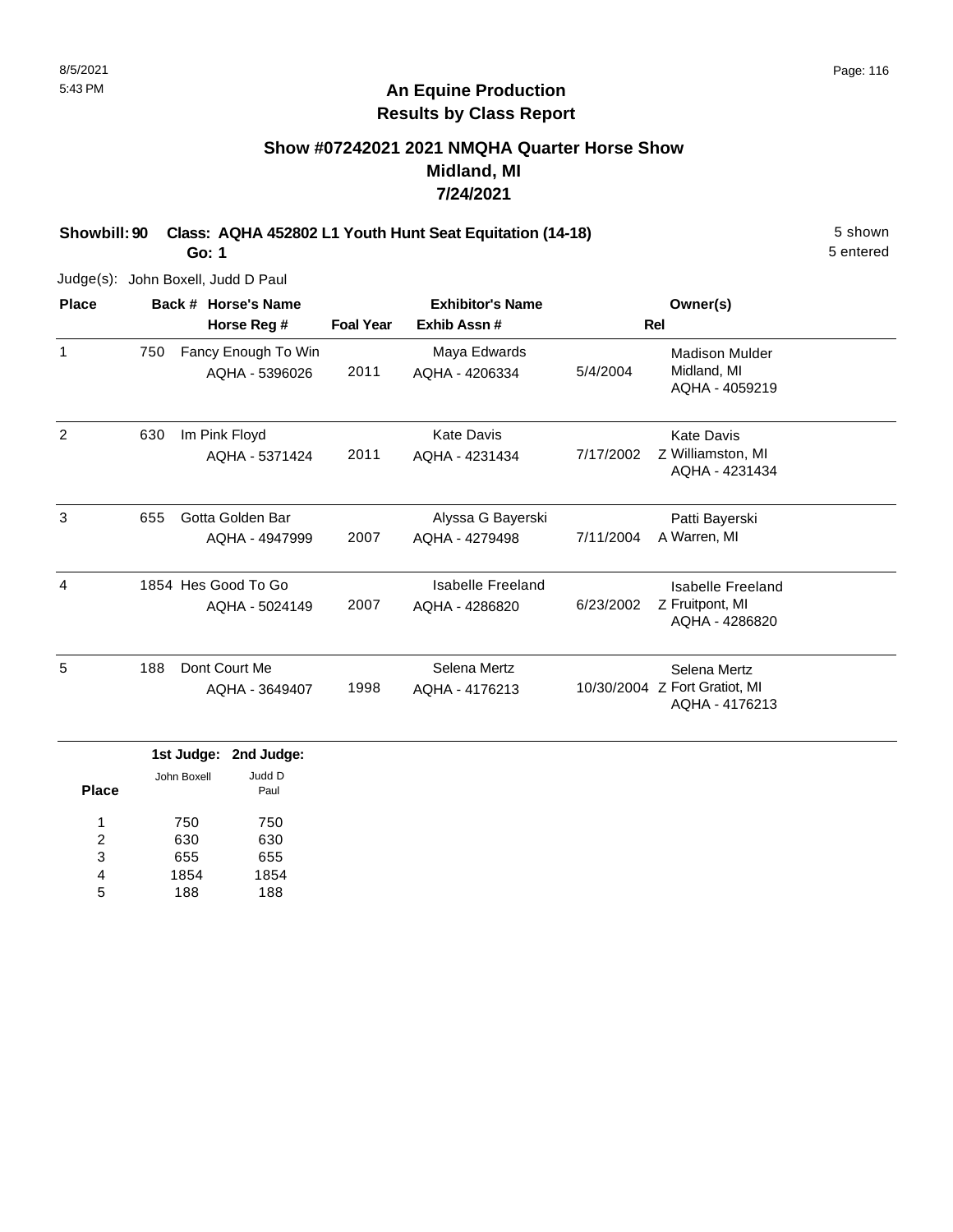# An Equine Production
## Results by Class Report

### Show #07242021 2021 NMQHA Quarter Horse Show
### Midland, MI
### 7/24/2021

**Showbill: 90 Class: AQHA 452802 L1 Youth Hunt Seat Equitation (14-18)** 5 shown

**Go: 1** 5 entered

Judge(s): John Boxell, Judd D Paul

| Place | Back # | Horse's Name / Horse Reg # | Foal Year | Exhibitor's Name / Exhib Assn # | | Rel | Owner(s) |
|---|---|---|---|---|---|---|---|
| 1 | 750 | Fancy Enough To Win<br>AQHA - 5396026 | 2011 | Maya Edwards<br>AQHA - 4206334 | 5/4/2004 | | Madison Mulder<br>Midland, MI<br>AQHA - 4059219 |
| 2 | 630 | Im Pink Floyd<br>AQHA - 5371424 | 2011 | Kate Davis<br>AQHA - 4231434 | 7/17/2002 | Z | Kate Davis<br>Williamston, MI<br>AQHA - 4231434 |
| 3 | 655 | Gotta Golden Bar<br>AQHA - 4947999 | 2007 | Alyssa G Bayerski<br>AQHA - 4279498 | 7/11/2004 | A | Patti Bayerski<br>Warren, MI |
| 4 | 1854 | Hes Good To Go<br>AQHA - 5024149 | 2007 | Isabelle Freeland<br>AQHA - 4286820 | 6/23/2002 | Z | Isabelle Freeland<br>Fruitpont, MI<br>AQHA - 4286820 |
| 5 | 188 | Dont Court Me<br>AQHA - 3649407 | 1998 | Selena Mertz<br>AQHA - 4176213 | 10/30/2004 | Z | Selena Mertz<br>Fort Gratiot, MI<br>AQHA - 4176213 |

| Place | 1st Judge: John Boxell | 2nd Judge: Judd D Paul |
|---|---|---|
| 1 | 750 | 750 |
| 2 | 630 | 630 |
| 3 | 655 | 655 |
| 4 | 1854 | 1854 |
| 5 | 188 | 188 |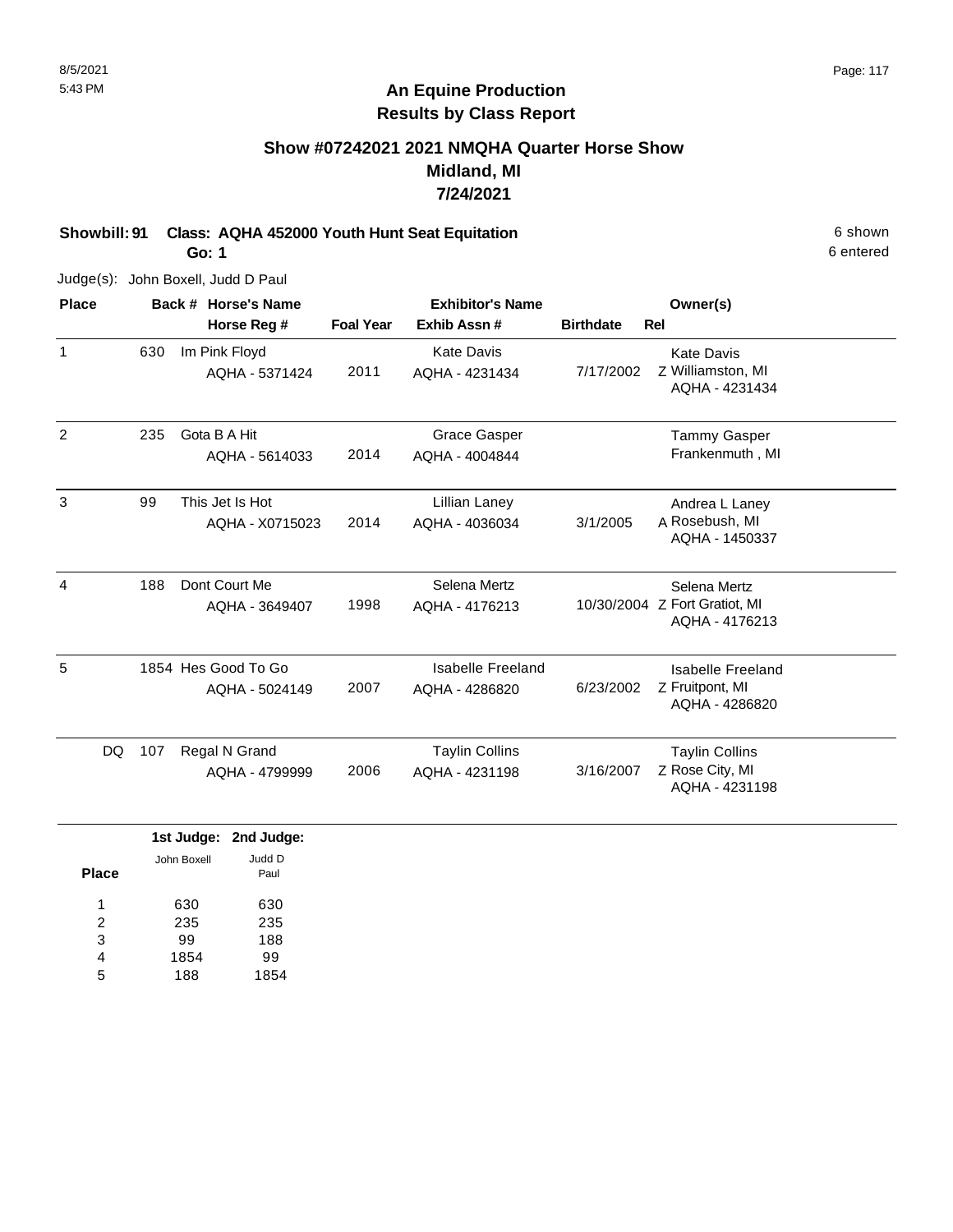8/5/2021
5:43 PM

# An Equine Production
## Results by Class Report

### Show #07242021 2021 NMQHA Quarter Horse Show
### Midland, MI
### 7/24/2021

**Showbill: 91 Class: AQHA 452000 Youth Hunt Seat Equitation** 6 shown
**Go: 1** 6 entered

Judge(s): John Boxell, Judd D Paul

| Place | Back # | Horse's Name / Horse Reg # | Foal Year | Exhibitor's Name / Exhib Assn # | Birthdate | Rel | Owner(s) |
|---|---|---|---|---|---|---|---|
| 1 | 630 | Im Pink Floyd<br>AQHA - 5371424 | 2011 | Kate Davis<br>AQHA - 4231434 | 7/17/2002 | Z | Kate Davis<br>Williamston, MI<br>AQHA - 4231434 |
| 2 | 235 | Gota B A Hit<br>AQHA - 5614033 | 2014 | Grace Gasper<br>AQHA - 4004844 | | | Tammy Gasper<br>Frankenmuth , MI |
| 3 | 99 | This Jet Is Hot<br>AQHA - X0715023 | 2014 | Lillian Laney<br>AQHA - 4036034 | 3/1/2005 | A | Andrea L Laney<br>Rosebush, MI<br>AQHA - 1450337 |
| 4 | 188 | Dont Court Me<br>AQHA - 3649407 | 1998 | Selena Mertz<br>AQHA - 4176213 | 10/30/2004 | Z | Selena Mertz<br>Fort Gratiot, MI<br>AQHA - 4176213 |
| 5 | 1854 | Hes Good To Go<br>AQHA - 5024149 | 2007 | Isabelle Freeland<br>AQHA - 4286820 | 6/23/2002 | Z | Isabelle Freeland<br>Fruitpont, MI<br>AQHA - 4286820 |
| DQ | 107 | Regal N Grand<br>AQHA - 4799999 | 2006 | Taylin Collins<br>AQHA - 4231198 | 3/16/2007 | Z | Taylin Collins<br>Rose City, MI<br>AQHA - 4231198 |

| Place | 1st Judge: John Boxell | 2nd Judge: Judd D Paul |
|---|---|---|
| 1 | 630 | 630 |
| 2 | 235 | 235 |
| 3 | 99 | 188 |
| 4 | 1854 | 99 |
| 5 | 188 | 1854 |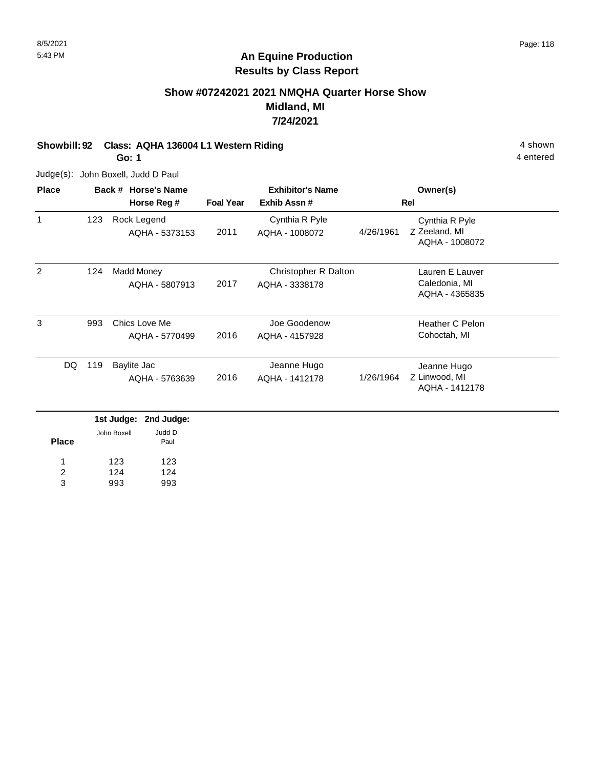## An Equine Production
## Results by Class Report

### Show #07242021 2021 NMQHA Quarter Horse Show
### Midland, MI
### 7/24/2021

**Showbill: 92 Class: AQHA 136004 L1 Western Riding** 4 shown

**Go: 1** 4 entered

Judge(s): John Boxell, Judd D Paul

| Place | Back # | Horse's Name / Horse Reg # | Foal Year | Exhibitor's Name / Exhib Assn # | Rel | Owner(s) |
|---|---|---|---|---|---|---|
| 1 | 123 | Rock Legend<br>AQHA - 5373153 | 2011 | Cynthia R Pyle<br>AQHA - 1008072 | 4/26/1961 Z | Cynthia R Pyle<br>Zeeland, MI<br>AQHA - 1008072 |
| 2 | 124 | Madd Money<br>AQHA - 5807913 | 2017 | Christopher R Dalton<br>AQHA - 3338178 | | Lauren E Lauver<br>Caledonia, MI<br>AQHA - 4365835 |
| 3 | 993 | Chics Love Me<br>AQHA - 5770499 | 2016 | Joe Goodenow<br>AQHA - 4157928 | | Heather C Pelon<br>Cohoctah, MI |
| DQ | 119 | Baylite Jac<br>AQHA - 5763639 | 2016 | Jeanne Hugo<br>AQHA - 1412178 | 1/26/1964 Z | Jeanne Hugo<br>Linwood, MI<br>AQHA - 1412178 |

| Place | 1st Judge: John Boxell | 2nd Judge: Judd D Paul |
|---|---|---|
| 1 | 123 | 123 |
| 2 | 124 | 124 |
| 3 | 993 | 993 |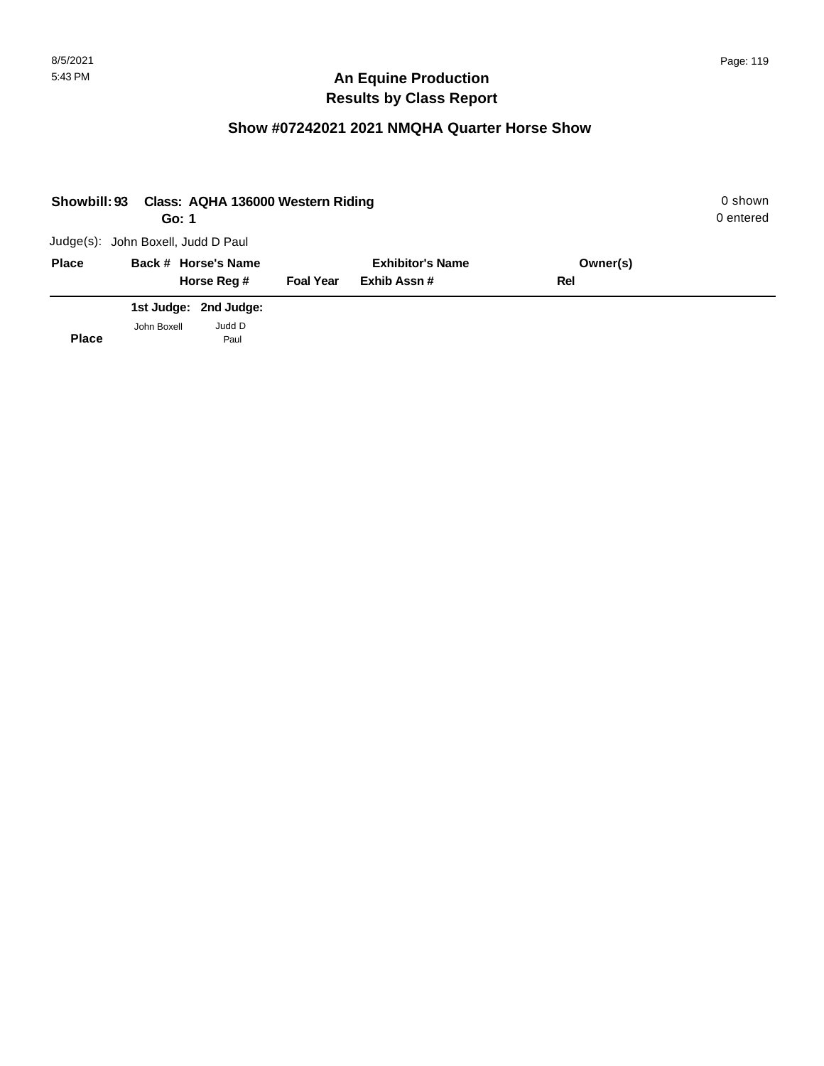# An Equine Production
## Results by Class Report

### Show #07242021 2021 NMQHA Quarter Horse Show

**Showbill: 93 Class: AQHA 136000 Western Riding** 0 shown
**Go: 1** 0 entered

Judge(s): John Boxell, Judd D Paul

| Place | Back # | Horse's Name / Horse Reg # | Foal Year | Exhibitor's Name / Exhib Assn # | Owner(s) / Rel |
|---|---|---|---|---|---|

| | 1st Judge: | 2nd Judge: |
|---|---|---|
| **Place** | John Boxell | Judd D Paul |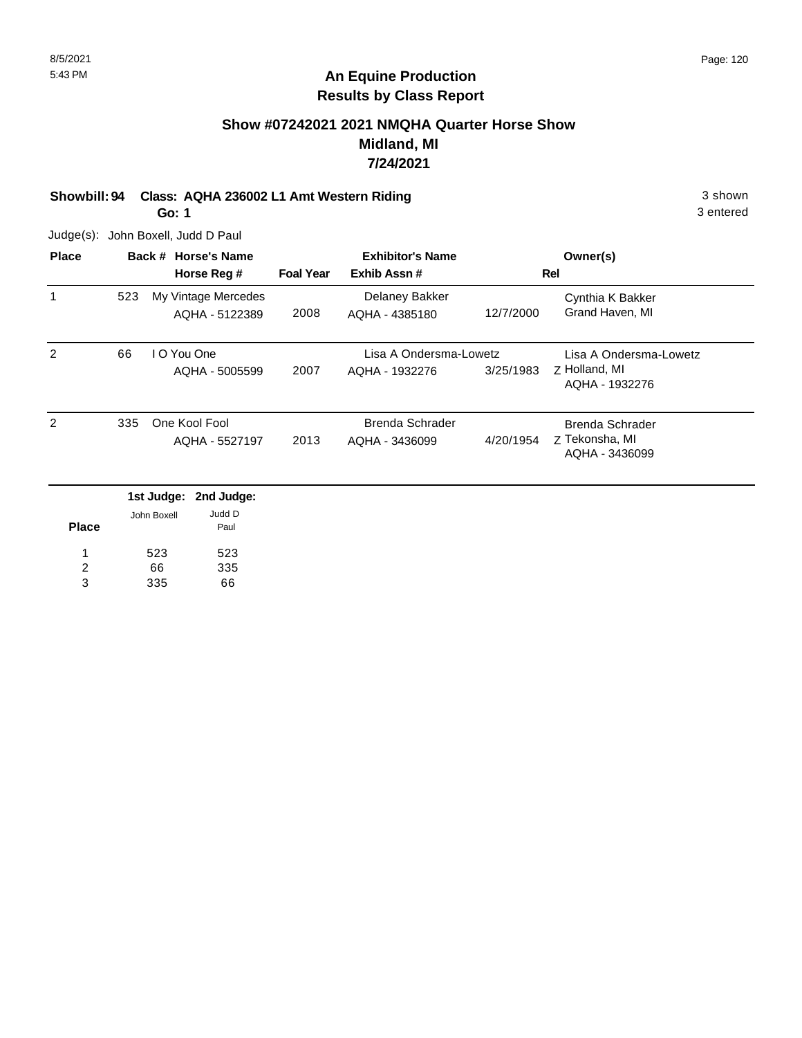8/5/2021
5:43 PM

## An Equine Production
## Results by Class Report

### Show #07242021 2021 NMQHA Quarter Horse Show
### Midland, MI
### 7/24/2021

**Showbill: 94 Class: AQHA 236002 L1 Amt Western Riding** 3 shown
**Go: 1** 3 entered

Judge(s): John Boxell, Judd D Paul

| Place | Back # | Horse's Name / Horse Reg # | Foal Year | Exhibitor's Name / Exhib Assn # | | Rel | Owner(s) |
|---|---|---|---|---|---|---|---|
| 1 | 523 | My Vintage Mercedes<br>AQHA - 5122389 | 2008 | Delaney Bakker<br>AQHA - 4385180 | 12/7/2000 | | Cynthia K Bakker<br>Grand Haven, MI |
| 2 | 66 | I O You One<br>AQHA - 5005599 | 2007 | Lisa A Ondersma-Lowetz<br>AQHA - 1932276 | 3/25/1983 | Z | Lisa A Ondersma-Lowetz<br>Holland, MI<br>AQHA - 1932276 |
| 2 | 335 | One Kool Fool<br>AQHA - 5527197 | 2013 | Brenda Schrader<br>AQHA - 3436099 | 4/20/1954 | Z | Brenda Schrader<br>Tekonsha, MI<br>AQHA - 3436099 |

| Place | 1st Judge: John Boxell | 2nd Judge: Judd D Paul |
|---|---|---|
| 1 | 523 | 523 |
| 2 | 66 | 335 |
| 3 | 335 | 66 |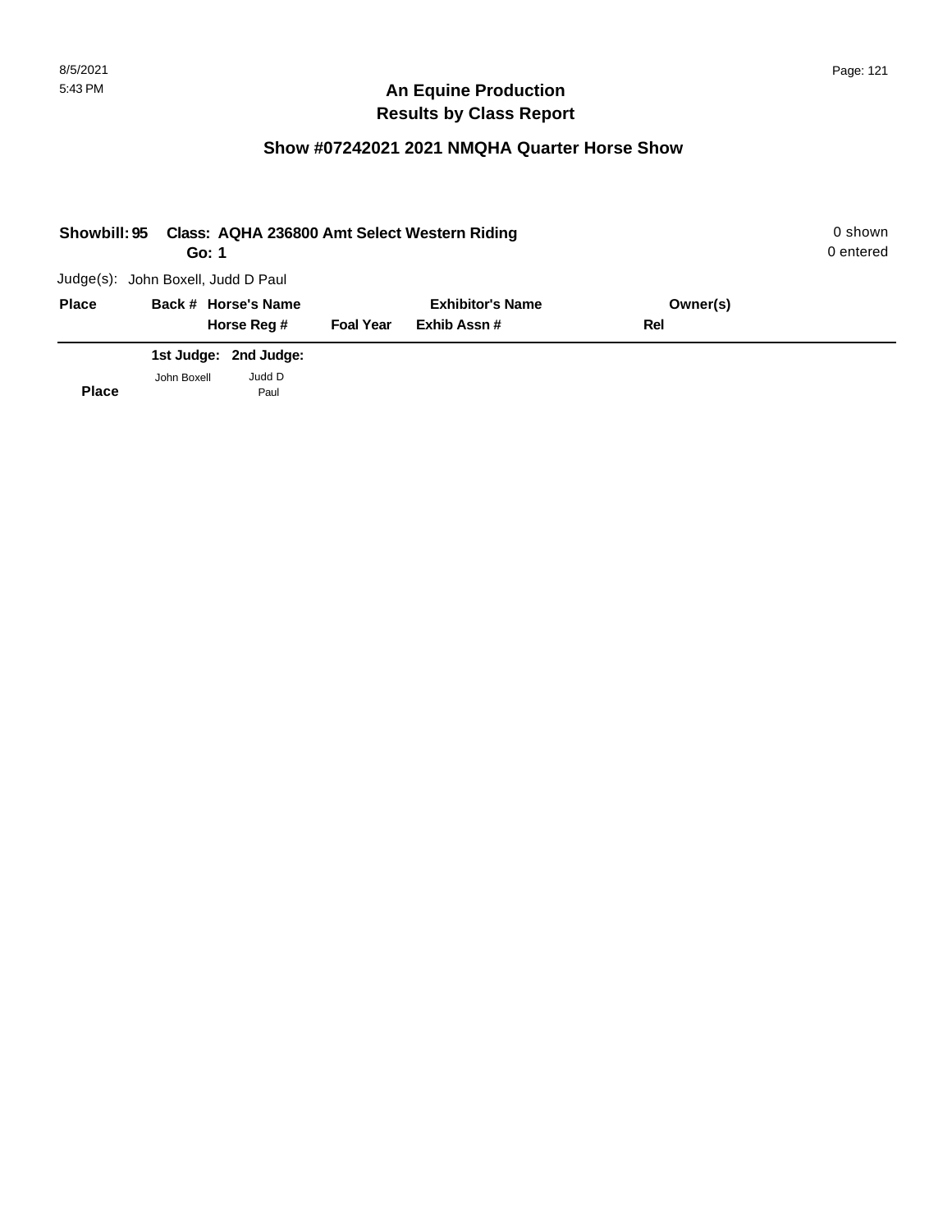## An Equine Production
## Results by Class Report

### Show #07242021 2021 NMQHA Quarter Horse Show

**Showbill: 95 Class: AQHA 236800 Amt Select Western Riding** 0 shown
**Go: 1** 0 entered

Judge(s): John Boxell, Judd D Paul

| Place | Back # | Horse's Name / Horse Reg # | Foal Year | Exhibitor's Name / Exhib Assn # | Owner(s) / Rel |
|---|---|---|---|---|---|

| Place | 1st Judge: John Boxell | 2nd Judge: Judd D Paul |
|---|---|---|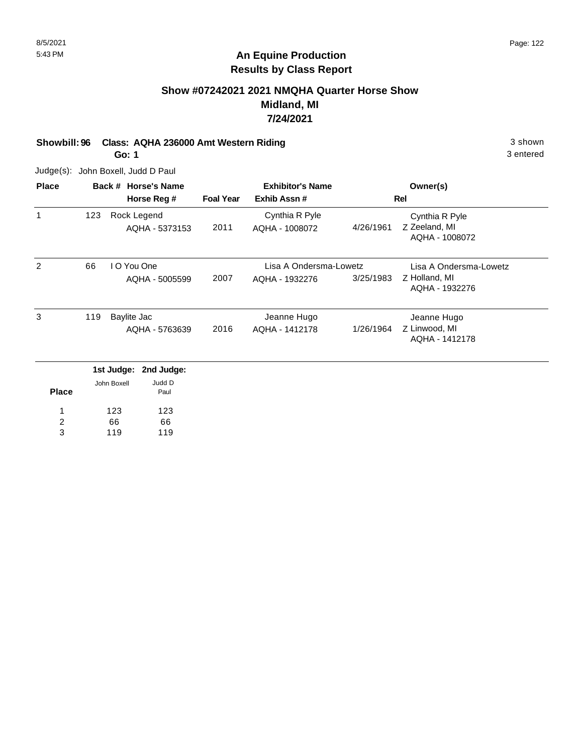## An Equine Production
## Results by Class Report

### Show #07242021 2021 NMQHA Quarter Horse Show
### Midland, MI
### 7/24/2021

**Showbill: 96 Class: AQHA 236000 Amt Western Riding** — 3 shown

**Go: 1** — 3 entered

Judge(s): John Boxell, Judd D Paul

| Place | Back # | Horse's Name / Horse Reg # | Foal Year | Exhibitor's Name / Exhib Assn # | | Owner(s) / Rel |
|---|---|---|---|---|---|---|
| 1 | 123 | Rock Legend<br>AQHA - 5373153 | 2011 | Cynthia R Pyle<br>AQHA - 1008072 | 4/26/1961 | Cynthia R Pyle<br>Z Zeeland, MI<br>AQHA - 1008072 |
| 2 | 66 | I O You One<br>AQHA - 5005599 | 2007 | Lisa A Ondersma-Lowetz<br>AQHA - 1932276 | 3/25/1983 | Lisa A Ondersma-Lowetz<br>Z Holland, MI<br>AQHA - 1932276 |
| 3 | 119 | Baylite Jac<br>AQHA - 5763639 | 2016 | Jeanne Hugo<br>AQHA - 1412178 | 1/26/1964 | Jeanne Hugo<br>Z Linwood, MI<br>AQHA - 1412178 |

| Place | 1st Judge: John Boxell | 2nd Judge: Judd D Paul |
|---|---|---|
| 1 | 123 | 123 |
| 2 | 66 | 66 |
| 3 | 119 | 119 |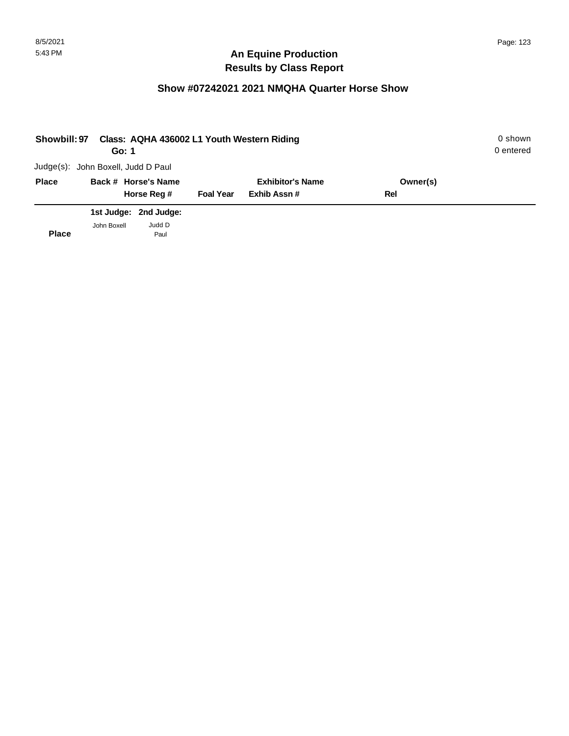## An Equine Production
## Results by Class Report

### Show #07242021 2021 NMQHA Quarter Horse Show

**Showbill: 97** **Class: AQHA 436002 L1 Youth Western Riding** 0 shown
**Go: 1** 0 entered

Judge(s): John Boxell, Judd D Paul

| Place | Back # | Horse's Name / Horse Reg # | Foal Year | Exhibitor's Name / Exhib Assn # | Owner(s) / Rel |
|---|---|---|---|---|---|

| Place | 1st Judge: John Boxell | 2nd Judge: Judd D Paul |
|---|---|---|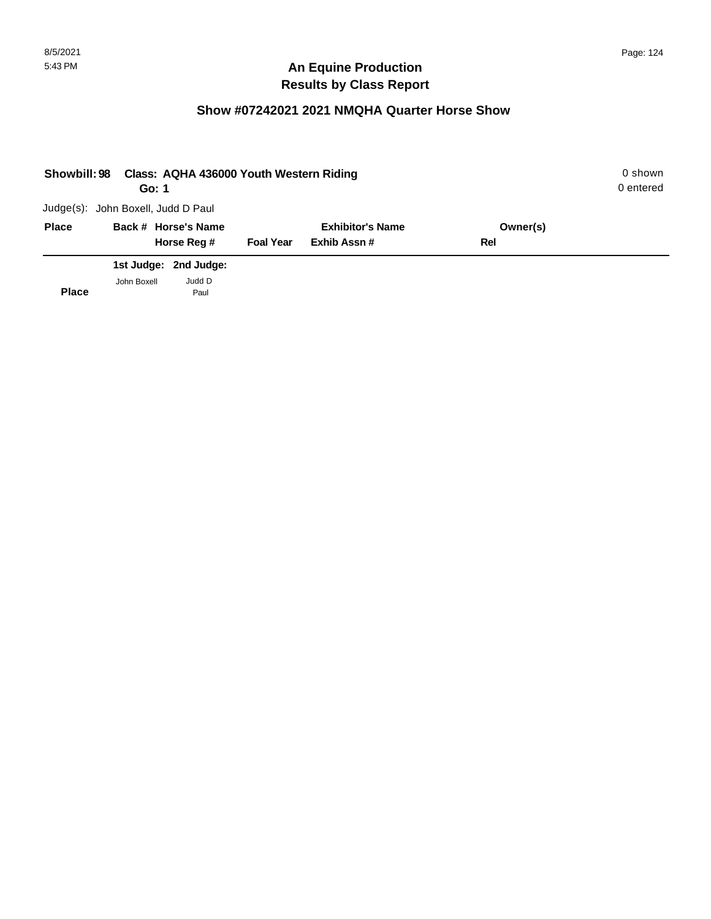## An Equine Production
## Results by Class Report

### Show #07242021 2021 NMQHA Quarter Horse Show

**Showbill: 98 Class: AQHA 436000 Youth Western Riding** 0 shown
**Go: 1** 0 entered

Judge(s): John Boxell, Judd D Paul

| Place | Back # | Horse's Name / Horse Reg # | Foal Year | Exhibitor's Name / Exhib Assn # | Owner(s) / Rel |
|---|---|---|---|---|---|

| Place | 1st Judge: John Boxell | 2nd Judge: Judd D Paul |
|---|---|---|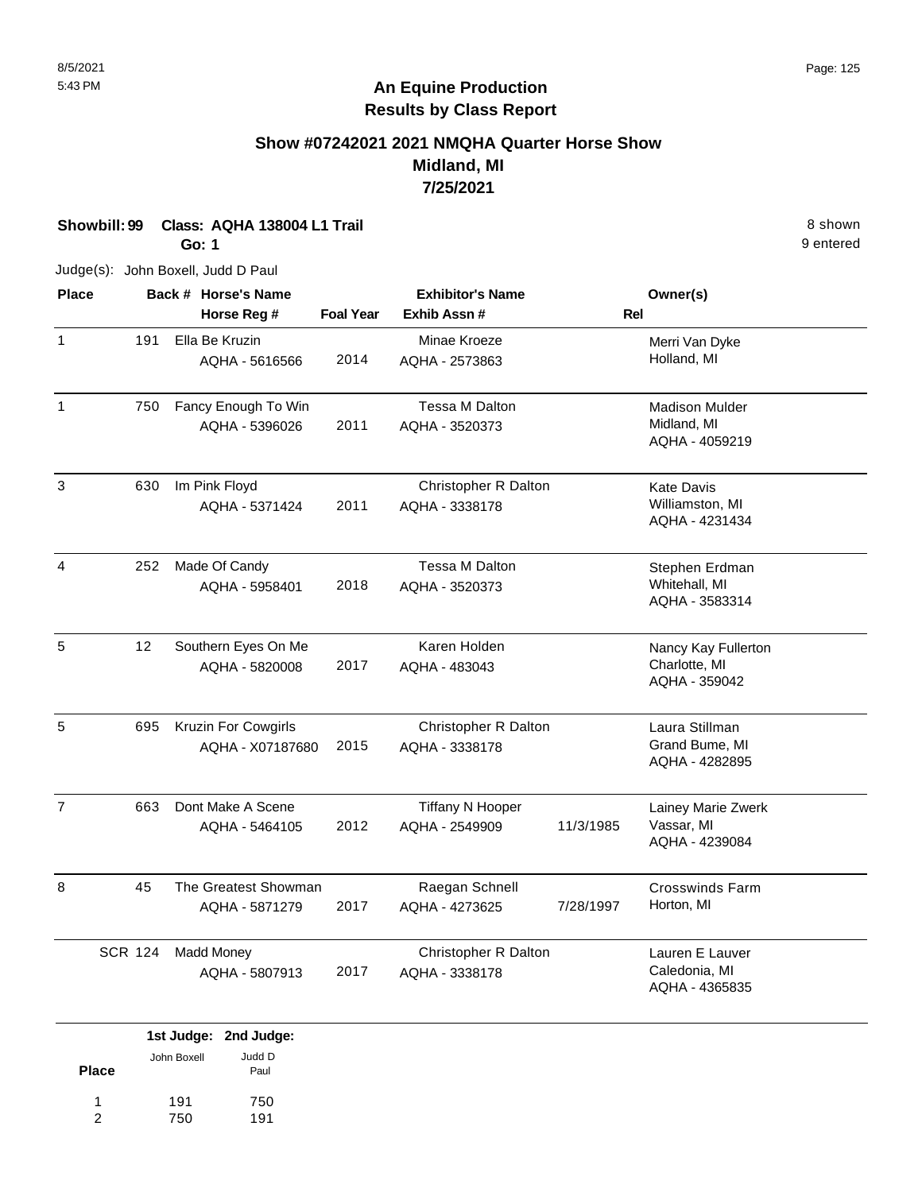# An Equine Production
## Results by Class Report

### Show #07242021 2021 NMQHA Quarter Horse Show
### Midland, MI
### 7/25/2021

**Showbill: 99 Class: AQHA 138004 L1 Trail** 8 shown
**Go: 1** 9 entered

Judge(s): John Boxell, Judd D Paul

| Place | Back # | Horse's Name / Horse Reg # | Foal Year | Exhibitor's Name / Exhib Assn # | Rel | Owner(s) |
|---|---|---|---|---|---|---|
| 1 | 191 | Ella Be Kruzin<br>AQHA - 5616566 | 2014 | Minae Kroeze<br>AQHA - 2573863 | | Merri Van Dyke<br>Holland, MI |
| 1 | 750 | Fancy Enough To Win<br>AQHA - 5396026 | 2011 | Tessa M Dalton<br>AQHA - 3520373 | | Madison Mulder<br>Midland, MI<br>AQHA - 4059219 |
| 3 | 630 | Im Pink Floyd<br>AQHA - 5371424 | 2011 | Christopher R Dalton<br>AQHA - 3338178 | | Kate Davis<br>Williamston, MI<br>AQHA - 4231434 |
| 4 | 252 | Made Of Candy<br>AQHA - 5958401 | 2018 | Tessa M Dalton<br>AQHA - 3520373 | | Stephen Erdman<br>Whitehall, MI<br>AQHA - 3583314 |
| 5 | 12 | Southern Eyes On Me<br>AQHA - 5820008 | 2017 | Karen Holden<br>AQHA - 483043 | | Nancy Kay Fullerton<br>Charlotte, MI<br>AQHA - 359042 |
| 5 | 695 | Kruzin For Cowgirls<br>AQHA - X07187680 | 2015 | Christopher R Dalton<br>AQHA - 3338178 | | Laura Stillman<br>Grand Bume, MI<br>AQHA - 4282895 |
| 7 | 663 | Dont Make A Scene<br>AQHA - 5464105 | 2012 | Tiffany N Hooper<br>AQHA - 2549909 | 11/3/1985 | Lainey Marie Zwerk<br>Vassar, MI<br>AQHA - 4239084 |
| 8 | 45 | The Greatest Showman<br>AQHA - 5871279 | 2017 | Raegan Schnell<br>AQHA - 4273625 | 7/28/1997 | Crosswinds Farm<br>Horton, MI |
| SCR | 124 | Madd Money<br>AQHA - 5807913 | 2017 | Christopher R Dalton<br>AQHA - 3338178 | | Lauren E Lauver<br>Caledonia, MI<br>AQHA - 4365835 |

| Place | 1st Judge: John Boxell | 2nd Judge: Judd D Paul |
|---|---|---|
| 1 | 191 | 750 |
| 2 | 750 | 191 |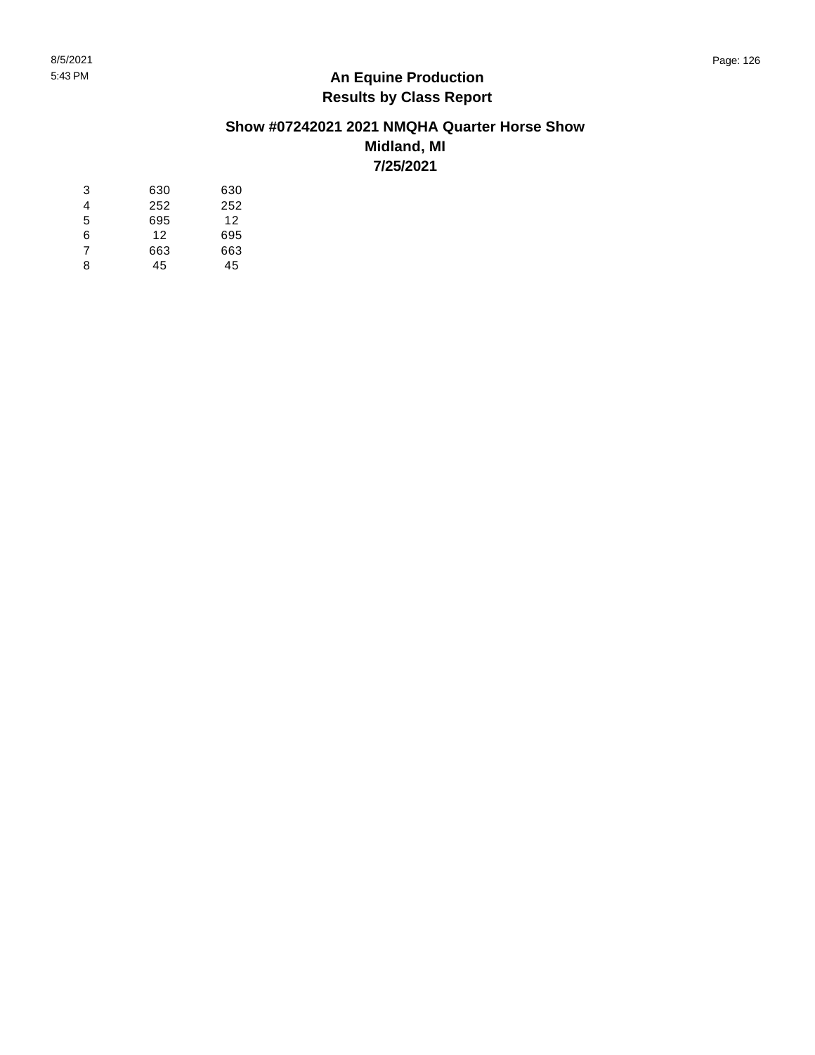**An Equine Production**
**Results by Class Report**

**Show #07242021 2021 NMQHA Quarter Horse Show**
**Midland, MI**
**7/25/2021**

| | | |
|---|---|---|
| 3 | 630 | 630 |
| 4 | 252 | 252 |
| 5 | 695 | 12 |
| 6 | 12 | 695 |
| 7 | 663 | 663 |
| 8 | 45 | 45 |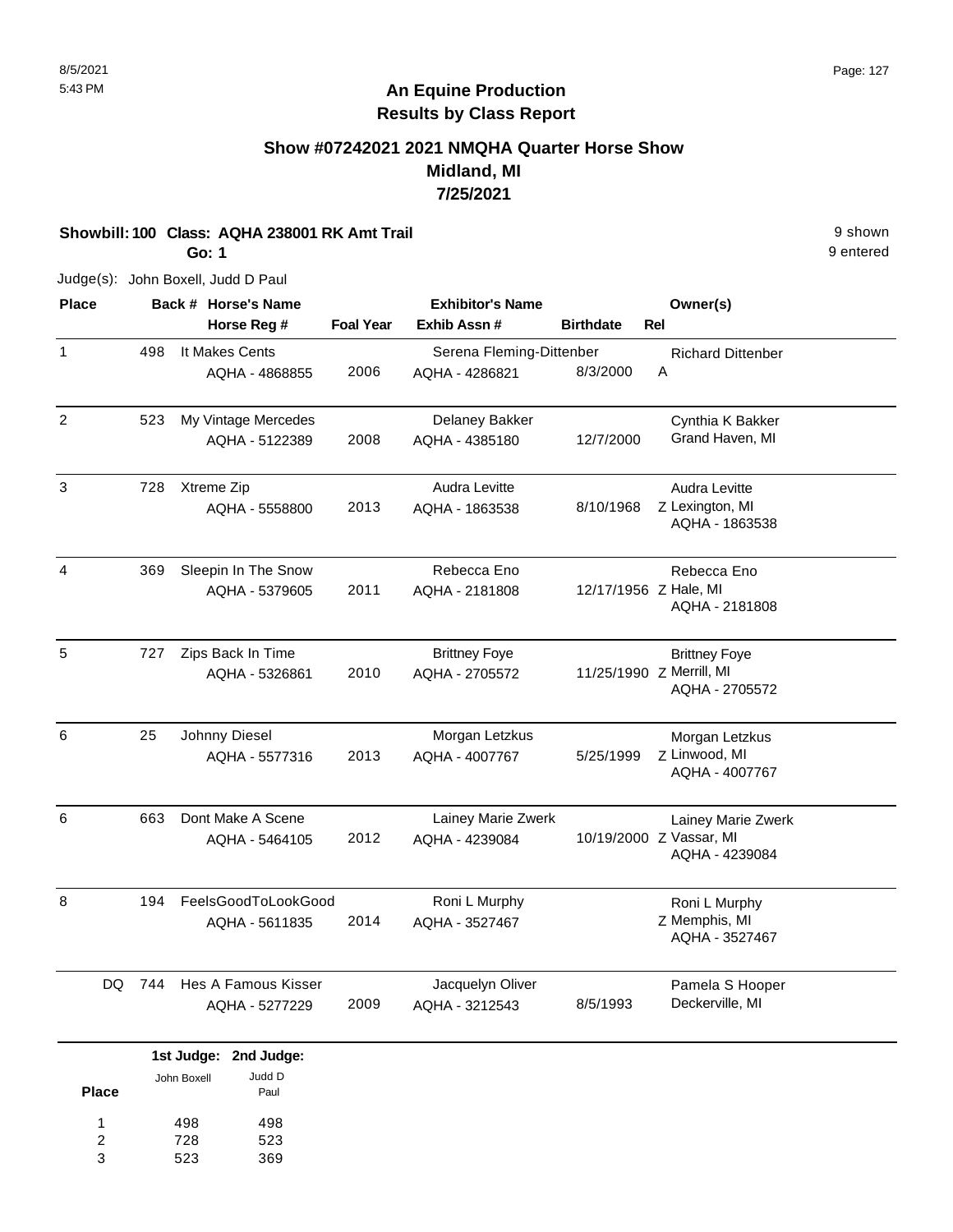8/5/2021
5:43 PM

# An Equine Production
## Results by Class Report

### Show #07242021 2021 NMQHA Quarter Horse Show
### Midland, MI
### 7/25/2021

**Showbill: 100 Class: AQHA 238001 RK Amt Trail** — 9 shown, 9 entered

**Go: 1**

Judge(s): John Boxell, Judd D Paul

| Place | Back # | Horse's Name / Horse Reg # | Foal Year | Exhibitor's Name / Exhib Assn # | Birthdate | Rel | Owner(s) |
|---|---|---|---|---|---|---|---|
| 1 | 498 | It Makes Cents<br>AQHA - 4868855 | 2006 | Serena Fleming-Dittenber<br>AQHA - 4286821 | 8/3/2000 | A | Richard Dittenber |
| 2 | 523 | My Vintage Mercedes<br>AQHA - 5122389 | 2008 | Delaney Bakker<br>AQHA - 4385180 | 12/7/2000 | | Cynthia K Bakker<br>Grand Haven, MI |
| 3 | 728 | Xtreme Zip<br>AQHA - 5558800 | 2013 | Audra Levitte<br>AQHA - 1863538 | 8/10/1968 | Z | Audra Levitte<br>Lexington, MI<br>AQHA - 1863538 |
| 4 | 369 | Sleepin In The Snow<br>AQHA - 5379605 | 2011 | Rebecca Eno<br>AQHA - 2181808 | 12/17/1956 | Z | Rebecca Eno<br>Hale, MI<br>AQHA - 2181808 |
| 5 | 727 | Zips Back In Time<br>AQHA - 5326861 | 2010 | Brittney Foye<br>AQHA - 2705572 | 11/25/1990 | Z | Brittney Foye<br>Merrill, MI<br>AQHA - 2705572 |
| 6 | 25 | Johnny Diesel<br>AQHA - 5577316 | 2013 | Morgan Letzkus<br>AQHA - 4007767 | 5/25/1999 | Z | Morgan Letzkus<br>Linwood, MI<br>AQHA - 4007767 |
| 6 | 663 | Dont Make A Scene<br>AQHA - 5464105 | 2012 | Lainey Marie Zwerk<br>AQHA - 4239084 | 10/19/2000 | Z | Lainey Marie Zwerk<br>Vassar, MI<br>AQHA - 4239084 |
| 8 | 194 | FeelsGoodToLookGood<br>AQHA - 5611835 | 2014 | Roni L Murphy<br>AQHA - 3527467 | | Z | Roni L Murphy<br>Memphis, MI<br>AQHA - 3527467 |
| DQ | 744 | Hes A Famous Kisser<br>AQHA - 5277229 | 2009 | Jacquelyn Oliver<br>AQHA - 3212543 | 8/5/1993 | | Pamela S Hooper<br>Deckerville, MI |

| Place | 1st Judge: John Boxell | 2nd Judge: Judd D Paul |
|---|---|---|
| 1 | 498 | 498 |
| 2 | 728 | 523 |
| 3 | 523 | 369 |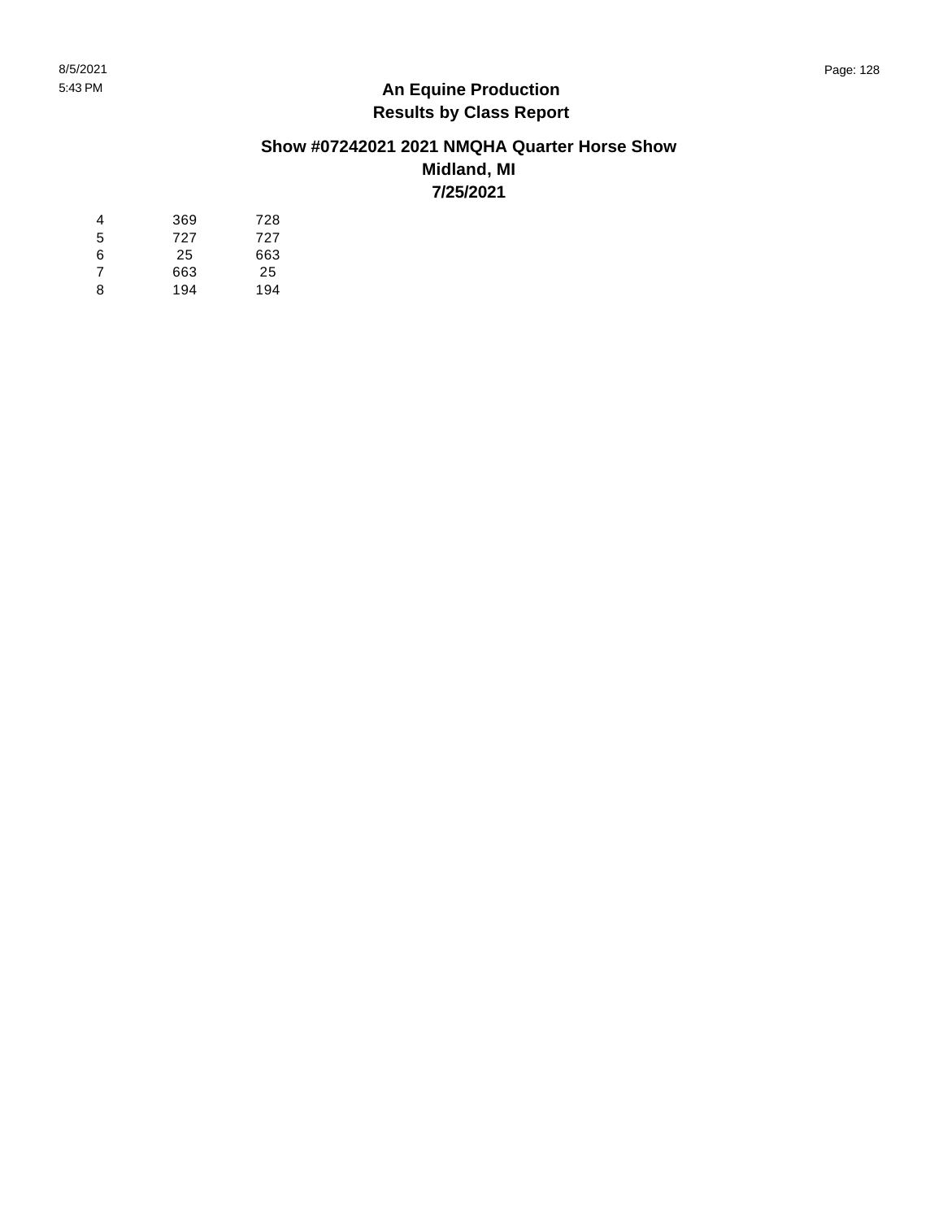**An Equine Production**
**Results by Class Report**

**Show #07242021 2021 NMQHA Quarter Horse Show**
**Midland, MI**
**7/25/2021**

| | | |
|---|---|---|
| 4 | 369 | 728 |
| 5 | 727 | 727 |
| 6 | 25 | 663 |
| 7 | 663 | 25 |
| 8 | 194 | 194 |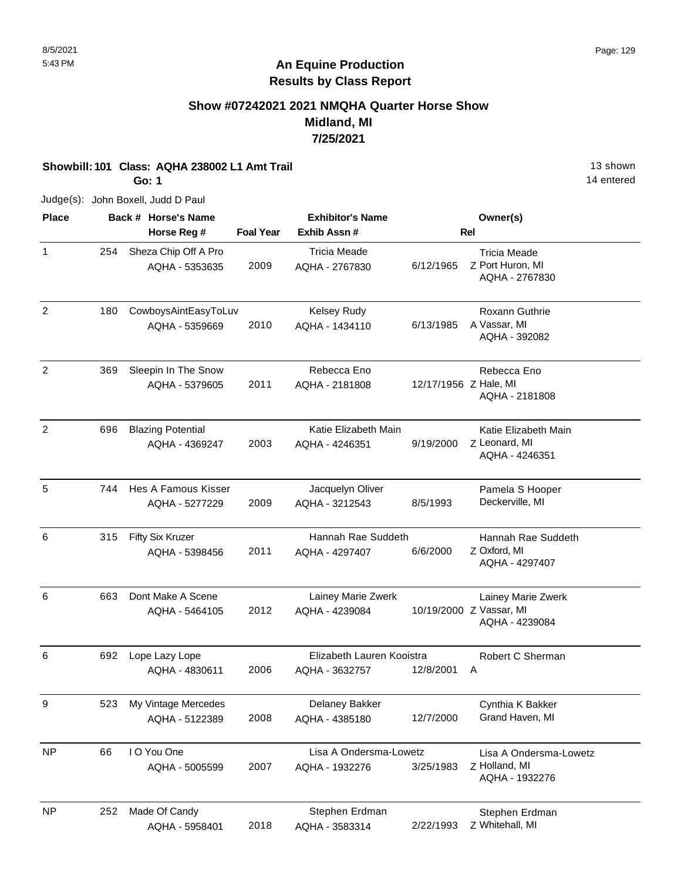## An Equine Production
## Results by Class Report

### Show #07242021 2021 NMQHA Quarter Horse Show
### Midland, MI
### 7/25/2021

**Showbill: 101 Class: AQHA 238002 L1 Amt Trail** 13 shown

**Go: 1** 14 entered

Judge(s): John Boxell, Judd D Paul

| Place | Back # | Horse's Name / Horse Reg # | Foal Year | Exhibitor's Name / Exhib Assn # | | Rel | Owner(s) |
|---|---|---|---|---|---|---|---|
| 1 | 254 | Sheza Chip Off A Pro<br>AQHA - 5353635 | 2009 | Tricia Meade<br>AQHA - 2767830 | 6/12/1965 | Z | Tricia Meade<br>Port Huron, MI<br>AQHA - 2767830 |
| 2 | 180 | CowboysAintEasyToLuv<br>AQHA - 5359669 | 2010 | Kelsey Rudy<br>AQHA - 1434110 | 6/13/1985 | A | Roxann Guthrie<br>Vassar, MI<br>AQHA - 392082 |
| 2 | 369 | Sleepin In The Snow<br>AQHA - 5379605 | 2011 | Rebecca Eno<br>AQHA - 2181808 | 12/17/1956 | Z | Rebecca Eno<br>Hale, MI<br>AQHA - 2181808 |
| 2 | 696 | Blazing Potential<br>AQHA - 4369247 | 2003 | Katie Elizabeth Main<br>AQHA - 4246351 | 9/19/2000 | Z | Katie Elizabeth Main<br>Leonard, MI<br>AQHA - 4246351 |
| 5 | 744 | Hes A Famous Kisser<br>AQHA - 5277229 | 2009 | Jacquelyn Oliver<br>AQHA - 3212543 | 8/5/1993 | | Pamela S Hooper<br>Deckerville, MI |
| 6 | 315 | Fifty Six Kruzer<br>AQHA - 5398456 | 2011 | Hannah Rae Suddeth<br>AQHA - 4297407 | 6/6/2000 | Z | Hannah Rae Suddeth<br>Oxford, MI<br>AQHA - 4297407 |
| 6 | 663 | Dont Make A Scene<br>AQHA - 5464105 | 2012 | Lainey Marie Zwerk<br>AQHA - 4239084 | 10/19/2000 | Z | Lainey Marie Zwerk<br>Vassar, MI<br>AQHA - 4239084 |
| 6 | 692 | Lope Lazy Lope<br>AQHA - 4830611 | 2006 | Elizabeth Lauren Kooistra<br>AQHA - 3632757 | 12/8/2001 | A | Robert C Sherman |
| 9 | 523 | My Vintage Mercedes<br>AQHA - 5122389 | 2008 | Delaney Bakker<br>AQHA - 4385180 | 12/7/2000 | | Cynthia K Bakker<br>Grand Haven, MI |
| NP | 66 | I O You One<br>AQHA - 5005599 | 2007 | Lisa A Ondersma-Lowetz<br>AQHA - 1932276 | 3/25/1983 | Z | Lisa A Ondersma-Lowetz<br>Holland, MI<br>AQHA - 1932276 |
| NP | 252 | Made Of Candy<br>AQHA - 5958401 | 2018 | Stephen Erdman<br>AQHA - 3583314 | 2/22/1993 | Z | Stephen Erdman<br>Whitehall, MI |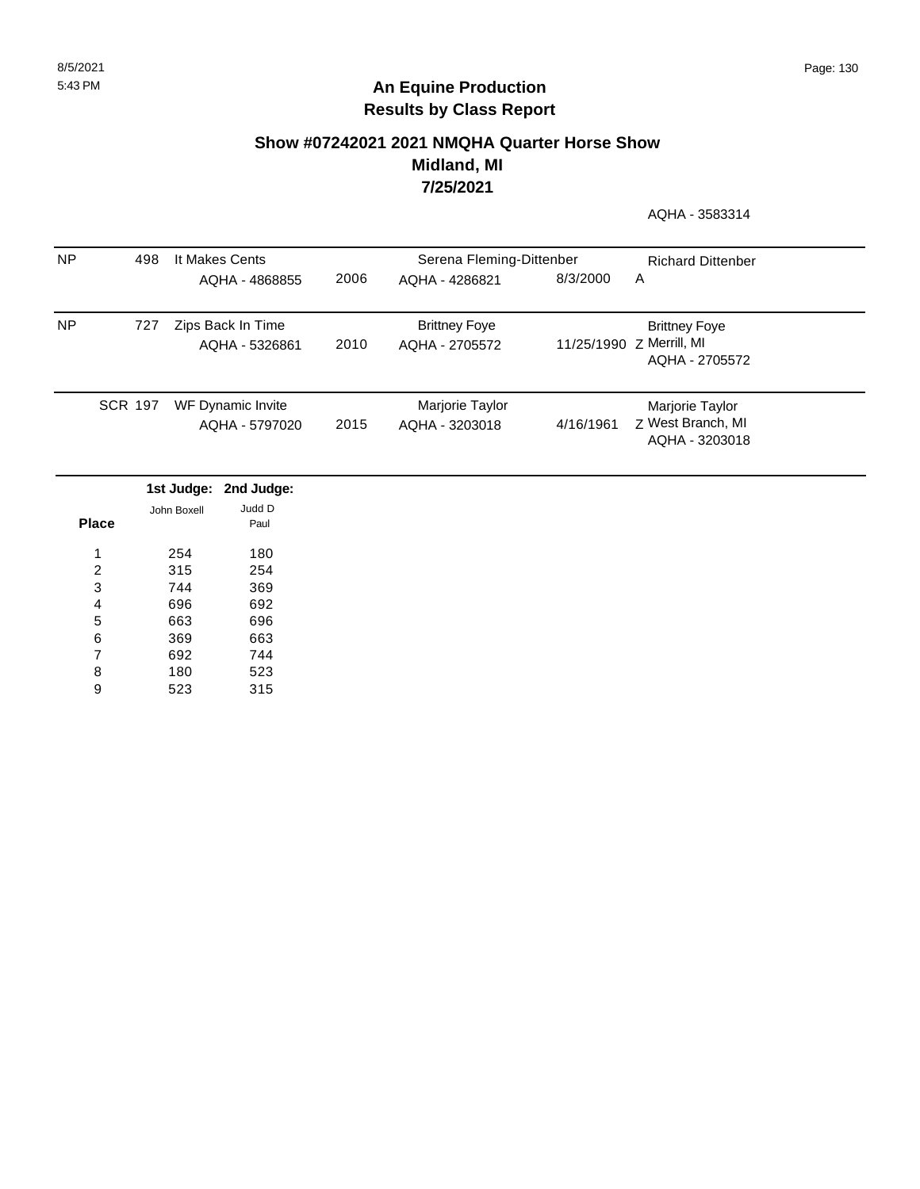# An Equine Production
## Results by Class Report

### Show #07242021 2021 NMQHA Quarter Horse Show
### Midland, MI
### 7/25/2021

AQHA - 3583314

| | | | | | | |
|---|---|---|---|---|---|---|
| NP | 498 | It Makes Cents<br>AQHA - 4868855 | 2006 | Serena Fleming-Dittenber<br>AQHA - 4286821 | 8/3/2000 | Richard Dittenber<br>A |
| NP | 727 | Zips Back In Time<br>AQHA - 5326861 | 2010 | Brittney Foye<br>AQHA - 2705572 | 11/25/1990 | Brittney Foye<br>Z Merrill, MI<br>AQHA - 2705572 |
| SCR | 197 | WF Dynamic Invite<br>AQHA - 5797020 | 2015 | Marjorie Taylor<br>AQHA - 3203018 | 4/16/1961 | Marjorie Taylor<br>Z West Branch, MI<br>AQHA - 3203018 |

| Place | 1st Judge: John Boxell | 2nd Judge: Judd D Paul |
|---|---|---|
| 1 | 254 | 180 |
| 2 | 315 | 254 |
| 3 | 744 | 369 |
| 4 | 696 | 692 |
| 5 | 663 | 696 |
| 6 | 369 | 663 |
| 7 | 692 | 744 |
| 8 | 180 | 523 |
| 9 | 523 | 315 |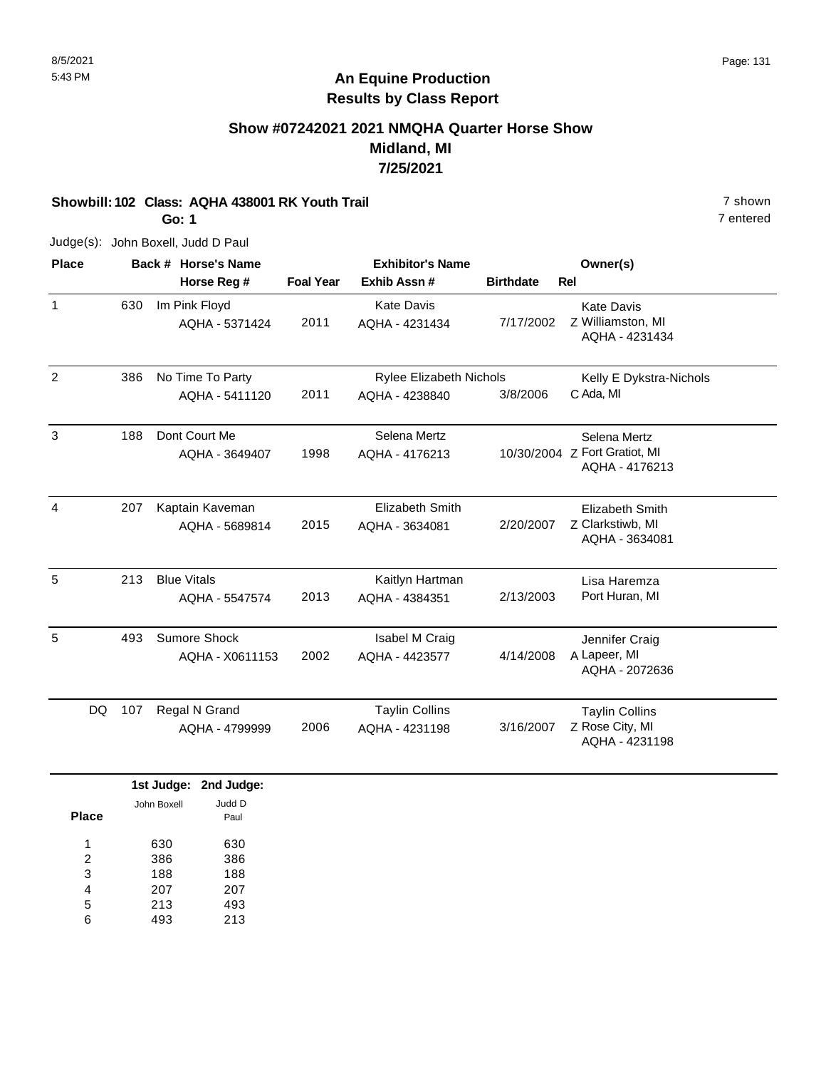# An Equine Production
## Results by Class Report

### Show #07242021 2021 NMQHA Quarter Horse Show
### Midland, MI
### 7/25/2021

**Showbill: 102 Class: AQHA 438001 RK Youth Trail** — 7 shown, 7 entered

**Go: 1**

Judge(s): John Boxell, Judd D Paul

| Place | Back # | Horse's Name / Horse Reg # | Foal Year | Exhibitor's Name / Exhib Assn # | Birthdate | Rel | Owner(s) |
|---|---|---|---|---|---|---|---|
| 1 | 630 | Im Pink Floyd<br>AQHA - 5371424 | 2011 | Kate Davis<br>AQHA - 4231434 | 7/17/2002 | Z | Kate Davis<br>Williamston, MI<br>AQHA - 4231434 |
| 2 | 386 | No Time To Party<br>AQHA - 5411120 | 2011 | Rylee Elizabeth Nichols<br>AQHA - 4238840 | 3/8/2006 | C | Kelly E Dykstra-Nichols<br>Ada, MI |
| 3 | 188 | Dont Court Me<br>AQHA - 3649407 | 1998 | Selena Mertz<br>AQHA - 4176213 | 10/30/2004 | Z | Selena Mertz<br>Fort Gratiot, MI<br>AQHA - 4176213 |
| 4 | 207 | Kaptain Kaveman<br>AQHA - 5689814 | 2015 | Elizabeth Smith<br>AQHA - 3634081 | 2/20/2007 | Z | Elizabeth Smith<br>Clarkstiwb, MI<br>AQHA - 3634081 |
| 5 | 213 | Blue Vitals<br>AQHA - 5547574 | 2013 | Kaitlyn Hartman<br>AQHA - 4384351 | 2/13/2003 | | Lisa Haremza<br>Port Huran, MI |
| 5 | 493 | Sumore Shock<br>AQHA - X0611153 | 2002 | Isabel M Craig<br>AQHA - 4423577 | 4/14/2008 | A | Jennifer Craig<br>Lapeer, MI<br>AQHA - 2072636 |
| DQ | 107 | Regal N Grand<br>AQHA - 4799999 | 2006 | Taylin Collins<br>AQHA - 4231198 | 3/16/2007 | Z | Taylin Collins<br>Rose City, MI<br>AQHA - 4231198 |

| Place | 1st Judge: John Boxell | 2nd Judge: Judd D Paul |
|---|---|---|
| 1 | 630 | 630 |
| 2 | 386 | 386 |
| 3 | 188 | 188 |
| 4 | 207 | 207 |
| 5 | 213 | 493 |
| 6 | 493 | 213 |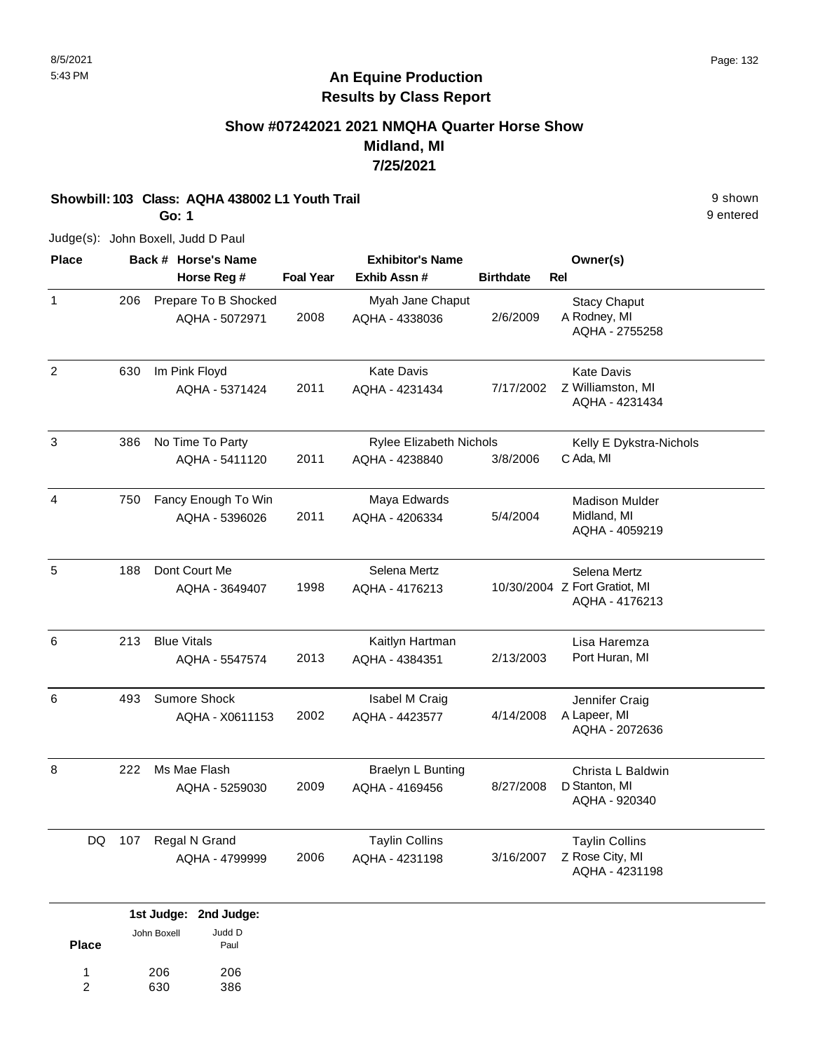## An Equine Production
## Results by Class Report

### Show #07242021 2021 NMQHA Quarter Horse Show
### Midland, MI
### 7/25/2021

**Showbill: 103 Class: AQHA 438002 L1 Youth Trail** — 9 shown, 9 entered

**Go: 1**

Judge(s): John Boxell, Judd D Paul

| Place | Back # | Horse's Name / Horse Reg # | Foal Year | Exhibitor's Name / Exhib Assn # | Birthdate | Rel | Owner(s) |
|---|---|---|---|---|---|---|---|
| 1 | 206 | Prepare To B Shocked<br>AQHA - 5072971 | 2008 | Myah Jane Chaput<br>AQHA - 4338036 | 2/6/2009 | A | Stacy Chaput<br>Rodney, MI<br>AQHA - 2755258 |
| 2 | 630 | Im Pink Floyd<br>AQHA - 5371424 | 2011 | Kate Davis<br>AQHA - 4231434 | 7/17/2002 | Z | Kate Davis<br>Williamston, MI<br>AQHA - 4231434 |
| 3 | 386 | No Time To Party<br>AQHA - 5411120 | 2011 | Rylee Elizabeth Nichols<br>AQHA - 4238840 | 3/8/2006 | C | Kelly E Dykstra-Nichols<br>Ada, MI |
| 4 | 750 | Fancy Enough To Win<br>AQHA - 5396026 | 2011 | Maya Edwards<br>AQHA - 4206334 | 5/4/2004 | | Madison Mulder<br>Midland, MI<br>AQHA - 4059219 |
| 5 | 188 | Dont Court Me<br>AQHA - 3649407 | 1998 | Selena Mertz<br>AQHA - 4176213 | 10/30/2004 | Z | Selena Mertz<br>Fort Gratiot, MI<br>AQHA - 4176213 |
| 6 | 213 | Blue Vitals<br>AQHA - 5547574 | 2013 | Kaitlyn Hartman<br>AQHA - 4384351 | 2/13/2003 | | Lisa Haremza<br>Port Huran, MI |
| 6 | 493 | Sumore Shock<br>AQHA - X0611153 | 2002 | Isabel M Craig<br>AQHA - 4423577 | 4/14/2008 | A | Jennifer Craig<br>Lapeer, MI<br>AQHA - 2072636 |
| 8 | 222 | Ms Mae Flash<br>AQHA - 5259030 | 2009 | Braelyn L Bunting<br>AQHA - 4169456 | 8/27/2008 | D | Christa L Baldwin<br>Stanton, MI<br>AQHA - 920340 |
| DQ | 107 | Regal N Grand<br>AQHA - 4799999 | 2006 | Taylin Collins<br>AQHA - 4231198 | 3/16/2007 | Z | Taylin Collins<br>Rose City, MI<br>AQHA - 4231198 |

| Place | 1st Judge: John Boxell | 2nd Judge: Judd D Paul |
|---|---|---|
| 1 | 206 | 206 |
| 2 | 630 | 386 |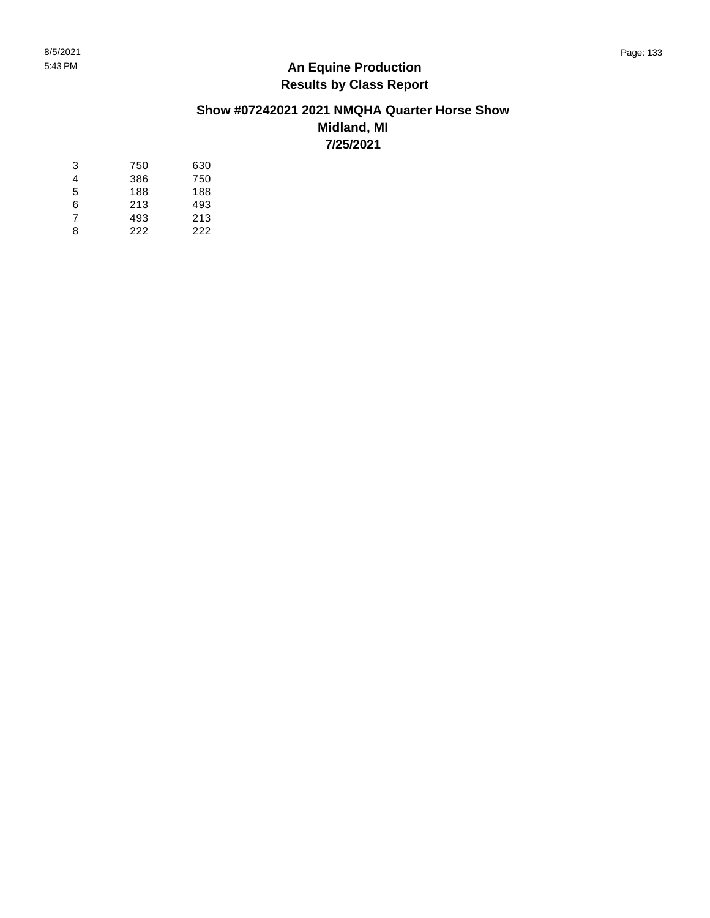## An Equine Production
## Results by Class Report

### Show #07242021 2021 NMQHA Quarter Horse Show
### Midland, MI
### 7/25/2021

| | | |
|---|---|---|
| 3 | 750 | 630 |
| 4 | 386 | 750 |
| 5 | 188 | 188 |
| 6 | 213 | 493 |
| 7 | 493 | 213 |
| 8 | 222 | 222 |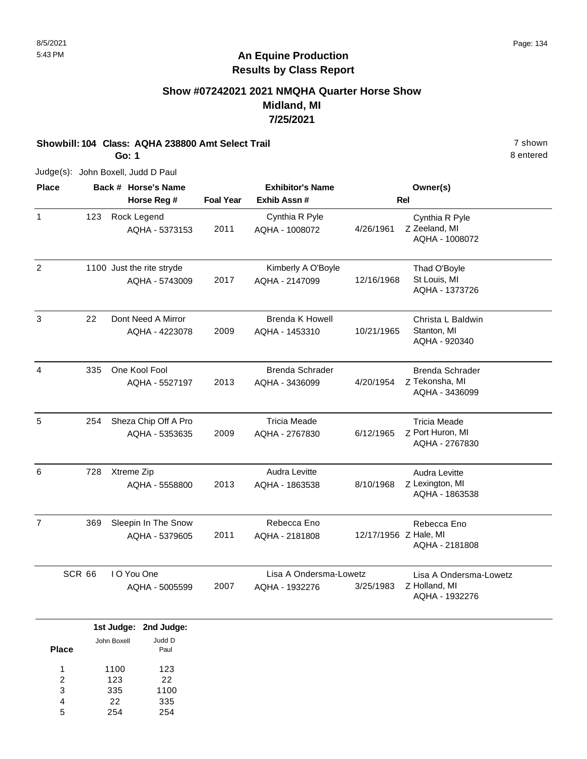# An Equine Production
## Results by Class Report

### Show #07242021 2021 NMQHA Quarter Horse Show
### Midland, MI
### 7/25/2021

**Showbill: 104 Class: AQHA 238800 Amt Select Trail** — 7 shown

**Go: 1** — 8 entered

Judge(s): John Boxell, Judd D Paul

| Place | Back # | Horse's Name / Horse Reg # | Foal Year | Exhibitor's Name / Exhib Assn # | Rel | Owner(s) |
|---|---|---|---|---|---|---|
| 1 | 123 | Rock Legend<br>AQHA - 5373153 | 2011 | Cynthia R Pyle<br>AQHA - 1008072 | 4/26/1961 Z | Cynthia R Pyle<br>Zeeland, MI<br>AQHA - 1008072 |
| 2 | 1100 | Just the rite stryde<br>AQHA - 5743009 | 2017 | Kimberly A O'Boyle<br>AQHA - 2147099 | 12/16/1968 | Thad O'Boyle<br>St Louis, MI<br>AQHA - 1373726 |
| 3 | 22 | Dont Need A Mirror<br>AQHA - 4223078 | 2009 | Brenda K Howell<br>AQHA - 1453310 | 10/21/1965 | Christa L Baldwin<br>Stanton, MI<br>AQHA - 920340 |
| 4 | 335 | One Kool Fool<br>AQHA - 5527197 | 2013 | Brenda Schrader<br>AQHA - 3436099 | 4/20/1954 Z | Brenda Schrader<br>Tekonsha, MI<br>AQHA - 3436099 |
| 5 | 254 | Sheza Chip Off A Pro<br>AQHA - 5353635 | 2009 | Tricia Meade<br>AQHA - 2767830 | 6/12/1965 Z | Tricia Meade<br>Port Huron, MI<br>AQHA - 2767830 |
| 6 | 728 | Xtreme Zip<br>AQHA - 5558800 | 2013 | Audra Levitte<br>AQHA - 1863538 | 8/10/1968 Z | Audra Levitte<br>Lexington, MI<br>AQHA - 1863538 |
| 7 | 369 | Sleepin In The Snow<br>AQHA - 5379605 | 2011 | Rebecca Eno<br>AQHA - 2181808 | 12/17/1956 Z | Rebecca Eno<br>Hale, MI<br>AQHA - 2181808 |
| SCR | 66 | I O You One<br>AQHA - 5005599 | 2007 | Lisa A Ondersma-Lowetz<br>AQHA - 1932276 | 3/25/1983 Z | Lisa A Ondersma-Lowetz<br>Holland, MI<br>AQHA - 1932276 |

| Place | 1st Judge: John Boxell | 2nd Judge: Judd D Paul |
|---|---|---|
| 1 | 1100 | 123 |
| 2 | 123 | 22 |
| 3 | 335 | 1100 |
| 4 | 22 | 335 |
| 5 | 254 | 254 |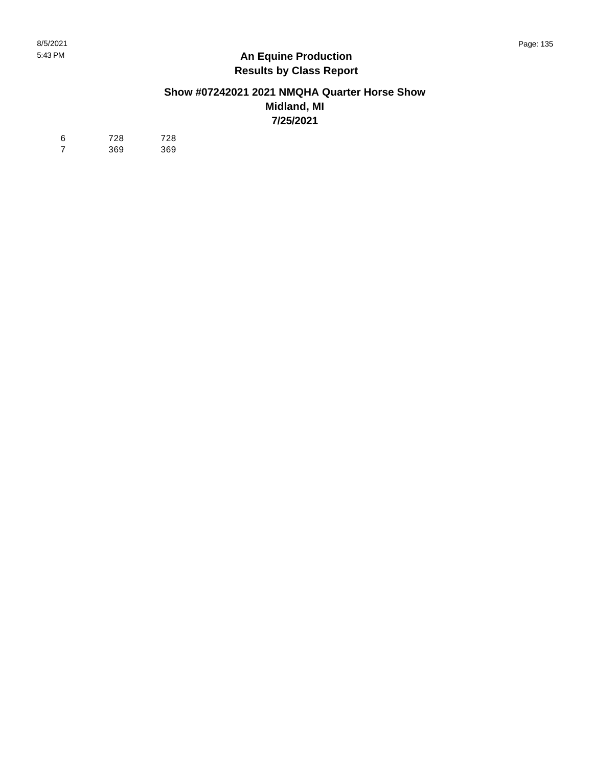**An Equine Production**
**Results by Class Report**

**Show #07242021 2021 NMQHA Quarter Horse Show**
**Midland, MI**
**7/25/2021**

| | | |
|---|---|---|
| 6 | 728 | 728 |
| 7 | 369 | 369 |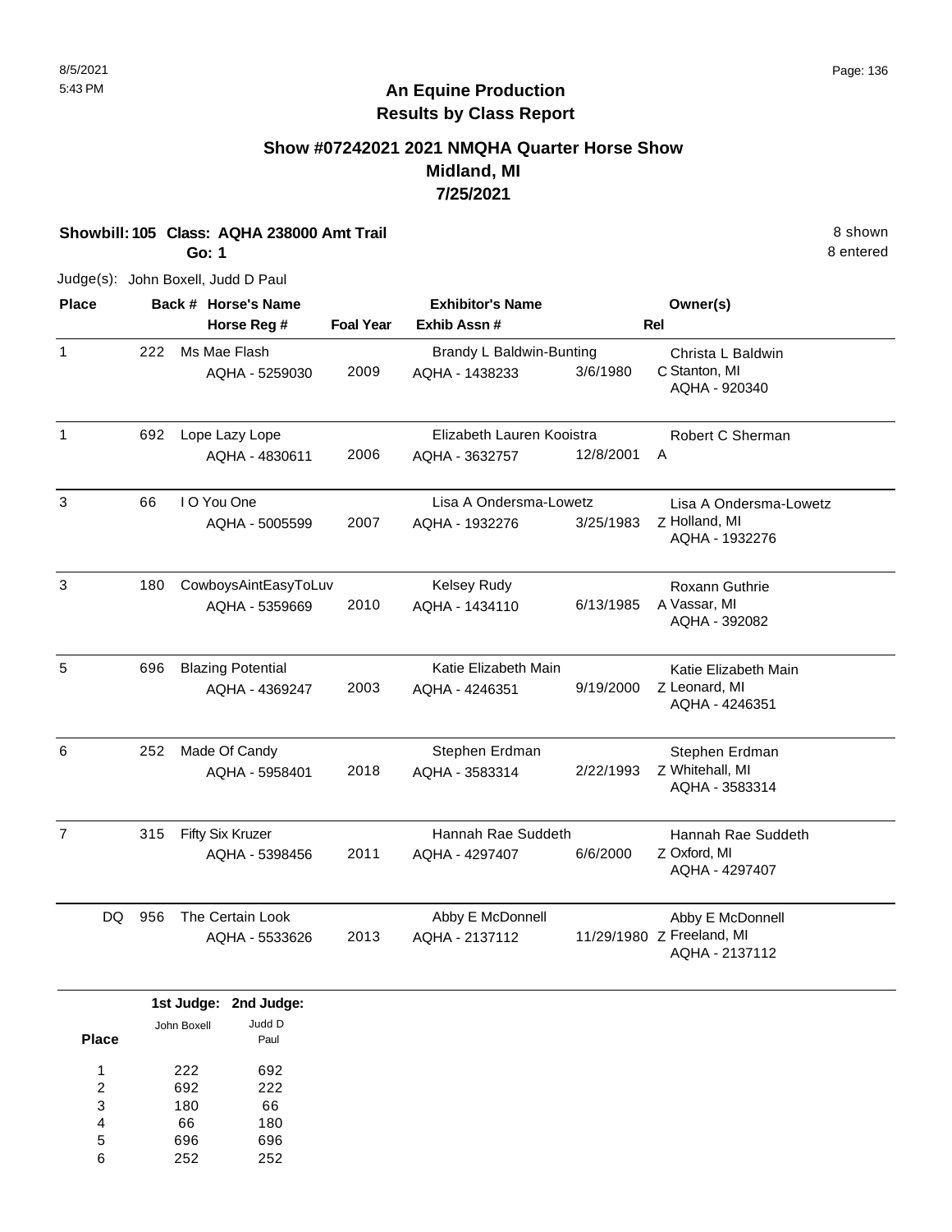8/5/2021
5:43 PM

# An Equine Production
## Results by Class Report

### Show #07242021 2021 NMQHA Quarter Horse Show
### Midland, MI
### 7/25/2021

**Showbill: 105 Class: AQHA 238000 Amt Trail** — 8 shown

**Go: 1** — 8 entered

Judge(s): John Boxell, Judd D Paul

| Place | Back # | Horse's Name / Horse Reg # | Foal Year | Exhibitor's Name / Exhib Assn # | | Rel | Owner(s) |
|---|---|---|---|---|---|---|---|
| 1 | 222 | Ms Mae Flash<br>AQHA - 5259030 | 2009 | Brandy L Baldwin-Bunting<br>AQHA - 1438233 | 3/6/1980 | C | Christa L Baldwin<br>Stanton, MI<br>AQHA - 920340 |
| 1 | 692 | Lope Lazy Lope<br>AQHA - 4830611 | 2006 | Elizabeth Lauren Kooistra<br>AQHA - 3632757 | 12/8/2001 | A | Robert C Sherman |
| 3 | 66 | I O You One<br>AQHA - 5005599 | 2007 | Lisa A Ondersma-Lowetz<br>AQHA - 1932276 | 3/25/1983 | Z | Lisa A Ondersma-Lowetz<br>Holland, MI<br>AQHA - 1932276 |
| 3 | 180 | CowboysAintEasyToLuv<br>AQHA - 5359669 | 2010 | Kelsey Rudy<br>AQHA - 1434110 | 6/13/1985 | A | Roxann Guthrie<br>Vassar, MI<br>AQHA - 392082 |
| 5 | 696 | Blazing Potential<br>AQHA - 4369247 | 2003 | Katie Elizabeth Main<br>AQHA - 4246351 | 9/19/2000 | Z | Katie Elizabeth Main<br>Leonard, MI<br>AQHA - 4246351 |
| 6 | 252 | Made Of Candy<br>AQHA - 5958401 | 2018 | Stephen Erdman<br>AQHA - 3583314 | 2/22/1993 | Z | Stephen Erdman<br>Whitehall, MI<br>AQHA - 3583314 |
| 7 | 315 | Fifty Six Kruzer<br>AQHA - 5398456 | 2011 | Hannah Rae Suddeth<br>AQHA - 4297407 | 6/6/2000 | Z | Hannah Rae Suddeth<br>Oxford, MI<br>AQHA - 4297407 |
| DQ | 956 | The Certain Look<br>AQHA - 5533626 | 2013 | Abby E McDonnell<br>AQHA - 2137112 | 11/29/1980 | Z | Abby E McDonnell<br>Freeland, MI<br>AQHA - 2137112 |

| Place | 1st Judge: John Boxell | 2nd Judge: Judd D Paul |
|---|---|---|
| 1 | 222 | 692 |
| 2 | 692 | 222 |
| 3 | 180 | 66 |
| 4 | 66 | 180 |
| 5 | 696 | 696 |
| 6 | 252 | 252 |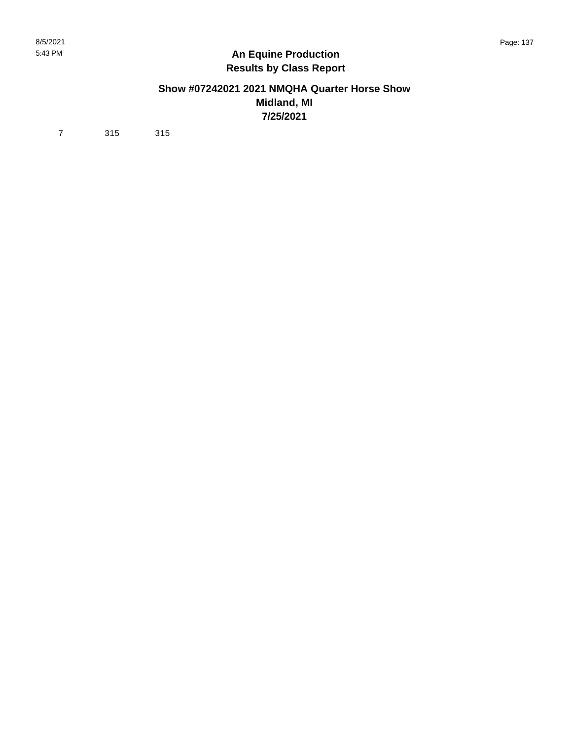# An Equine Production
## Results by Class Report

### Show #07242021 2021 NMQHA Quarter Horse Show
### Midland, MI
### 7/25/2021

| | | |
|---|---|---|
| 7 | 315 | 315 |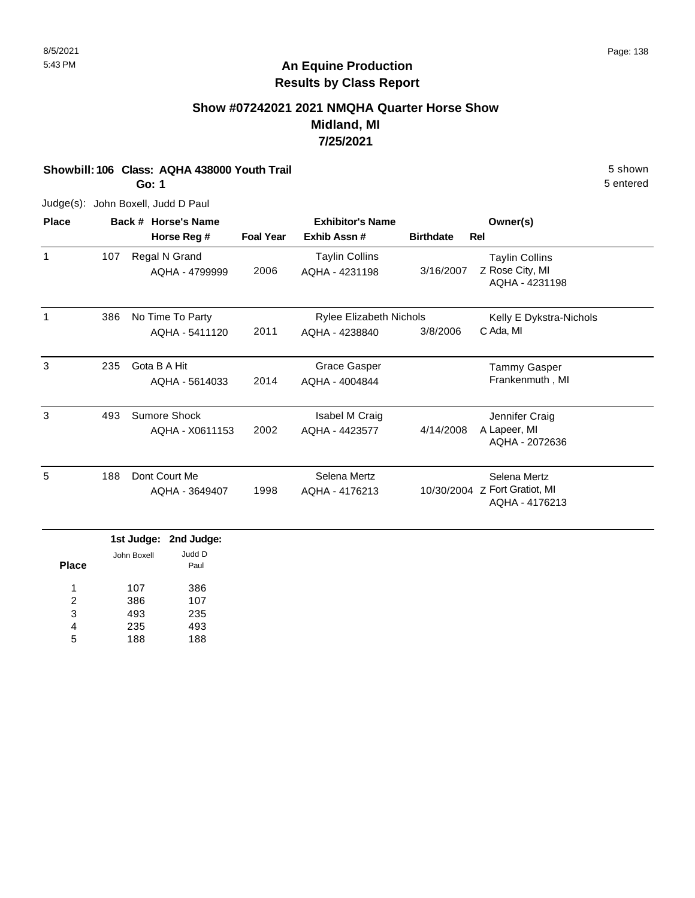8/5/2021
5:43 PM

**An Equine Production**
**Results by Class Report**

## Show #07242021 2021 NMQHA Quarter Horse Show
## Midland, MI
## 7/25/2021

**Showbill: 106 Class: AQHA 438000 Youth Trail** — 5 shown

**Go: 1** — 5 entered

Judge(s): John Boxell, Judd D Paul

| Place | Back # | Horse's Name / Horse Reg # | Foal Year | Exhibitor's Name / Exhib Assn # | Birthdate | Rel | Owner(s) |
|---|---|---|---|---|---|---|---|
| 1 | 107 | Regal N Grand<br>AQHA - 4799999 | 2006 | Taylin Collins<br>AQHA - 4231198 | 3/16/2007 | Z | Taylin Collins<br>Rose City, MI<br>AQHA - 4231198 |
| 1 | 386 | No Time To Party<br>AQHA - 5411120 | 2011 | Rylee Elizabeth Nichols<br>AQHA - 4238840 | 3/8/2006 | C | Kelly E Dykstra-Nichols<br>Ada, MI |
| 3 | 235 | Gota B A Hit<br>AQHA - 5614033 | 2014 | Grace Gasper<br>AQHA - 4004844 | | | Tammy Gasper<br>Frankenmuth , MI |
| 3 | 493 | Sumore Shock<br>AQHA - X0611153 | 2002 | Isabel M Craig<br>AQHA - 4423577 | 4/14/2008 | A | Jennifer Craig<br>Lapeer, MI<br>AQHA - 2072636 |
| 5 | 188 | Dont Court Me<br>AQHA - 3649407 | 1998 | Selena Mertz<br>AQHA - 4176213 | 10/30/2004 | Z | Selena Mertz<br>Fort Gratiot, MI<br>AQHA - 4176213 |

| Place | 1st Judge: John Boxell | 2nd Judge: Judd D Paul |
|---|---|---|
| 1 | 107 | 386 |
| 2 | 386 | 107 |
| 3 | 493 | 235 |
| 4 | 235 | 493 |
| 5 | 188 | 188 |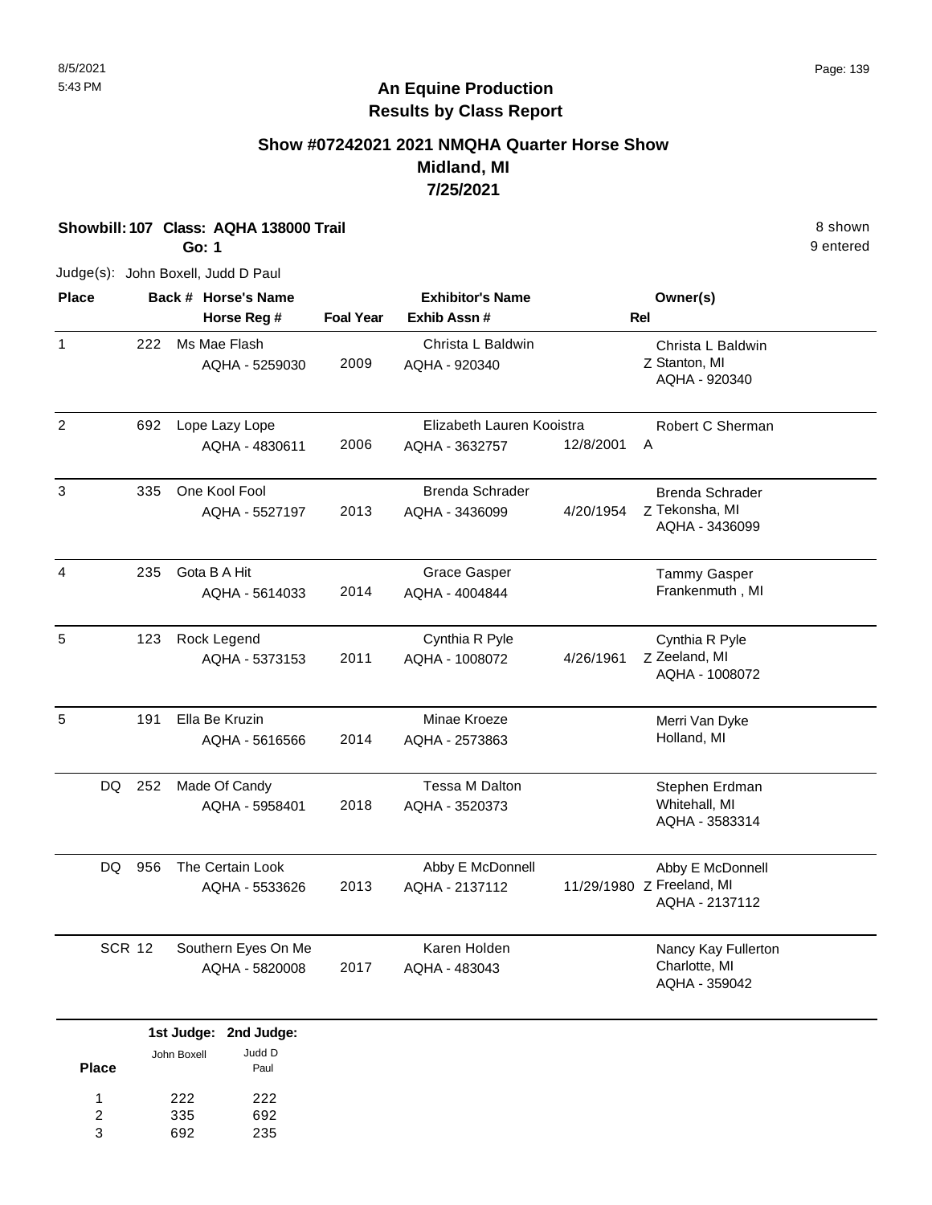# An Equine Production
# Results by Class Report

## Show #07242021 2021 NMQHA Quarter Horse Show
## Midland, MI
## 7/25/2021

**Showbill: 107 Class: AQHA 138000 Trail** — 8 shown

**Go: 1** — 9 entered

Judge(s): John Boxell, Judd D Paul

| Place | Back # | Horse's Name / Horse Reg # | Foal Year | Exhibitor's Name / Exhib Assn # | | Rel | Owner(s) |
|---|---|---|---|---|---|---|---|
| 1 | 222 | Ms Mae Flash<br>AQHA - 5259030 | 2009 | Christa L Baldwin<br>AQHA - 920340 | | Z | Christa L Baldwin<br>Stanton, MI<br>AQHA - 920340 |
| 2 | 692 | Lope Lazy Lope<br>AQHA - 4830611 | 2006 | Elizabeth Lauren Kooistra<br>AQHA - 3632757 | 12/8/2001 | A | Robert C Sherman |
| 3 | 335 | One Kool Fool<br>AQHA - 5527197 | 2013 | Brenda Schrader<br>AQHA - 3436099 | 4/20/1954 | Z | Brenda Schrader<br>Tekonsha, MI<br>AQHA - 3436099 |
| 4 | 235 | Gota B A Hit<br>AQHA - 5614033 | 2014 | Grace Gasper<br>AQHA - 4004844 | | | Tammy Gasper<br>Frankenmuth , MI |
| 5 | 123 | Rock Legend<br>AQHA - 5373153 | 2011 | Cynthia R Pyle<br>AQHA - 1008072 | 4/26/1961 | Z | Cynthia R Pyle<br>Zeeland, MI<br>AQHA - 1008072 |
| 5 | 191 | Ella Be Kruzin<br>AQHA - 5616566 | 2014 | Minae Kroeze<br>AQHA - 2573863 | | | Merri Van Dyke<br>Holland, MI |
| DQ | 252 | Made Of Candy<br>AQHA - 5958401 | 2018 | Tessa M Dalton<br>AQHA - 3520373 | | | Stephen Erdman<br>Whitehall, MI<br>AQHA - 3583314 |
| DQ | 956 | The Certain Look<br>AQHA - 5533626 | 2013 | Abby E McDonnell<br>AQHA - 2137112 | 11/29/1980 | Z | Abby E McDonnell<br>Freeland, MI<br>AQHA - 2137112 |
| SCR | 12 | Southern Eyes On Me<br>AQHA - 5820008 | 2017 | Karen Holden<br>AQHA - 483043 | | | Nancy Kay Fullerton<br>Charlotte, MI<br>AQHA - 359042 |

| Place | 1st Judge: John Boxell | 2nd Judge: Judd D Paul |
|---|---|---|
| 1 | 222 | 222 |
| 2 | 335 | 692 |
| 3 | 692 | 235 |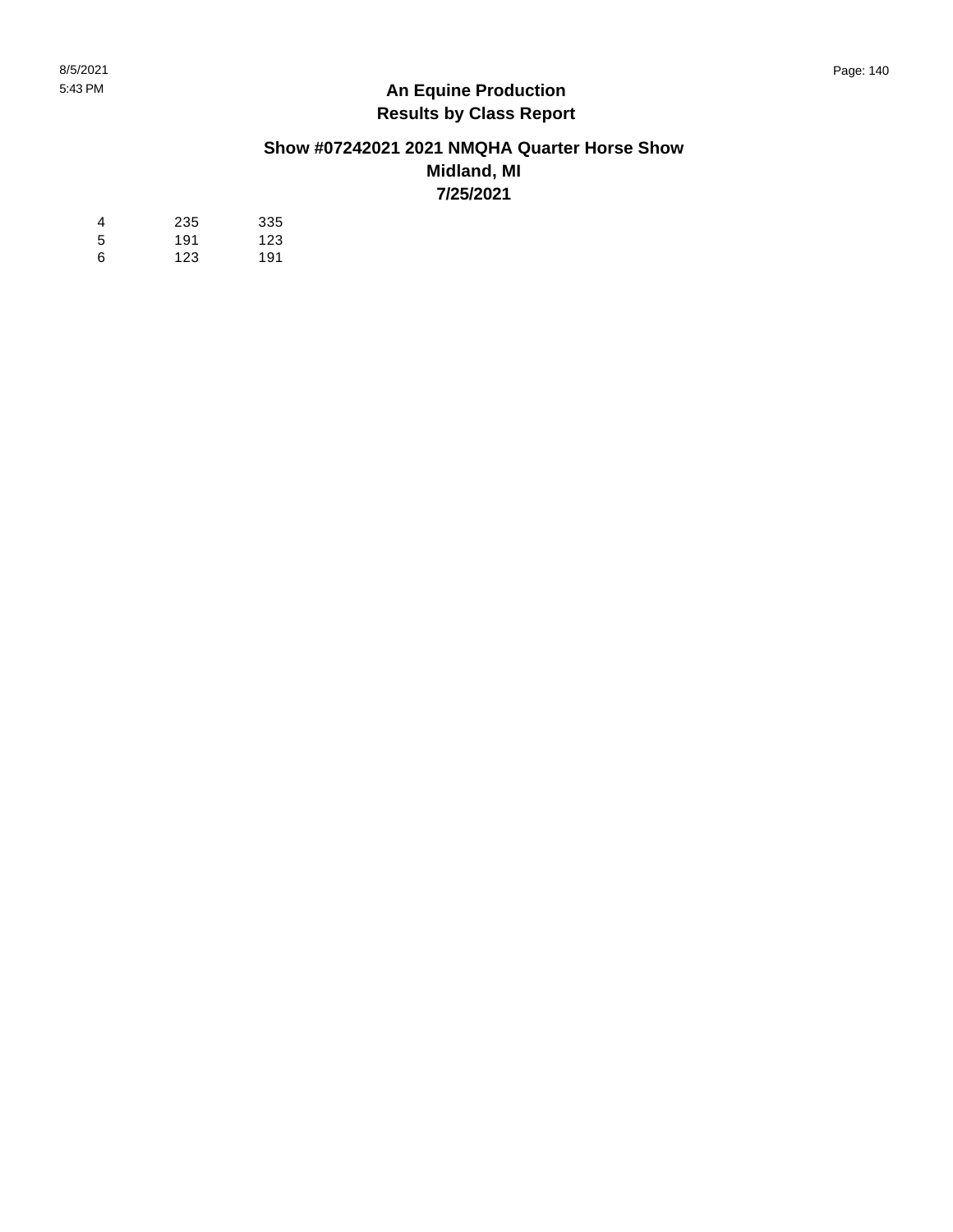## An Equine Production
## Results by Class Report

### Show #07242021 2021 NMQHA Quarter Horse Show
### Midland, MI
### 7/25/2021

| | | |
|---|---|---|
| 4 | 235 | 335 |
| 5 | 191 | 123 |
| 6 | 123 | 191 |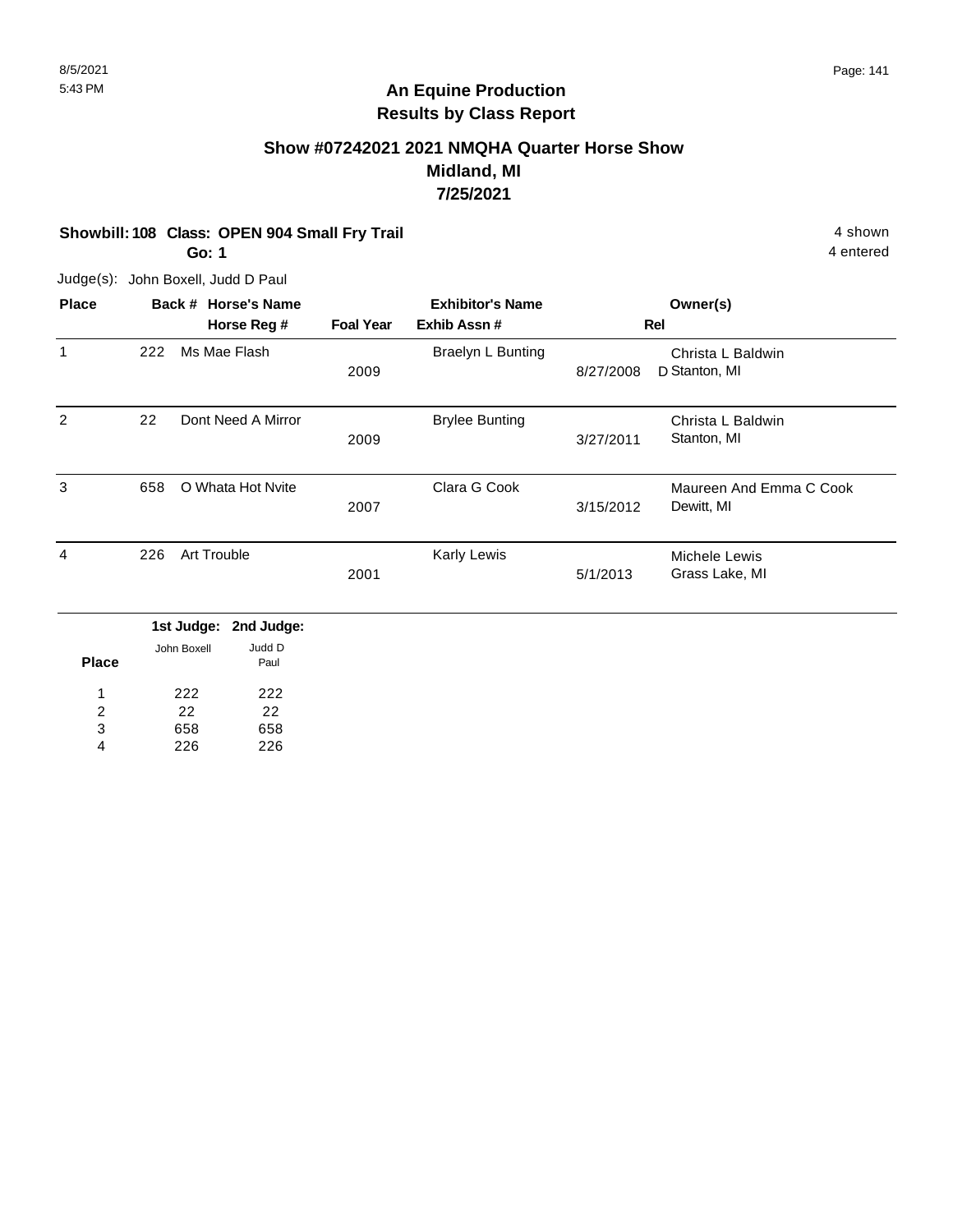## An Equine Production
## Results by Class Report

### Show #07242021 2021 NMQHA Quarter Horse Show
### Midland, MI
### 7/25/2021

**Showbill: 108 Class: OPEN 904 Small Fry Trail** — 4 shown

**Go: 1** — 4 entered

Judge(s): John Boxell, Judd D Paul

| Place | Back # | Horse's Name / Horse Reg # | Foal Year | Exhibitor's Name / Exhib Assn # | | Rel | Owner(s) |
|---|---|---|---|---|---|---|---|
| 1 | 222 | Ms Mae Flash | 2009 | Braelyn L Bunting | 8/27/2008 | D | Christa L Baldwin, Stanton, MI |
| 2 | 22 | Dont Need A Mirror | 2009 | Brylee Bunting | 3/27/2011 | | Christa L Baldwin, Stanton, MI |
| 3 | 658 | O Whata Hot Nvite | 2007 | Clara G Cook | 3/15/2012 | | Maureen And Emma C Cook, Dewitt, MI |
| 4 | 226 | Art Trouble | 2001 | Karly Lewis | 5/1/2013 | | Michele Lewis, Grass Lake, MI |

| Place | 1st Judge: John Boxell | 2nd Judge: Judd D Paul |
|---|---|---|
| 1 | 222 | 222 |
| 2 | 22 | 22 |
| 3 | 658 | 658 |
| 4 | 226 | 226 |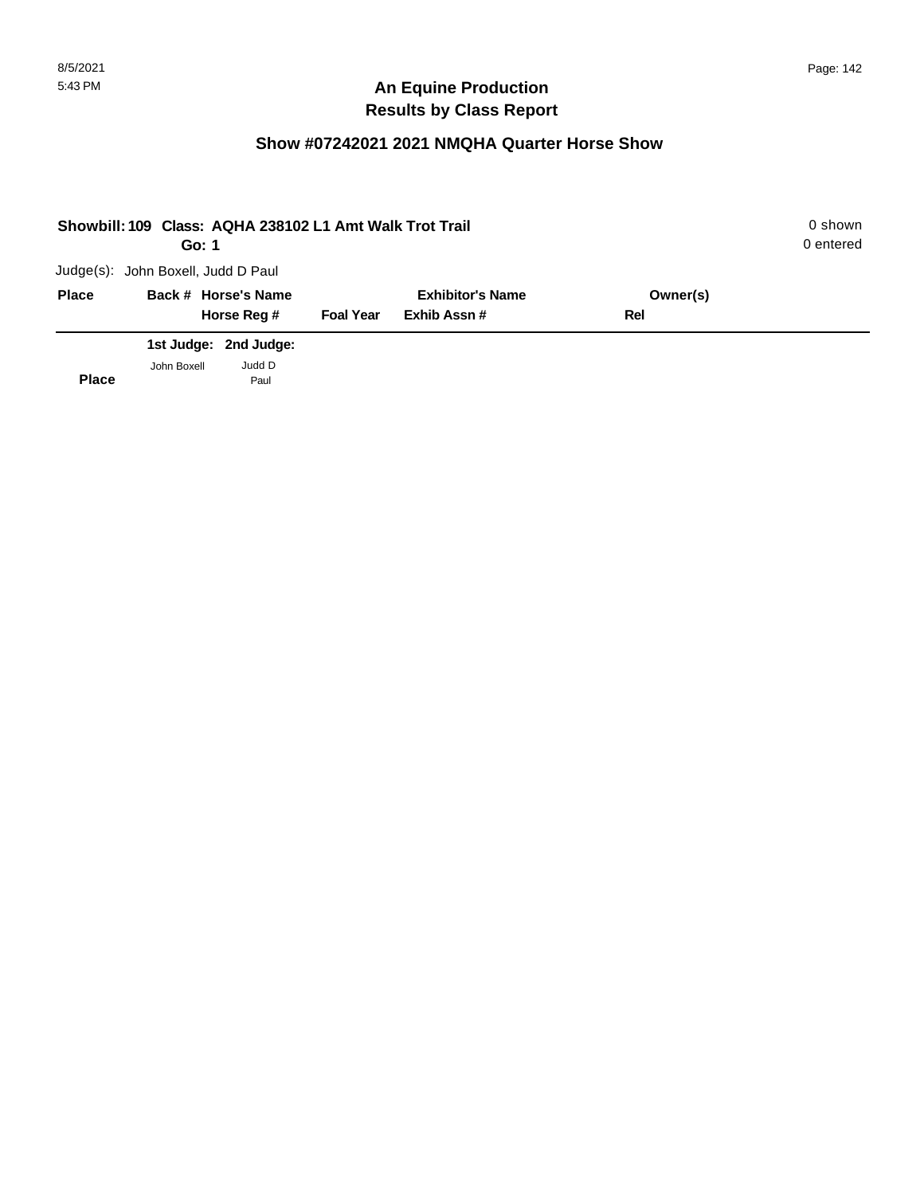## An Equine Production
## Results by Class Report

### Show #07242021 2021 NMQHA Quarter Horse Show

**Showbill: 109 Class: AQHA 238102 L1 Amt Walk Trot Trail** — 0 shown

**Go: 1** — 0 entered

Judge(s): John Boxell, Judd D Paul

| Place | Back # | Horse's Name / Horse Reg # | Foal Year | Exhibitor's Name / Exhib Assn # | Owner(s) / Rel |
|---|---|---|---|---|---|

| Place | 1st Judge: John Boxell | 2nd Judge: Judd D Paul |
|---|---|---|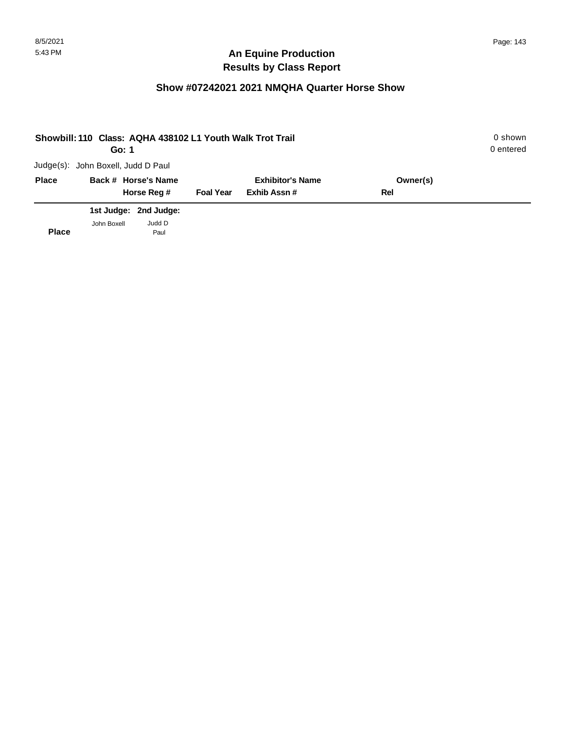# An Equine Production
# Results by Class Report

## Show #07242021 2021 NMQHA Quarter Horse Show

**Showbill: 110 Class: AQHA 438102 L1 Youth Walk Trot Trail** — 0 shown

**Go: 1** — 0 entered

Judge(s): John Boxell, Judd D Paul

| Place | Back # | Horse's Name / Horse Reg # | Foal Year | Exhibitor's Name / Exhib Assn # | Owner(s) / Rel |
|---|---|---|---|---|---|

| Place | 1st Judge: John Boxell | 2nd Judge: Judd D Paul |
|---|---|---|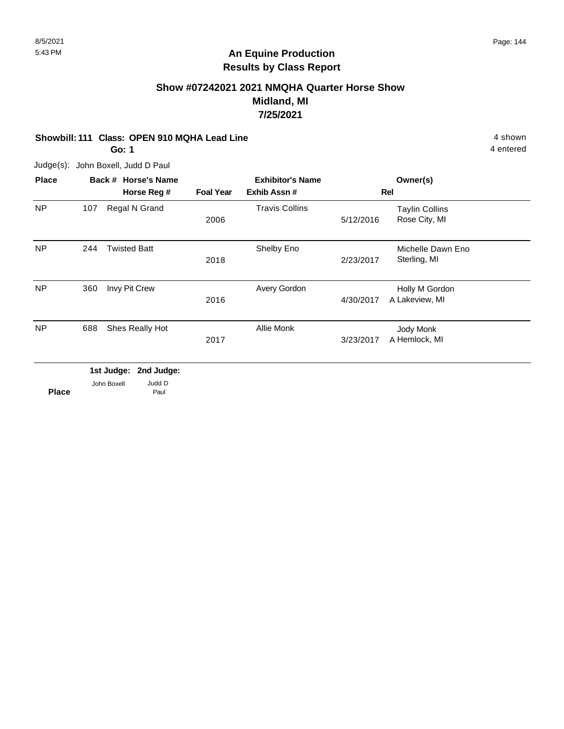8/5/2021
5:43 PM

# An Equine Production
## Results by Class Report

### Show #07242021 2021 NMQHA Quarter Horse Show
### Midland, MI
### 7/25/2021

**Showbill: 111 Class: OPEN 910 MQHA Lead Line** 4 shown
**Go: 1** 4 entered

Judge(s): John Boxell, Judd D Paul

| Place | Back # | Horse's Name / Horse Reg # | Foal Year | Exhibitor's Name / Exhib Assn # | Rel | Owner(s) |
|---|---|---|---|---|---|---|
| NP | 107 | Regal N Grand | 2006 | Travis Collins | 5/12/2016 | Taylin Collins<br>Rose City, MI |
| NP | 244 | Twisted Batt | 2018 | Shelby Eno | 2/23/2017 | Michelle Dawn Eno<br>Sterling, MI |
| NP | 360 | Invy Pit Crew | 2016 | Avery Gordon | 4/30/2017 A | Holly M Gordon<br>Lakeview, MI |
| NP | 688 | Shes Really Hot | 2017 | Allie Monk | 3/23/2017 A | Jody Monk<br>Hemlock, MI |

| Place | 1st Judge: John Boxell | 2nd Judge: Judd D Paul |
|---|---|---|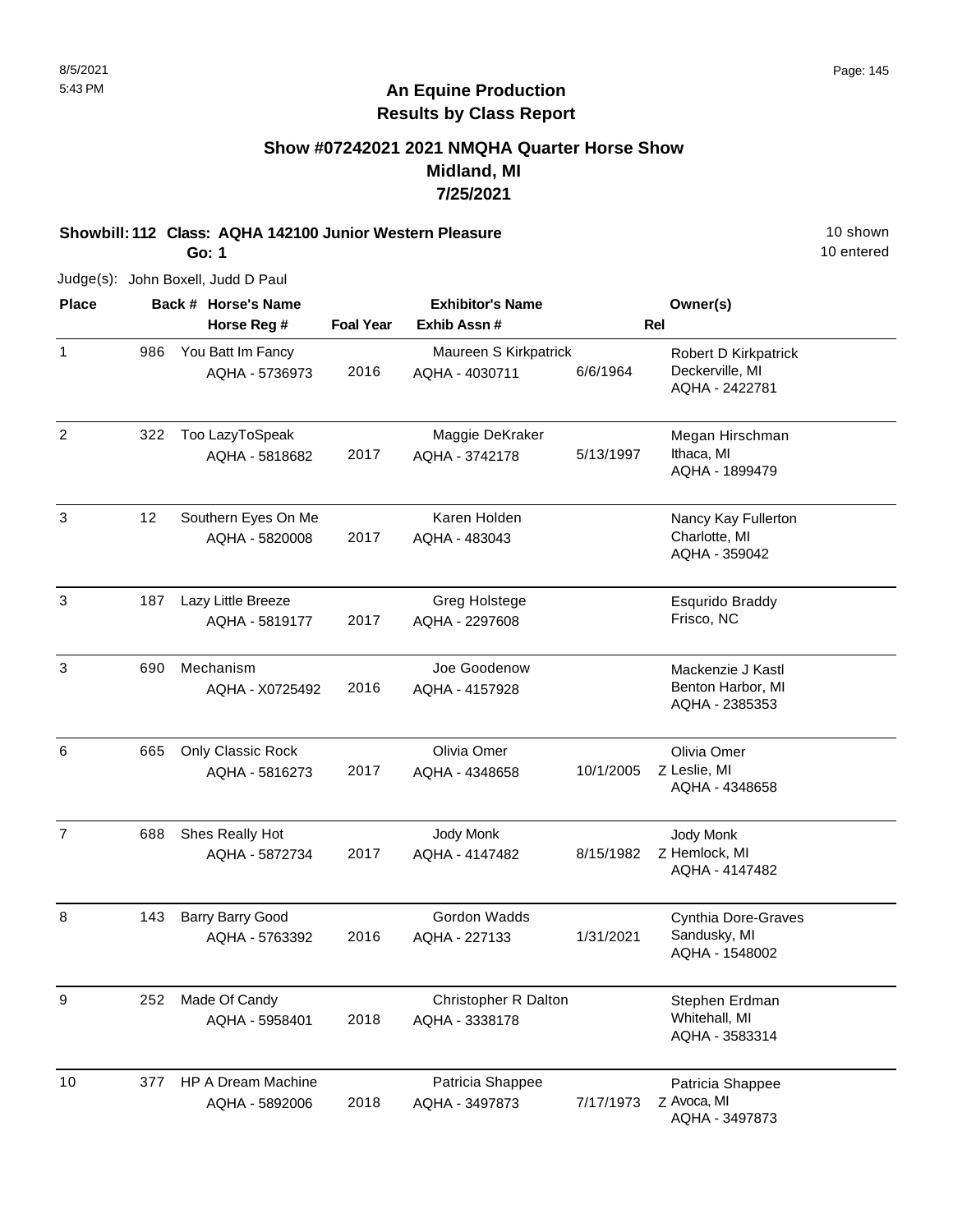8/5/2021
5:43 PM

# An Equine Production
## Results by Class Report

### Show #07242021 2021 NMQHA Quarter Horse Show
### Midland, MI
### 7/25/2021

**Showbill: 112 Class: AQHA 142100 Junior Western Pleasure** — 10 shown, 10 entered

**Go: 1**

Judge(s): John Boxell, Judd D Paul

| Place | Back # | Horse's Name / Horse Reg # | Foal Year | Exhibitor's Name / Exhib Assn # | | Rel | Owner(s) |
|---|---|---|---|---|---|---|---|
| 1 | 986 | You Batt Im Fancy<br>AQHA - 5736973 | 2016 | Maureen S Kirkpatrick<br>AQHA - 4030711 | 6/6/1964 | | Robert D Kirkpatrick<br>Deckerville, MI<br>AQHA - 2422781 |
| 2 | 322 | Too LazyToSpeak<br>AQHA - 5818682 | 2017 | Maggie DeKraker<br>AQHA - 3742178 | 5/13/1997 | | Megan Hirschman<br>Ithaca, MI<br>AQHA - 1899479 |
| 3 | 12 | Southern Eyes On Me<br>AQHA - 5820008 | 2017 | Karen Holden<br>AQHA - 483043 | | | Nancy Kay Fullerton<br>Charlotte, MI<br>AQHA - 359042 |
| 3 | 187 | Lazy Little Breeze<br>AQHA - 5819177 | 2017 | Greg Holstege<br>AQHA - 2297608 | | | Esqurido Braddy<br>Frisco, NC |
| 3 | 690 | Mechanism<br>AQHA - X0725492 | 2016 | Joe Goodenow<br>AQHA - 4157928 | | | Mackenzie J Kastl<br>Benton Harbor, MI<br>AQHA - 2385353 |
| 6 | 665 | Only Classic Rock<br>AQHA - 5816273 | 2017 | Olivia Omer<br>AQHA - 4348658 | 10/1/2005 | Z | Olivia Omer<br>Leslie, MI<br>AQHA - 4348658 |
| 7 | 688 | Shes Really Hot<br>AQHA - 5872734 | 2017 | Jody Monk<br>AQHA - 4147482 | 8/15/1982 | Z | Jody Monk<br>Hemlock, MI<br>AQHA - 4147482 |
| 8 | 143 | Barry Barry Good<br>AQHA - 5763392 | 2016 | Gordon Wadds<br>AQHA - 227133 | 1/31/2021 | | Cynthia Dore-Graves<br>Sandusky, MI<br>AQHA - 1548002 |
| 9 | 252 | Made Of Candy<br>AQHA - 5958401 | 2018 | Christopher R Dalton<br>AQHA - 3338178 | | | Stephen Erdman<br>Whitehall, MI<br>AQHA - 3583314 |
| 10 | 377 | HP A Dream Machine<br>AQHA - 5892006 | 2018 | Patricia Shappee<br>AQHA - 3497873 | 7/17/1973 | Z | Patricia Shappee<br>Avoca, MI<br>AQHA - 3497873 |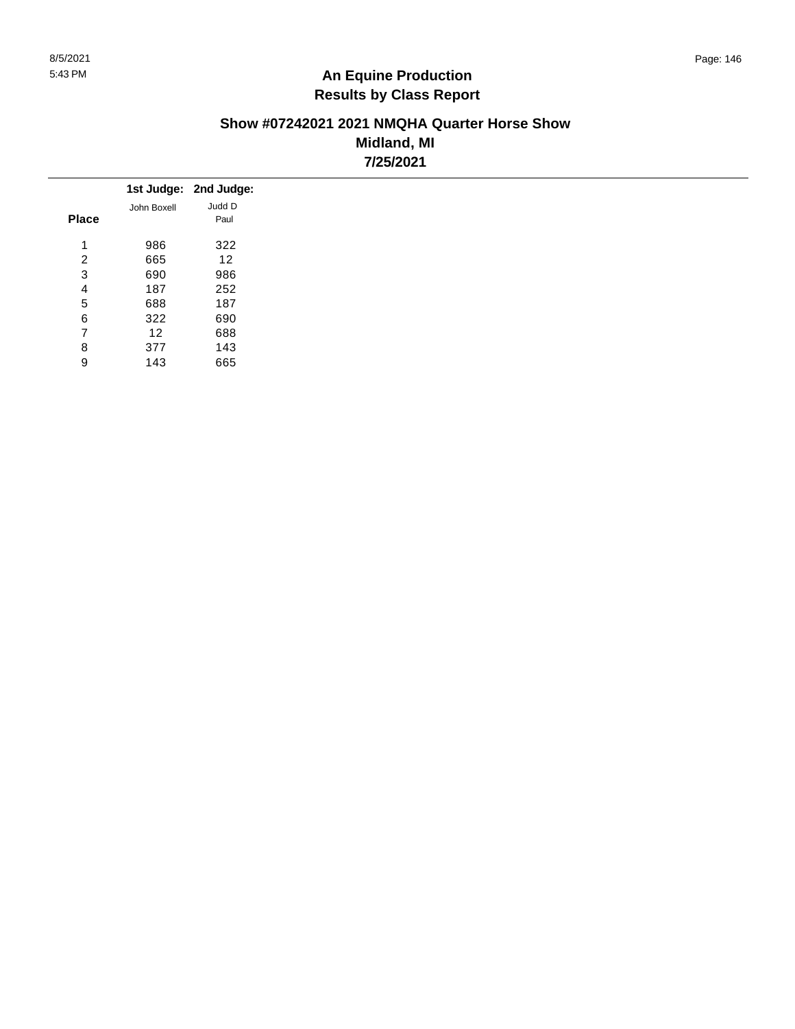# An Equine Production
## Results by Class Report

### Show #07242021 2021 NMQHA Quarter Horse Show
### Midland, MI
### 7/25/2021

| Place | 1st Judge: John Boxell | 2nd Judge: Judd D Paul |
|---|---|---|
| 1 | 986 | 322 |
| 2 | 665 | 12 |
| 3 | 690 | 986 |
| 4 | 187 | 252 |
| 5 | 688 | 187 |
| 6 | 322 | 690 |
| 7 | 12 | 688 |
| 8 | 377 | 143 |
| 9 | 143 | 665 |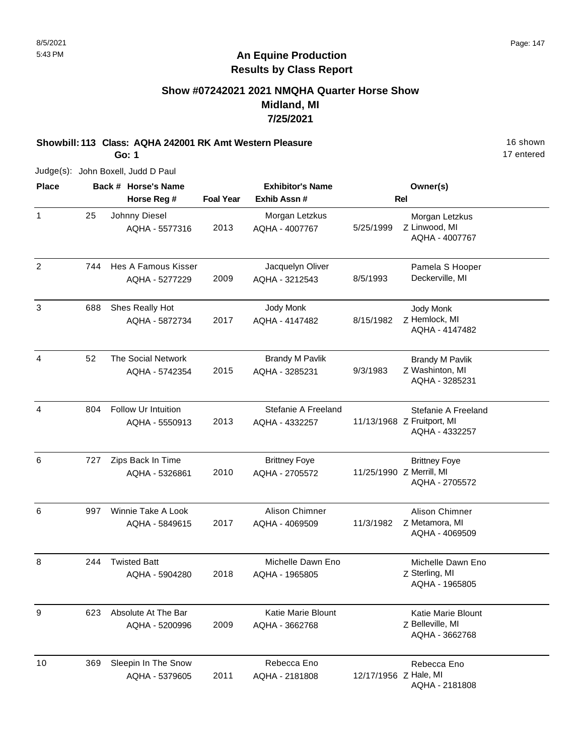# An Equine Production
## Results by Class Report

### Show #07242021 2021 NMQHA Quarter Horse Show
### Midland, MI
### 7/25/2021

**Showbill: 113 Class: AQHA 242001 RK Amt Western Pleasure** 16 shown

**Go: 1** 17 entered

Judge(s): John Boxell, Judd D Paul

| Place | Back # | Horse's Name / Horse Reg # | Foal Year | Exhibitor's Name / Exhib Assn # | Rel | Owner(s) |
|---|---|---|---|---|---|---|
| 1 | 25 | Johnny Diesel<br>AQHA - 5577316 | 2013 | Morgan Letzkus<br>AQHA - 4007767 | 5/25/1999 Z | Morgan Letzkus<br>Linwood, MI<br>AQHA - 4007767 |
| 2 | 744 | Hes A Famous Kisser<br>AQHA - 5277229 | 2009 | Jacquelyn Oliver<br>AQHA - 3212543 | 8/5/1993 | Pamela S Hooper<br>Deckerville, MI |
| 3 | 688 | Shes Really Hot<br>AQHA - 5872734 | 2017 | Jody Monk<br>AQHA - 4147482 | 8/15/1982 Z | Jody Monk<br>Hemlock, MI<br>AQHA - 4147482 |
| 4 | 52 | The Social Network<br>AQHA - 5742354 | 2015 | Brandy M Pavlik<br>AQHA - 3285231 | 9/3/1983 Z | Brandy M Pavlik<br>Washinton, MI<br>AQHA - 3285231 |
| 4 | 804 | Follow Ur Intuition<br>AQHA - 5550913 | 2013 | Stefanie A Freeland<br>AQHA - 4332257 | 11/13/1968 Z | Stefanie A Freeland<br>Fruitport, MI<br>AQHA - 4332257 |
| 6 | 727 | Zips Back In Time<br>AQHA - 5326861 | 2010 | Brittney Foye<br>AQHA - 2705572 | 11/25/1990 Z | Brittney Foye<br>Merrill, MI<br>AQHA - 2705572 |
| 6 | 997 | Winnie Take A Look<br>AQHA - 5849615 | 2017 | Alison Chimner<br>AQHA - 4069509 | 11/3/1982 Z | Alison Chimner<br>Metamora, MI<br>AQHA - 4069509 |
| 8 | 244 | Twisted Batt<br>AQHA - 5904280 | 2018 | Michelle Dawn Eno<br>AQHA - 1965805 | Z | Michelle Dawn Eno<br>Sterling, MI<br>AQHA - 1965805 |
| 9 | 623 | Absolute At The Bar<br>AQHA - 5200996 | 2009 | Katie Marie Blount<br>AQHA - 3662768 | Z | Katie Marie Blount<br>Belleville, MI<br>AQHA - 3662768 |
| 10 | 369 | Sleepin In The Snow<br>AQHA - 5379605 | 2011 | Rebecca Eno<br>AQHA - 2181808 | 12/17/1956 Z | Rebecca Eno<br>Hale, MI<br>AQHA - 2181808 |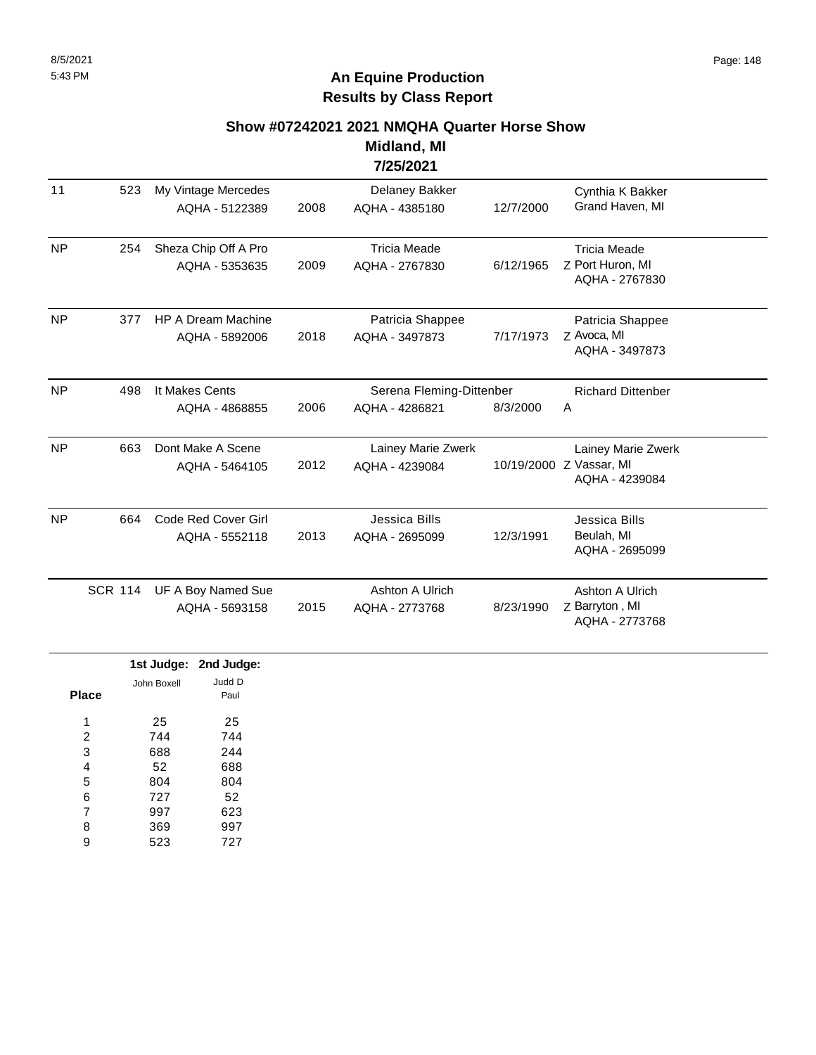## An Equine Production
## Results by Class Report

### Show #07242021 2021 NMQHA Quarter Horse Show
### Midland, MI
### 7/25/2021

| Place | # | Horse | Year | Rider | DOB | Owner |
|---|---|---|---|---|---|---|
| 11 | 523 | My Vintage Mercedes AQHA - 5122389 | 2008 | Delaney Bakker AQHA - 4385180 | 12/7/2000 | Cynthia K Bakker Grand Haven, MI |
| NP | 254 | Sheza Chip Off A Pro AQHA - 5353635 | 2009 | Tricia Meade AQHA - 2767830 | 6/12/1965 | Tricia Meade Z Port Huron, MI AQHA - 2767830 |
| NP | 377 | HP A Dream Machine AQHA - 5892006 | 2018 | Patricia Shappee AQHA - 3497873 | 7/17/1973 | Patricia Shappee Z Avoca, MI AQHA - 3497873 |
| NP | 498 | It Makes Cents AQHA - 4868855 | 2006 | Serena Fleming-Dittenber AQHA - 4286821 | 8/3/2000 | Richard Dittenber A |
| NP | 663 | Dont Make A Scene AQHA - 5464105 | 2012 | Lainey Marie Zwerk AQHA - 4239084 | 10/19/2000 | Lainey Marie Zwerk Z Vassar, MI AQHA - 4239084 |
| NP | 664 | Code Red Cover Girl AQHA - 5552118 | 2013 | Jessica Bills AQHA - 2695099 | 12/3/1991 | Jessica Bills Beulah, MI AQHA - 2695099 |
| SCR | 114 | UF A Boy Named Sue AQHA - 5693158 | 2015 | Ashton A Ulrich AQHA - 2773768 | 8/23/1990 | Ashton A Ulrich Z Barryton , MI AQHA - 2773768 |

| Place | 1st Judge: John Boxell | 2nd Judge: Judd D Paul |
|---|---|---|
| 1 | 25 | 25 |
| 2 | 744 | 744 |
| 3 | 688 | 244 |
| 4 | 52 | 688 |
| 5 | 804 | 804 |
| 6 | 727 | 52 |
| 7 | 997 | 623 |
| 8 | 369 | 997 |
| 9 | 523 | 727 |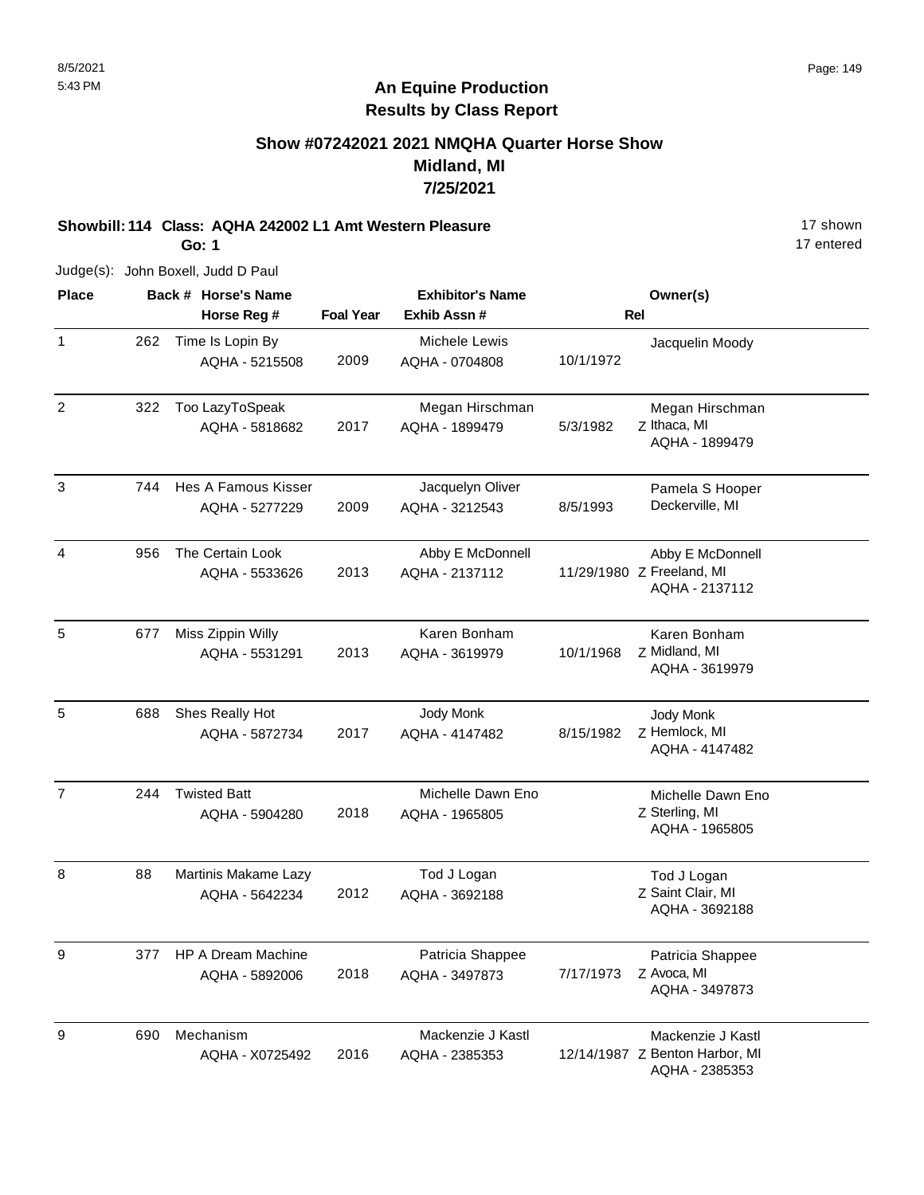# An Equine Production
## Results by Class Report

### Show #07242021 2021 NMQHA Quarter Horse Show
### Midland, MI
### 7/25/2021

**Showbill: 114 Class: AQHA 242002 L1 Amt Western Pleasure** — 17 shown, 17 entered

**Go: 1**

Judge(s): John Boxell, Judd D Paul

| Place | Back # | Horse's Name / Horse Reg # | Foal Year | Exhibitor's Name / Exhib Assn # | Rel | Owner(s) |
|---|---|---|---|---|---|---|
| 1 | 262 | Time Is Lopin By<br>AQHA - 5215508 | 2009 | Michele Lewis<br>AQHA - 0704808 | 10/1/1972 | Jacquelin Moody |
| 2 | 322 | Too LazyToSpeak<br>AQHA - 5818682 | 2017 | Megan Hirschman<br>AQHA - 1899479 | 5/3/1982 Z | Megan Hirschman<br>Ithaca, MI<br>AQHA - 1899479 |
| 3 | 744 | Hes A Famous Kisser<br>AQHA - 5277229 | 2009 | Jacquelyn Oliver<br>AQHA - 3212543 | 8/5/1993 | Pamela S Hooper<br>Deckerville, MI |
| 4 | 956 | The Certain Look<br>AQHA - 5533626 | 2013 | Abby E McDonnell<br>AQHA - 2137112 | 11/29/1980 Z | Abby E McDonnell<br>Freeland, MI<br>AQHA - 2137112 |
| 5 | 677 | Miss Zippin Willy<br>AQHA - 5531291 | 2013 | Karen Bonham<br>AQHA - 3619979 | 10/1/1968 Z | Karen Bonham<br>Midland, MI<br>AQHA - 3619979 |
| 5 | 688 | Shes Really Hot<br>AQHA - 5872734 | 2017 | Jody Monk<br>AQHA - 4147482 | 8/15/1982 Z | Jody Monk<br>Hemlock, MI<br>AQHA - 4147482 |
| 7 | 244 | Twisted Batt<br>AQHA - 5904280 | 2018 | Michelle Dawn Eno<br>AQHA - 1965805 | Z | Michelle Dawn Eno<br>Sterling, MI<br>AQHA - 1965805 |
| 8 | 88 | Martinis Makame Lazy<br>AQHA - 5642234 | 2012 | Tod J Logan<br>AQHA - 3692188 | Z | Tod J Logan<br>Saint Clair, MI<br>AQHA - 3692188 |
| 9 | 377 | HP A Dream Machine<br>AQHA - 5892006 | 2018 | Patricia Shappee<br>AQHA - 3497873 | 7/17/1973 Z | Patricia Shappee<br>Avoca, MI<br>AQHA - 3497873 |
| 9 | 690 | Mechanism<br>AQHA - X0725492 | 2016 | Mackenzie J Kastl<br>AQHA - 2385353 | 12/14/1987 Z | Mackenzie J Kastl<br>Benton Harbor, MI<br>AQHA - 2385353 |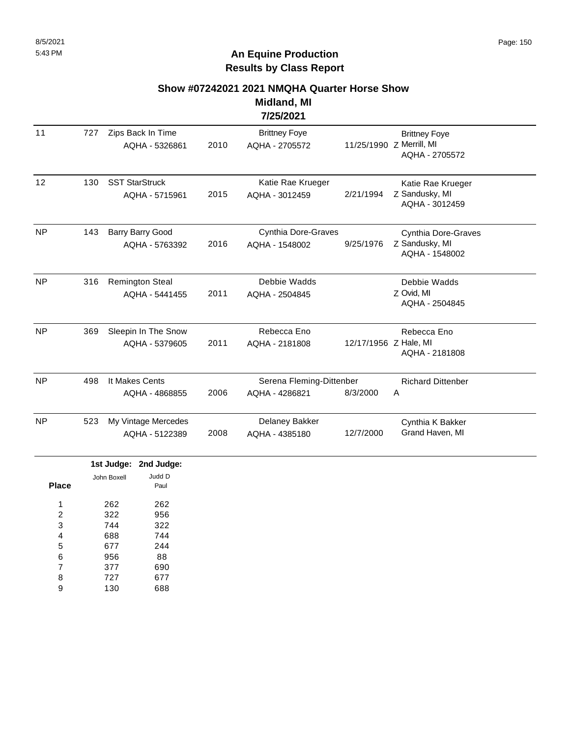## An Equine Production
## Results by Class Report

### Show #07242021 2021 NMQHA Quarter Horse Show
### Midland, MI
### 7/25/2021

| Place | Back # | Horse | Year | Rider | DOB | Owner |
|---|---|---|---|---|---|---|
| 11 | 727 | Zips Back In Time<br>AQHA - 5326861 | 2010 | Brittney Foye<br>AQHA - 2705572 | 11/25/1990 | Brittney Foye<br>Z Merrill, MI<br>AQHA - 2705572 |
| 12 | 130 | SST StarStruck<br>AQHA - 5715961 | 2015 | Katie Rae Krueger<br>AQHA - 3012459 | 2/21/1994 | Katie Rae Krueger<br>Z Sandusky, MI<br>AQHA - 3012459 |
| NP | 143 | Barry Barry Good<br>AQHA - 5763392 | 2016 | Cynthia Dore-Graves<br>AQHA - 1548002 | 9/25/1976 | Cynthia Dore-Graves<br>Z Sandusky, MI<br>AQHA - 1548002 |
| NP | 316 | Remington Steal<br>AQHA - 5441455 | 2011 | Debbie Wadds<br>AQHA - 2504845 | | Debbie Wadds<br>Z Ovid, MI<br>AQHA - 2504845 |
| NP | 369 | Sleepin In The Snow<br>AQHA - 5379605 | 2011 | Rebecca Eno<br>AQHA - 2181808 | 12/17/1956 | Rebecca Eno<br>Z Hale, MI<br>AQHA - 2181808 |
| NP | 498 | It Makes Cents<br>AQHA - 4868855 | 2006 | Serena Fleming-Dittenber<br>AQHA - 4286821 | 8/3/2000 | Richard Dittenber<br>A |
| NP | 523 | My Vintage Mercedes<br>AQHA - 5122389 | 2008 | Delaney Bakker<br>AQHA - 4385180 | 12/7/2000 | Cynthia K Bakker<br>Grand Haven, MI |

| Place | 1st Judge: John Boxell | 2nd Judge: Judd D Paul |
|---|---|---|
| 1 | 262 | 262 |
| 2 | 322 | 956 |
| 3 | 744 | 322 |
| 4 | 688 | 744 |
| 5 | 677 | 244 |
| 6 | 956 | 88 |
| 7 | 377 | 690 |
| 8 | 727 | 677 |
| 9 | 130 | 688 |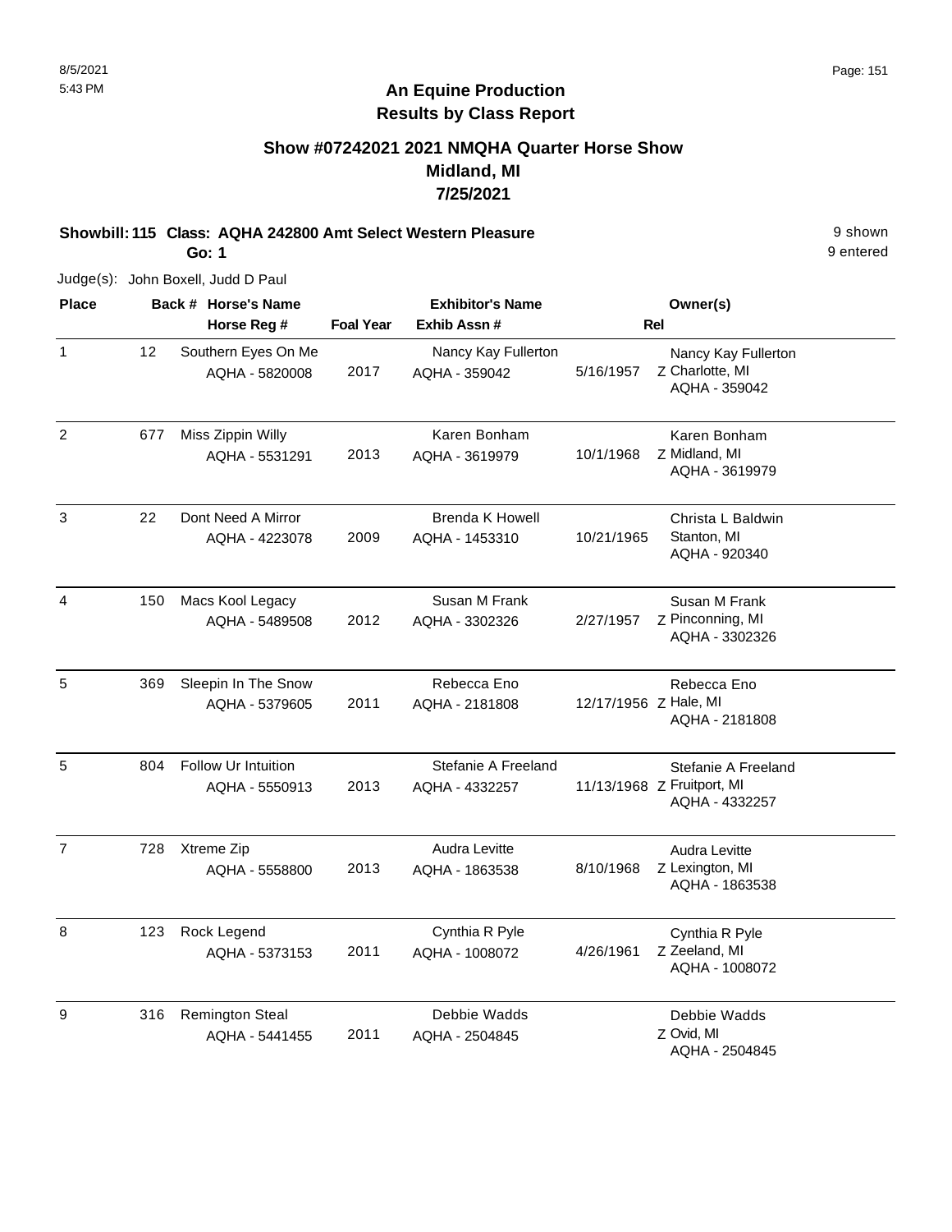# An Equine Production
## Results by Class Report

### Show #07242021 2021 NMQHA Quarter Horse Show
### Midland, MI
### 7/25/2021

**Showbill: 115 Class: AQHA 242800 Amt Select Western Pleasure** 9 shown

**Go: 1** 9 entered

Judge(s): John Boxell, Judd D Paul

| Place | Back # | Horse's Name / Horse Reg # | Foal Year | Exhibitor's Name / Exhib Assn # | Rel | Owner(s) |
|---|---|---|---|---|---|---|
| 1 | 12 | Southern Eyes On Me<br>AQHA - 5820008 | 2017 | Nancy Kay Fullerton<br>AQHA - 359042 | 5/16/1957 Z | Nancy Kay Fullerton<br>Charlotte, MI<br>AQHA - 359042 |
| 2 | 677 | Miss Zippin Willy<br>AQHA - 5531291 | 2013 | Karen Bonham<br>AQHA - 3619979 | 10/1/1968 Z | Karen Bonham<br>Midland, MI<br>AQHA - 3619979 |
| 3 | 22 | Dont Need A Mirror<br>AQHA - 4223078 | 2009 | Brenda K Howell<br>AQHA - 1453310 | 10/21/1965 | Christa L Baldwin<br>Stanton, MI<br>AQHA - 920340 |
| 4 | 150 | Macs Kool Legacy<br>AQHA - 5489508 | 2012 | Susan M Frank<br>AQHA - 3302326 | 2/27/1957 Z | Susan M Frank<br>Pinconning, MI<br>AQHA - 3302326 |
| 5 | 369 | Sleepin In The Snow<br>AQHA - 5379605 | 2011 | Rebecca Eno<br>AQHA - 2181808 | 12/17/1956 Z | Rebecca Eno<br>Hale, MI<br>AQHA - 2181808 |
| 5 | 804 | Follow Ur Intuition<br>AQHA - 5550913 | 2013 | Stefanie A Freeland<br>AQHA - 4332257 | 11/13/1968 Z | Stefanie A Freeland<br>Fruitport, MI<br>AQHA - 4332257 |
| 7 | 728 | Xtreme Zip<br>AQHA - 5558800 | 2013 | Audra Levitte<br>AQHA - 1863538 | 8/10/1968 Z | Audra Levitte<br>Lexington, MI<br>AQHA - 1863538 |
| 8 | 123 | Rock Legend<br>AQHA - 5373153 | 2011 | Cynthia R Pyle<br>AQHA - 1008072 | 4/26/1961 Z | Cynthia R Pyle<br>Zeeland, MI<br>AQHA - 1008072 |
| 9 | 316 | Remington Steal<br>AQHA - 5441455 | 2011 | Debbie Wadds<br>AQHA - 2504845 | Z | Debbie Wadds<br>Ovid, MI<br>AQHA - 2504845 |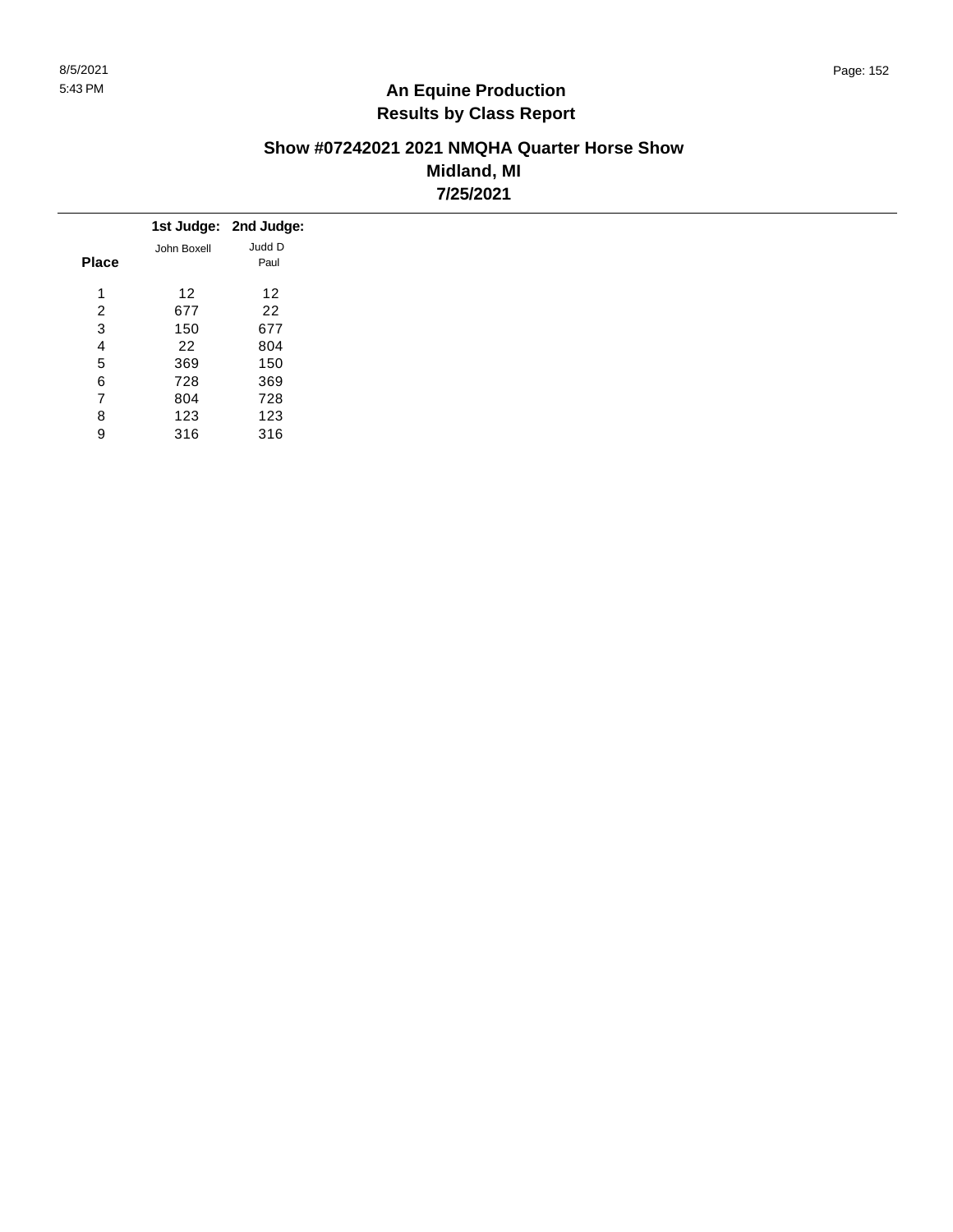# An Equine Production
## Results by Class Report

### Show #07242021 2021 NMQHA Quarter Horse Show
### Midland, MI
### 7/25/2021

| Place | 1st Judge: John Boxell | 2nd Judge: Judd D Paul |
|---|---|---|
| 1 | 12 | 12 |
| 2 | 677 | 22 |
| 3 | 150 | 677 |
| 4 | 22 | 804 |
| 5 | 369 | 150 |
| 6 | 728 | 369 |
| 7 | 804 | 728 |
| 8 | 123 | 123 |
| 9 | 316 | 316 |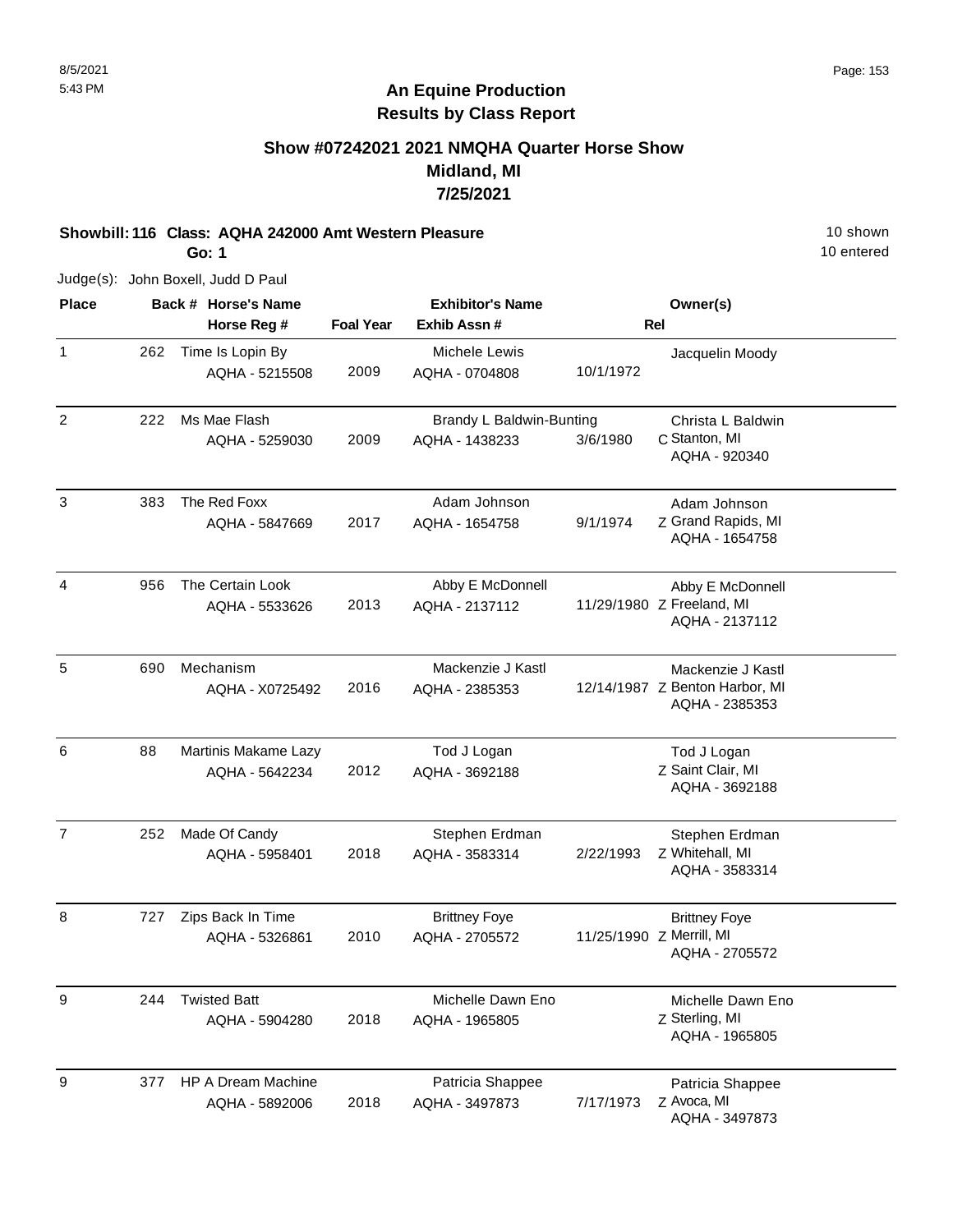# An Equine Production
## Results by Class Report

### Show #07242021 2021 NMQHA Quarter Horse Show
### Midland, MI
### 7/25/2021

**Showbill: 116 Class: AQHA 242000 Amt Western Pleasure** 10 shown
**Go: 1** 10 entered

Judge(s): John Boxell, Judd D Paul

| Place | Back # | Horse's Name / Horse Reg # | Foal Year | Exhibitor's Name / Exhib Assn # | Rel | Owner(s) |
|---|---|---|---|---|---|---|
| 1 | 262 | Time Is Lopin By<br>AQHA - 5215508 | 2009 | Michele Lewis<br>AQHA - 0704808 | 10/1/1972 | Jacquelin Moody |
| 2 | 222 | Ms Mae Flash<br>AQHA - 5259030 | 2009 | Brandy L Baldwin-Bunting<br>AQHA - 1438233 | 3/6/1980 C | Christa L Baldwin<br>Stanton, MI<br>AQHA - 920340 |
| 3 | 383 | The Red Foxx<br>AQHA - 5847669 | 2017 | Adam Johnson<br>AQHA - 1654758 | 9/1/1974 Z | Adam Johnson<br>Grand Rapids, MI<br>AQHA - 1654758 |
| 4 | 956 | The Certain Look<br>AQHA - 5533626 | 2013 | Abby E McDonnell<br>AQHA - 2137112 | 11/29/1980 Z | Abby E McDonnell<br>Freeland, MI<br>AQHA - 2137112 |
| 5 | 690 | Mechanism<br>AQHA - X0725492 | 2016 | Mackenzie J Kastl<br>AQHA - 2385353 | 12/14/1987 Z | Mackenzie J Kastl<br>Benton Harbor, MI<br>AQHA - 2385353 |
| 6 | 88 | Martinis Makame Lazy<br>AQHA - 5642234 | 2012 | Tod J Logan<br>AQHA - 3692188 | Z | Tod J Logan<br>Saint Clair, MI<br>AQHA - 3692188 |
| 7 | 252 | Made Of Candy<br>AQHA - 5958401 | 2018 | Stephen Erdman<br>AQHA - 3583314 | 2/22/1993 Z | Stephen Erdman<br>Whitehall, MI<br>AQHA - 3583314 |
| 8 | 727 | Zips Back In Time<br>AQHA - 5326861 | 2010 | Brittney Foye<br>AQHA - 2705572 | 11/25/1990 Z | Brittney Foye<br>Merrill, MI<br>AQHA - 2705572 |
| 9 | 244 | Twisted Batt<br>AQHA - 5904280 | 2018 | Michelle Dawn Eno<br>AQHA - 1965805 | Z | Michelle Dawn Eno<br>Sterling, MI<br>AQHA - 1965805 |
| 9 | 377 | HP A Dream Machine<br>AQHA - 5892006 | 2018 | Patricia Shappee<br>AQHA - 3497873 | 7/17/1973 Z | Patricia Shappee<br>Avoca, MI<br>AQHA - 3497873 |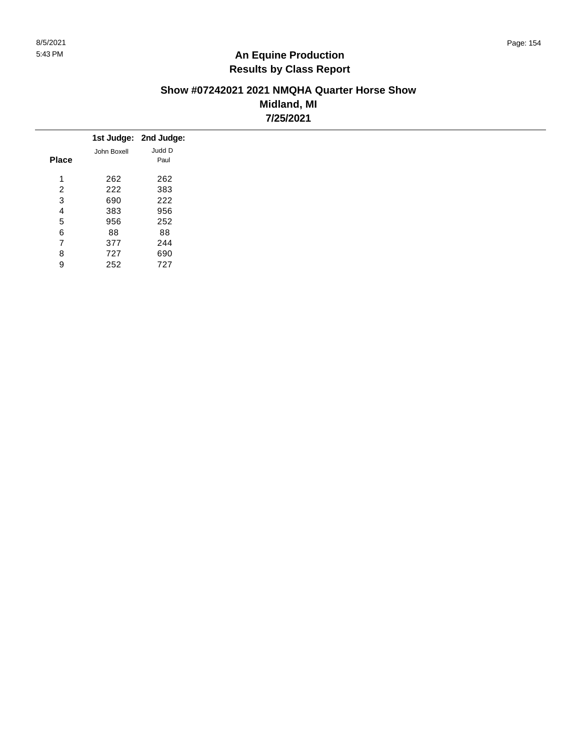## An Equine Production
## Results by Class Report

### Show #07242021 2021 NMQHA Quarter Horse Show
### Midland, MI
### 7/25/2021

| Place | 1st Judge: John Boxell | 2nd Judge: Judd D Paul |
|---|---|---|
| 1 | 262 | 262 |
| 2 | 222 | 383 |
| 3 | 690 | 222 |
| 4 | 383 | 956 |
| 5 | 956 | 252 |
| 6 | 88 | 88 |
| 7 | 377 | 244 |
| 8 | 727 | 690 |
| 9 | 252 | 727 |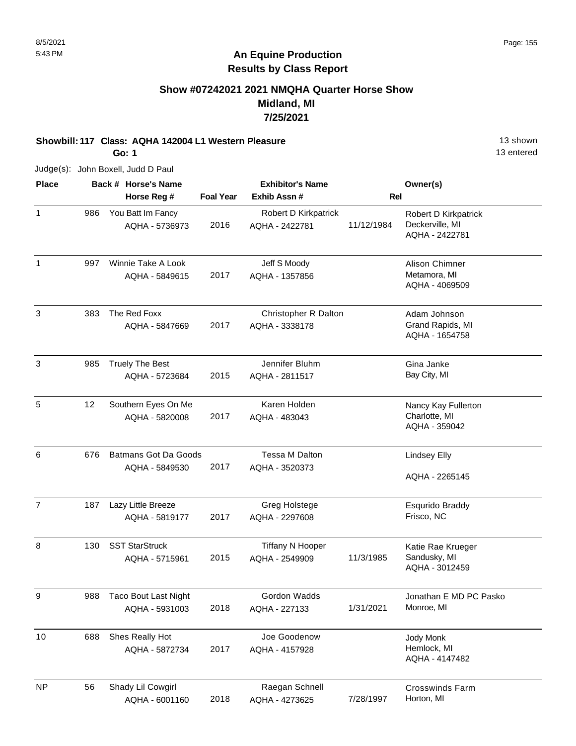8/5/2021
5:43 PM

# An Equine Production
## Results by Class Report

### Show #07242021 2021 NMQHA Quarter Horse Show
### Midland, MI
### 7/25/2021

**Showbill: 117 Class: AQHA 142004 L1 Western Pleasure** — 13 shown, 13 entered

**Go: 1**

Judge(s): John Boxell, Judd D Paul

| Place | Back # | Horse's Name / Horse Reg # | Foal Year | Exhibitor's Name / Exhib Assn # | Rel | Owner(s) |
|---|---|---|---|---|---|---|
| 1 | 986 | You Batt Im Fancy<br>AQHA - 5736973 | 2016 | Robert D Kirkpatrick<br>AQHA - 2422781 | 11/12/1984 | Robert D Kirkpatrick<br>Deckerville, MI<br>AQHA - 2422781 |
| 1 | 997 | Winnie Take A Look<br>AQHA - 5849615 | 2017 | Jeff S Moody<br>AQHA - 1357856 | | Alison Chimner<br>Metamora, MI<br>AQHA - 4069509 |
| 3 | 383 | The Red Foxx<br>AQHA - 5847669 | 2017 | Christopher R Dalton<br>AQHA - 3338178 | | Adam Johnson<br>Grand Rapids, MI<br>AQHA - 1654758 |
| 3 | 985 | Truely The Best<br>AQHA - 5723684 | 2015 | Jennifer Bluhm<br>AQHA - 2811517 | | Gina Janke<br>Bay City, MI |
| 5 | 12 | Southern Eyes On Me<br>AQHA - 5820008 | 2017 | Karen Holden<br>AQHA - 483043 | | Nancy Kay Fullerton<br>Charlotte, MI<br>AQHA - 359042 |
| 6 | 676 | Batmans Got Da Goods<br>AQHA - 5849530 | 2017 | Tessa M Dalton<br>AQHA - 3520373 | | Lindsey Elly<br>AQHA - 2265145 |
| 7 | 187 | Lazy Little Breeze<br>AQHA - 5819177 | 2017 | Greg Holstege<br>AQHA - 2297608 | | Esqurido Braddy<br>Frisco, NC |
| 8 | 130 | SST StarStruck<br>AQHA - 5715961 | 2015 | Tiffany N Hooper<br>AQHA - 2549909 | 11/3/1985 | Katie Rae Krueger<br>Sandusky, MI<br>AQHA - 3012459 |
| 9 | 988 | Taco Bout Last Night<br>AQHA - 5931003 | 2018 | Gordon Wadds<br>AQHA - 227133 | 1/31/2021 | Jonathan E MD PC Pasko<br>Monroe, MI |
| 10 | 688 | Shes Really Hot<br>AQHA - 5872734 | 2017 | Joe Goodenow<br>AQHA - 4157928 | | Jody Monk<br>Hemlock, MI<br>AQHA - 4147482 |
| NP | 56 | Shady Lil Cowgirl<br>AQHA - 6001160 | 2018 | Raegan Schnell<br>AQHA - 4273625 | 7/28/1997 | Crosswinds Farm<br>Horton, MI |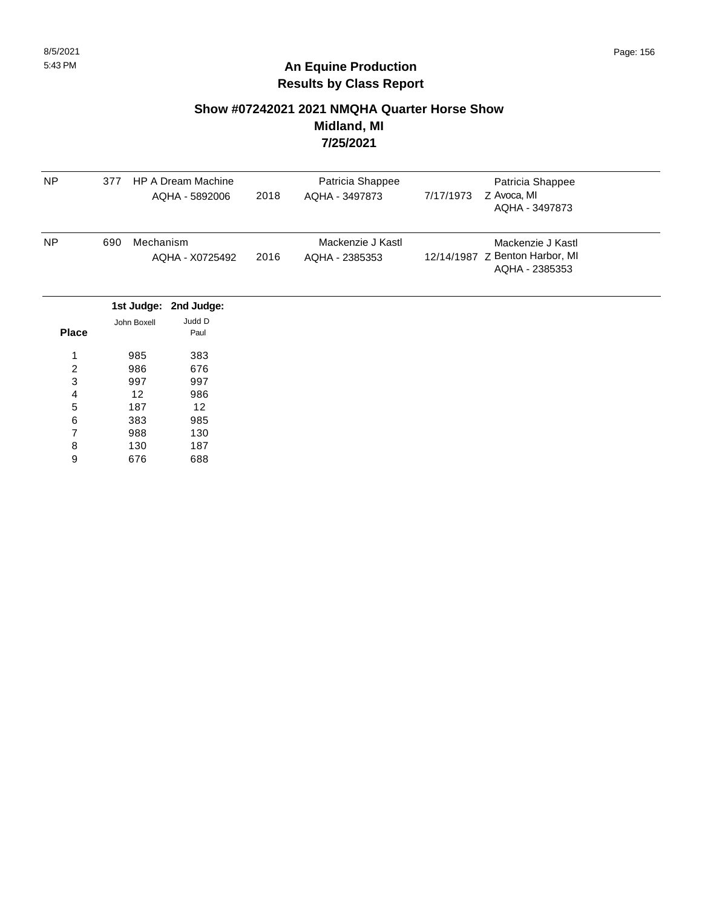## An Equine Production
## Results by Class Report

### Show #07242021 2021 NMQHA Quarter Horse Show
### Midland, MI
### 7/25/2021

| | | | | | | |
|---|---|---|---|---|---|---|
| NP | 377 | HP A Dream Machine<br>AQHA - 5892006 | 2018 | Patricia Shappee<br>AQHA - 3497873 | 7/17/1973 | Patricia Shappee<br>Z Avoca, MI<br>AQHA - 3497873 |
| NP | 690 | Mechanism<br>AQHA - X0725492 | 2016 | Mackenzie J Kastl<br>AQHA - 2385353 | 12/14/1987 | Mackenzie J Kastl<br>Z Benton Harbor, MI<br>AQHA - 2385353 |

| Place | 1st Judge: John Boxell | 2nd Judge: Judd D Paul |
|---|---|---|
| 1 | 985 | 383 |
| 2 | 986 | 676 |
| 3 | 997 | 997 |
| 4 | 12 | 986 |
| 5 | 187 | 12 |
| 6 | 383 | 985 |
| 7 | 988 | 130 |
| 8 | 130 | 187 |
| 9 | 676 | 688 |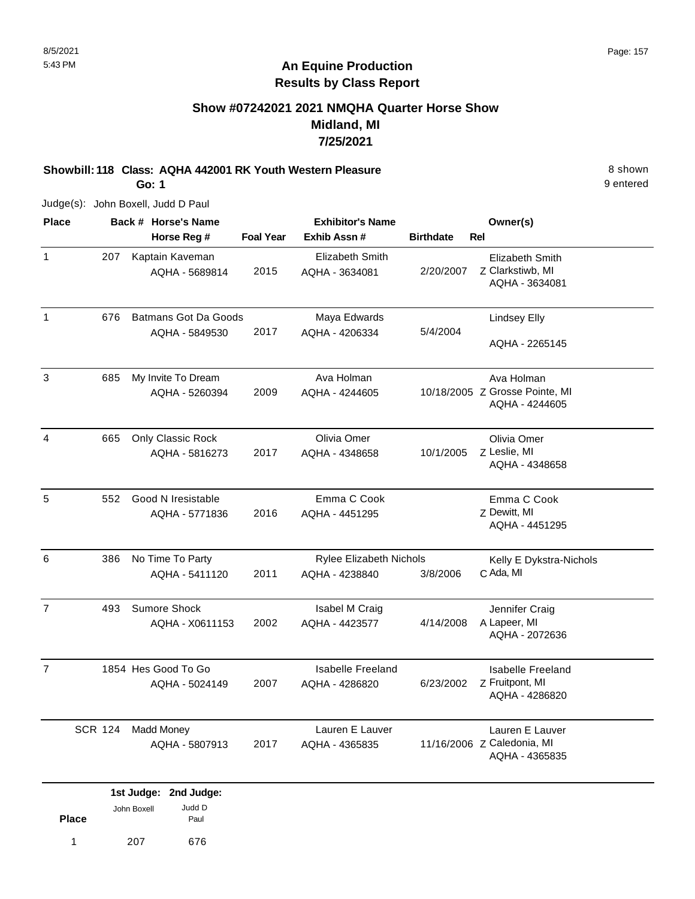# An Equine Production
## Results by Class Report

### Show #07242021 2021 NMQHA Quarter Horse Show
### Midland, MI
### 7/25/2021

**Showbill: 118 Class: AQHA 442001 RK Youth Western Pleasure** 8 shown

**Go: 1** 9 entered

Judge(s): John Boxell, Judd D Paul

| Place | Back # | Horse's Name / Horse Reg # | Foal Year | Exhibitor's Name / Exhib Assn # | Birthdate | Rel | Owner(s) |
|---|---|---|---|---|---|---|---|
| 1 | 207 | Kaptain Kaveman<br>AQHA - 5689814 | 2015 | Elizabeth Smith<br>AQHA - 3634081 | 2/20/2007 | Z | Elizabeth Smith<br>Clarkstiwb, MI<br>AQHA - 3634081 |
| 1 | 676 | Batmans Got Da Goods<br>AQHA - 5849530 | 2017 | Maya Edwards<br>AQHA - 4206334 | 5/4/2004 | | Lindsey Elly<br>AQHA - 2265145 |
| 3 | 685 | My Invite To Dream<br>AQHA - 5260394 | 2009 | Ava Holman<br>AQHA - 4244605 | 10/18/2005 | Z | Ava Holman<br>Grosse Pointe, MI<br>AQHA - 4244605 |
| 4 | 665 | Only Classic Rock<br>AQHA - 5816273 | 2017 | Olivia Omer<br>AQHA - 4348658 | 10/1/2005 | Z | Olivia Omer<br>Leslie, MI<br>AQHA - 4348658 |
| 5 | 552 | Good N Iresistable<br>AQHA - 5771836 | 2016 | Emma C Cook<br>AQHA - 4451295 | | Z | Emma C Cook<br>Dewitt, MI<br>AQHA - 4451295 |
| 6 | 386 | No Time To Party<br>AQHA - 5411120 | 2011 | Rylee Elizabeth Nichols<br>AQHA - 4238840 | 3/8/2006 | C | Kelly E Dykstra-Nichols<br>Ada, MI |
| 7 | 493 | Sumore Shock<br>AQHA - X0611153 | 2002 | Isabel M Craig<br>AQHA - 4423577 | 4/14/2008 | A | Jennifer Craig<br>Lapeer, MI<br>AQHA - 2072636 |
| 7 | 1854 | Hes Good To Go<br>AQHA - 5024149 | 2007 | Isabelle Freeland<br>AQHA - 4286820 | 6/23/2002 | Z | Isabelle Freeland<br>Fruitpont, MI<br>AQHA - 4286820 |
| SCR | 124 | Madd Money<br>AQHA - 5807913 | 2017 | Lauren E Lauver<br>AQHA - 4365835 | 11/16/2006 | Z | Lauren E Lauver<br>Caledonia, MI<br>AQHA - 4365835 |

| Place | 1st Judge: John Boxell | 2nd Judge: Judd D Paul |
|---|---|---|
| 1 | 207 | 676 |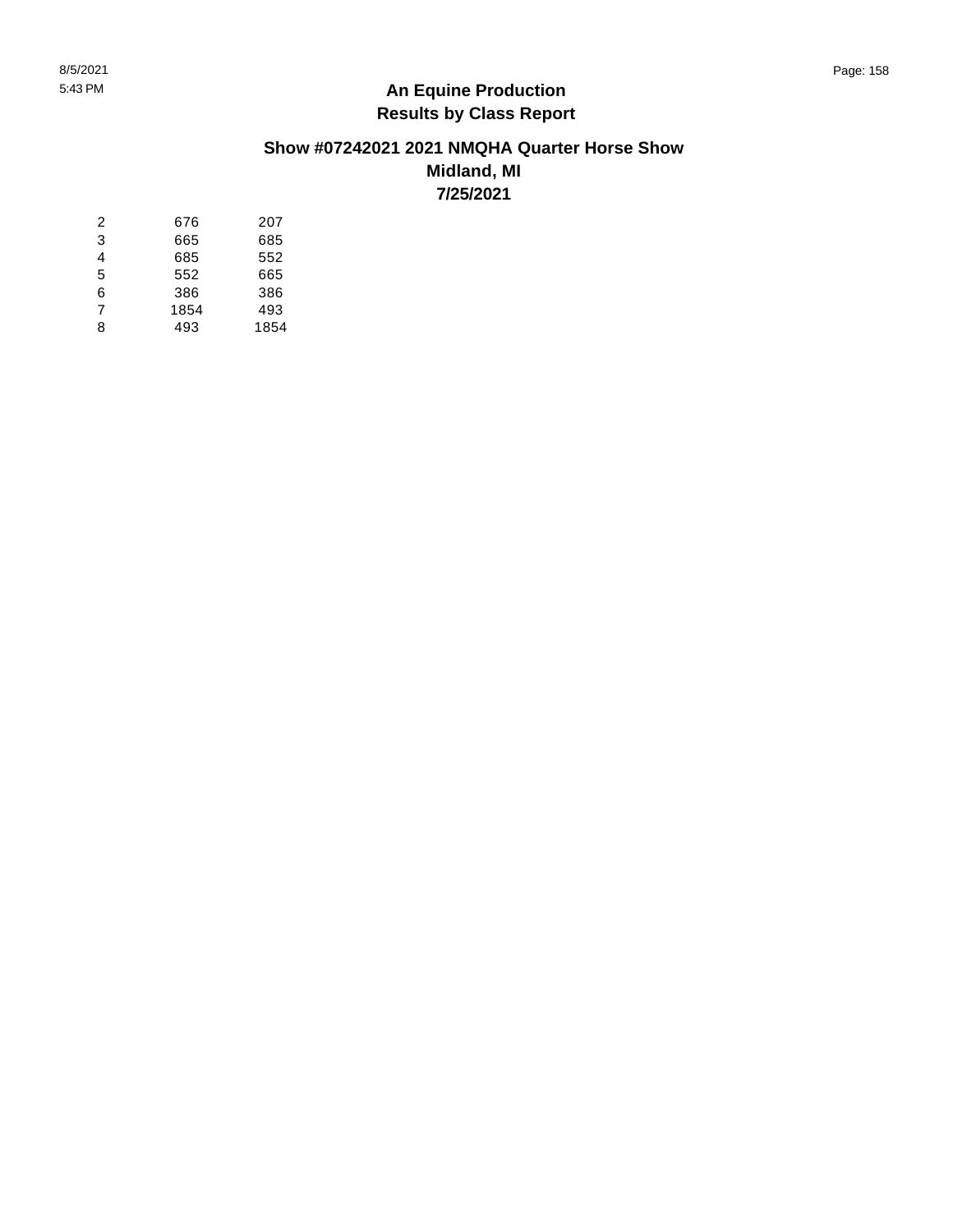# An Equine Production
## Results by Class Report

### Show #07242021 2021 NMQHA Quarter Horse Show
### Midland, MI
### 7/25/2021

| | | |
|---|---|---|
| 2 | 676 | 207 |
| 3 | 665 | 685 |
| 4 | 685 | 552 |
| 5 | 552 | 665 |
| 6 | 386 | 386 |
| 7 | 1854 | 493 |
| 8 | 493 | 1854 |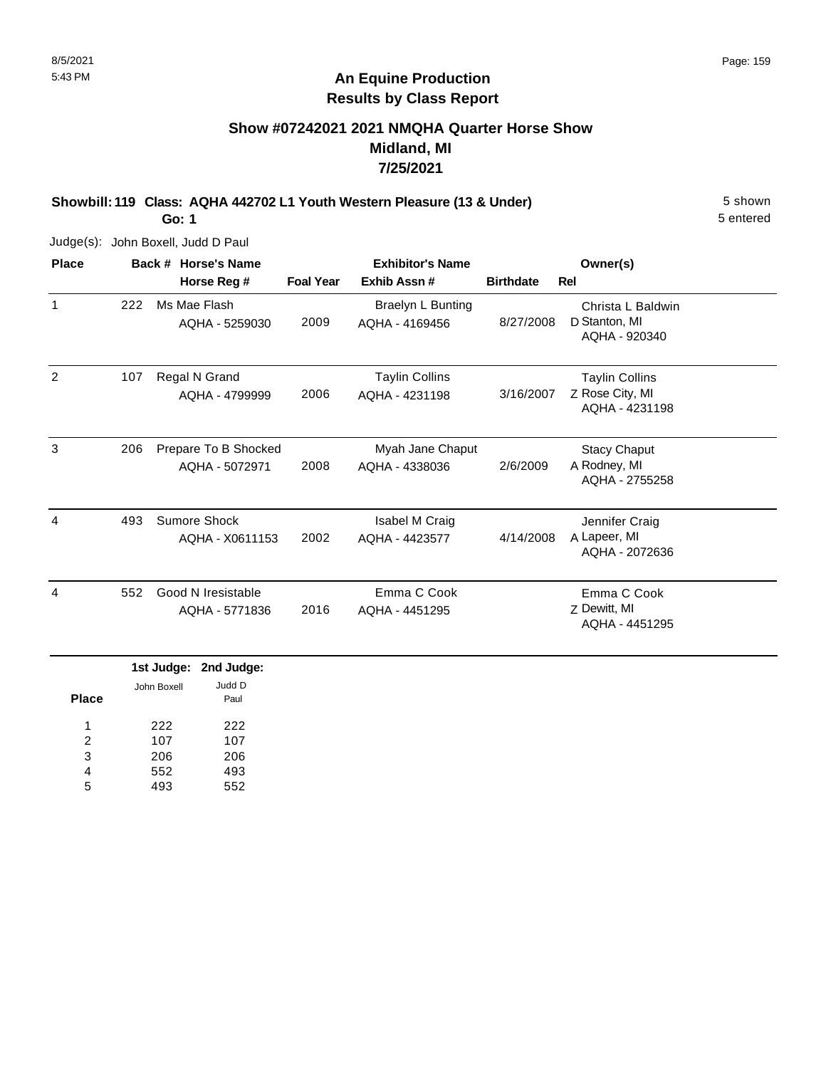8/5/2021
5:43 PM

# An Equine Production
## Results by Class Report

### Show #07242021 2021 NMQHA Quarter Horse Show
### Midland, MI
### 7/25/2021

**Showbill: 119 Class: AQHA 442702 L1 Youth Western Pleasure (13 & Under)** — 5 shown, 5 entered

**Go: 1**

Judge(s): John Boxell, Judd D Paul

| Place | Back # | Horse's Name / Horse Reg # | Foal Year | Exhibitor's Name / Exhib Assn # | Birthdate | Rel | Owner(s) |
|---|---|---|---|---|---|---|---|
| 1 | 222 | Ms Mae Flash<br>AQHA - 5259030 | 2009 | Braelyn L Bunting<br>AQHA - 4169456 | 8/27/2008 | D | Christa L Baldwin<br>Stanton, MI<br>AQHA - 920340 |
| 2 | 107 | Regal N Grand<br>AQHA - 4799999 | 2006 | Taylin Collins<br>AQHA - 4231198 | 3/16/2007 | Z | Taylin Collins<br>Rose City, MI<br>AQHA - 4231198 |
| 3 | 206 | Prepare To B Shocked<br>AQHA - 5072971 | 2008 | Myah Jane Chaput<br>AQHA - 4338036 | 2/6/2009 | A | Stacy Chaput<br>Rodney, MI<br>AQHA - 2755258 |
| 4 | 493 | Sumore Shock<br>AQHA - X0611153 | 2002 | Isabel M Craig<br>AQHA - 4423577 | 4/14/2008 | A | Jennifer Craig<br>Lapeer, MI<br>AQHA - 2072636 |
| 4 | 552 | Good N Iresistable<br>AQHA - 5771836 | 2016 | Emma C Cook<br>AQHA - 4451295 | | Z | Emma C Cook<br>Dewitt, MI<br>AQHA - 4451295 |

| Place | 1st Judge: John Boxell | 2nd Judge: Judd D Paul |
|---|---|---|
| 1 | 222 | 222 |
| 2 | 107 | 107 |
| 3 | 206 | 206 |
| 4 | 552 | 493 |
| 5 | 493 | 552 |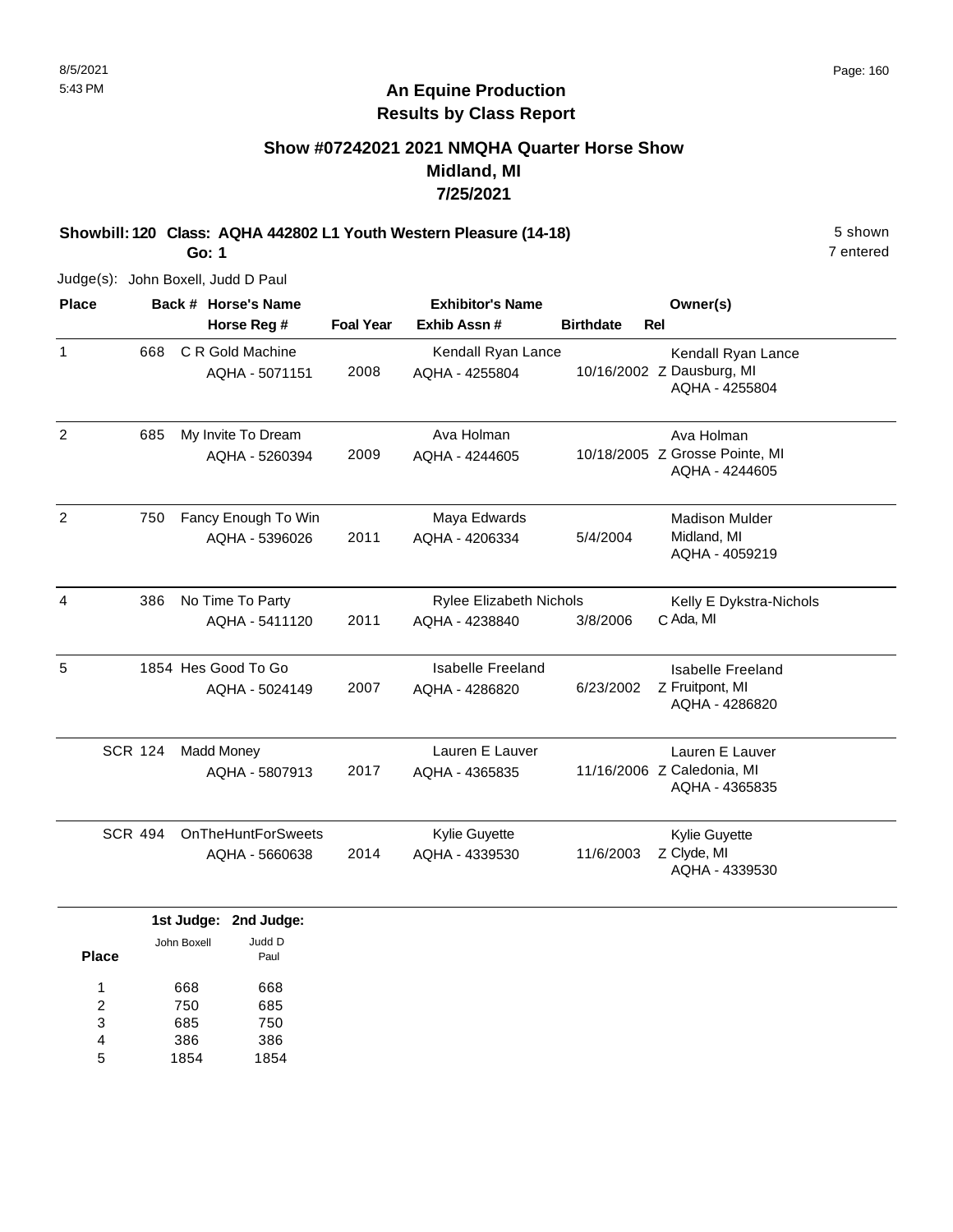# An Equine Production
## Results by Class Report

### Show #07242021 2021 NMQHA Quarter Horse Show
### Midland, MI
### 7/25/2021

**Showbill: 120 Class: AQHA 442802 L1 Youth Western Pleasure (14-18)** — 5 shown, 7 entered

**Go: 1**

Judge(s): John Boxell, Judd D Paul

| Place | Back # | Horse's Name / Horse Reg # | Foal Year | Exhibitor's Name / Exhib Assn # | Birthdate | Rel | Owner(s) |
|---|---|---|---|---|---|---|---|
| 1 | 668 | C R Gold Machine<br>AQHA - 5071151 | 2008 | Kendall Ryan Lance<br>AQHA - 4255804 | 10/16/2002 | Z | Kendall Ryan Lance<br>Dausburg, MI<br>AQHA - 4255804 |
| 2 | 685 | My Invite To Dream<br>AQHA - 5260394 | 2009 | Ava Holman<br>AQHA - 4244605 | 10/18/2005 | Z | Ava Holman<br>Grosse Pointe, MI<br>AQHA - 4244605 |
| 2 | 750 | Fancy Enough To Win<br>AQHA - 5396026 | 2011 | Maya Edwards<br>AQHA - 4206334 | 5/4/2004 | | Madison Mulder<br>Midland, MI<br>AQHA - 4059219 |
| 4 | 386 | No Time To Party<br>AQHA - 5411120 | 2011 | Rylee Elizabeth Nichols<br>AQHA - 4238840 | 3/8/2006 | C | Kelly E Dykstra-Nichols<br>Ada, MI |
| 5 | 1854 | Hes Good To Go<br>AQHA - 5024149 | 2007 | Isabelle Freeland<br>AQHA - 4286820 | 6/23/2002 | Z | Isabelle Freeland<br>Fruitpont, MI<br>AQHA - 4286820 |
| SCR | 124 | Madd Money<br>AQHA - 5807913 | 2017 | Lauren E Lauver<br>AQHA - 4365835 | 11/16/2006 | Z | Lauren E Lauver<br>Caledonia, MI<br>AQHA - 4365835 |
| SCR | 494 | OnTheHuntForSweets<br>AQHA - 5660638 | 2014 | Kylie Guyette<br>AQHA - 4339530 | 11/6/2003 | Z | Kylie Guyette<br>Clyde, MI<br>AQHA - 4339530 |

| Place | 1st Judge: John Boxell | 2nd Judge: Judd D Paul |
|---|---|---|
| 1 | 668 | 668 |
| 2 | 750 | 685 |
| 3 | 685 | 750 |
| 4 | 386 | 386 |
| 5 | 1854 | 1854 |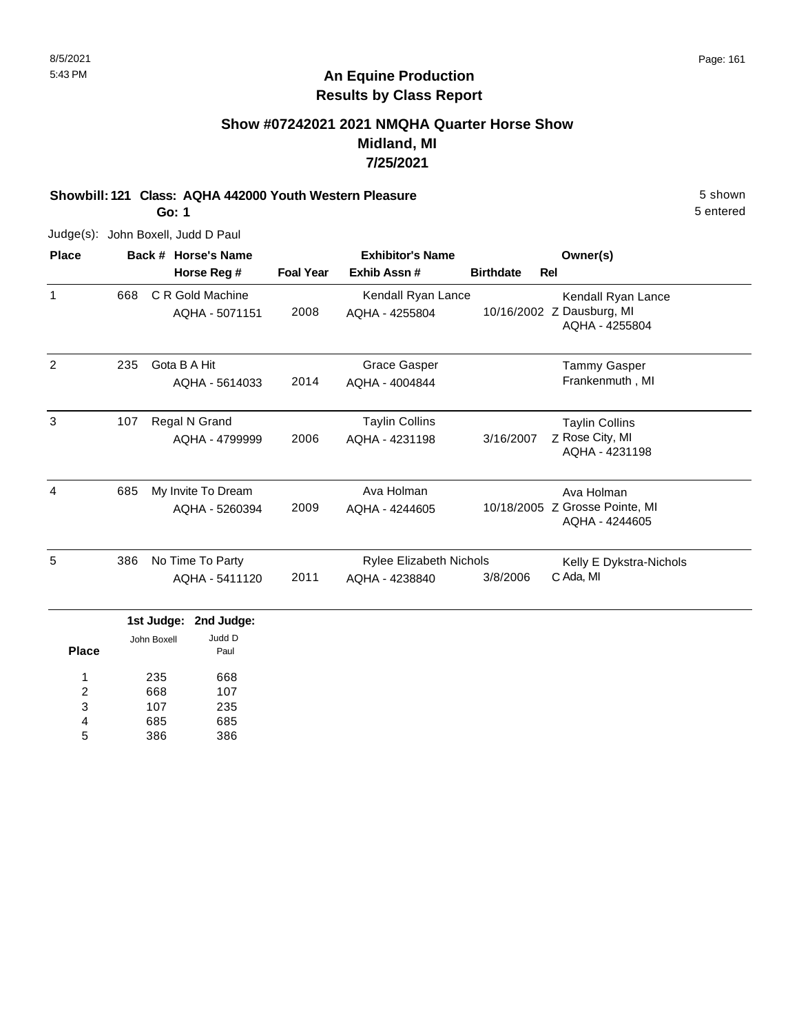8/5/2021
5:43 PM

## An Equine Production
## Results by Class Report

### Show #07242021 2021 NMQHA Quarter Horse Show
### Midland, MI
### 7/25/2021

**Showbill: 121 Class: AQHA 442000 Youth Western Pleasure** — 5 shown, 5 entered

**Go: 1**

Judge(s): John Boxell, Judd D Paul

| Place | Back # | Horse's Name / Horse Reg # | Foal Year | Exhibitor's Name / Exhib Assn # | Birthdate | Rel | Owner(s) |
|---|---|---|---|---|---|---|---|
| 1 | 668 | C R Gold Machine<br>AQHA - 5071151 | 2008 | Kendall Ryan Lance<br>AQHA - 4255804 | 10/16/2002 | Z | Kendall Ryan Lance<br>Dausburg, MI<br>AQHA - 4255804 |
| 2 | 235 | Gota B A Hit<br>AQHA - 5614033 | 2014 | Grace Gasper<br>AQHA - 4004844 | | | Tammy Gasper<br>Frankenmuth , MI |
| 3 | 107 | Regal N Grand<br>AQHA - 4799999 | 2006 | Taylin Collins<br>AQHA - 4231198 | 3/16/2007 | Z | Taylin Collins<br>Rose City, MI<br>AQHA - 4231198 |
| 4 | 685 | My Invite To Dream<br>AQHA - 5260394 | 2009 | Ava Holman<br>AQHA - 4244605 | 10/18/2005 | Z | Ava Holman<br>Grosse Pointe, MI<br>AQHA - 4244605 |
| 5 | 386 | No Time To Party<br>AQHA - 5411120 | 2011 | Rylee Elizabeth Nichols<br>AQHA - 4238840 | 3/8/2006 | C | Kelly E Dykstra-Nichols<br>Ada, MI |

| Place | 1st Judge: John Boxell | 2nd Judge: Judd D Paul |
|---|---|---|
| 1 | 235 | 668 |
| 2 | 668 | 107 |
| 3 | 107 | 235 |
| 4 | 685 | 685 |
| 5 | 386 | 386 |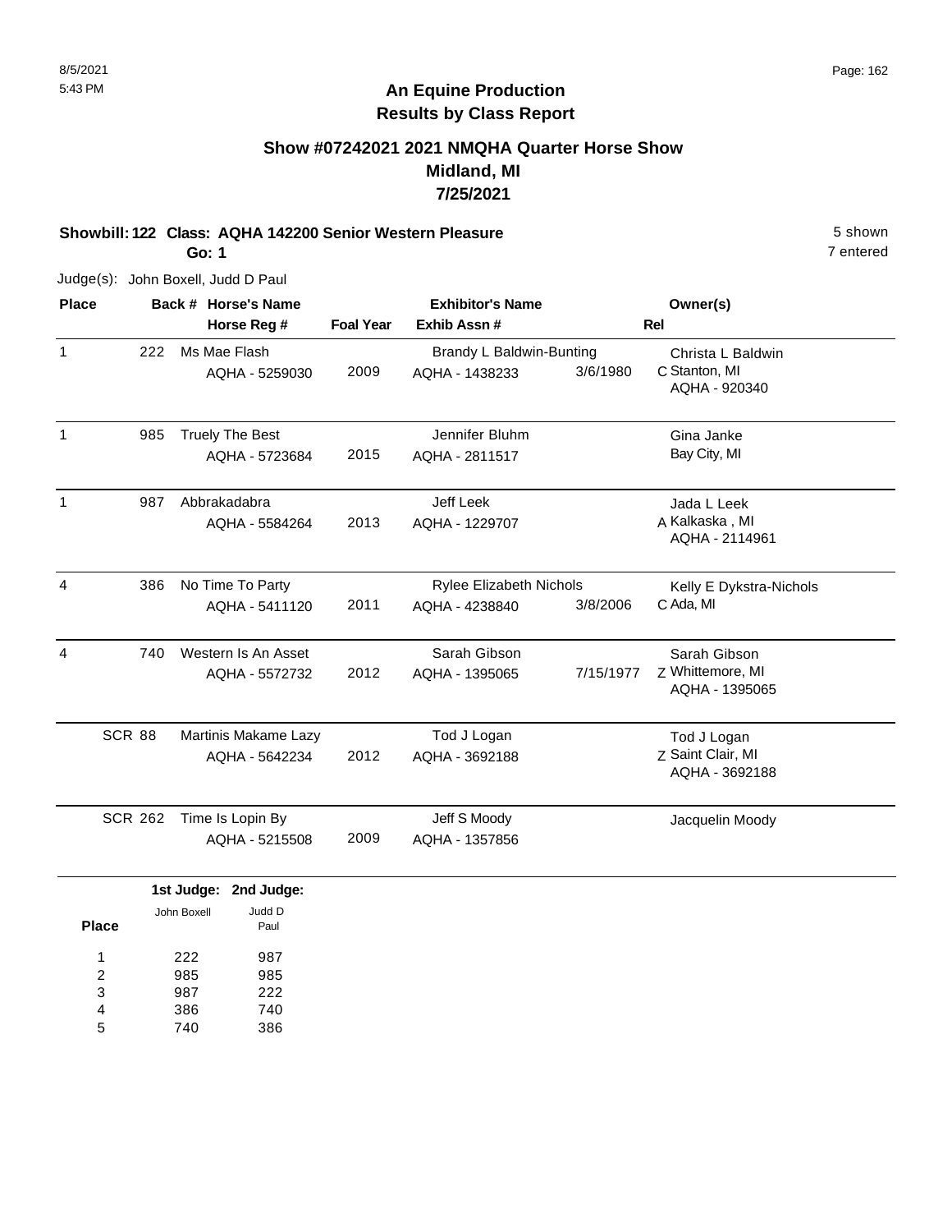# An Equine Production
## Results by Class Report

### Show #07242021 2021 NMQHA Quarter Horse Show
### Midland, MI
### 7/25/2021

**Showbill: 122 Class: AQHA 142200 Senior Western Pleasure** 5 shown
**Go: 1** 7 entered

Judge(s): John Boxell, Judd D Paul

| Place | Back # | Horse's Name / Horse Reg # | Foal Year | Exhibitor's Name / Exhib Assn # | | Rel | Owner(s) |
|---|---|---|---|---|---|---|---|
| 1 | 222 | Ms Mae Flash<br>AQHA - 5259030 | 2009 | Brandy L Baldwin-Bunting<br>AQHA - 1438233 | 3/6/1980 | C | Christa L Baldwin<br>Stanton, MI<br>AQHA - 920340 |
| 1 | 985 | Truely The Best<br>AQHA - 5723684 | 2015 | Jennifer Bluhm<br>AQHA - 2811517 | | | Gina Janke<br>Bay City, MI |
| 1 | 987 | Abbrakadabra<br>AQHA - 5584264 | 2013 | Jeff Leek<br>AQHA - 1229707 | | A | Jada L Leek<br>Kalkaska , MI<br>AQHA - 2114961 |
| 4 | 386 | No Time To Party<br>AQHA - 5411120 | 2011 | Rylee Elizabeth Nichols<br>AQHA - 4238840 | 3/8/2006 | C | Kelly E Dykstra-Nichols<br>Ada, MI |
| 4 | 740 | Western Is An Asset<br>AQHA - 5572732 | 2012 | Sarah Gibson<br>AQHA - 1395065 | 7/15/1977 | Z | Sarah Gibson<br>Whittemore, MI<br>AQHA - 1395065 |
| SCR | 88 | Martinis Makame Lazy<br>AQHA - 5642234 | 2012 | Tod J Logan<br>AQHA - 3692188 | | Z | Tod J Logan<br>Saint Clair, MI<br>AQHA - 3692188 |
| SCR | 262 | Time Is Lopin By<br>AQHA - 5215508 | 2009 | Jeff S Moody<br>AQHA - 1357856 | | | Jacquelin Moody |

| Place | 1st Judge: John Boxell | 2nd Judge: Judd D Paul |
|---|---|---|
| 1 | 222 | 987 |
| 2 | 985 | 985 |
| 3 | 987 | 222 |
| 4 | 386 | 740 |
| 5 | 740 | 386 |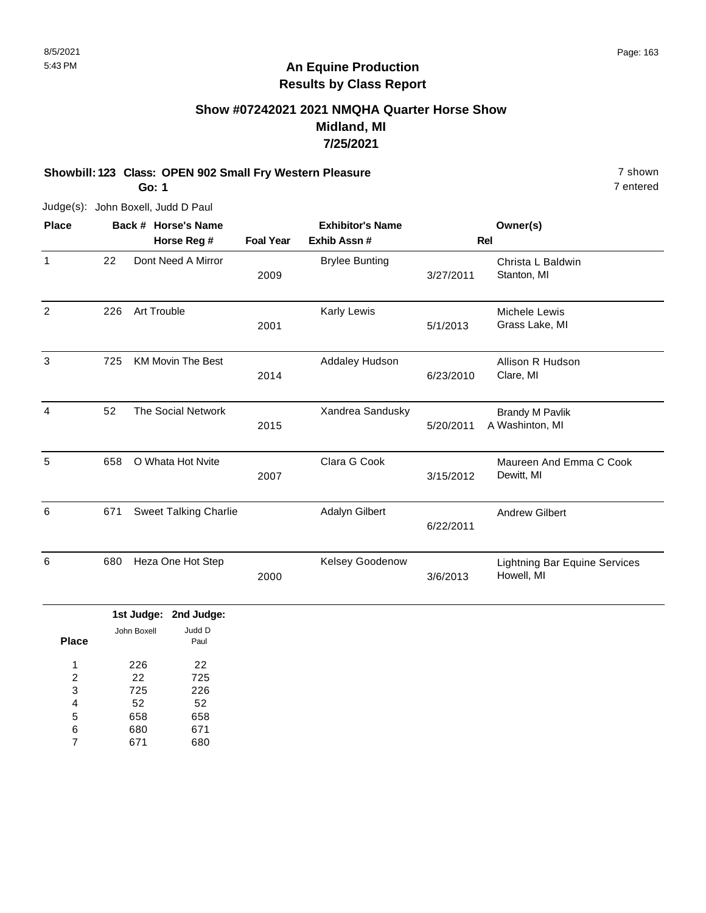# An Equine Production
## Results by Class Report

### Show #07242021 2021 NMQHA Quarter Horse Show
### Midland, MI
### 7/25/2021

**Showbill: 123 Class: OPEN 902 Small Fry Western Pleasure** — 7 shown

**Go: 1** — 7 entered

Judge(s): John Boxell, Judd D Paul

| Place | Back # | Horse's Name / Horse Reg # | Foal Year | Exhibitor's Name / Exhib Assn # | Rel | Owner(s) |
|---|---|---|---|---|---|---|
| 1 | 22 | Dont Need A Mirror | 2009 | Brylee Bunting | 3/27/2011 | Christa L Baldwin<br>Stanton, MI |
| 2 | 226 | Art Trouble | 2001 | Karly Lewis | 5/1/2013 | Michele Lewis<br>Grass Lake, MI |
| 3 | 725 | KM Movin The Best | 2014 | Addaley Hudson | 6/23/2010 | Allison R Hudson<br>Clare, MI |
| 4 | 52 | The Social Network | 2015 | Xandrea Sandusky | 5/20/2011 | Brandy M Pavlik<br>A Washinton, MI |
| 5 | 658 | O Whata Hot Nvite | 2007 | Clara G Cook | 3/15/2012 | Maureen And Emma C Cook<br>Dewitt, MI |
| 6 | 671 | Sweet Talking Charlie | | Adalyn Gilbert | 6/22/2011 | Andrew Gilbert |
| 6 | 680 | Heza One Hot Step | 2000 | Kelsey Goodenow | 3/6/2013 | Lightning Bar Equine Services<br>Howell, MI |

| Place | 1st Judge: John Boxell | 2nd Judge: Judd D Paul |
|---|---|---|
| 1 | 226 | 22 |
| 2 | 22 | 725 |
| 3 | 725 | 226 |
| 4 | 52 | 52 |
| 5 | 658 | 658 |
| 6 | 680 | 671 |
| 7 | 671 | 680 |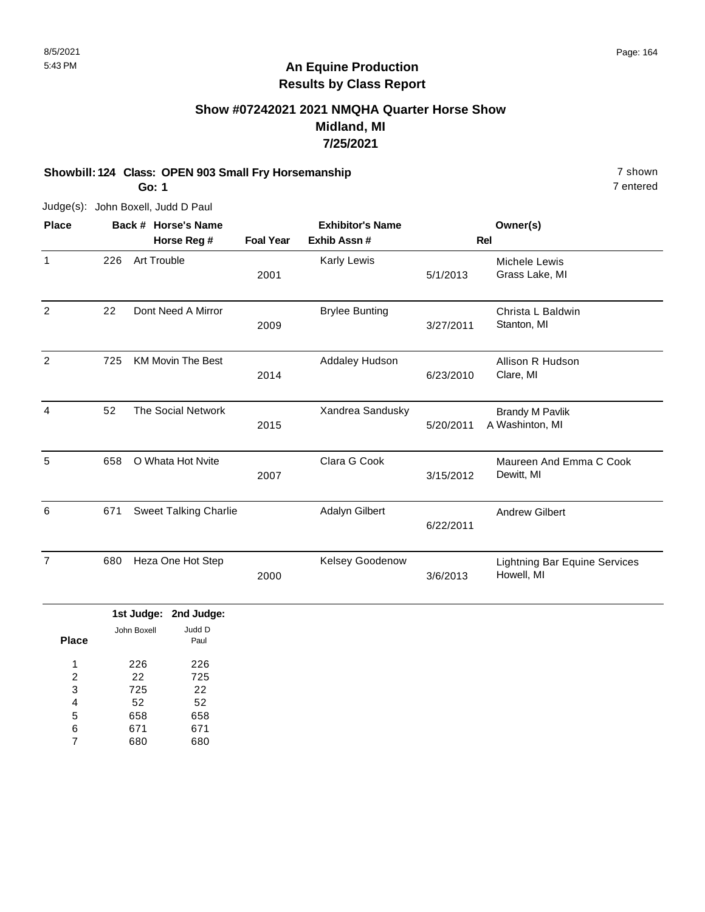8/5/2021
5:43 PM

# An Equine Production
## Results by Class Report

### Show #07242021 2021 NMQHA Quarter Horse Show
### Midland, MI
### 7/25/2021

**Showbill: 124 Class: OPEN 903 Small Fry Horsemanship** 7 shown
**Go: 1** 7 entered

Judge(s): John Boxell, Judd D Paul

| Place | Back # | Horse's Name / Horse Reg # | Foal Year | Exhibitor's Name / Exhib Assn # | Rel | Owner(s) |
|---|---|---|---|---|---|---|
| 1 | 226 | Art Trouble | 2001 | Karly Lewis | 5/1/2013 | Michele Lewis<br>Grass Lake, MI |
| 2 | 22 | Dont Need A Mirror | 2009 | Brylee Bunting | 3/27/2011 | Christa L Baldwin<br>Stanton, MI |
| 2 | 725 | KM Movin The Best | 2014 | Addaley Hudson | 6/23/2010 | Allison R Hudson<br>Clare, MI |
| 4 | 52 | The Social Network | 2015 | Xandrea Sandusky | 5/20/2011 | Brandy M Pavlik<br>A Washinton, MI |
| 5 | 658 | O Whata Hot Nvite | 2007 | Clara G Cook | 3/15/2012 | Maureen And Emma C Cook<br>Dewitt, MI |
| 6 | 671 | Sweet Talking Charlie | | Adalyn Gilbert | 6/22/2011 | Andrew Gilbert |
| 7 | 680 | Heza One Hot Step | 2000 | Kelsey Goodenow | 3/6/2013 | Lightning Bar Equine Services<br>Howell, MI |

| Place | 1st Judge: John Boxell | 2nd Judge: Judd D Paul |
|---|---|---|
| 1 | 226 | 226 |
| 2 | 22 | 725 |
| 3 | 725 | 22 |
| 4 | 52 | 52 |
| 5 | 658 | 658 |
| 6 | 671 | 671 |
| 7 | 680 | 680 |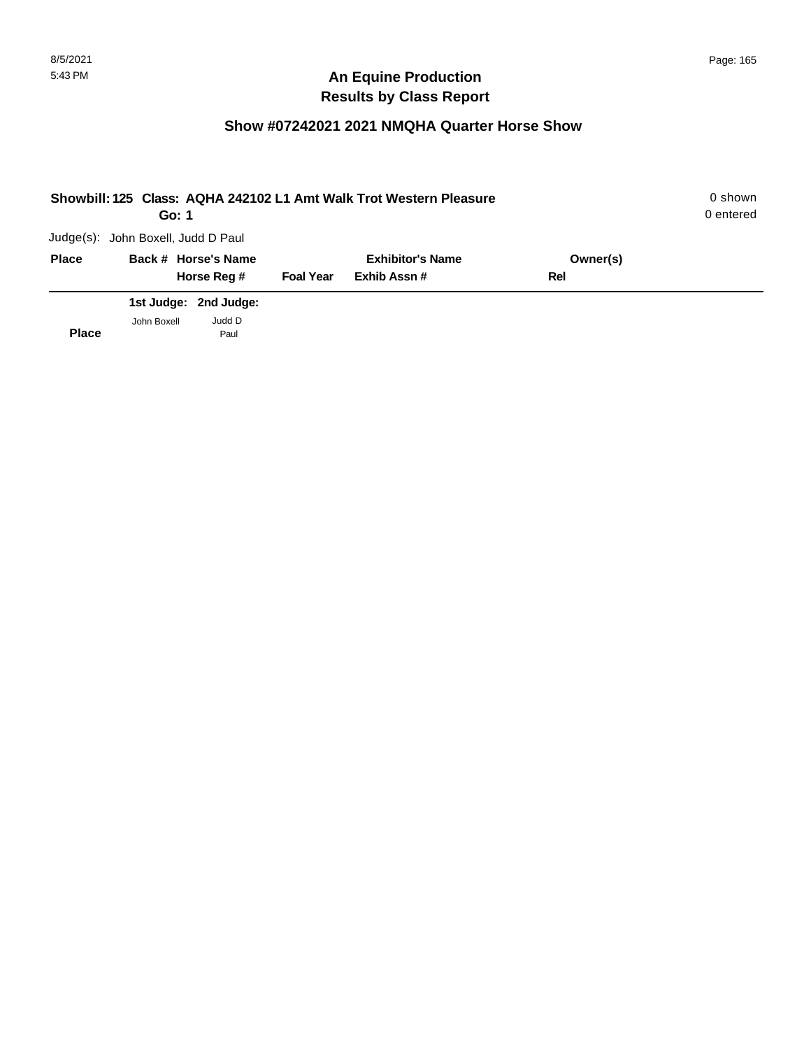# An Equine Production
# Results by Class Report

## Show #07242021 2021 NMQHA Quarter Horse Show

**Showbill: 125 Class: AQHA 242102 L1 Amt Walk Trot Western Pleasure** 0 shown

**Go: 1** 0 entered

Judge(s): John Boxell, Judd D Paul

| Place | Back # | Horse's Name / Horse Reg # | Foal Year | Exhibitor's Name / Exhib Assn # | Owner(s) / Rel |
|---|---|---|---|---|---|

| Place | 1st Judge: John Boxell | 2nd Judge: Judd D Paul |
|---|---|---|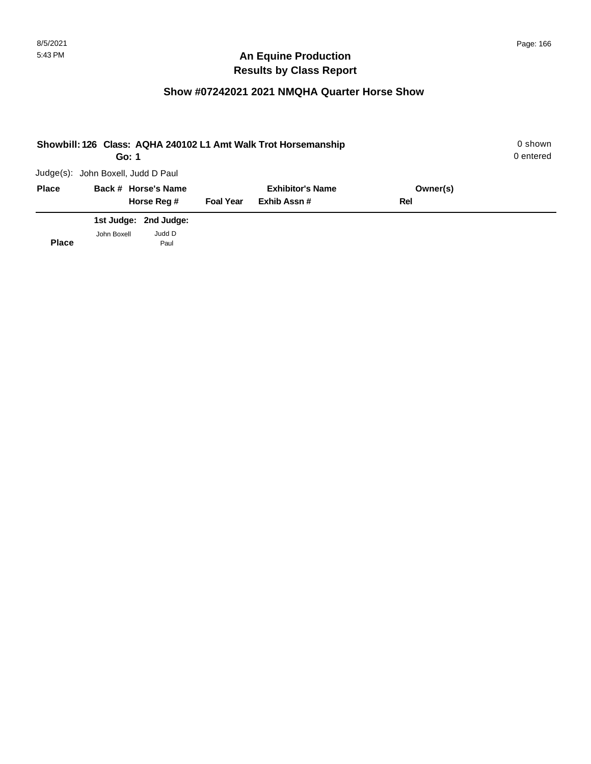## An Equine Production
## Results by Class Report

### Show #07242021 2021 NMQHA Quarter Horse Show

**Showbill: 126 Class: AQHA 240102 L1 Amt Walk Trot Horsemanship** 0 shown
**Go: 1** 0 entered

Judge(s): John Boxell, Judd D Paul

| Place | Back # | Horse's Name / Horse Reg # | Foal Year | Exhibitor's Name / Exhib Assn # | Owner(s) / Rel |
|---|---|---|---|---|---|

| Place | 1st Judge: John Boxell | 2nd Judge: Judd D Paul |
|---|---|---|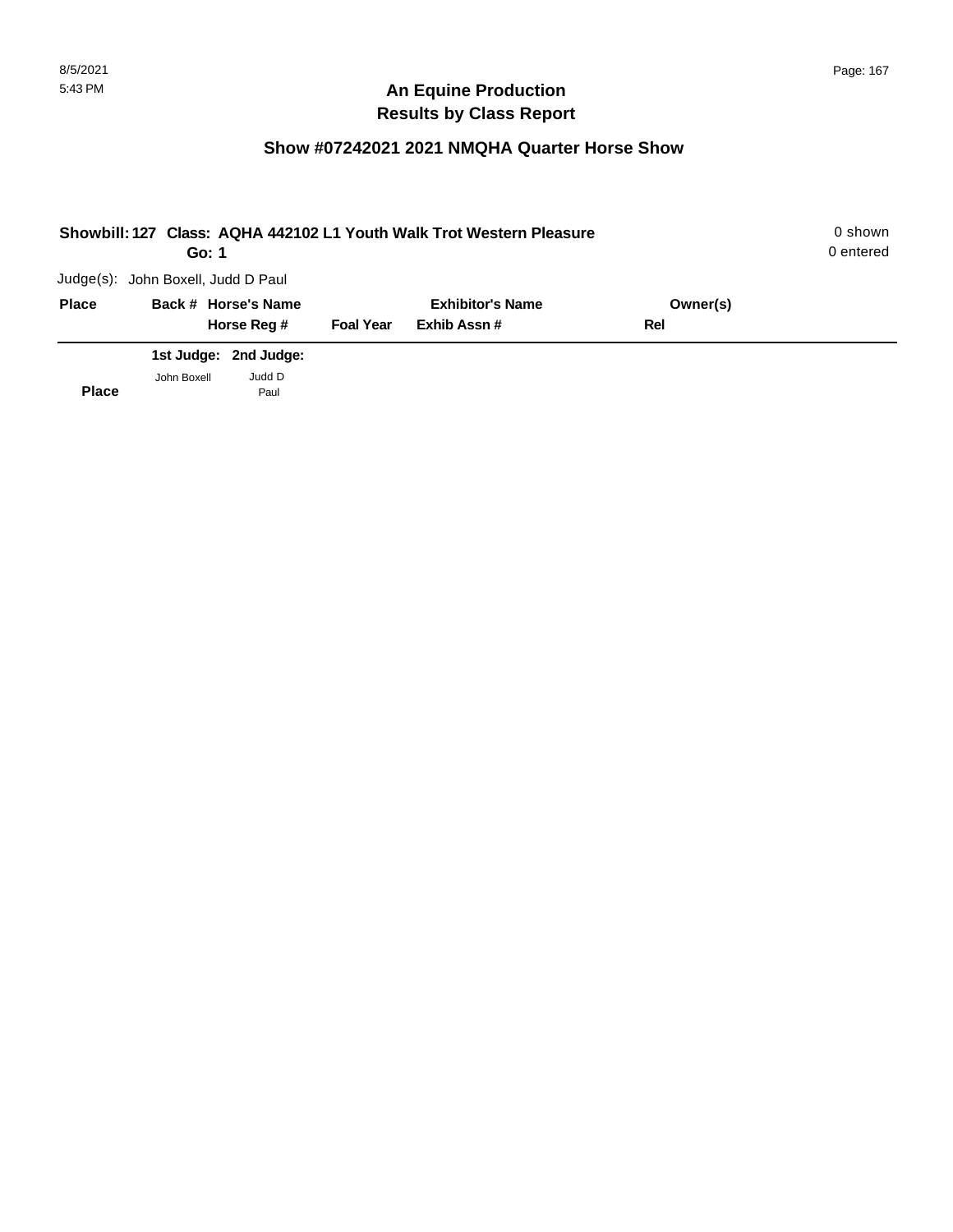## An Equine Production
## Results by Class Report

### Show #07242021 2021 NMQHA Quarter Horse Show

**Showbill: 127 Class: AQHA 442102 L1 Youth Walk Trot Western Pleasure** 0 shown
**Go: 1** 0 entered

Judge(s): John Boxell, Judd D Paul

| Place | Back # | Horse's Name / Horse Reg # | Foal Year | Exhibitor's Name / Exhib Assn # | Owner(s) / Rel |
|---|---|---|---|---|---|

| Place | 1st Judge: John Boxell | 2nd Judge: Judd D Paul |
|---|---|---|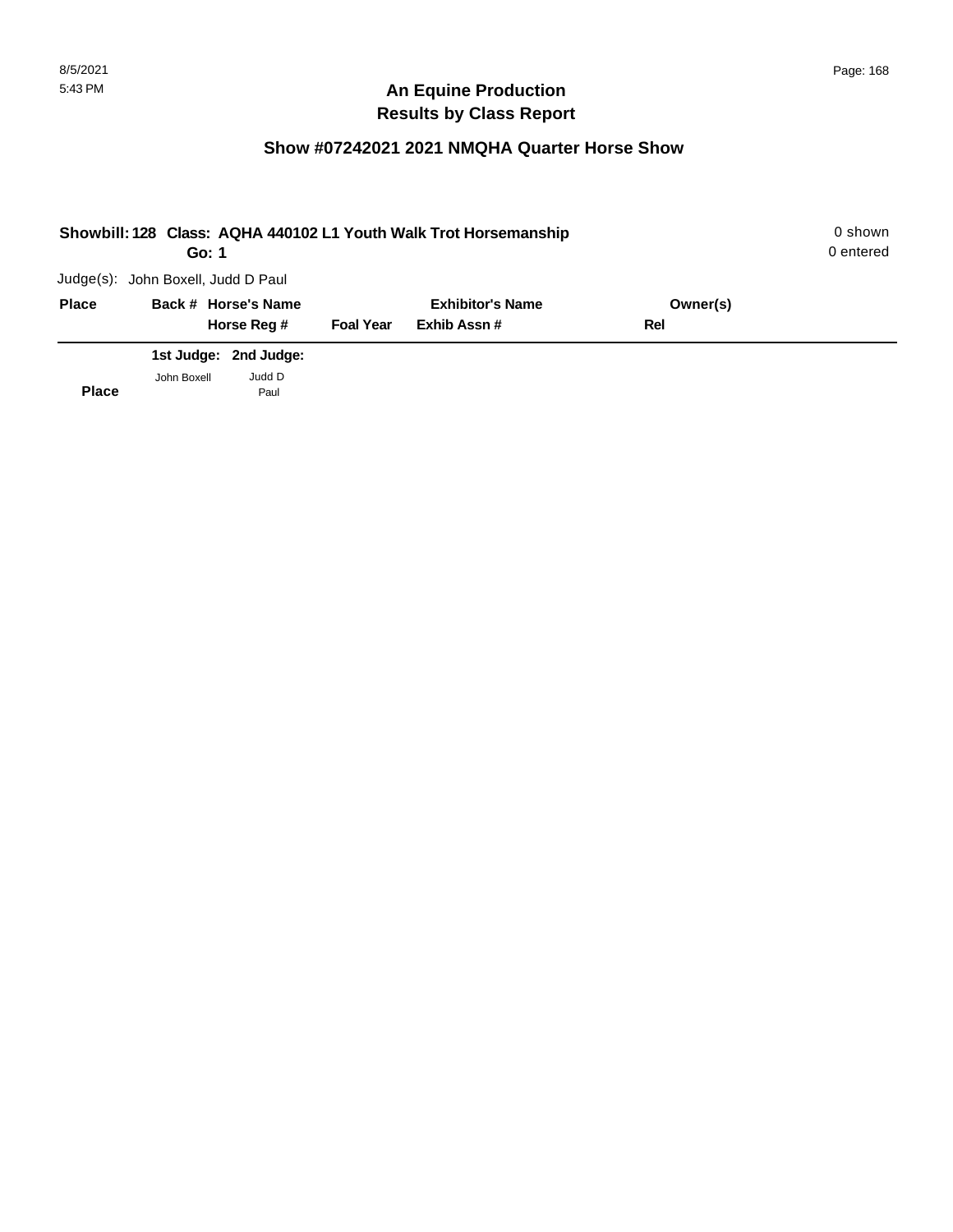# An Equine Production
# Results by Class Report

## Show #07242021 2021 NMQHA Quarter Horse Show

**Showbill: 128 Class: AQHA 440102 L1 Youth Walk Trot Horsemanship**
**Go: 1**

0 shown
0 entered

Judge(s): John Boxell, Judd D Paul

| Place | Back # | Horse's Name<br>Horse Reg # | Foal Year | Exhibitor's Name<br>Exhib Assn # | Owner(s)<br>Rel |
|---|---|---|---|---|---|

| Place | 1st Judge:<br>John Boxell | 2nd Judge:<br>Judd D Paul |
|---|---|---|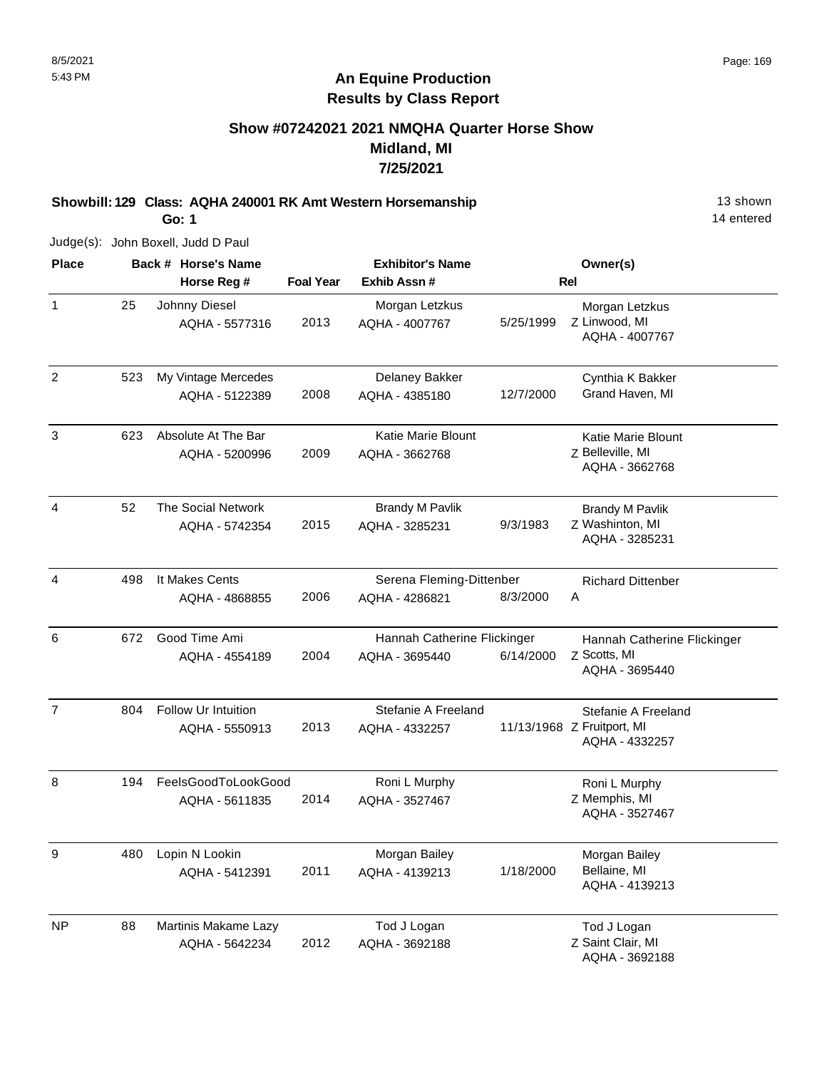# An Equine Production
## Results by Class Report

### Show #07242021 2021 NMQHA Quarter Horse Show
### Midland, MI
### 7/25/2021

**Showbill: 129 Class: AQHA 240001 RK Amt Western Horsemanship** 13 shown

**Go: 1** 14 entered

Judge(s): John Boxell, Judd D Paul

| Place | Back # | Horse's Name / Horse Reg # | Foal Year | Exhibitor's Name / Exhib Assn # | | Rel | Owner(s) |
|---|---|---|---|---|---|---|---|
| 1 | 25 | Johnny Diesel<br>AQHA - 5577316 | 2013 | Morgan Letzkus<br>AQHA - 4007767 | 5/25/1999 | Z | Morgan Letzkus<br>Linwood, MI<br>AQHA - 4007767 |
| 2 | 523 | My Vintage Mercedes<br>AQHA - 5122389 | 2008 | Delaney Bakker<br>AQHA - 4385180 | 12/7/2000 | | Cynthia K Bakker<br>Grand Haven, MI |
| 3 | 623 | Absolute At The Bar<br>AQHA - 5200996 | 2009 | Katie Marie Blount<br>AQHA - 3662768 | | Z | Katie Marie Blount<br>Belleville, MI<br>AQHA - 3662768 |
| 4 | 52 | The Social Network<br>AQHA - 5742354 | 2015 | Brandy M Pavlik<br>AQHA - 3285231 | 9/3/1983 | Z | Brandy M Pavlik<br>Washinton, MI<br>AQHA - 3285231 |
| 4 | 498 | It Makes Cents<br>AQHA - 4868855 | 2006 | Serena Fleming-Dittenber<br>AQHA - 4286821 | 8/3/2000 | A | Richard Dittenber |
| 6 | 672 | Good Time Ami<br>AQHA - 4554189 | 2004 | Hannah Catherine Flickinger<br>AQHA - 3695440 | 6/14/2000 | Z | Hannah Catherine Flickinger<br>Scotts, MI<br>AQHA - 3695440 |
| 7 | 804 | Follow Ur Intuition<br>AQHA - 5550913 | 2013 | Stefanie A Freeland<br>AQHA - 4332257 | 11/13/1968 | Z | Stefanie A Freeland<br>Fruitport, MI<br>AQHA - 4332257 |
| 8 | 194 | FeelsGoodToLookGood<br>AQHA - 5611835 | 2014 | Roni L Murphy<br>AQHA - 3527467 | | Z | Roni L Murphy<br>Memphis, MI<br>AQHA - 3527467 |
| 9 | 480 | Lopin N Lookin<br>AQHA - 5412391 | 2011 | Morgan Bailey<br>AQHA - 4139213 | 1/18/2000 | | Morgan Bailey<br>Bellaine, MI<br>AQHA - 4139213 |
| NP | 88 | Martinis Makame Lazy<br>AQHA - 5642234 | 2012 | Tod J Logan<br>AQHA - 3692188 | | Z | Tod J Logan<br>Saint Clair, MI<br>AQHA - 3692188 |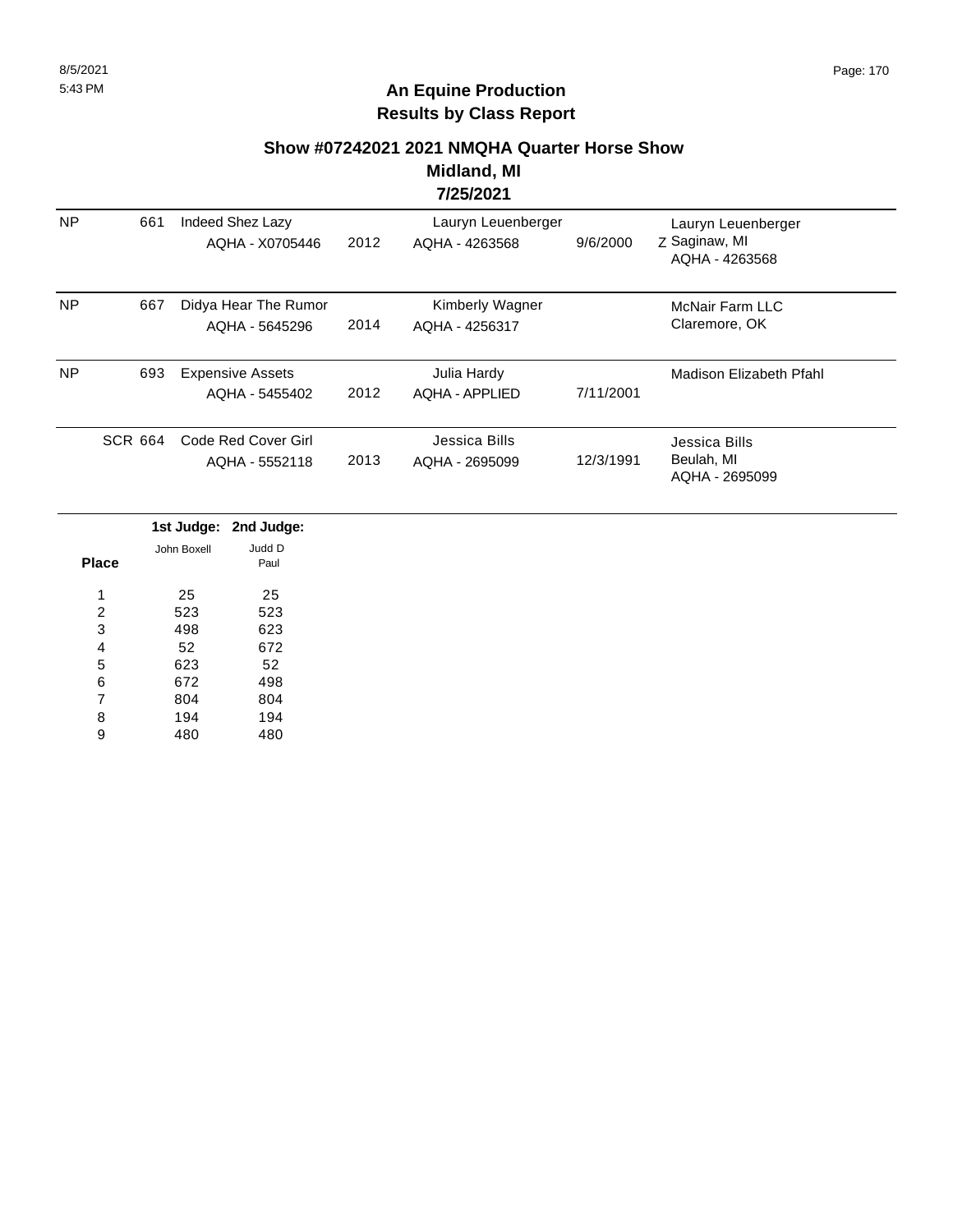# An Equine Production
## Results by Class Report

### Show #07242021 2021 NMQHA Quarter Horse Show
### Midland, MI
### 7/25/2021

| | | | | | | |
|---|---|---|---|---|---|---|
| NP | 661 | Indeed Shez Lazy AQHA - X0705446 | 2012 | Lauryn Leuenberger AQHA - 4263568 | 9/6/2000 | Lauryn Leuenberger Z Saginaw, MI AQHA - 4263568 |
| NP | 667 | Didya Hear The Rumor AQHA - 5645296 | 2014 | Kimberly Wagner AQHA - 4256317 | | McNair Farm LLC Claremore, OK |
| NP | 693 | Expensive Assets AQHA - 5455402 | 2012 | Julia Hardy AQHA - APPLIED | 7/11/2001 | Madison Elizabeth Pfahl |
| SCR | 664 | Code Red Cover Girl AQHA - 5552118 | 2013 | Jessica Bills AQHA - 2695099 | 12/3/1991 | Jessica Bills Beulah, MI AQHA - 2695099 |

| Place | 1st Judge: John Boxell | 2nd Judge: Judd D Paul |
|---|---|---|
| 1 | 25 | 25 |
| 2 | 523 | 523 |
| 3 | 498 | 623 |
| 4 | 52 | 672 |
| 5 | 623 | 52 |
| 6 | 672 | 498 |
| 7 | 804 | 804 |
| 8 | 194 | 194 |
| 9 | 480 | 480 |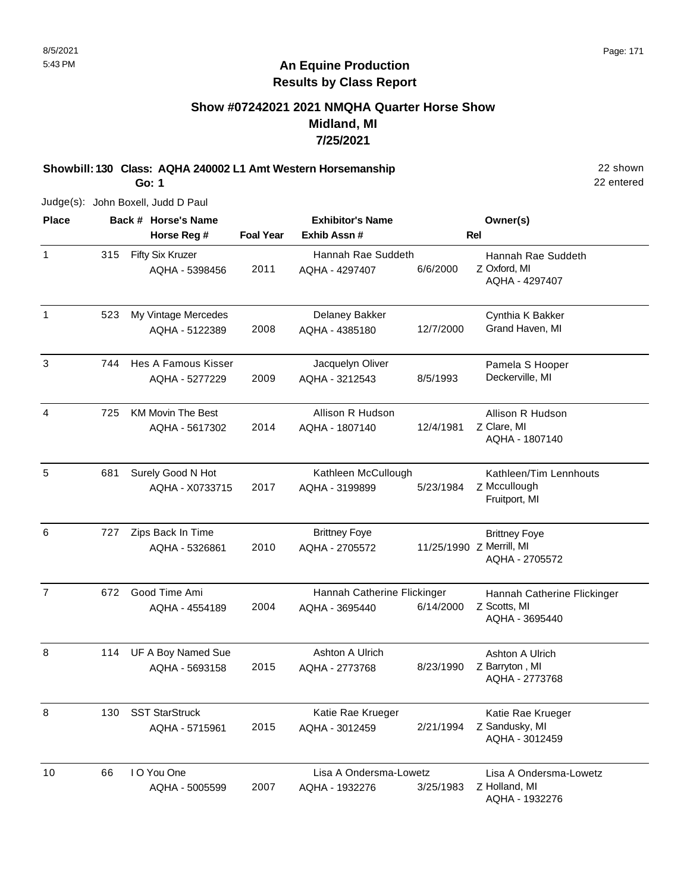# An Equine Production
## Results by Class Report

### Show #07242021 2021 NMQHA Quarter Horse Show
### Midland, MI
### 7/25/2021

**Showbill: 130 Class: AQHA 240002 L1 Amt Western Horsemanship** — 22 shown, 22 entered

**Go: 1**

Judge(s): John Boxell, Judd D Paul

| Place | Back # | Horse's Name / Horse Reg # | Foal Year | Exhibitor's Name / Exhib Assn # | | Rel | Owner(s) |
|---|---|---|---|---|---|---|---|
| 1 | 315 | Fifty Six Kruzer<br>AQHA - 5398456 | 2011 | Hannah Rae Suddeth<br>AQHA - 4297407 | 6/6/2000 | Z | Hannah Rae Suddeth<br>Oxford, MI<br>AQHA - 4297407 |
| 1 | 523 | My Vintage Mercedes<br>AQHA - 5122389 | 2008 | Delaney Bakker<br>AQHA - 4385180 | 12/7/2000 | | Cynthia K Bakker<br>Grand Haven, MI |
| 3 | 744 | Hes A Famous Kisser<br>AQHA - 5277229 | 2009 | Jacquelyn Oliver<br>AQHA - 3212543 | 8/5/1993 | | Pamela S Hooper<br>Deckerville, MI |
| 4 | 725 | KM Movin The Best<br>AQHA - 5617302 | 2014 | Allison R Hudson<br>AQHA - 1807140 | 12/4/1981 | Z | Allison R Hudson<br>Clare, MI<br>AQHA - 1807140 |
| 5 | 681 | Surely Good N Hot<br>AQHA - X0733715 | 2017 | Kathleen McCullough<br>AQHA - 3199899 | 5/23/1984 | Z | Kathleen/Tim Lennhouts<br>Mccullough<br>Fruitport, MI |
| 6 | 727 | Zips Back In Time<br>AQHA - 5326861 | 2010 | Brittney Foye<br>AQHA - 2705572 | 11/25/1990 | Z | Brittney Foye<br>Merrill, MI<br>AQHA - 2705572 |
| 7 | 672 | Good Time Ami<br>AQHA - 4554189 | 2004 | Hannah Catherine Flickinger<br>AQHA - 3695440 | 6/14/2000 | Z | Hannah Catherine Flickinger<br>Scotts, MI<br>AQHA - 3695440 |
| 8 | 114 | UF A Boy Named Sue<br>AQHA - 5693158 | 2015 | Ashton A Ulrich<br>AQHA - 2773768 | 8/23/1990 | Z | Ashton A Ulrich<br>Barryton , MI<br>AQHA - 2773768 |
| 8 | 130 | SST StarStruck<br>AQHA - 5715961 | 2015 | Katie Rae Krueger<br>AQHA - 3012459 | 2/21/1994 | Z | Katie Rae Krueger<br>Sandusky, MI<br>AQHA - 3012459 |
| 10 | 66 | I O You One<br>AQHA - 5005599 | 2007 | Lisa A Ondersma-Lowetz<br>AQHA - 1932276 | 3/25/1983 | Z | Lisa A Ondersma-Lowetz<br>Holland, MI<br>AQHA - 1932276 |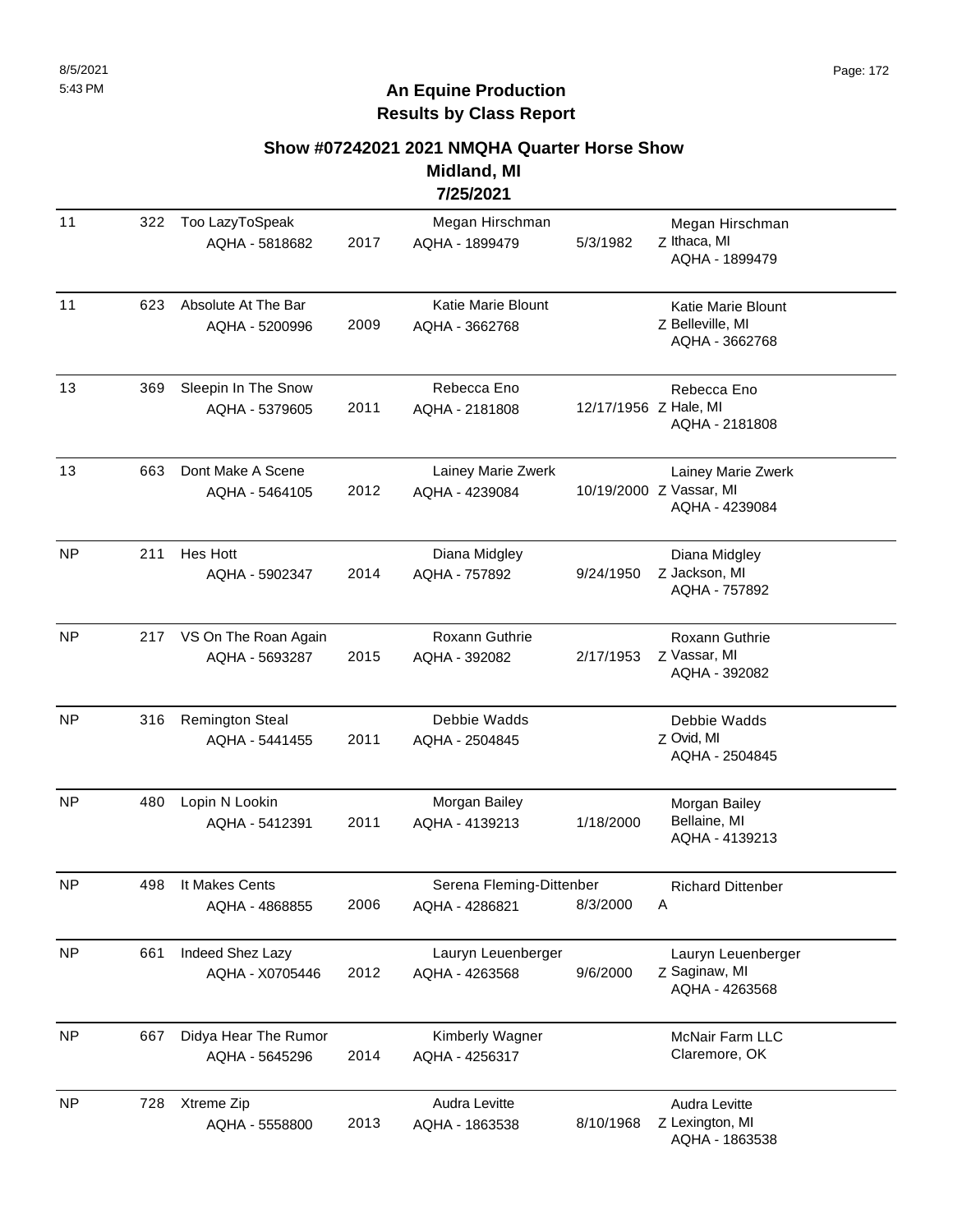## An Equine Production
## Results by Class Report

### Show #07242021 2021 NMQHA Quarter Horse Show
### Midland, MI
### 7/25/2021

| Place | Entry | Horse | Year | Rider | DOB | Owner |
|---|---|---|---|---|---|---|
| 11 | 322 | Too LazyToSpeak AQHA - 5818682 | 2017 | Megan Hirschman AQHA - 1899479 | 5/3/1982 | Z Megan Hirschman Ithaca, MI AQHA - 1899479 |
| 11 | 623 | Absolute At The Bar AQHA - 5200996 | 2009 | Katie Marie Blount AQHA - 3662768 | | Z Katie Marie Blount Belleville, MI AQHA - 3662768 |
| 13 | 369 | Sleepin In The Snow AQHA - 5379605 | 2011 | Rebecca Eno AQHA - 2181808 | 12/17/1956 | Z Rebecca Eno Hale, MI AQHA - 2181808 |
| 13 | 663 | Dont Make A Scene AQHA - 5464105 | 2012 | Lainey Marie Zwerk AQHA - 4239084 | 10/19/2000 | Z Lainey Marie Zwerk Vassar, MI AQHA - 4239084 |
| NP | 211 | Hes Hott AQHA - 5902347 | 2014 | Diana Midgley AQHA - 757892 | 9/24/1950 | Z Diana Midgley Jackson, MI AQHA - 757892 |
| NP | 217 | VS On The Roan Again AQHA - 5693287 | 2015 | Roxann Guthrie AQHA - 392082 | 2/17/1953 | Z Roxann Guthrie Vassar, MI AQHA - 392082 |
| NP | 316 | Remington Steal AQHA - 5441455 | 2011 | Debbie Wadds AQHA - 2504845 | | Z Debbie Wadds Ovid, MI AQHA - 2504845 |
| NP | 480 | Lopin N Lookin AQHA - 5412391 | 2011 | Morgan Bailey AQHA - 4139213 | 1/18/2000 | Morgan Bailey Bellaine, MI AQHA - 4139213 |
| NP | 498 | It Makes Cents AQHA - 4868855 | 2006 | Serena Fleming-Dittenber AQHA - 4286821 | 8/3/2000 | A Richard Dittenber |
| NP | 661 | Indeed Shez Lazy AQHA - X0705446 | 2012 | Lauryn Leuenberger AQHA - 4263568 | 9/6/2000 | Z Lauryn Leuenberger Saginaw, MI AQHA - 4263568 |
| NP | 667 | Didya Hear The Rumor AQHA - 5645296 | 2014 | Kimberly Wagner AQHA - 4256317 | | McNair Farm LLC Claremore, OK |
| NP | 728 | Xtreme Zip AQHA - 5558800 | 2013 | Audra Levitte AQHA - 1863538 | 8/10/1968 | Z Audra Levitte Lexington, MI AQHA - 1863538 |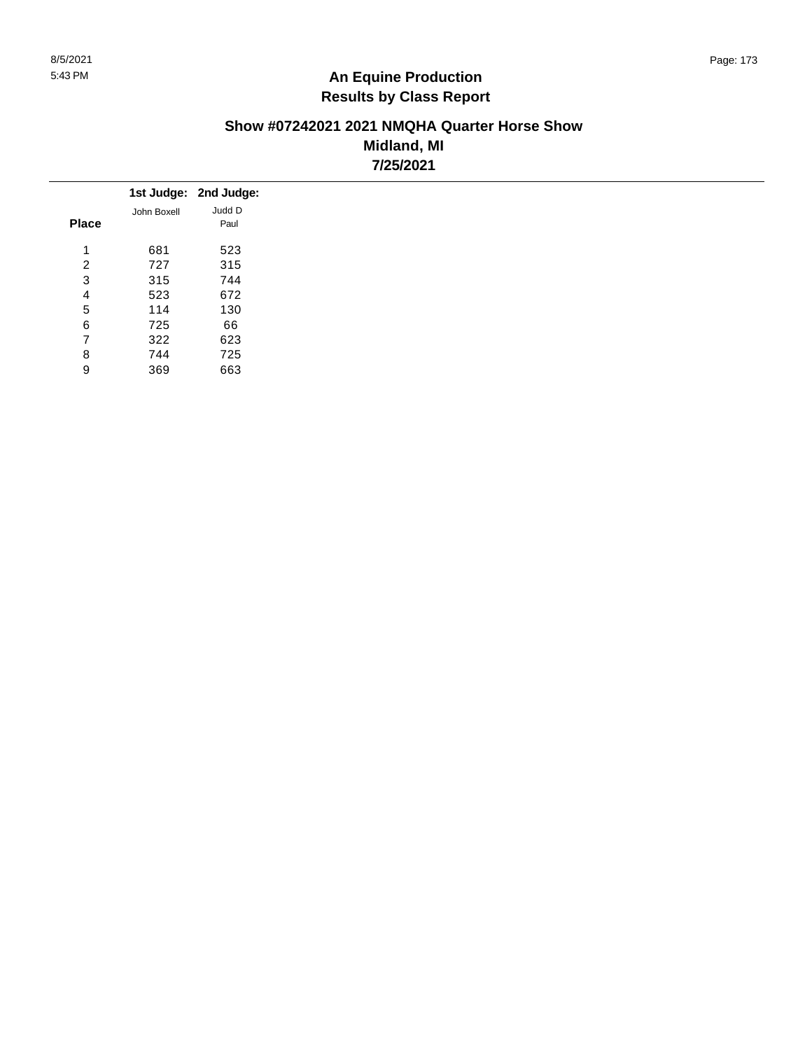# An Equine Production
## Results by Class Report

### Show #07242021 2021 NMQHA Quarter Horse Show
### Midland, MI
### 7/25/2021

| Place | 1st Judge: John Boxell | 2nd Judge: Judd D Paul |
|---|---|---|
| 1 | 681 | 523 |
| 2 | 727 | 315 |
| 3 | 315 | 744 |
| 4 | 523 | 672 |
| 5 | 114 | 130 |
| 6 | 725 | 66 |
| 7 | 322 | 623 |
| 8 | 744 | 725 |
| 9 | 369 | 663 |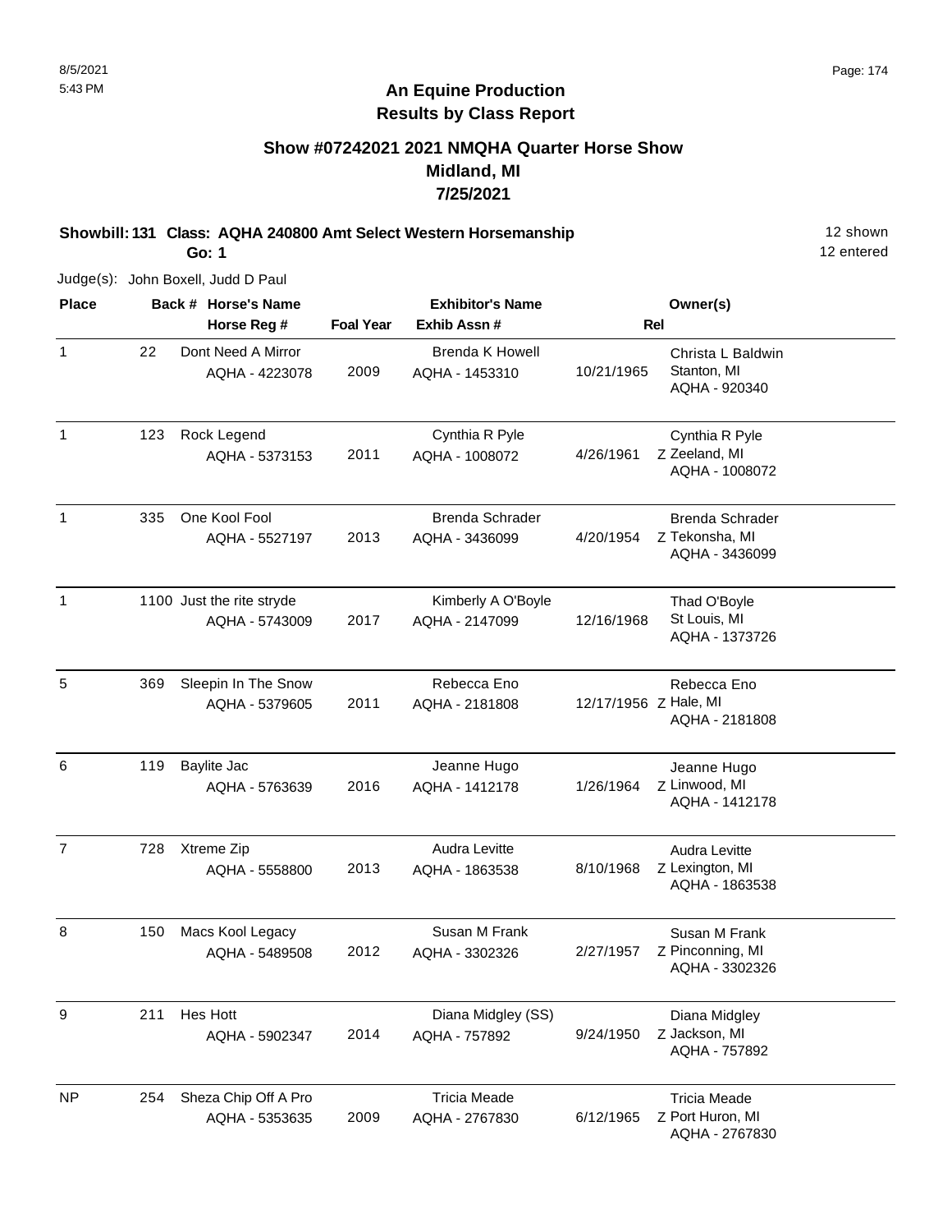## An Equine Production
## Results by Class Report

### Show #07242021 2021 NMQHA Quarter Horse Show
### Midland, MI
### 7/25/2021

**Showbill: 131 Class: AQHA 240800 Amt Select Western Horsemanship** 12 shown

**Go: 1** 12 entered

Judge(s): John Boxell, Judd D Paul

| Place | Back # | Horse's Name / Horse Reg # | Foal Year | Exhibitor's Name / Exhib Assn # | Rel | Owner(s) |
|---|---|---|---|---|---|---|
| 1 | 22 | Dont Need A Mirror<br>AQHA - 4223078 | 2009 | Brenda K Howell<br>AQHA - 1453310 | 10/21/1965 | Christa L Baldwin<br>Stanton, MI<br>AQHA - 920340 |
| 1 | 123 | Rock Legend<br>AQHA - 5373153 | 2011 | Cynthia R Pyle<br>AQHA - 1008072 | 4/26/1961 Z | Cynthia R Pyle<br>Zeeland, MI<br>AQHA - 1008072 |
| 1 | 335 | One Kool Fool<br>AQHA - 5527197 | 2013 | Brenda Schrader<br>AQHA - 3436099 | 4/20/1954 Z | Brenda Schrader<br>Tekonsha, MI<br>AQHA - 3436099 |
| 1 | 1100 | Just the rite stryde<br>AQHA - 5743009 | 2017 | Kimberly A O'Boyle<br>AQHA - 2147099 | 12/16/1968 | Thad O'Boyle<br>St Louis, MI<br>AQHA - 1373726 |
| 5 | 369 | Sleepin In The Snow<br>AQHA - 5379605 | 2011 | Rebecca Eno<br>AQHA - 2181808 | 12/17/1956 Z | Rebecca Eno<br>Hale, MI<br>AQHA - 2181808 |
| 6 | 119 | Baylite Jac<br>AQHA - 5763639 | 2016 | Jeanne Hugo<br>AQHA - 1412178 | 1/26/1964 Z | Jeanne Hugo<br>Linwood, MI<br>AQHA - 1412178 |
| 7 | 728 | Xtreme Zip<br>AQHA - 5558800 | 2013 | Audra Levitte<br>AQHA - 1863538 | 8/10/1968 Z | Audra Levitte<br>Lexington, MI<br>AQHA - 1863538 |
| 8 | 150 | Macs Kool Legacy<br>AQHA - 5489508 | 2012 | Susan M Frank<br>AQHA - 3302326 | 2/27/1957 Z | Susan M Frank<br>Pinconning, MI<br>AQHA - 3302326 |
| 9 | 211 | Hes Hott<br>AQHA - 5902347 | 2014 | Diana Midgley (SS)<br>AQHA - 757892 | 9/24/1950 Z | Diana Midgley<br>Jackson, MI<br>AQHA - 757892 |
| NP | 254 | Sheza Chip Off A Pro<br>AQHA - 5353635 | 2009 | Tricia Meade<br>AQHA - 2767830 | 6/12/1965 Z | Tricia Meade<br>Port Huron, MI<br>AQHA - 2767830 |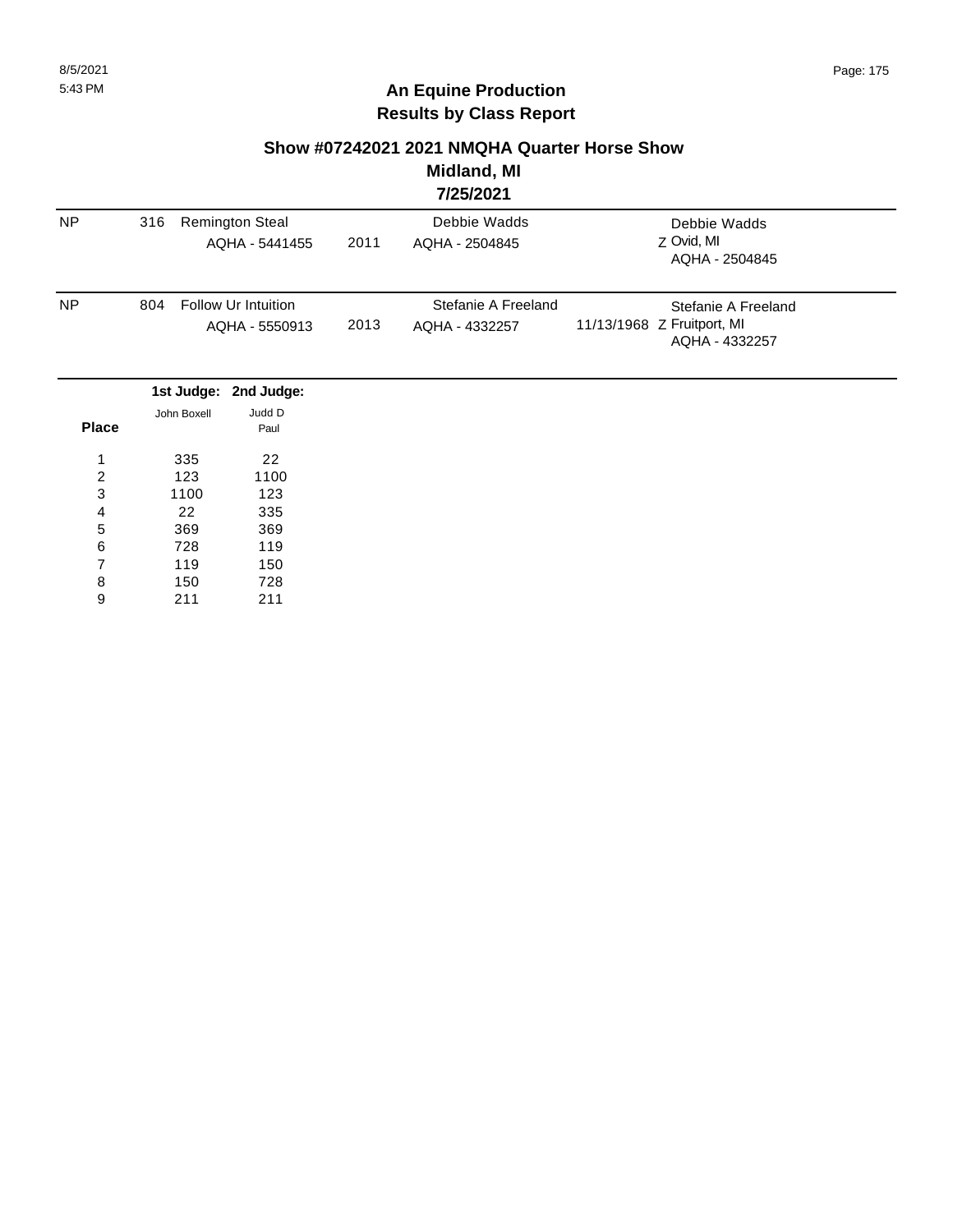## An Equine Production
## Results by Class Report

### Show #07242021 2021 NMQHA Quarter Horse Show
### Midland, MI
### 7/25/2021

| | | | | | |
|---|---|---|---|---|---|
| NP | 316 | Remington Steal<br>AQHA - 5441455 | 2011 | Debbie Wadds<br>AQHA - 2504845 | Debbie Wadds<br>Z Ovid, MI<br>AQHA - 2504845 |
| NP | 804 | Follow Ur Intuition<br>AQHA - 5550913 | 2013 | Stefanie A Freeland<br>AQHA - 4332257 | Stefanie A Freeland<br>11/13/1968 Z Fruitport, MI<br>AQHA - 4332257 |

| Place | 1st Judge: John Boxell | 2nd Judge: Judd D Paul |
|---|---|---|
| 1 | 335 | 22 |
| 2 | 123 | 1100 |
| 3 | 1100 | 123 |
| 4 | 22 | 335 |
| 5 | 369 | 369 |
| 6 | 728 | 119 |
| 7 | 119 | 150 |
| 8 | 150 | 728 |
| 9 | 211 | 211 |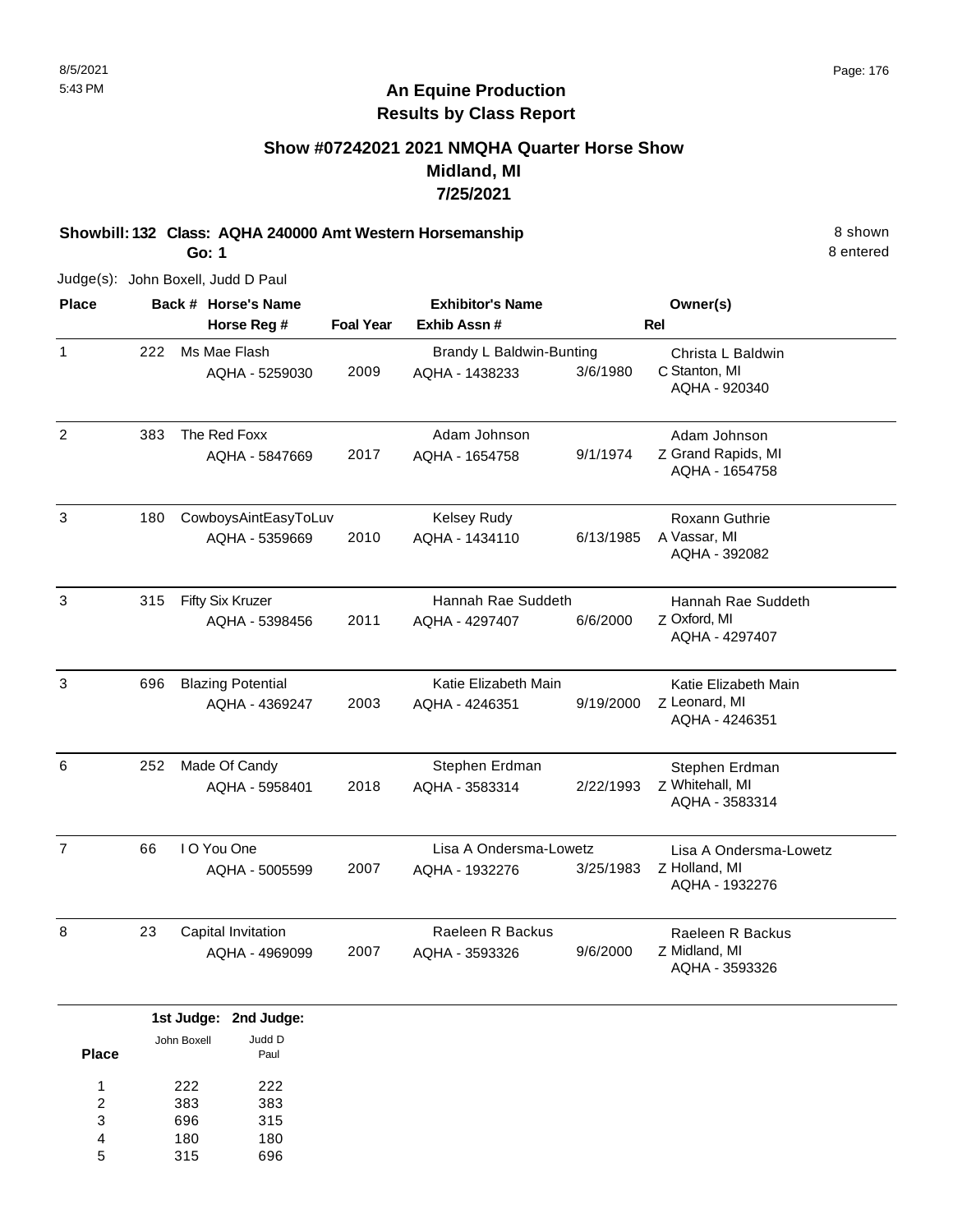# An Equine Production
## Results by Class Report

### Show #07242021 2021 NMQHA Quarter Horse Show
### Midland, MI
### 7/25/2021

**Showbill: 132 Class: AQHA 240000 Amt Western Horsemanship** 8 shown

**Go: 1** 8 entered

Judge(s): John Boxell, Judd D Paul

| Place | Back # | Horse's Name / Horse Reg # | Foal Year | Exhibitor's Name / Exhib Assn # | | Rel | Owner(s) |
|---|---|---|---|---|---|---|---|
| 1 | 222 | Ms Mae Flash<br>AQHA - 5259030 | 2009 | Brandy L Baldwin-Bunting<br>AQHA - 1438233 | 3/6/1980 | C | Christa L Baldwin<br>Stanton, MI<br>AQHA - 920340 |
| 2 | 383 | The Red Foxx<br>AQHA - 5847669 | 2017 | Adam Johnson<br>AQHA - 1654758 | 9/1/1974 | Z | Adam Johnson<br>Grand Rapids, MI<br>AQHA - 1654758 |
| 3 | 180 | CowboysAintEasyToLuv<br>AQHA - 5359669 | 2010 | Kelsey Rudy<br>AQHA - 1434110 | 6/13/1985 | A | Roxann Guthrie<br>Vassar, MI<br>AQHA - 392082 |
| 3 | 315 | Fifty Six Kruzer<br>AQHA - 5398456 | 2011 | Hannah Rae Suddeth<br>AQHA - 4297407 | 6/6/2000 | Z | Hannah Rae Suddeth<br>Oxford, MI<br>AQHA - 4297407 |
| 3 | 696 | Blazing Potential<br>AQHA - 4369247 | 2003 | Katie Elizabeth Main<br>AQHA - 4246351 | 9/19/2000 | Z | Katie Elizabeth Main<br>Leonard, MI<br>AQHA - 4246351 |
| 6 | 252 | Made Of Candy<br>AQHA - 5958401 | 2018 | Stephen Erdman<br>AQHA - 3583314 | 2/22/1993 | Z | Stephen Erdman<br>Whitehall, MI<br>AQHA - 3583314 |
| 7 | 66 | I O You One<br>AQHA - 5005599 | 2007 | Lisa A Ondersma-Lowetz<br>AQHA - 1932276 | 3/25/1983 | Z | Lisa A Ondersma-Lowetz<br>Holland, MI<br>AQHA - 1932276 |
| 8 | 23 | Capital Invitation<br>AQHA - 4969099 | 2007 | Raeleen R Backus<br>AQHA - 3593326 | 9/6/2000 | Z | Raeleen R Backus<br>Midland, MI<br>AQHA - 3593326 |

| Place | 1st Judge: John Boxell | 2nd Judge: Judd D Paul |
|---|---|---|
| 1 | 222 | 222 |
| 2 | 383 | 383 |
| 3 | 696 | 315 |
| 4 | 180 | 180 |
| 5 | 315 | 696 |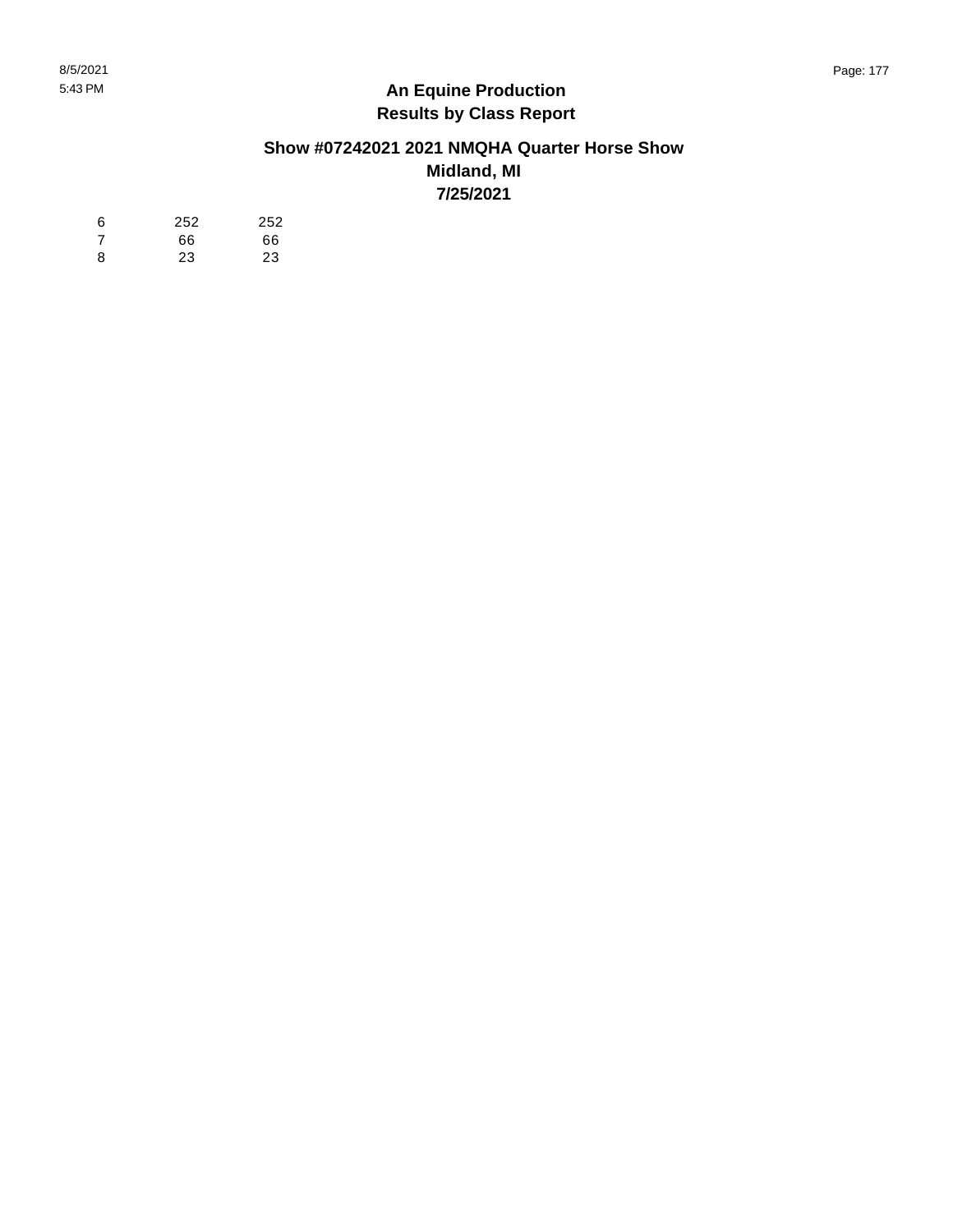**An Equine Production**
**Results by Class Report**

**Show #07242021 2021 NMQHA Quarter Horse Show**
**Midland, MI**
**7/25/2021**

| | | |
|---|---|---|
| 6 | 252 | 252 |
| 7 | 66 | 66 |
| 8 | 23 | 23 |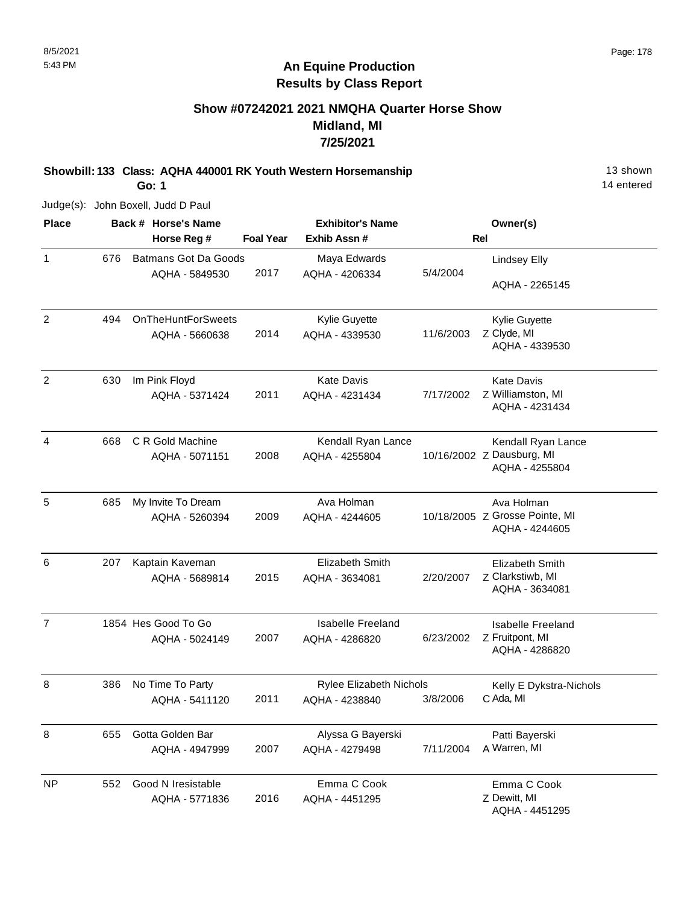8/5/2021
5:43 PM

# An Equine Production
## Results by Class Report

### Show #07242021 2021 NMQHA Quarter Horse Show
### Midland, MI
### 7/25/2021

**Showbill: 133 Class: AQHA 440001 RK Youth Western Horsemanship** 13 shown
**Go: 1** 14 entered

Judge(s): John Boxell, Judd D Paul

| Place | Back # | Horse's Name / Horse Reg # | Foal Year | Exhibitor's Name / Exhib Assn # | | Rel | Owner(s) |
|---|---|---|---|---|---|---|---|
| 1 | 676 | Batmans Got Da Goods<br>AQHA - 5849530 | 2017 | Maya Edwards<br>AQHA - 4206334 | 5/4/2004 | | Lindsey Elly<br>AQHA - 2265145 |
| 2 | 494 | OnTheHuntForSweets<br>AQHA - 5660638 | 2014 | Kylie Guyette<br>AQHA - 4339530 | 11/6/2003 | Z | Kylie Guyette<br>Clyde, MI<br>AQHA - 4339530 |
| 2 | 630 | Im Pink Floyd<br>AQHA - 5371424 | 2011 | Kate Davis<br>AQHA - 4231434 | 7/17/2002 | Z | Kate Davis<br>Williamston, MI<br>AQHA - 4231434 |
| 4 | 668 | C R Gold Machine<br>AQHA - 5071151 | 2008 | Kendall Ryan Lance<br>AQHA - 4255804 | 10/16/2002 | Z | Kendall Ryan Lance<br>Dausburg, MI<br>AQHA - 4255804 |
| 5 | 685 | My Invite To Dream<br>AQHA - 5260394 | 2009 | Ava Holman<br>AQHA - 4244605 | 10/18/2005 | Z | Ava Holman<br>Grosse Pointe, MI<br>AQHA - 4244605 |
| 6 | 207 | Kaptain Kaveman<br>AQHA - 5689814 | 2015 | Elizabeth Smith<br>AQHA - 3634081 | 2/20/2007 | Z | Elizabeth Smith<br>Clarkstiwb, MI<br>AQHA - 3634081 |
| 7 | 1854 | Hes Good To Go<br>AQHA - 5024149 | 2007 | Isabelle Freeland<br>AQHA - 4286820 | 6/23/2002 | Z | Isabelle Freeland<br>Fruitpont, MI<br>AQHA - 4286820 |
| 8 | 386 | No Time To Party<br>AQHA - 5411120 | 2011 | Rylee Elizabeth Nichols<br>AQHA - 4238840 | 3/8/2006 | C | Kelly E Dykstra-Nichols<br>Ada, MI |
| 8 | 655 | Gotta Golden Bar<br>AQHA - 4947999 | 2007 | Alyssa G Bayerski<br>AQHA - 4279498 | 7/11/2004 | A | Patti Bayerski<br>Warren, MI |
| NP | 552 | Good N Iresistable<br>AQHA - 5771836 | 2016 | Emma C Cook<br>AQHA - 4451295 | | Z | Emma C Cook<br>Dewitt, MI<br>AQHA - 4451295 |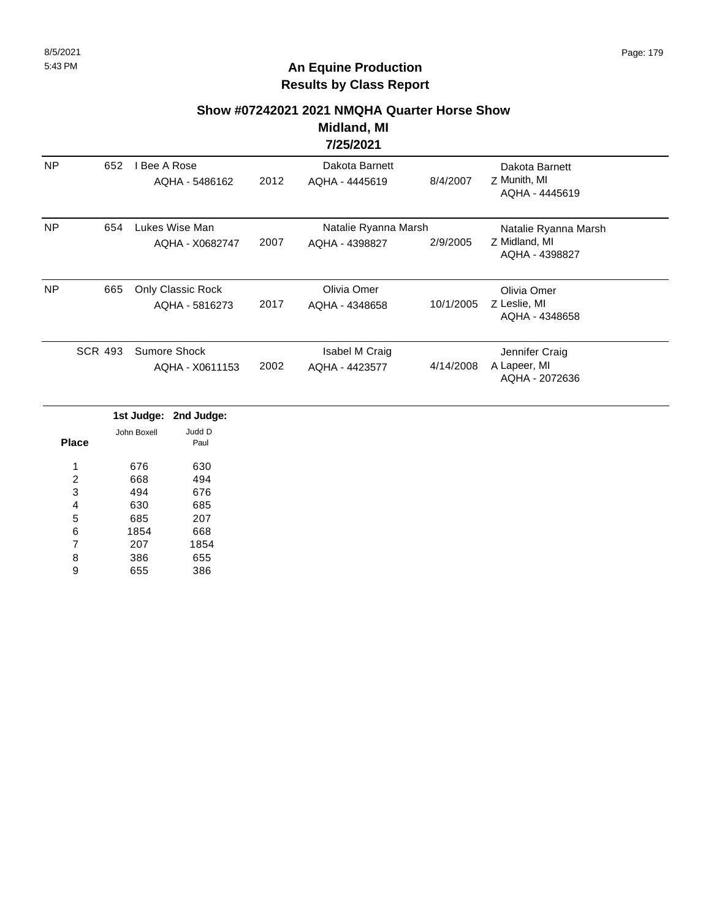## An Equine Production
## Results by Class Report

### Show #07242021 2021 NMQHA Quarter Horse Show
### Midland, MI
### 7/25/2021

| | | Horse | Year | Rider | DOB | Owner |
|---|---|---|---|---|---|---|
| NP | 652 | I Bee A Rose<br>AQHA - 5486162 | 2012 | Dakota Barnett<br>AQHA - 4445619 | 8/4/2007 | Dakota Barnett<br>Z Munith, MI<br>AQHA - 4445619 |
| NP | 654 | Lukes Wise Man<br>AQHA - X0682747 | 2007 | Natalie Ryanna Marsh<br>AQHA - 4398827 | 2/9/2005 | Natalie Ryanna Marsh<br>Z Midland, MI<br>AQHA - 4398827 |
| NP | 665 | Only Classic Rock<br>AQHA - 5816273 | 2017 | Olivia Omer<br>AQHA - 4348658 | 10/1/2005 | Olivia Omer<br>Z Leslie, MI<br>AQHA - 4348658 |
| SCR | 493 | Sumore Shock<br>AQHA - X0611153 | 2002 | Isabel M Craig<br>AQHA - 4423577 | 4/14/2008 | Jennifer Craig<br>A Lapeer, MI<br>AQHA - 2072636 |

| Place | 1st Judge: John Boxell | 2nd Judge: Judd D Paul |
|---|---|---|
| 1 | 676 | 630 |
| 2 | 668 | 494 |
| 3 | 494 | 676 |
| 4 | 630 | 685 |
| 5 | 685 | 207 |
| 6 | 1854 | 668 |
| 7 | 207 | 1854 |
| 8 | 386 | 655 |
| 9 | 655 | 386 |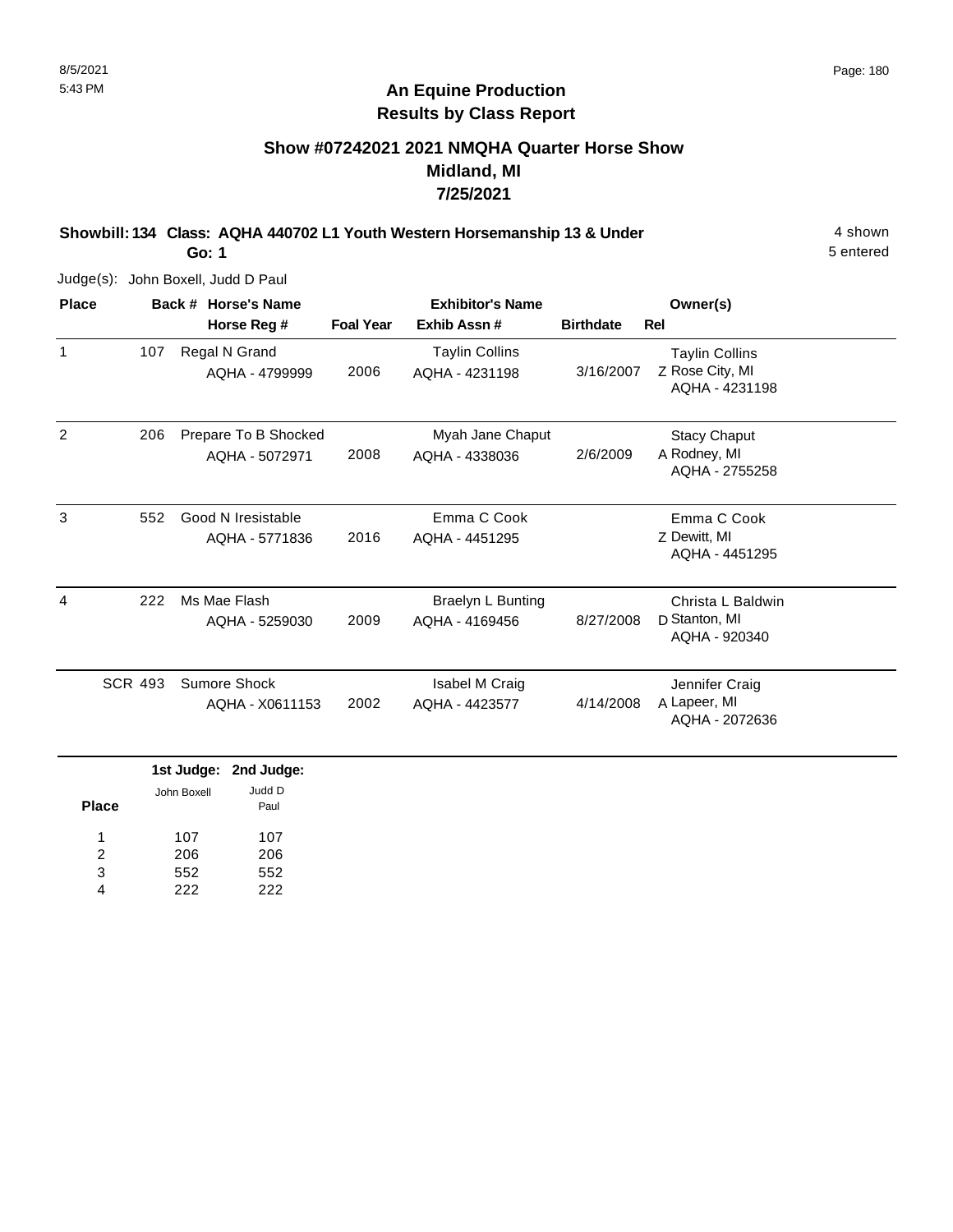## An Equine Production
## Results by Class Report

### Show #07242021 2021 NMQHA Quarter Horse Show
### Midland, MI
### 7/25/2021

**Showbill: 134 Class: AQHA 440702 L1 Youth Western Horsemanship 13 & Under** 4 shown

**Go: 1** 5 entered

Judge(s): John Boxell, Judd D Paul

| Place | Back # | Horse's Name / Horse Reg # | Foal Year | Exhibitor's Name / Exhib Assn # | Birthdate | Rel | Owner(s) |
|---|---|---|---|---|---|---|---|
| 1 | 107 | Regal N Grand<br>AQHA - 4799999 | 2006 | Taylin Collins<br>AQHA - 4231198 | 3/16/2007 | Z | Taylin Collins<br>Rose City, MI<br>AQHA - 4231198 |
| 2 | 206 | Prepare To B Shocked<br>AQHA - 5072971 | 2008 | Myah Jane Chaput<br>AQHA - 4338036 | 2/6/2009 | A | Stacy Chaput<br>Rodney, MI<br>AQHA - 2755258 |
| 3 | 552 | Good N Iresistable<br>AQHA - 5771836 | 2016 | Emma C Cook<br>AQHA - 4451295 | | Z | Emma C Cook<br>Dewitt, MI<br>AQHA - 4451295 |
| 4 | 222 | Ms Mae Flash<br>AQHA - 5259030 | 2009 | Braelyn L Bunting<br>AQHA - 4169456 | 8/27/2008 | D | Christa L Baldwin<br>Stanton, MI<br>AQHA - 920340 |
| SCR | 493 | Sumore Shock<br>AQHA - X0611153 | 2002 | Isabel M Craig<br>AQHA - 4423577 | 4/14/2008 | A | Jennifer Craig<br>Lapeer, MI<br>AQHA - 2072636 |

| Place | 1st Judge: John Boxell | 2nd Judge: Judd D Paul |
|---|---|---|
| 1 | 107 | 107 |
| 2 | 206 | 206 |
| 3 | 552 | 552 |
| 4 | 222 | 222 |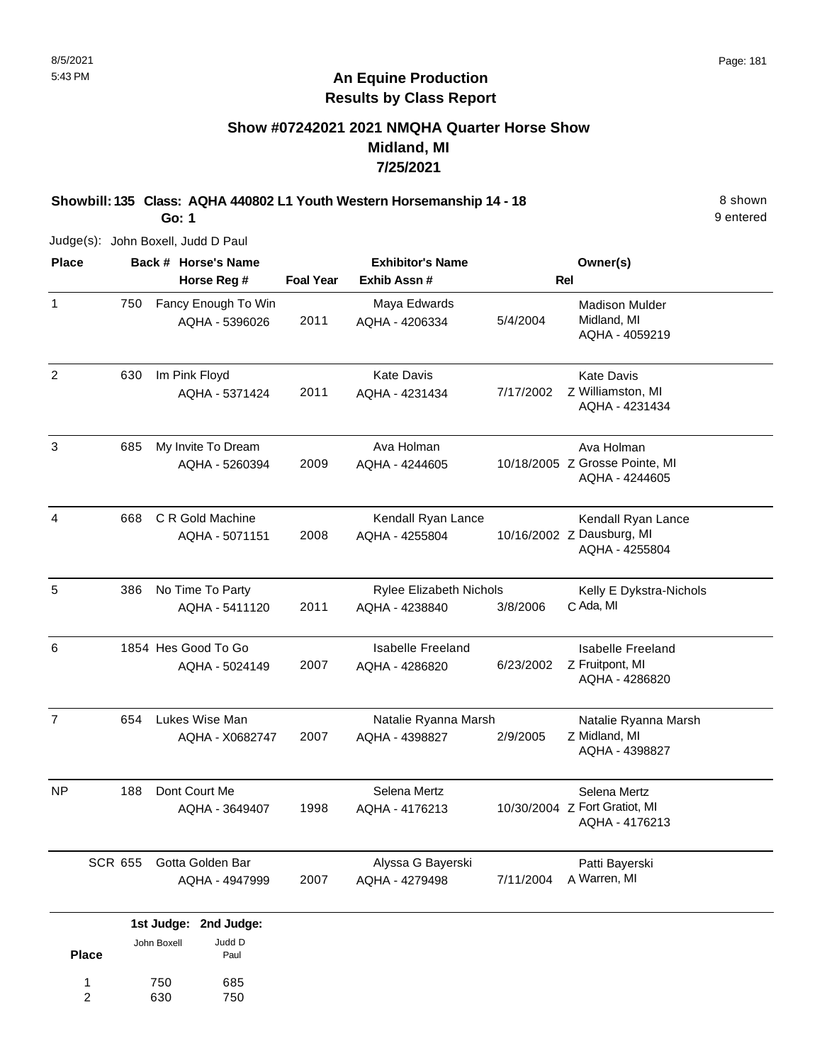## An Equine Production
## Results by Class Report

### Show #07242021 2021 NMQHA Quarter Horse Show
### Midland, MI
### 7/25/2021

**Showbill: 135 Class: AQHA 440802 L1 Youth Western Horsemanship 14 - 18** — 8 shown, 9 entered

**Go: 1**

Judge(s): John Boxell, Judd D Paul

| Place | Back # | Horse's Name / Horse Reg # | Foal Year | Exhibitor's Name / Exhib Assn # | | Rel | Owner(s) |
|---|---|---|---|---|---|---|---|
| 1 | 750 | Fancy Enough To Win<br>AQHA - 5396026 | 2011 | Maya Edwards<br>AQHA - 4206334 | 5/4/2004 | | Madison Mulder<br>Midland, MI<br>AQHA - 4059219 |
| 2 | 630 | Im Pink Floyd<br>AQHA - 5371424 | 2011 | Kate Davis<br>AQHA - 4231434 | 7/17/2002 | Z | Kate Davis<br>Williamston, MI<br>AQHA - 4231434 |
| 3 | 685 | My Invite To Dream<br>AQHA - 5260394 | 2009 | Ava Holman<br>AQHA - 4244605 | 10/18/2005 | Z | Ava Holman<br>Grosse Pointe, MI<br>AQHA - 4244605 |
| 4 | 668 | C R Gold Machine<br>AQHA - 5071151 | 2008 | Kendall Ryan Lance<br>AQHA - 4255804 | 10/16/2002 | Z | Kendall Ryan Lance<br>Dausburg, MI<br>AQHA - 4255804 |
| 5 | 386 | No Time To Party<br>AQHA - 5411120 | 2011 | Rylee Elizabeth Nichols<br>AQHA - 4238840 | 3/8/2006 | C | Kelly E Dykstra-Nichols<br>Ada, MI |
| 6 | 1854 | Hes Good To Go<br>AQHA - 5024149 | 2007 | Isabelle Freeland<br>AQHA - 4286820 | 6/23/2002 | Z | Isabelle Freeland<br>Fruitpont, MI<br>AQHA - 4286820 |
| 7 | 654 | Lukes Wise Man<br>AQHA - X0682747 | 2007 | Natalie Ryanna Marsh<br>AQHA - 4398827 | 2/9/2005 | Z | Natalie Ryanna Marsh<br>Midland, MI<br>AQHA - 4398827 |
| NP | 188 | Dont Court Me<br>AQHA - 3649407 | 1998 | Selena Mertz<br>AQHA - 4176213 | 10/30/2004 | Z | Selena Mertz<br>Fort Gratiot, MI<br>AQHA - 4176213 |
| SCR | 655 | Gotta Golden Bar<br>AQHA - 4947999 | 2007 | Alyssa G Bayerski<br>AQHA - 4279498 | 7/11/2004 | A | Patti Bayerski<br>Warren, MI |

| Place | 1st Judge: John Boxell | 2nd Judge: Judd D Paul |
|---|---|---|
| 1 | 750 | 685 |
| 2 | 630 | 750 |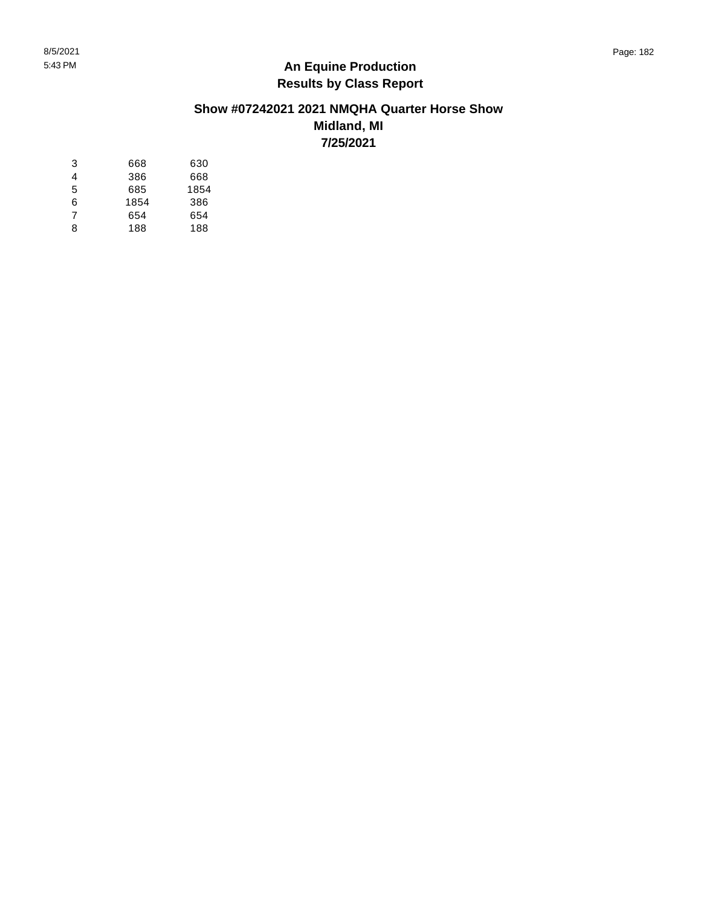| | | |
|---|---|---|
| 3 | 668 | 630 |
| 4 | 386 | 668 |
| 5 | 685 | 1854 |
| 6 | 1854 | 386 |
| 7 | 654 | 654 |
| 8 | 188 | 188 |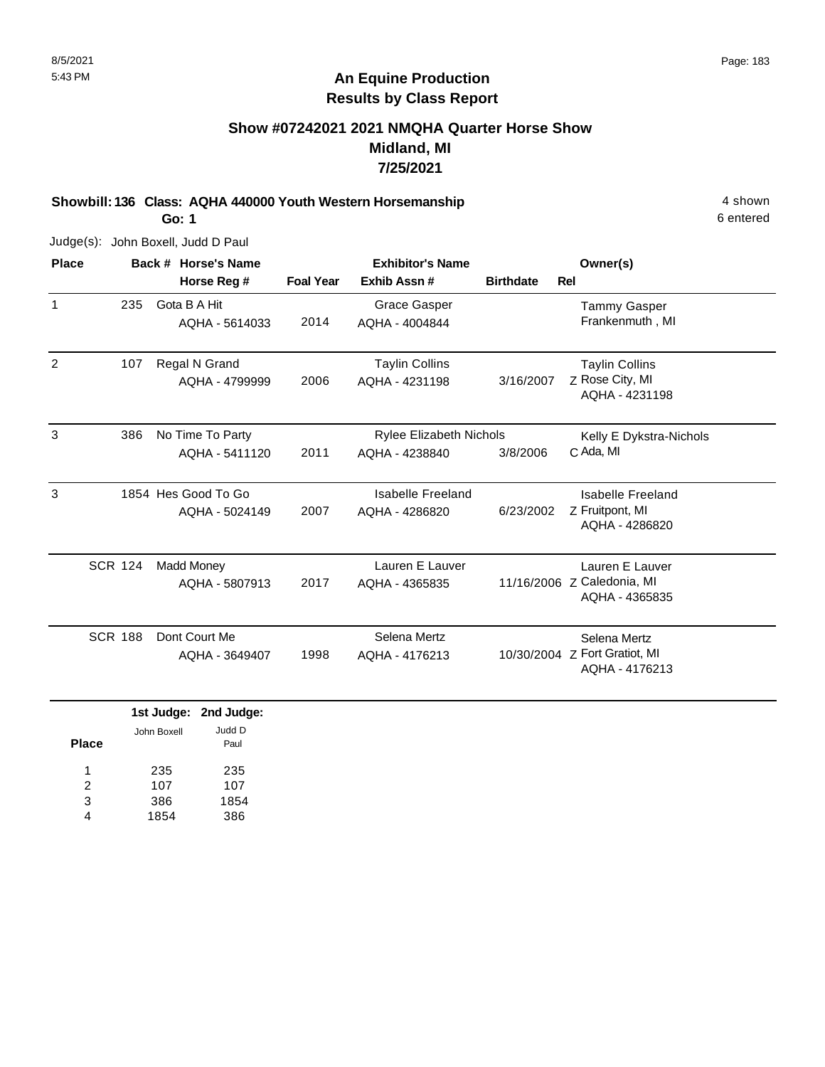8/5/2021
5:43 PM

# An Equine Production
## Results by Class Report

### Show #07242021 2021 NMQHA Quarter Horse Show
### Midland, MI
### 7/25/2021

**Showbill: 136 Class: AQHA 440000 Youth Western Horsemanship** 4 shown
**Go: 1** 6 entered

Judge(s): John Boxell, Judd D Paul

| Place | Back # | Horse's Name / Horse Reg # | Foal Year | Exhibitor's Name / Exhib Assn # | Birthdate | Rel | Owner(s) |
|---|---|---|---|---|---|---|---|
| 1 | 235 | Gota B A Hit<br>AQHA - 5614033 | 2014 | Grace Gasper<br>AQHA - 4004844 | | | Tammy Gasper<br>Frankenmuth , MI |
| 2 | 107 | Regal N Grand<br>AQHA - 4799999 | 2006 | Taylin Collins<br>AQHA - 4231198 | 3/16/2007 | Z | Taylin Collins<br>Rose City, MI<br>AQHA - 4231198 |
| 3 | 386 | No Time To Party<br>AQHA - 5411120 | 2011 | Rylee Elizabeth Nichols<br>AQHA - 4238840 | 3/8/2006 | C | Kelly E Dykstra-Nichols<br>Ada, MI |
| 3 | 1854 | Hes Good To Go<br>AQHA - 5024149 | 2007 | Isabelle Freeland<br>AQHA - 4286820 | 6/23/2002 | Z | Isabelle Freeland<br>Fruitpont, MI<br>AQHA - 4286820 |
| SCR | 124 | Madd Money<br>AQHA - 5807913 | 2017 | Lauren E Lauver<br>AQHA - 4365835 | 11/16/2006 | Z | Lauren E Lauver<br>Caledonia, MI<br>AQHA - 4365835 |
| SCR | 188 | Dont Court Me<br>AQHA - 3649407 | 1998 | Selena Mertz<br>AQHA - 4176213 | 10/30/2004 | Z | Selena Mertz<br>Fort Gratiot, MI<br>AQHA - 4176213 |

| Place | 1st Judge: John Boxell | 2nd Judge: Judd D Paul |
|---|---|---|
| 1 | 235 | 235 |
| 2 | 107 | 107 |
| 3 | 386 | 1854 |
| 4 | 1854 | 386 |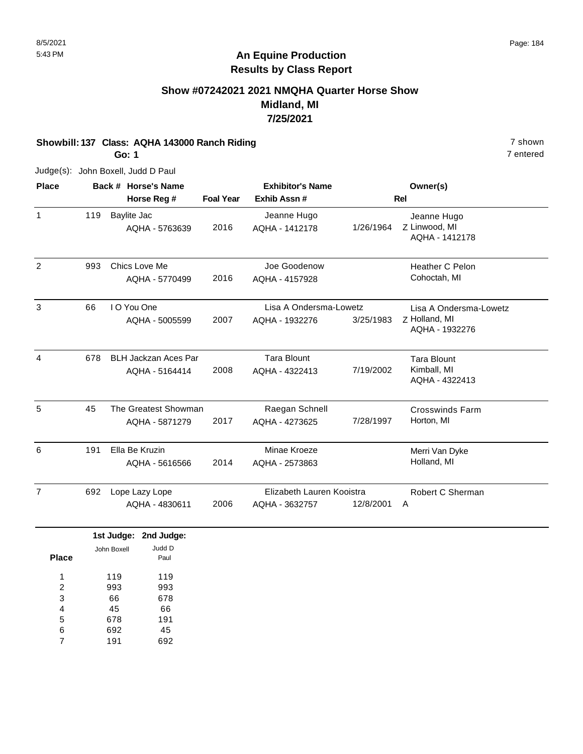# An Equine Production
## Results by Class Report

### Show #07242021 2021 NMQHA Quarter Horse Show
### Midland, MI
### 7/25/2021

**Showbill: 137 Class: AQHA 143000 Ranch Riding** — 7 shown

**Go: 1** — 7 entered

Judge(s): John Boxell, Judd D Paul

| Place | Back # | Horse's Name / Horse Reg # | Foal Year | Exhibitor's Name / Exhib Assn # | | Rel | Owner(s) |
|---|---|---|---|---|---|---|---|
| 1 | 119 | Baylite Jac<br>AQHA - 5763639 | 2016 | Jeanne Hugo<br>AQHA - 1412178 | 1/26/1964 | Z | Jeanne Hugo<br>Linwood, MI<br>AQHA - 1412178 |
| 2 | 993 | Chics Love Me<br>AQHA - 5770499 | 2016 | Joe Goodenow<br>AQHA - 4157928 | | | Heather C Pelon<br>Cohoctah, MI |
| 3 | 66 | I O You One<br>AQHA - 5005599 | 2007 | Lisa A Ondersma-Lowetz<br>AQHA - 1932276 | 3/25/1983 | Z | Lisa A Ondersma-Lowetz<br>Holland, MI<br>AQHA - 1932276 |
| 4 | 678 | BLH Jackzan Aces Par<br>AQHA - 5164414 | 2008 | Tara Blount<br>AQHA - 4322413 | 7/19/2002 | | Tara Blount<br>Kimball, MI<br>AQHA - 4322413 |
| 5 | 45 | The Greatest Showman<br>AQHA - 5871279 | 2017 | Raegan Schnell<br>AQHA - 4273625 | 7/28/1997 | | Crosswinds Farm<br>Horton, MI |
| 6 | 191 | Ella Be Kruzin<br>AQHA - 5616566 | 2014 | Minae Kroeze<br>AQHA - 2573863 | | | Merri Van Dyke<br>Holland, MI |
| 7 | 692 | Lope Lazy Lope<br>AQHA - 4830611 | 2006 | Elizabeth Lauren Kooistra<br>AQHA - 3632757 | 12/8/2001 | A | Robert C Sherman |

| Place | 1st Judge: John Boxell | 2nd Judge: Judd D Paul |
|---|---|---|
| 1 | 119 | 119 |
| 2 | 993 | 993 |
| 3 | 66 | 678 |
| 4 | 45 | 66 |
| 5 | 678 | 191 |
| 6 | 692 | 45 |
| 7 | 191 | 692 |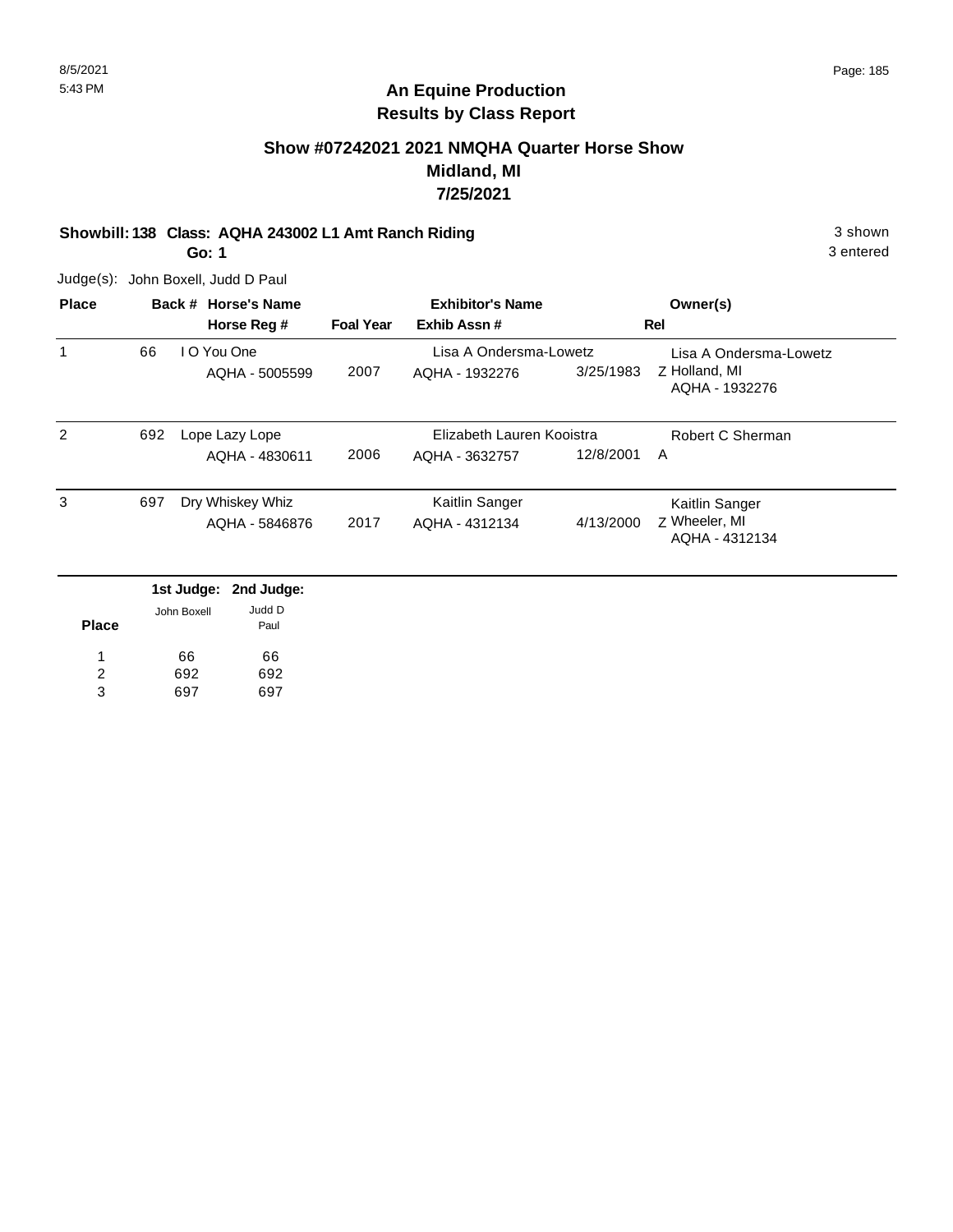## An Equine Production
## Results by Class Report

### Show #07242021 2021 NMQHA Quarter Horse Show
### Midland, MI
### 7/25/2021

**Showbill: 138 Class: AQHA 243002 L1 Amt Ranch Riding** 3 shown

**Go: 1** 3 entered

Judge(s): John Boxell, Judd D Paul

| Place | Back # | Horse's Name / Horse Reg # | Foal Year | Exhibitor's Name / Exhib Assn # | | Rel | Owner(s) |
|---|---|---|---|---|---|---|---|
| 1 | 66 | I O You One<br>AQHA - 5005599 | 2007 | Lisa A Ondersma-Lowetz<br>AQHA - 1932276 | 3/25/1983 | Z | Lisa A Ondersma-Lowetz<br>Holland, MI<br>AQHA - 1932276 |
| 2 | 692 | Lope Lazy Lope<br>AQHA - 4830611 | 2006 | Elizabeth Lauren Kooistra<br>AQHA - 3632757 | 12/8/2001 | A | Robert C Sherman |
| 3 | 697 | Dry Whiskey Whiz<br>AQHA - 5846876 | 2017 | Kaitlin Sanger<br>AQHA - 4312134 | 4/13/2000 | Z | Kaitlin Sanger<br>Wheeler, MI<br>AQHA - 4312134 |

| Place | 1st Judge: John Boxell | 2nd Judge: Judd D Paul |
|---|---|---|
| 1 | 66 | 66 |
| 2 | 692 | 692 |
| 3 | 697 | 697 |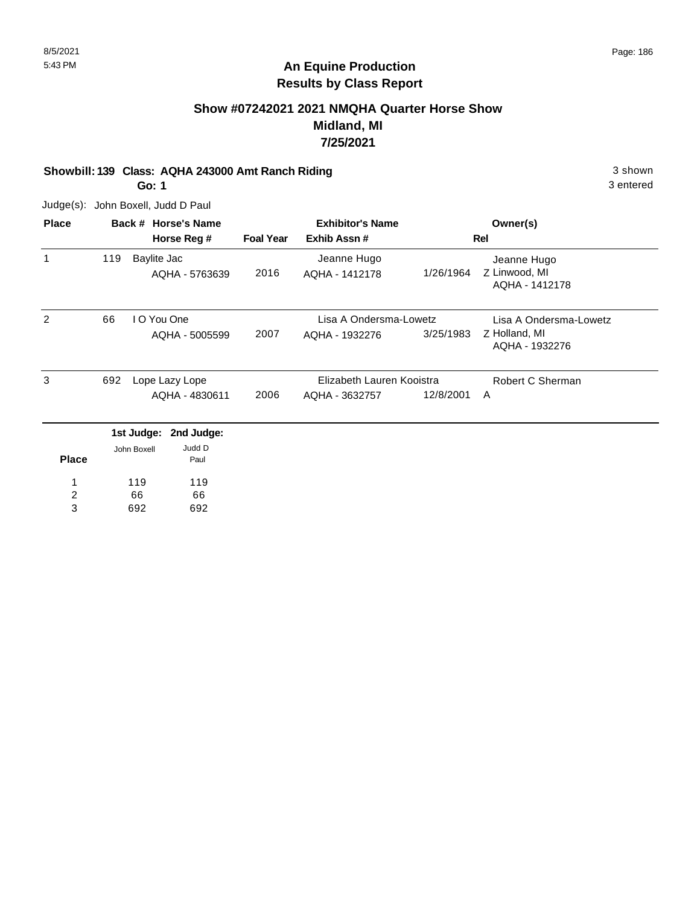# An Equine Production
## Results by Class Report

### Show #07242021 2021 NMQHA Quarter Horse Show
### Midland, MI
### 7/25/2021

**Showbill: 139 Class: AQHA 243000 Amt Ranch Riding** 3 shown

**Go: 1** 3 entered

Judge(s): John Boxell, Judd D Paul

| Place | Back # | Horse's Name / Horse Reg # | Foal Year | Exhibitor's Name / Exhib Assn # | | Owner(s) / Rel |
|---|---|---|---|---|---|---|
| 1 | 119 | Baylite Jac<br>AQHA - 5763639 | 2016 | Jeanne Hugo<br>AQHA - 1412178 | 1/26/1964 | Jeanne Hugo<br>Z Linwood, MI<br>AQHA - 1412178 |
| 2 | 66 | I O You One<br>AQHA - 5005599 | 2007 | Lisa A Ondersma-Lowetz<br>AQHA - 1932276 | 3/25/1983 | Lisa A Ondersma-Lowetz<br>Z Holland, MI<br>AQHA - 1932276 |
| 3 | 692 | Lope Lazy Lope<br>AQHA - 4830611 | 2006 | Elizabeth Lauren Kooistra<br>AQHA - 3632757 | 12/8/2001 | Robert C Sherman<br>A |

| Place | 1st Judge: John Boxell | 2nd Judge: Judd D Paul |
|---|---|---|
| 1 | 119 | 119 |
| 2 | 66 | 66 |
| 3 | 692 | 692 |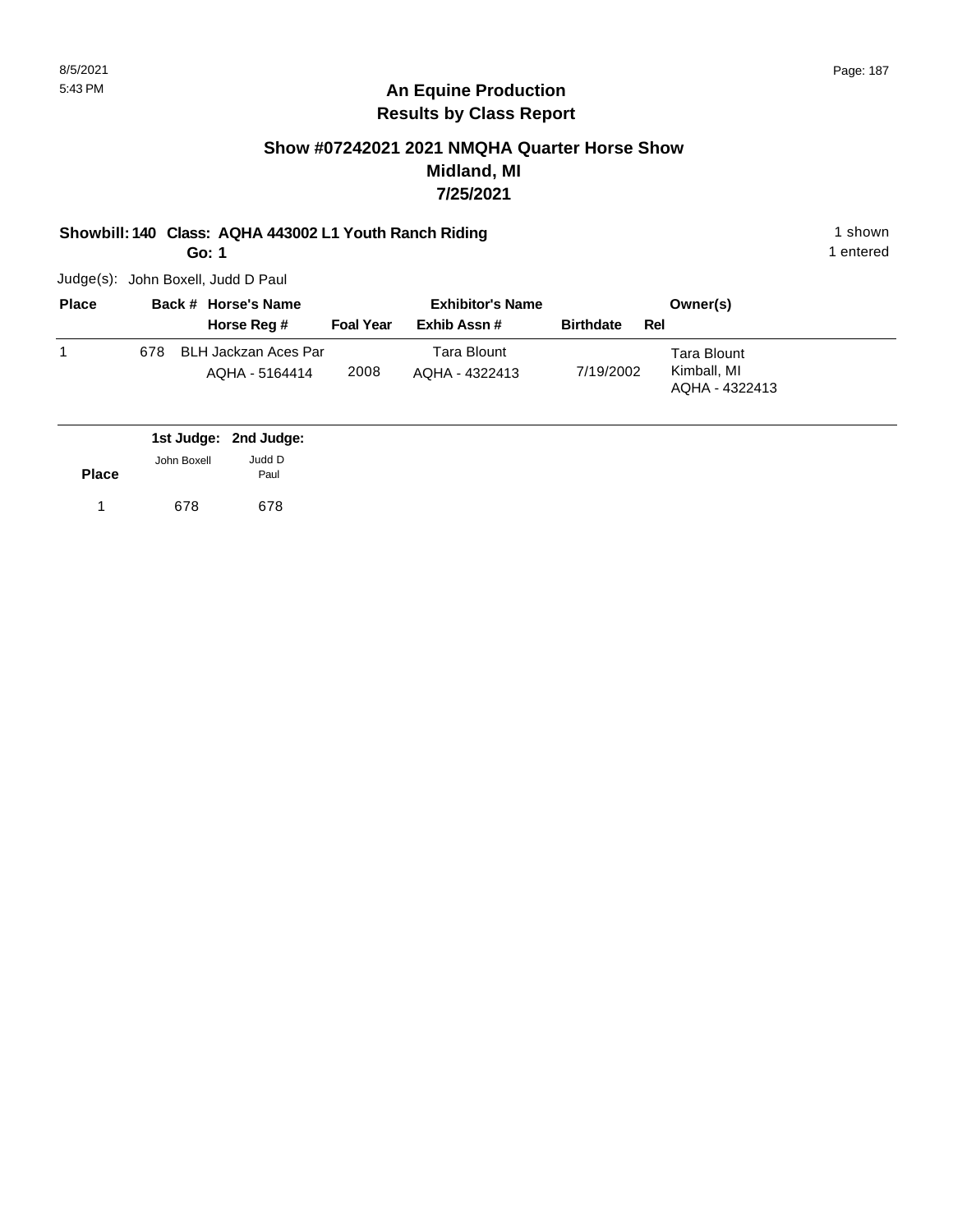## An Equine Production
## Results by Class Report

### Show #07242021 2021 NMQHA Quarter Horse Show
### Midland, MI
### 7/25/2021

**Showbill: 140 Class: AQHA 443002 L1 Youth Ranch Riding** 1 shown

**Go: 1** 1 entered

Judge(s): John Boxell, Judd D Paul

| Place | Back # | Horse's Name / Horse Reg # | Foal Year | Exhibitor's Name / Exhib Assn # | Birthdate | Rel | Owner(s) |
|---|---|---|---|---|---|---|---|
| 1 | 678 | BLH Jackzan Aces Par<br>AQHA - 5164414 | 2008 | Tara Blount<br>AQHA - 4322413 | 7/19/2002 | | Tara Blount<br>Kimball, MI<br>AQHA - 4322413 |

| Place | 1st Judge: John Boxell | 2nd Judge: Judd D Paul |
|---|---|---|
| 1 | 678 | 678 |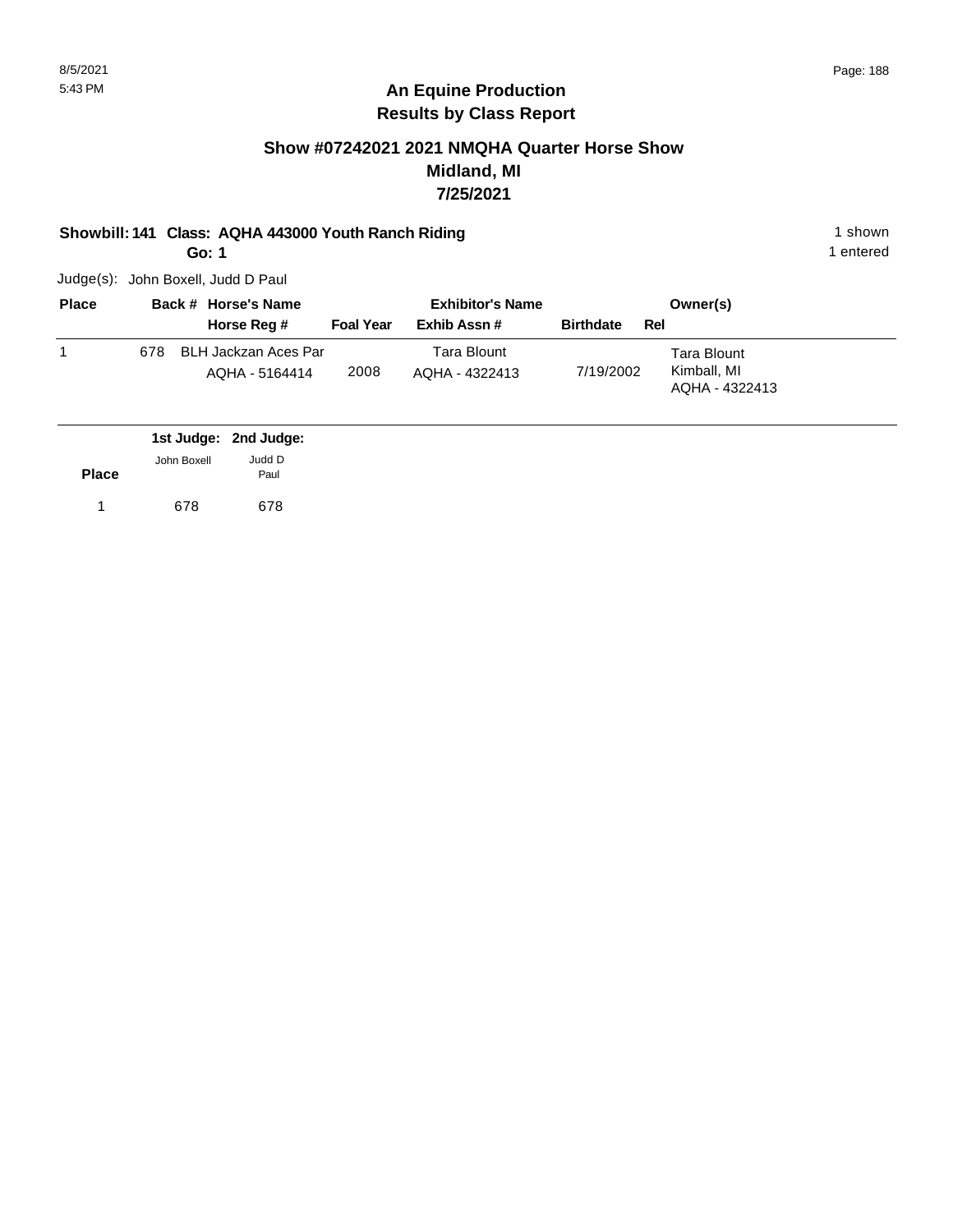## An Equine Production
## Results by Class Report

### Show #07242021 2021 NMQHA Quarter Horse Show
### Midland, MI
### 7/25/2021

**Showbill: 141 Class: AQHA 443000 Youth Ranch Riding** 1 shown

**Go: 1** 1 entered

Judge(s): John Boxell, Judd D Paul

| Place | Back # | Horse's Name / Horse Reg # | Foal Year | Exhibitor's Name / Exhib Assn # | Birthdate | Rel | Owner(s) |
|---|---|---|---|---|---|---|---|
| 1 | 678 | BLH Jackzan Aces Par<br>AQHA - 5164414 | 2008 | Tara Blount<br>AQHA - 4322413 | 7/19/2002 | | Tara Blount<br>Kimball, MI<br>AQHA - 4322413 |

| Place | 1st Judge: John Boxell | 2nd Judge: Judd D Paul |
|---|---|---|
| 1 | 678 | 678 |